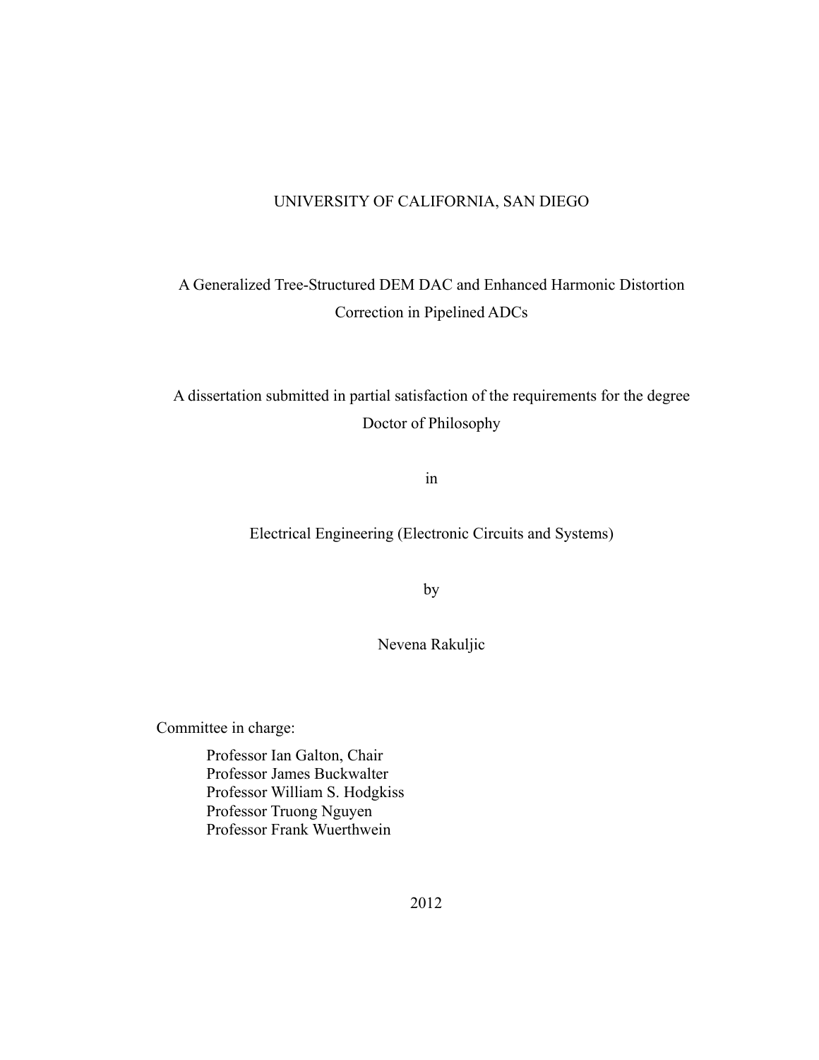UNIVERSITY OF CALIFORNIA, SAN DIEGO

# A Generalized Tree-Structured DEM DAC and Enhanced Harmonic Distortion Correction in Pipelined ADCs

A dissertation submitted in partial satisfaction of the requirements for the degree
Doctor of Philosophy

in

Electrical Engineering (Electronic Circuits and Systems)

by

Nevena Rakuljic

Committee in charge:

Professor Ian Galton, Chair
Professor James Buckwalter
Professor William S. Hodgkiss
Professor Truong Nguyen
Professor Frank Wuerthwein

2012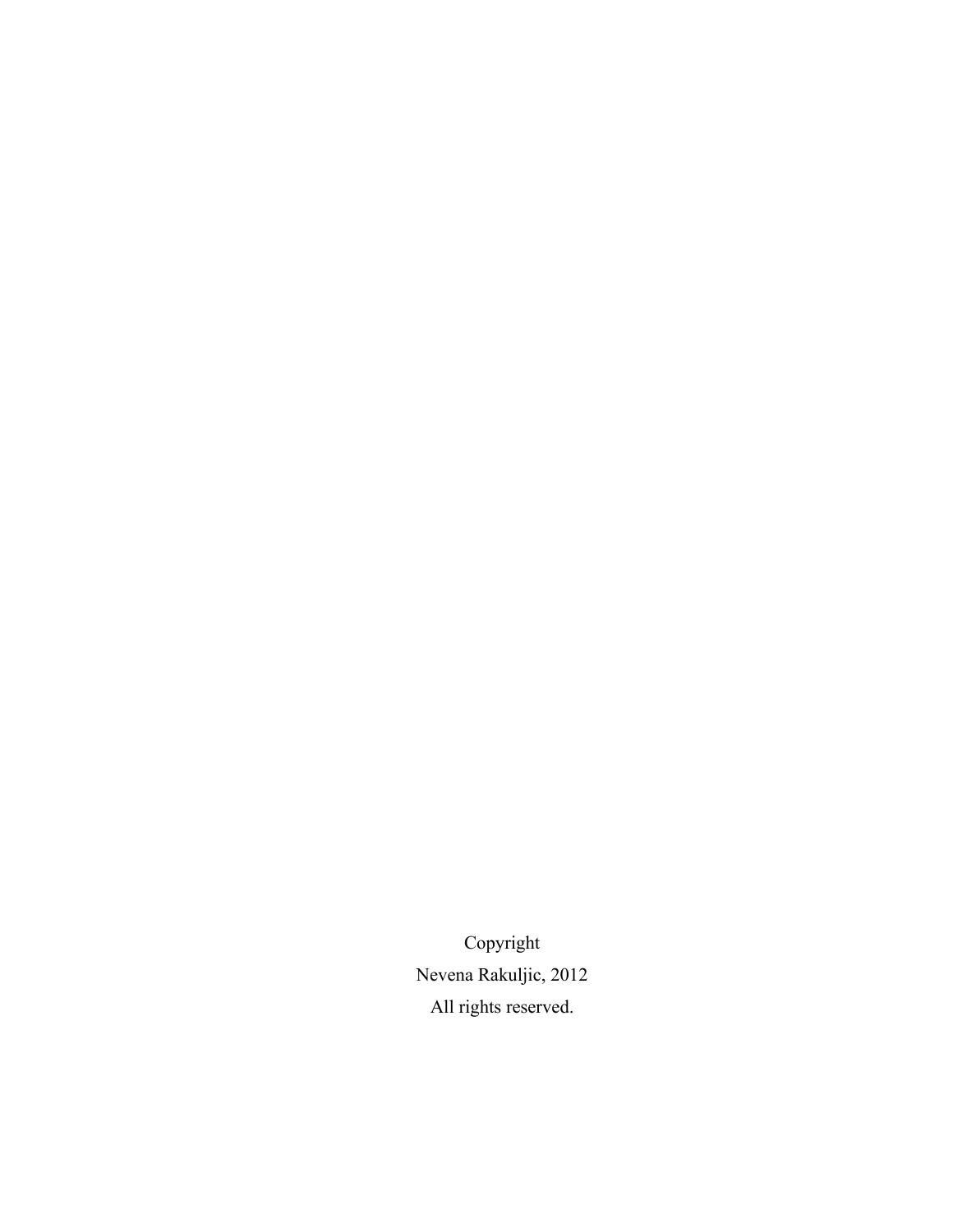Copyright

Nevena Rakuljic, 2012

All rights reserved.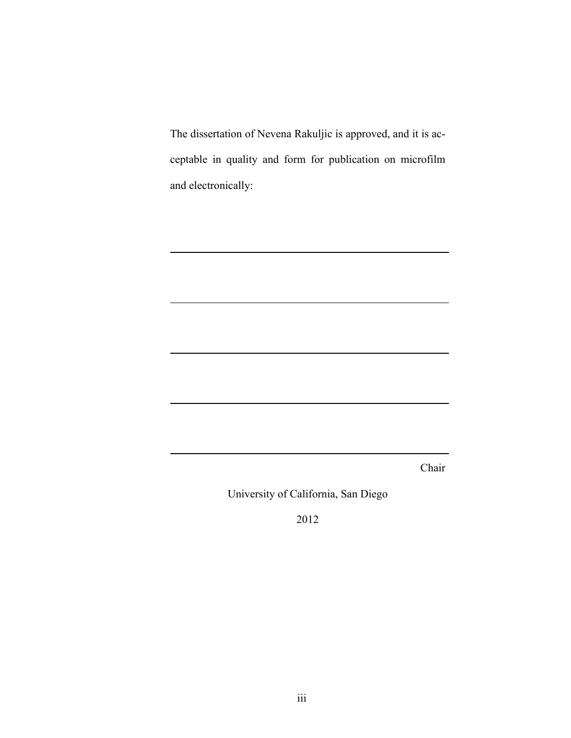The dissertation of Nevena Rakuljic is approved, and it is acceptable in quality and form for publication on microfilm and electronically:

\_\_\_\_\_\_\_\_\_\_\_\_\_\_\_\_\_\_\_\_\_\_\_\_\_\_\_\_\_\_\_\_\_\_\_\_\_\_\_\_

\_\_\_\_\_\_\_\_\_\_\_\_\_\_\_\_\_\_\_\_\_\_\_\_\_\_\_\_\_\_\_\_\_\_\_\_\_\_\_\_

\_\_\_\_\_\_\_\_\_\_\_\_\_\_\_\_\_\_\_\_\_\_\_\_\_\_\_\_\_\_\_\_\_\_\_\_\_\_\_\_

\_\_\_\_\_\_\_\_\_\_\_\_\_\_\_\_\_\_\_\_\_\_\_\_\_\_\_\_\_\_\_\_\_\_\_\_\_\_\_\_

\_\_\_\_\_\_\_\_\_\_\_\_\_\_\_\_\_\_\_\_\_\_\_\_\_\_\_\_\_\_\_\_\_\_\_\_\_\_\_\_

Chair

University of California, San Diego

2012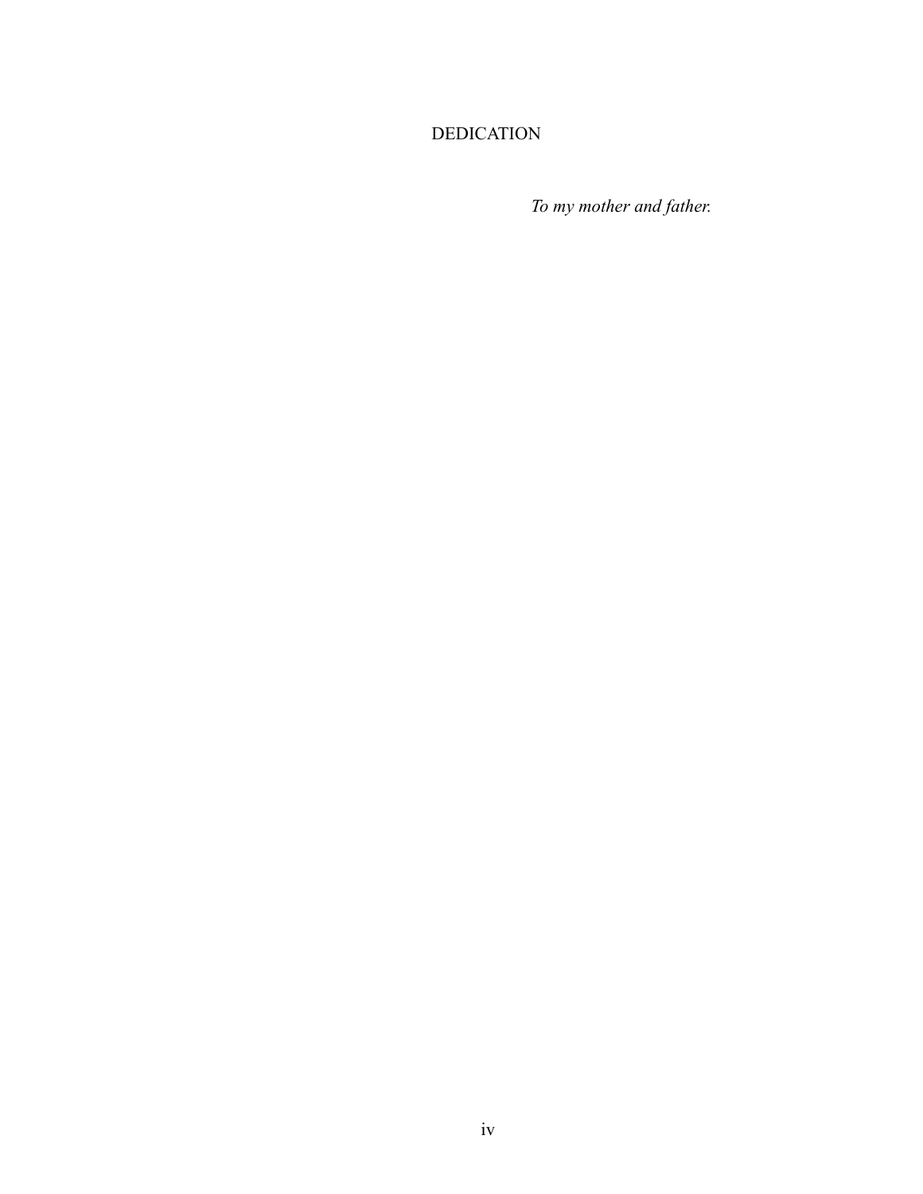# DEDICATION

*To my mother and father.*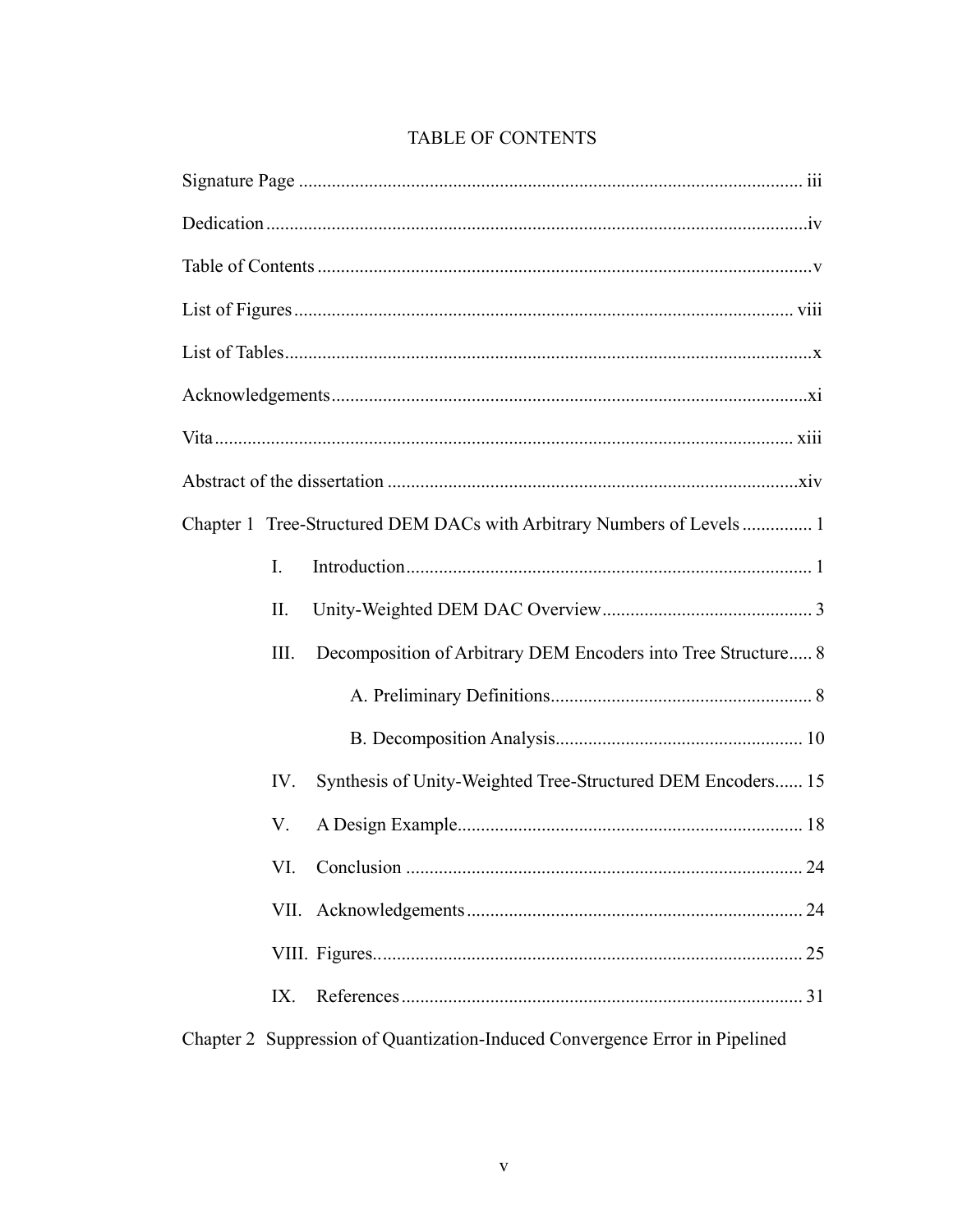# TABLE OF CONTENTS

Signature Page ........................................................................................................... iii

Dedication ....................................................................................................................iv

Table of Contents .........................................................................................................v

List of Figures ........................................................................................................... viii

List of Tables ................................................................................................................x

Acknowledgements ......................................................................................................xi

Vita ............................................................................................................................ xiii

Abstract of the dissertation .........................................................................................xiv

Chapter 1 Tree-Structured DEM DACs with Arbitrary Numbers of Levels ............... 1

- I. Introduction ...................................................................................... 1
- II. Unity-Weighted DEM DAC Overview ............................................. 3
- III. Decomposition of Arbitrary DEM Encoders into Tree Structure ..... 8
  - A. Preliminary Definitions ....................................................... 8
  - B. Decomposition Analysis ..................................................... 10
- IV. Synthesis of Unity-Weighted Tree-Structured DEM Encoders ...... 15
- V. A Design Example .......................................................................... 18
- VI. Conclusion ..................................................................................... 24
- VII. Acknowledgements ........................................................................ 24
- VIII. Figures............................................................................................ 25
- IX. References ...................................................................................... 31

Chapter 2 Suppression of Quantization-Induced Convergence Error in Pipelined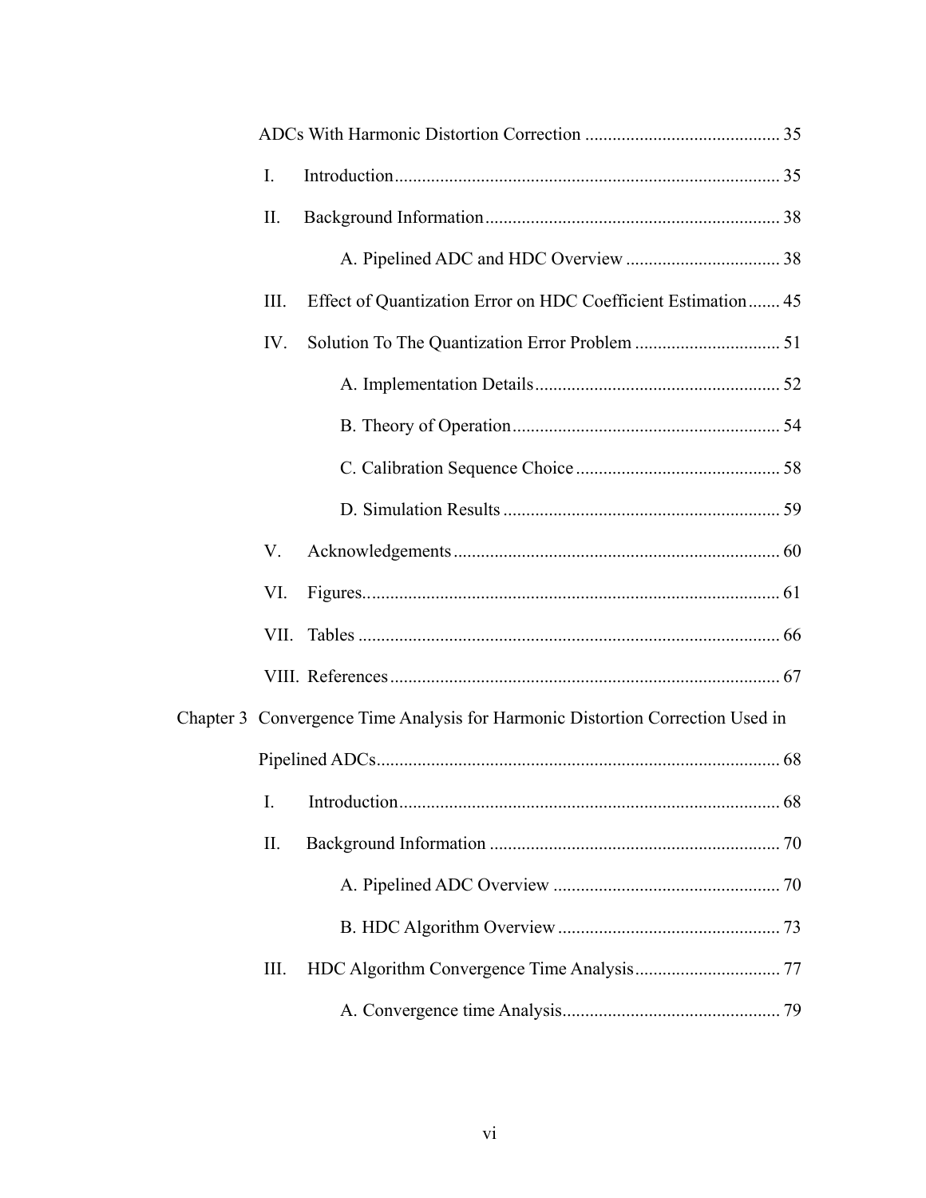ADCs With Harmonic Distortion Correction ........................................... 35

I. Introduction ..................................................................................... 35

II. Background Information ................................................................. 38

A. Pipelined ADC and HDC Overview .................................. 38

III. Effect of Quantization Error on HDC Coefficient Estimation ....... 45

IV. Solution To The Quantization Error Problem ................................ 51

A. Implementation Details ...................................................... 52

B. Theory of Operation ........................................................... 54

C. Calibration Sequence Choice ............................................. 58

D. Simulation Results ............................................................. 59

V. Acknowledgements ........................................................................ 60

VI. Figures............................................................................................ 61

VII. Tables ............................................................................................ 66

VIII. References ..................................................................................... 67

Chapter 3 Convergence Time Analysis for Harmonic Distortion Correction Used in Pipelined ADCs......................................................................................... 68

I. Introduction .................................................................................... 68

II. Background Information ................................................................ 70

A. Pipelined ADC Overview .................................................. 70

B. HDC Algorithm Overview ................................................. 73

III. HDC Algorithm Convergence Time Analysis ................................ 77

A. Convergence time Analysis ................................................ 79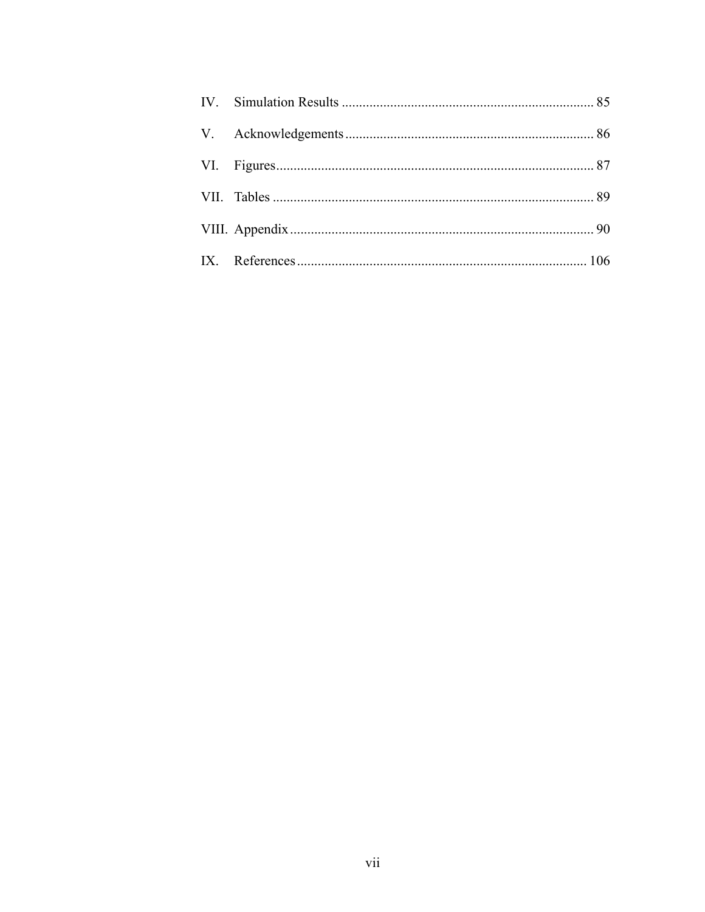IV. Simulation Results ........................................................................ 85

V. Acknowledgements ....................................................................... 86

VI. Figures........................................................................................... 87

VII. Tables ............................................................................................ 89

VIII. Appendix ....................................................................................... 90

IX. References ................................................................................... 106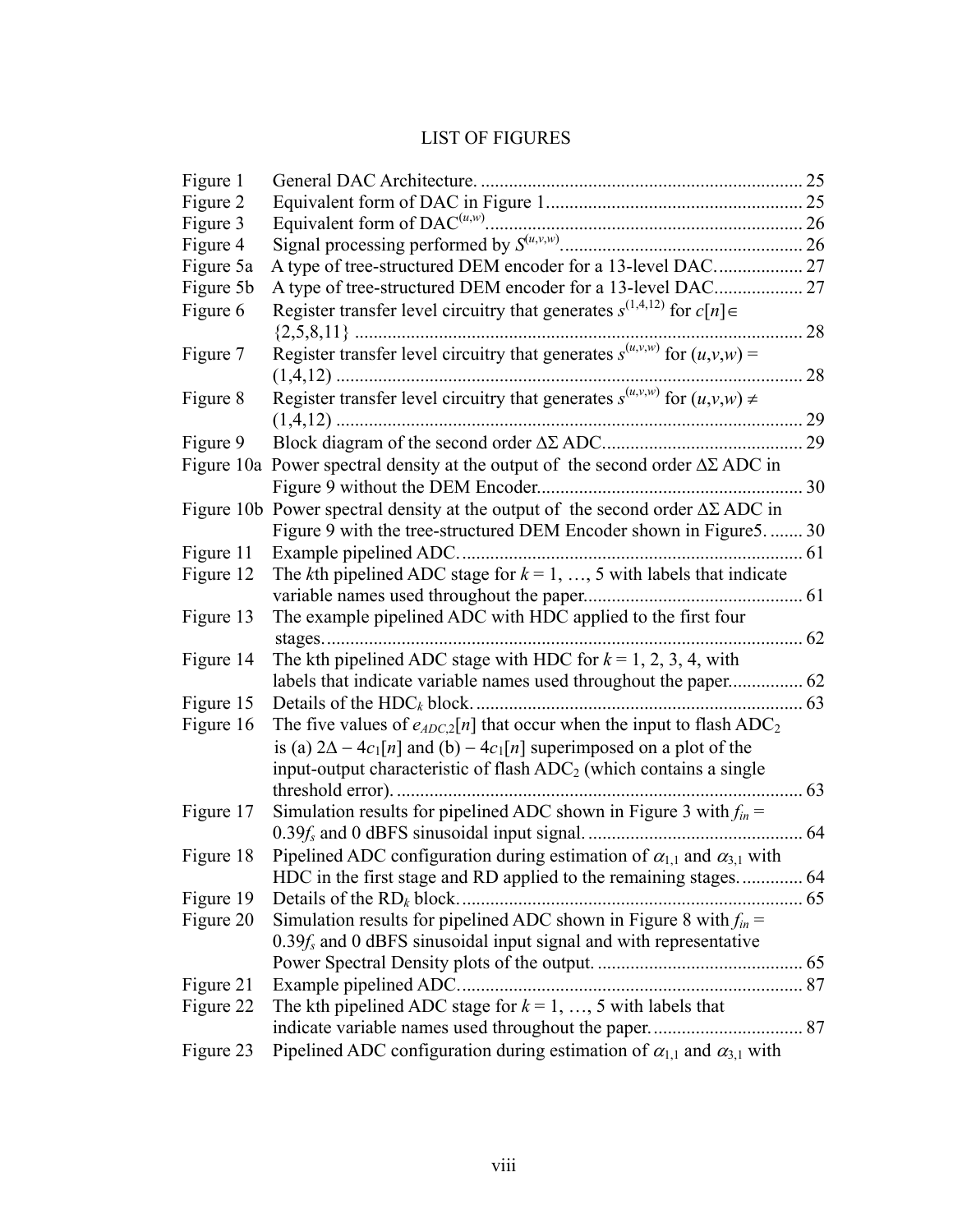# LIST OF FIGURES

| | | |
|---|---|---|
| Figure 1 | General DAC Architecture. | 25 |
| Figure 2 | Equivalent form of DAC in Figure 1 | 25 |
| Figure 3 | Equivalent form of DAC$^{(u,w)}$ | 26 |
| Figure 4 | Signal processing performed by $S^{(u,v,w)}$ | 26 |
| Figure 5a | A type of tree-structured DEM encoder for a 13-level DAC. | 27 |
| Figure 5b | A type of tree-structured DEM encoder for a 13-level DAC. | 27 |
| Figure 6 | Register transfer level circuitry that generates $s^{(1,4,12)}$ for $c[n] \in \{2,5,8,11\}$ | 28 |
| Figure 7 | Register transfer level circuitry that generates $s^{(u,v,w)}$ for $(u,v,w) = (1,4,12)$ | 28 |
| Figure 8 | Register transfer level circuitry that generates $s^{(u,v,w)}$ for $(u,v,w) \neq (1,4,12)$ | 29 |
| Figure 9 | Block diagram of the second order ΔΣ ADC | 29 |
| Figure 10a | Power spectral density at the output of the second order ΔΣ ADC in Figure 9 without the DEM Encoder | 30 |
| Figure 10b | Power spectral density at the output of the second order ΔΣ ADC in Figure 9 with the tree-structured DEM Encoder shown in Figure5. | 30 |
| Figure 11 | Example pipelined ADC. | 61 |
| Figure 12 | The *k*th pipelined ADC stage for $k$ = 1, …, 5 with labels that indicate variable names used throughout the paper. | 61 |
| Figure 13 | The example pipelined ADC with HDC applied to the first four stages. | 62 |
| Figure 14 | The kth pipelined ADC stage with HDC for $k$ = 1, 2, 3, 4, with labels that indicate variable names used throughout the paper. | 62 |
| Figure 15 | Details of the HDC$_k$ block. | 63 |
| Figure 16 | The five values of $e_{ADC,2}[n]$ that occur when the input to flash ADC$_2$ is (a) $2\Delta - 4c_1[n]$ and (b) $-4c_1[n]$ superimposed on a plot of the input-output characteristic of flash ADC$_2$ (which contains a single threshold error). | 63 |
| Figure 17 | Simulation results for pipelined ADC shown in Figure 3 with $f_{in}$ = $0.39f_s$ and 0 dBFS sinusoidal input signal. | 64 |
| Figure 18 | Pipelined ADC configuration during estimation of $\alpha_{1,1}$ and $\alpha_{3,1}$ with HDC in the first stage and RD applied to the remaining stages. | 64 |
| Figure 19 | Details of the RD$_k$ block. | 65 |
| Figure 20 | Simulation results for pipelined ADC shown in Figure 8 with $f_{in}$ = $0.39f_s$ and 0 dBFS sinusoidal input signal and with representative Power Spectral Density plots of the output. | 65 |
| Figure 21 | Example pipelined ADC. | 87 |
| Figure 22 | The kth pipelined ADC stage for $k$ = 1, …, 5 with labels that indicate variable names used throughout the paper. | 87 |
| Figure 23 | Pipelined ADC configuration during estimation of $\alpha_{1,1}$ and $\alpha_{3,1}$ with | |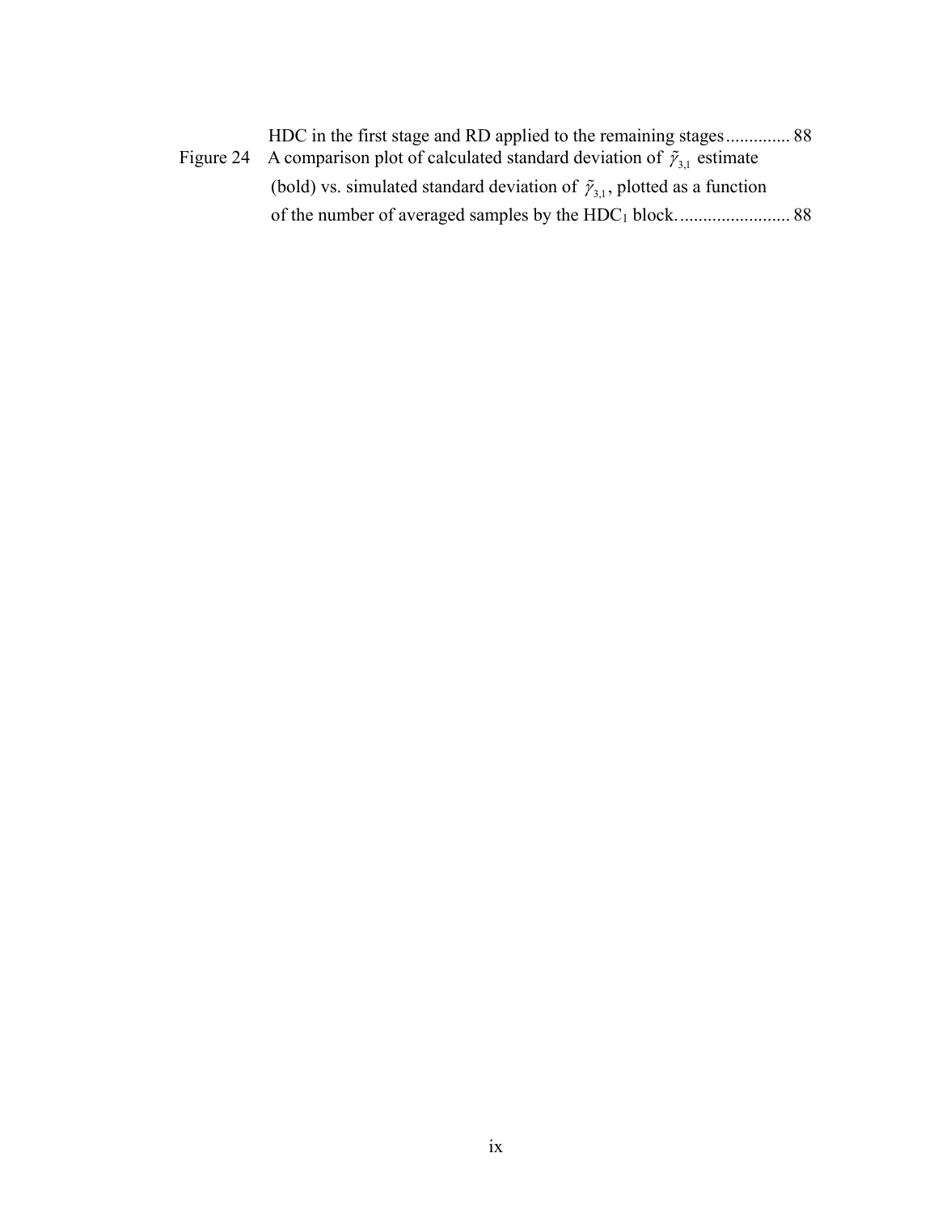HDC in the first stage and RD applied to the remaining stages .............. 88

Figure 24 A comparison plot of calculated standard deviation of $\tilde{\gamma}_{3,1}$ estimate (bold) vs. simulated standard deviation of $\tilde{\gamma}_{3,1}$, plotted as a function of the number of averaged samples by the $HDC_1$ block. ........................ 88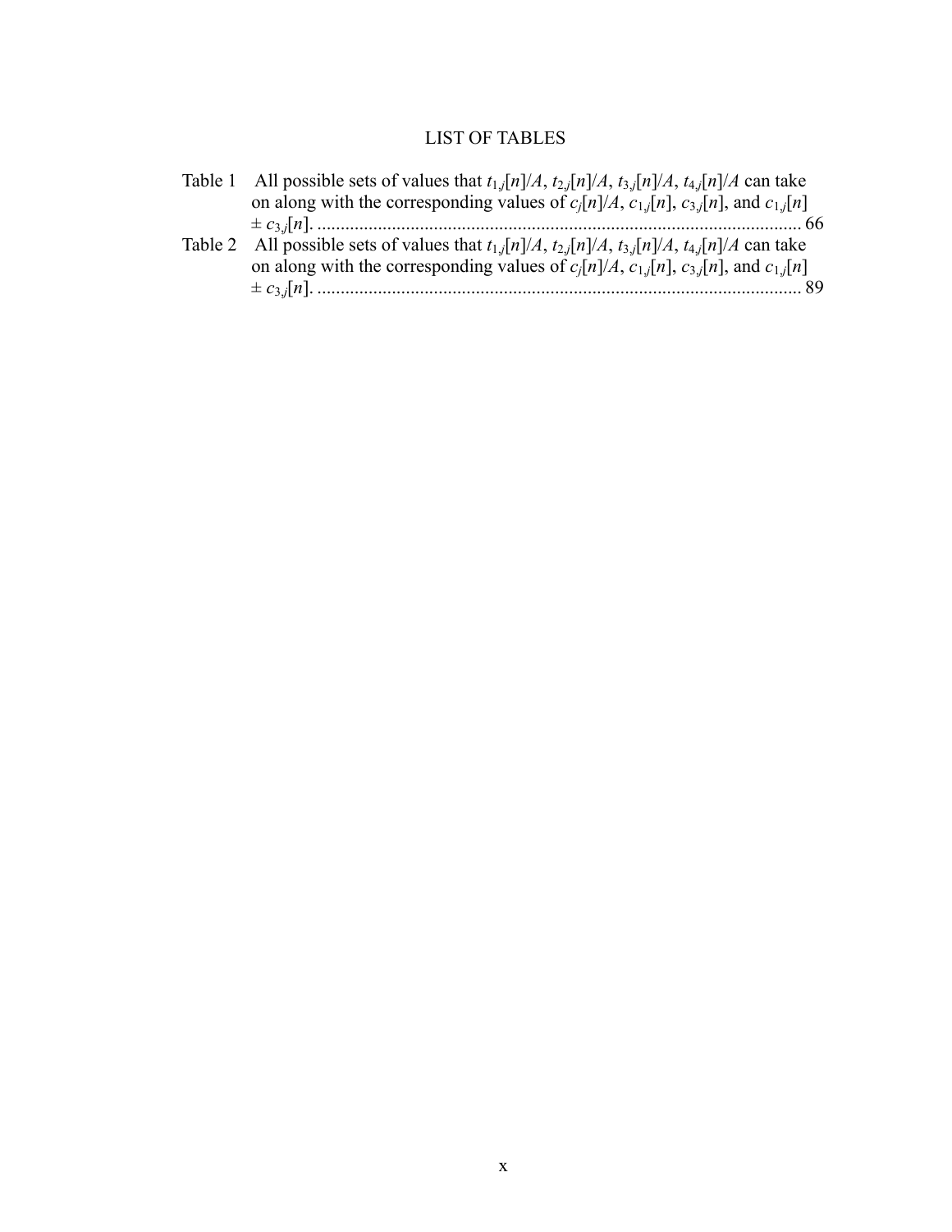# LIST OF TABLES

Table 1 All possible sets of values that $t_{1,j}[n]/A$, $t_{2,j}[n]/A$, $t_{3,j}[n]/A$, $t_{4,j}[n]/A$ can take on along with the corresponding values of $c_j[n]/A$, $c_{1,j}[n]$, $c_{3,j}[n]$, and $c_{1,j}[n] \pm c_{3,j}[n]$. ........................................................................................................ 66

Table 2 All possible sets of values that $t_{1,j}[n]/A$, $t_{2,j}[n]/A$, $t_{3,j}[n]/A$, $t_{4,j}[n]/A$ can take on along with the corresponding values of $c_j[n]/A$, $c_{1,j}[n]$, $c_{3,j}[n]$, and $c_{1,j}[n] \pm c_{3,j}[n]$. ........................................................................................................ 89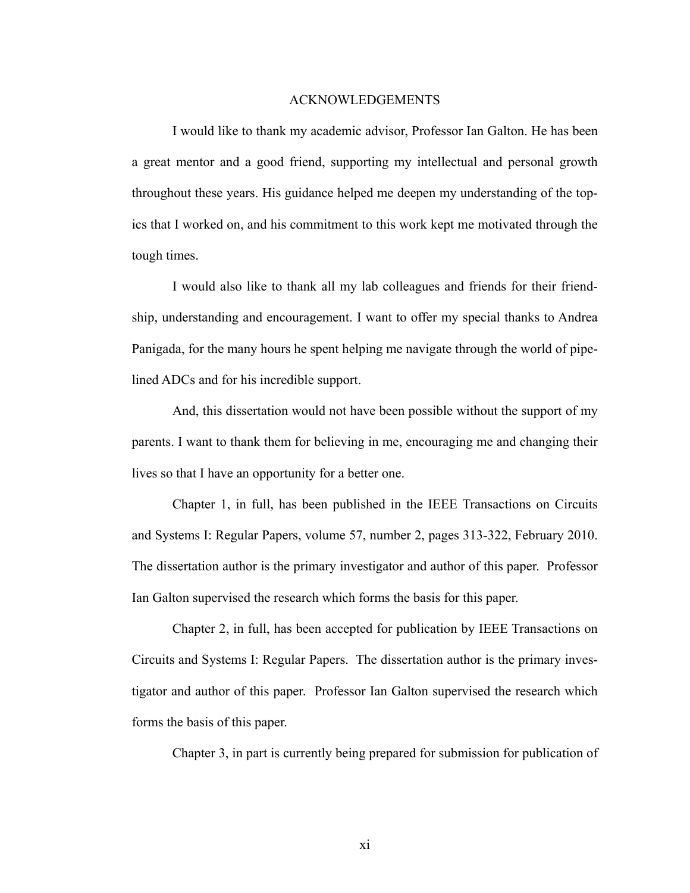# ACKNOWLEDGEMENTS

I would like to thank my academic advisor, Professor Ian Galton. He has been a great mentor and a good friend, supporting my intellectual and personal growth throughout these years. His guidance helped me deepen my understanding of the topics that I worked on, and his commitment to this work kept me motivated through the tough times.

I would also like to thank all my lab colleagues and friends for their friendship, understanding and encouragement. I want to offer my special thanks to Andrea Panigada, for the many hours he spent helping me navigate through the world of pipelined ADCs and for his incredible support.

And, this dissertation would not have been possible without the support of my parents. I want to thank them for believing in me, encouraging me and changing their lives so that I have an opportunity for a better one.

Chapter 1, in full, has been published in the IEEE Transactions on Circuits and Systems I: Regular Papers, volume 57, number 2, pages 313-322, February 2010. The dissertation author is the primary investigator and author of this paper. Professor Ian Galton supervised the research which forms the basis for this paper.

Chapter 2, in full, has been accepted for publication by IEEE Transactions on Circuits and Systems I: Regular Papers. The dissertation author is the primary investigator and author of this paper. Professor Ian Galton supervised the research which forms the basis of this paper.

Chapter 3, in part is currently being prepared for submission for publication of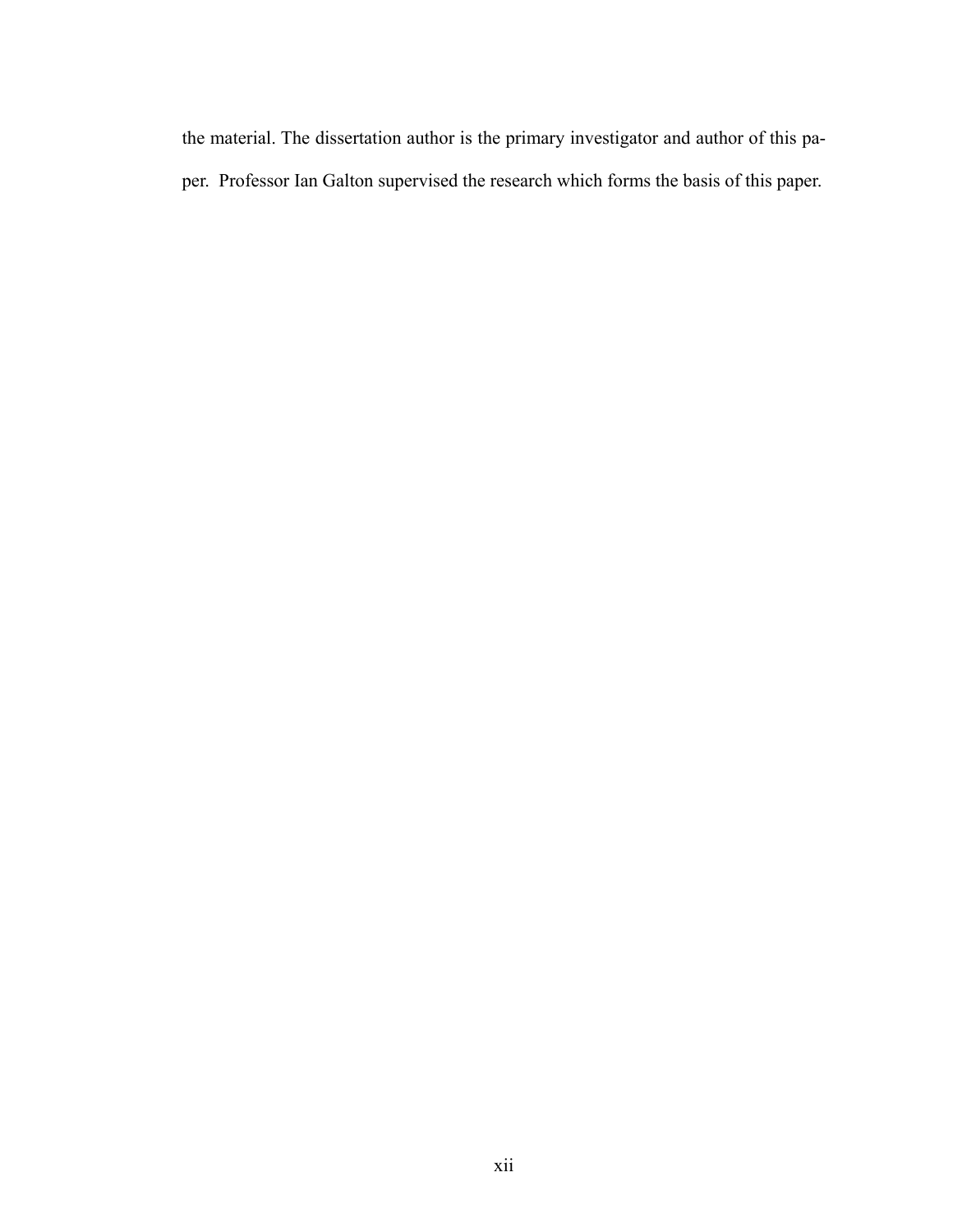the material. The dissertation author is the primary investigator and author of this paper. Professor Ian Galton supervised the research which forms the basis of this paper.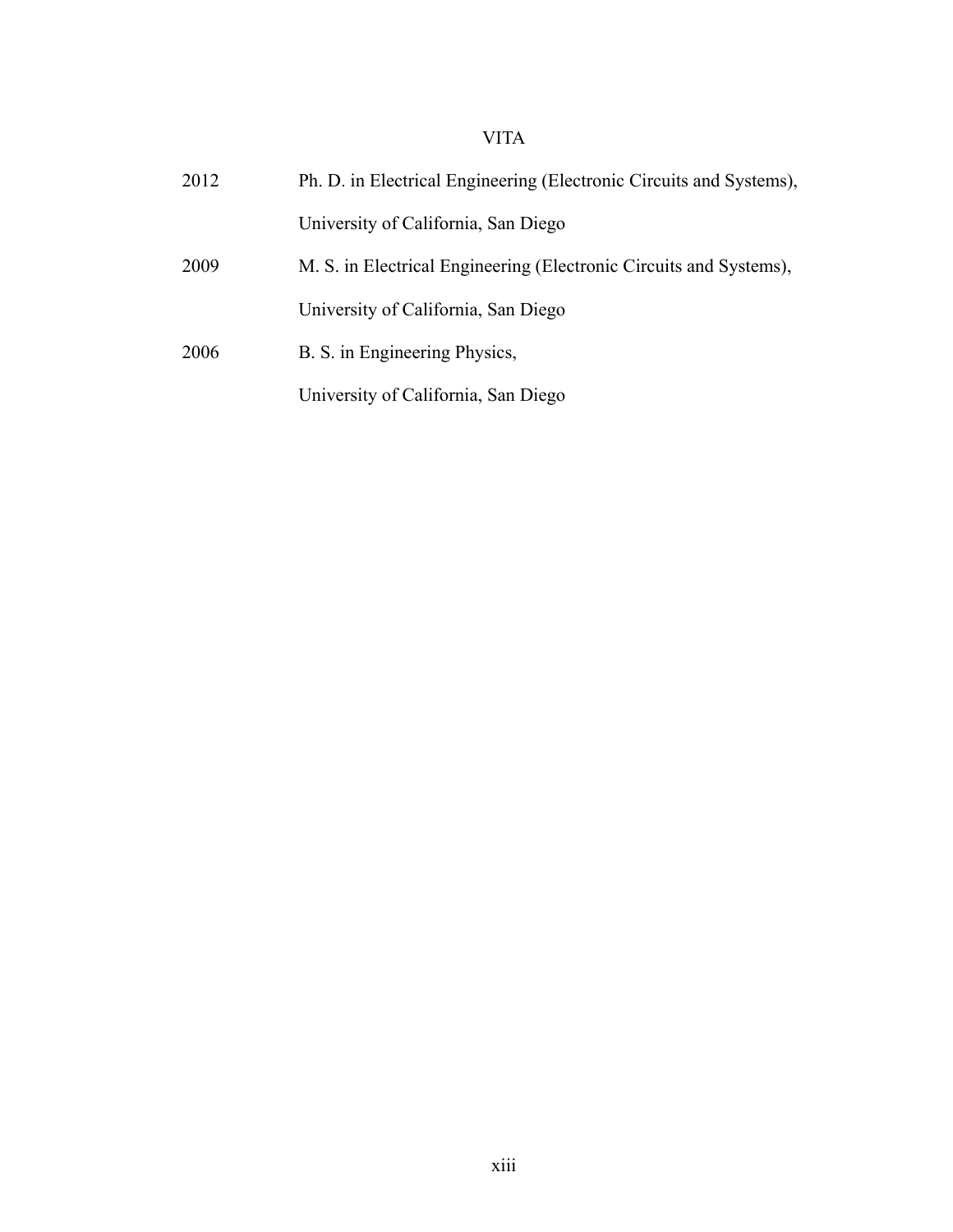# VITA

| | |
|---|---|
| 2012 | Ph. D. in Electrical Engineering (Electronic Circuits and Systems), University of California, San Diego |
| 2009 | M. S. in Electrical Engineering (Electronic Circuits and Systems), University of California, San Diego |
| 2006 | B. S. in Engineering Physics, University of California, San Diego |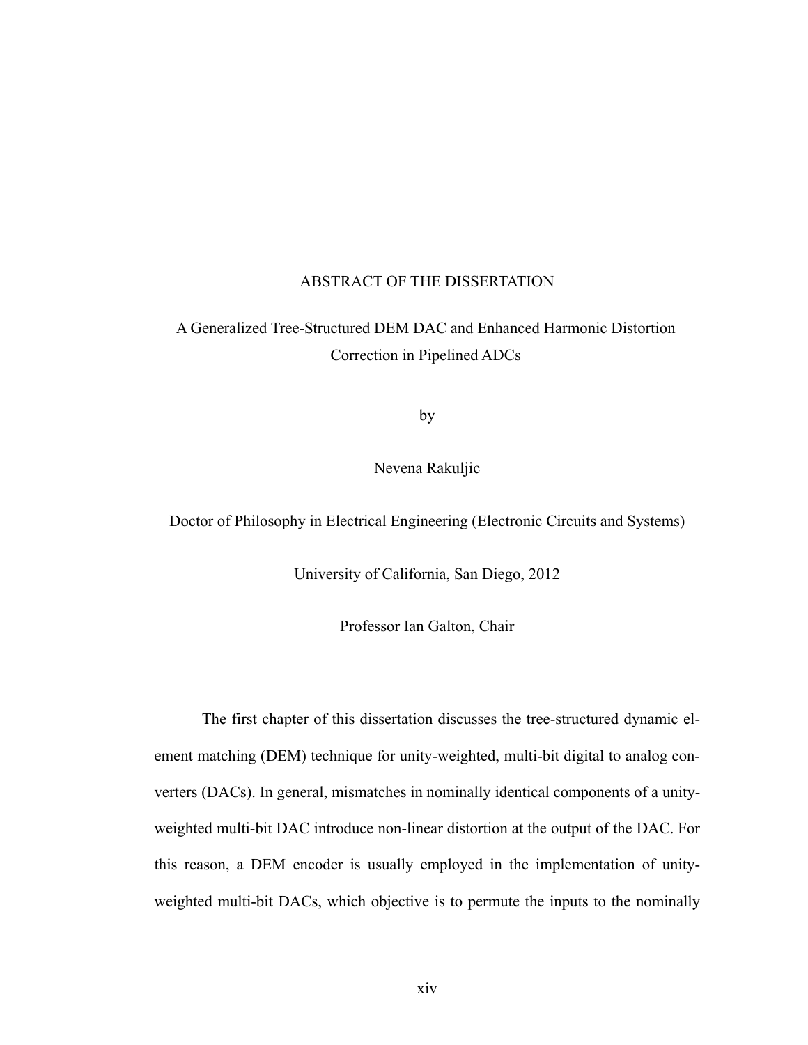# ABSTRACT OF THE DISSERTATION

A Generalized Tree-Structured DEM DAC and Enhanced Harmonic Distortion Correction in Pipelined ADCs

by

Nevena Rakuljic

Doctor of Philosophy in Electrical Engineering (Electronic Circuits and Systems)

University of California, San Diego, 2012

Professor Ian Galton, Chair

The first chapter of this dissertation discusses the tree-structured dynamic element matching (DEM) technique for unity-weighted, multi-bit digital to analog converters (DACs). In general, mismatches in nominally identical components of a unity-weighted multi-bit DAC introduce non-linear distortion at the output of the DAC. For this reason, a DEM encoder is usually employed in the implementation of unity-weighted multi-bit DACs, which objective is to permute the inputs to the nominally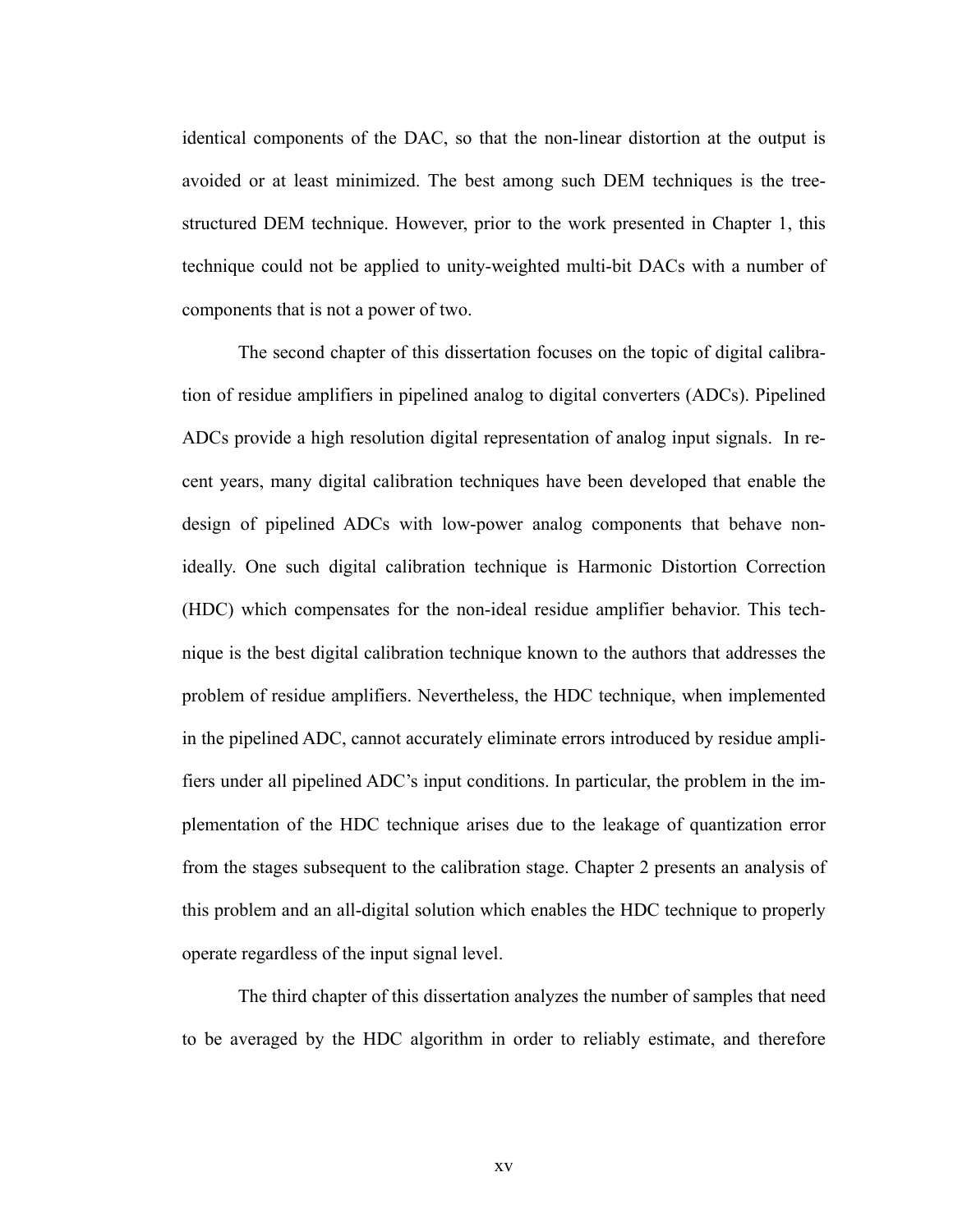identical components of the DAC, so that the non-linear distortion at the output is avoided or at least minimized. The best among such DEM techniques is the tree-structured DEM technique. However, prior to the work presented in Chapter 1, this technique could not be applied to unity-weighted multi-bit DACs with a number of components that is not a power of two.

The second chapter of this dissertation focuses on the topic of digital calibration of residue amplifiers in pipelined analog to digital converters (ADCs). Pipelined ADCs provide a high resolution digital representation of analog input signals. In recent years, many digital calibration techniques have been developed that enable the design of pipelined ADCs with low-power analog components that behave non-ideally. One such digital calibration technique is Harmonic Distortion Correction (HDC) which compensates for the non-ideal residue amplifier behavior. This technique is the best digital calibration technique known to the authors that addresses the problem of residue amplifiers. Nevertheless, the HDC technique, when implemented in the pipelined ADC, cannot accurately eliminate errors introduced by residue amplifiers under all pipelined ADC's input conditions. In particular, the problem in the implementation of the HDC technique arises due to the leakage of quantization error from the stages subsequent to the calibration stage. Chapter 2 presents an analysis of this problem and an all-digital solution which enables the HDC technique to properly operate regardless of the input signal level.

The third chapter of this dissertation analyzes the number of samples that need to be averaged by the HDC algorithm in order to reliably estimate, and therefore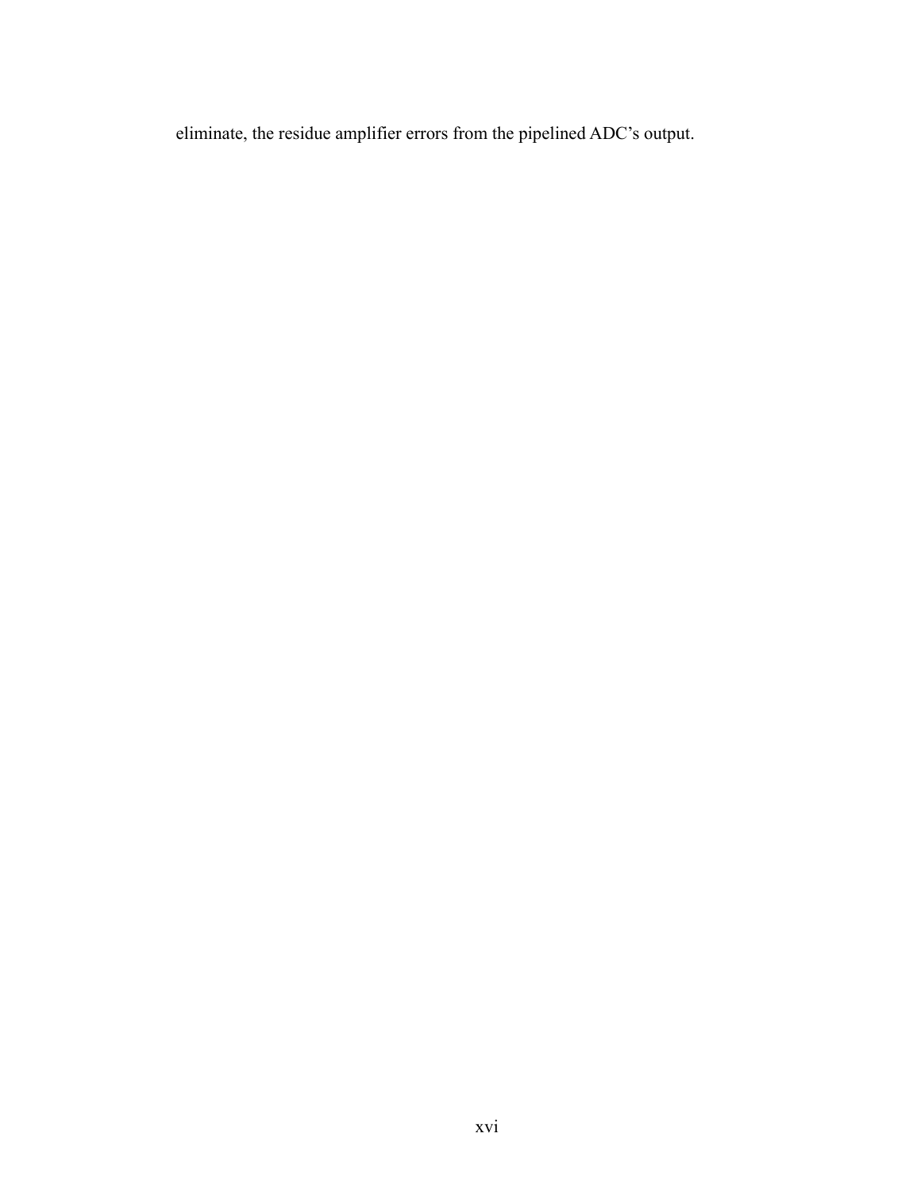eliminate, the residue amplifier errors from the pipelined ADC’s output.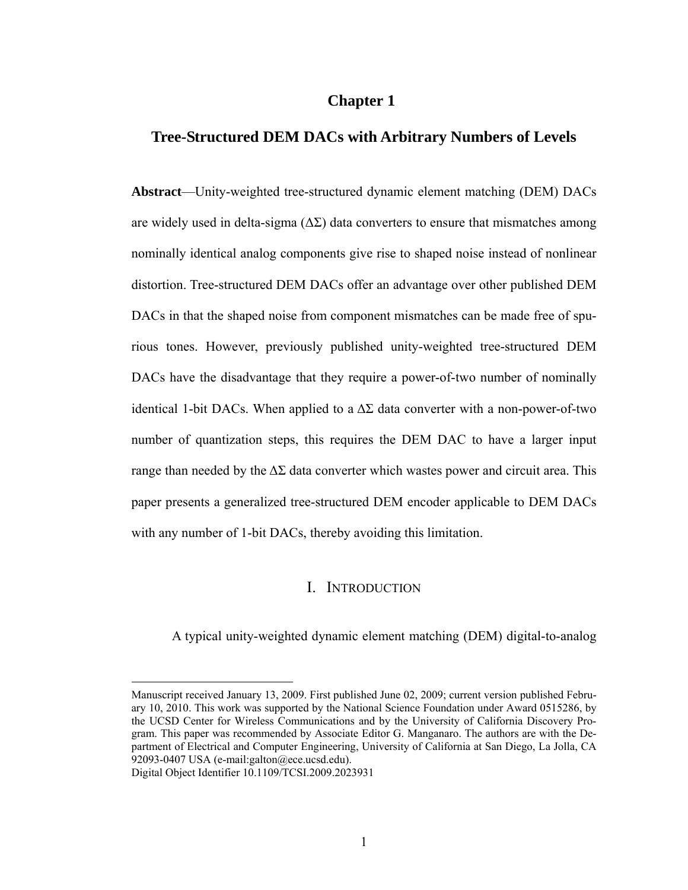# Chapter 1

## Tree-Structured DEM DACs with Arbitrary Numbers of Levels

**Abstract**—Unity-weighted tree-structured dynamic element matching (DEM) DACs are widely used in delta-sigma (ΔΣ) data converters to ensure that mismatches among nominally identical analog components give rise to shaped noise instead of nonlinear distortion. Tree-structured DEM DACs offer an advantage over other published DEM DACs in that the shaped noise from component mismatches can be made free of spurious tones. However, previously published unity-weighted tree-structured DEM DACs have the disadvantage that they require a power-of-two number of nominally identical 1-bit DACs. When applied to a ΔΣ data converter with a non-power-of-two number of quantization steps, this requires the DEM DAC to have a larger input range than needed by the ΔΣ data converter which wastes power and circuit area. This paper presents a generalized tree-structured DEM encoder applicable to DEM DACs with any number of 1-bit DACs, thereby avoiding this limitation.

### I. Introduction

A typical unity-weighted dynamic element matching (DEM) digital-to-analog

Manuscript received January 13, 2009. First published June 02, 2009; current version published February 10, 2010. This work was supported by the National Science Foundation under Award 0515286, by the UCSD Center for Wireless Communications and by the University of California Discovery Program. This paper was recommended by Associate Editor G. Manganaro. The authors are with the Department of Electrical and Computer Engineering, University of California at San Diego, La Jolla, CA 92093-0407 USA (e-mail:galton@ece.ucsd.edu).
Digital Object Identifier 10.1109/TCSI.2009.2023931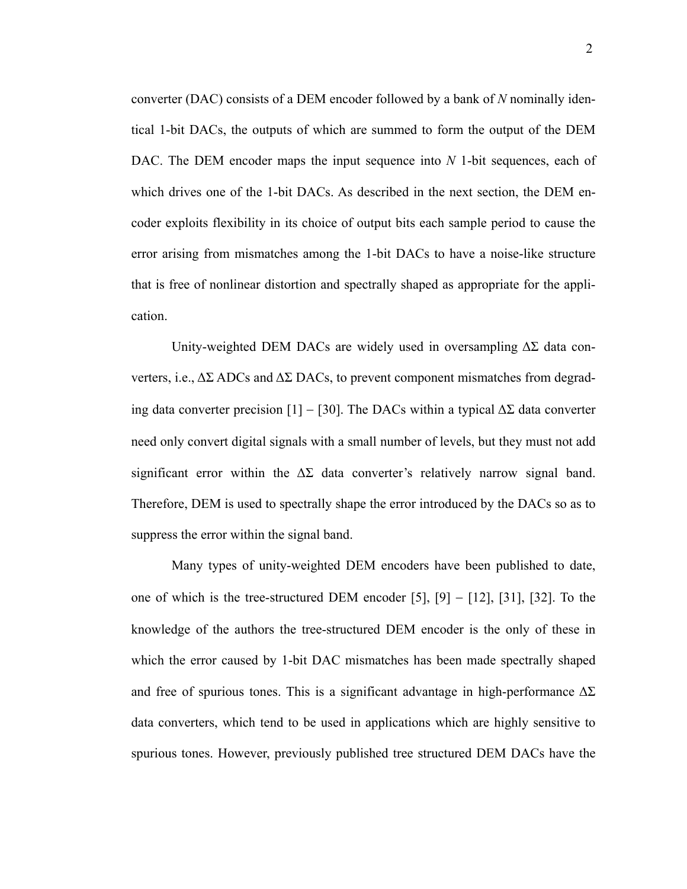converter (DAC) consists of a DEM encoder followed by a bank of $N$ nominally identical 1-bit DACs, the outputs of which are summed to form the output of the DEM DAC. The DEM encoder maps the input sequence into $N$ 1-bit sequences, each of which drives one of the 1-bit DACs. As described in the next section, the DEM encoder exploits flexibility in its choice of output bits each sample period to cause the error arising from mismatches among the 1-bit DACs to have a noise-like structure that is free of nonlinear distortion and spectrally shaped as appropriate for the application.

Unity-weighted DEM DACs are widely used in oversampling $\Delta\Sigma$ data converters, i.e., $\Delta\Sigma$ ADCs and $\Delta\Sigma$ DACs, to prevent component mismatches from degrading data converter precision [1] – [30]. The DACs within a typical $\Delta\Sigma$ data converter need only convert digital signals with a small number of levels, but they must not add significant error within the $\Delta\Sigma$ data converter's relatively narrow signal band. Therefore, DEM is used to spectrally shape the error introduced by the DACs so as to suppress the error within the signal band.

Many types of unity-weighted DEM encoders have been published to date, one of which is the tree-structured DEM encoder [5], [9] – [12], [31], [32]. To the knowledge of the authors the tree-structured DEM encoder is the only of these in which the error caused by 1-bit DAC mismatches has been made spectrally shaped and free of spurious tones. This is a significant advantage in high-performance $\Delta\Sigma$ data converters, which tend to be used in applications which are highly sensitive to spurious tones. However, previously published tree structured DEM DACs have the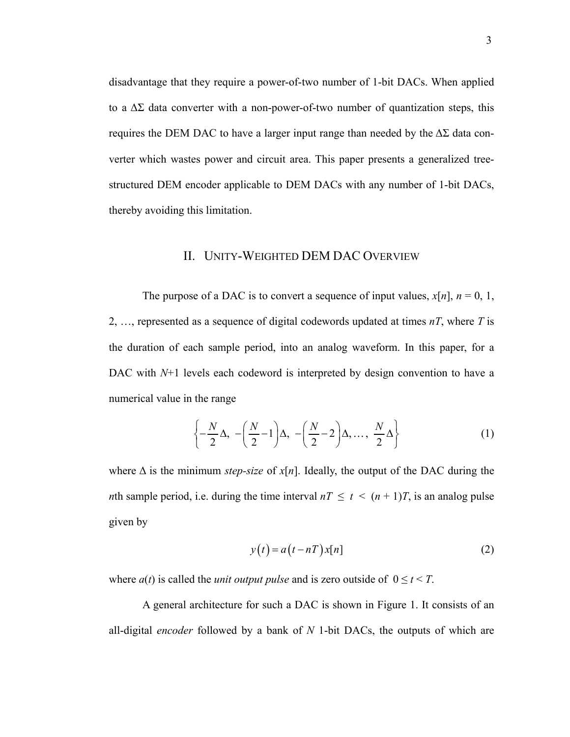disadvantage that they require a power-of-two number of 1-bit DACs. When applied to a $\Delta\Sigma$ data converter with a non-power-of-two number of quantization steps, this requires the DEM DAC to have a larger input range than needed by the $\Delta\Sigma$ data converter which wastes power and circuit area. This paper presents a generalized tree-structured DEM encoder applicable to DEM DACs with any number of 1-bit DACs, thereby avoiding this limitation.

## II. Unity-Weighted DEM DAC Overview

The purpose of a DAC is to convert a sequence of input values, $x[n]$, $n = 0, 1, 2, \ldots$, represented as a sequence of digital codewords updated at times $nT$, where $T$ is the duration of each sample period, into an analog waveform. In this paper, for a DAC with $N$+1 levels each codeword is interpreted by design convention to have a numerical value in the range

$$\left\{-\frac{N}{2}\Delta,\ -\left(\frac{N}{2}-1\right)\Delta,\ -\left(\frac{N}{2}-2\right)\Delta, \ldots,\ \frac{N}{2}\Delta\right\} \tag{1}$$

where $\Delta$ is the minimum *step-size* of $x[n]$. Ideally, the output of the DAC during the $n$th sample period, i.e. during the time interval $nT \le t < (n+1)T$, is an analog pulse given by

$$y(t) = a(t - nT)\,x[n] \tag{2}$$

where $a(t)$ is called the *unit output pulse* and is zero outside of $0 \le t < T$.

A general architecture for such a DAC is shown in Figure 1. It consists of an all-digital *encoder* followed by a bank of $N$ 1-bit DACs, the outputs of which are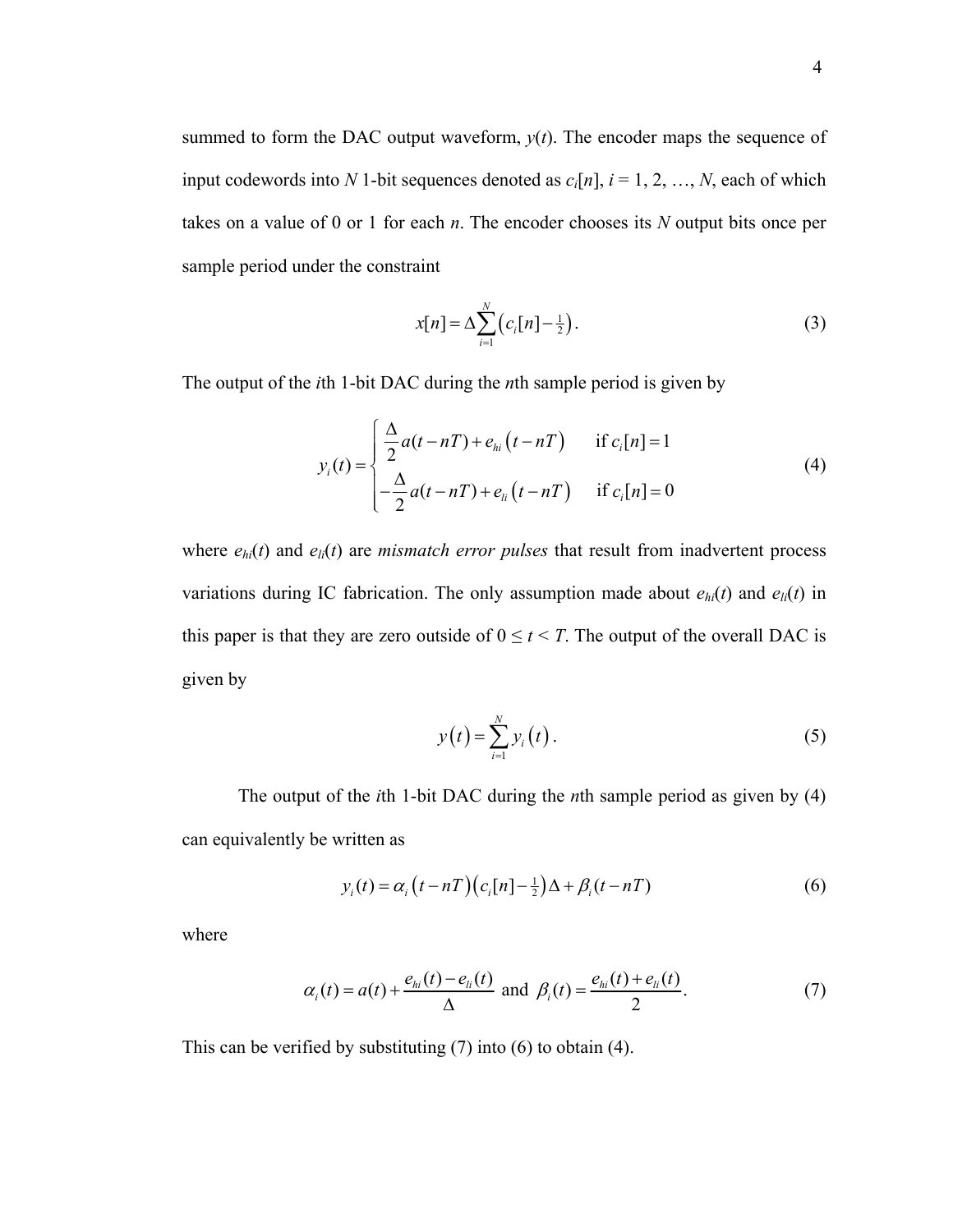summed to form the DAC output waveform, $y(t)$. The encoder maps the sequence of input codewords into $N$ 1-bit sequences denoted as $c_i[n]$, $i = 1, 2, \ldots, N$, each of which takes on a value of 0 or 1 for each $n$. The encoder chooses its $N$ output bits once per sample period under the constraint

$$x[n] = \Delta \sum_{i=1}^{N} \left( c_i[n] - \tfrac{1}{2} \right). \tag{3}$$

The output of the $i$th 1-bit DAC during the $n$th sample period is given by

$$y_i(t) = \begin{cases} \dfrac{\Delta}{2} a(t - nT) + e_{hi}\left(t - nT\right) & \text{if } c_i[n] = 1 \\ -\dfrac{\Delta}{2} a(t - nT) + e_{li}\left(t - nT\right) & \text{if } c_i[n] = 0 \end{cases} \tag{4}$$

where $e_{hi}(t)$ and $e_{li}(t)$ are *mismatch error pulses* that result from inadvertent process variations during IC fabrication. The only assumption made about $e_{hi}(t)$ and $e_{li}(t)$ in this paper is that they are zero outside of $0 \le t < T$. The output of the overall DAC is given by

$$y\left(t\right) = \sum_{i=1}^{N} y_i\left(t\right). \tag{5}$$

The output of the $i$th 1-bit DAC during the $n$th sample period as given by (4) can equivalently be written as

$$y_i(t) = \alpha_i\left(t - nT\right)\left(c_i[n] - \tfrac{1}{2}\right)\Delta + \beta_i(t - nT) \tag{6}$$

where

$$\alpha_i(t) = a(t) + \frac{e_{hi}(t) - e_{li}(t)}{\Delta} \text{ and } \beta_i(t) = \frac{e_{hi}(t) + e_{li}(t)}{2}. \tag{7}$$

This can be verified by substituting (7) into (6) to obtain (4).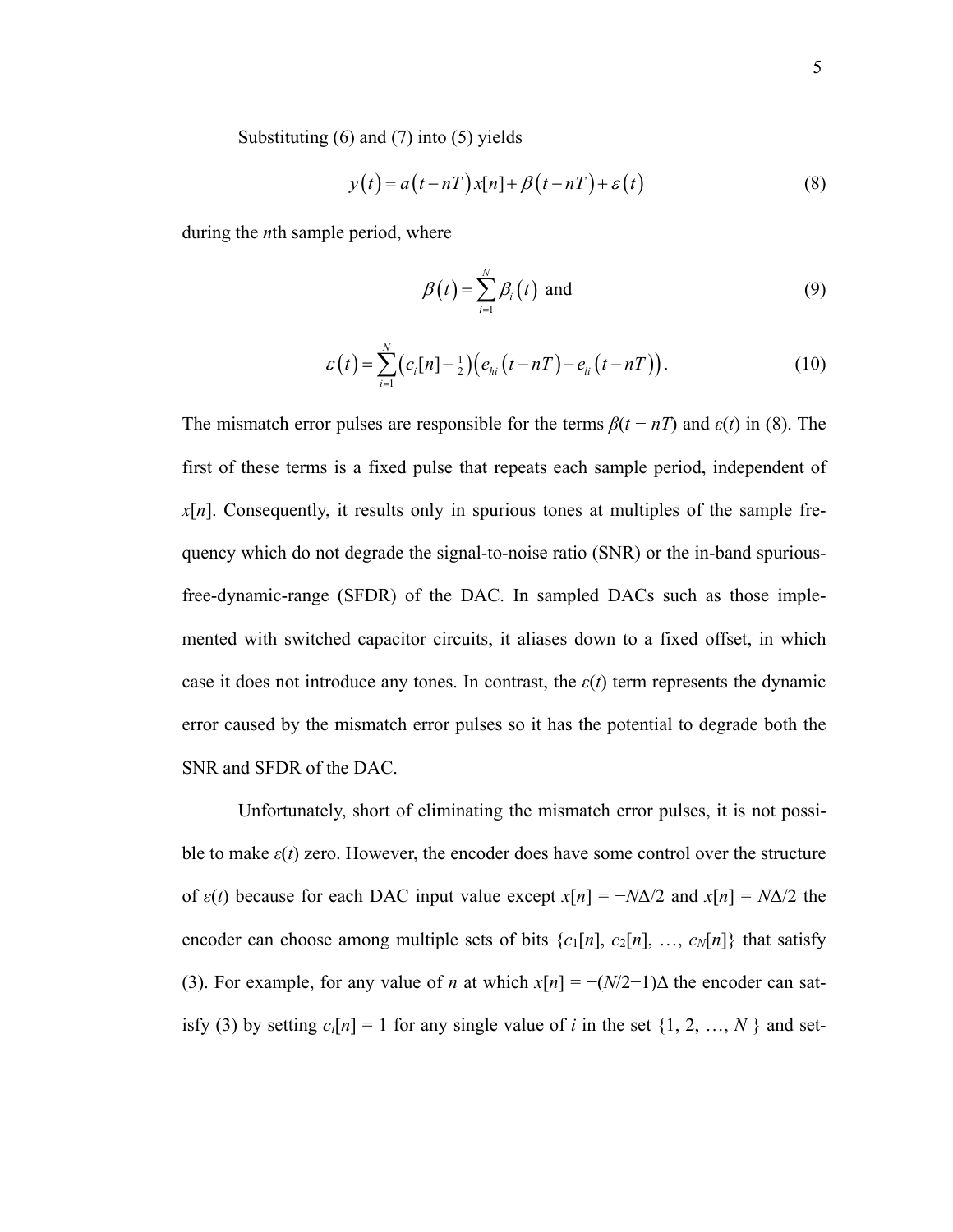Substituting (6) and (7) into (5) yields

$$y(t) = a(t - nT)x[n] + \beta(t - nT) + \varepsilon(t) \tag{8}$$

during the $n$th sample period, where

$$\beta(t) = \sum_{i=1}^{N} \beta_i(t) \text{ and} \tag{9}$$

$$\varepsilon(t) = \sum_{i=1}^{N} \left(c_i[n] - \tfrac{1}{2}\right)\left(e_{hi}(t - nT) - e_{li}(t - nT)\right). \tag{10}$$

The mismatch error pulses are responsible for the terms $\beta(t - nT)$ and $\varepsilon(t)$ in (8). The first of these terms is a fixed pulse that repeats each sample period, independent of $x[n]$. Consequently, it results only in spurious tones at multiples of the sample frequency which do not degrade the signal-to-noise ratio (SNR) or the in-band spurious-free-dynamic-range (SFDR) of the DAC. In sampled DACs such as those implemented with switched capacitor circuits, it aliases down to a fixed offset, in which case it does not introduce any tones. In contrast, the $\varepsilon(t)$ term represents the dynamic error caused by the mismatch error pulses so it has the potential to degrade both the SNR and SFDR of the DAC.

Unfortunately, short of eliminating the mismatch error pulses, it is not possible to make $\varepsilon(t)$ zero. However, the encoder does have some control over the structure of $\varepsilon(t)$ because for each DAC input value except $x[n] = -N\Delta/2$ and $x[n] = N\Delta/2$ the encoder can choose among multiple sets of bits $\{c_1[n], c_2[n], \ldots, c_N[n]\}$ that satisfy (3). For example, for any value of $n$ at which $x[n] = -(N/2-1)\Delta$ the encoder can satisfy (3) by setting $c_i[n] = 1$ for any single value of $i$ in the set $\{1, 2, \ldots, N\}$ and set-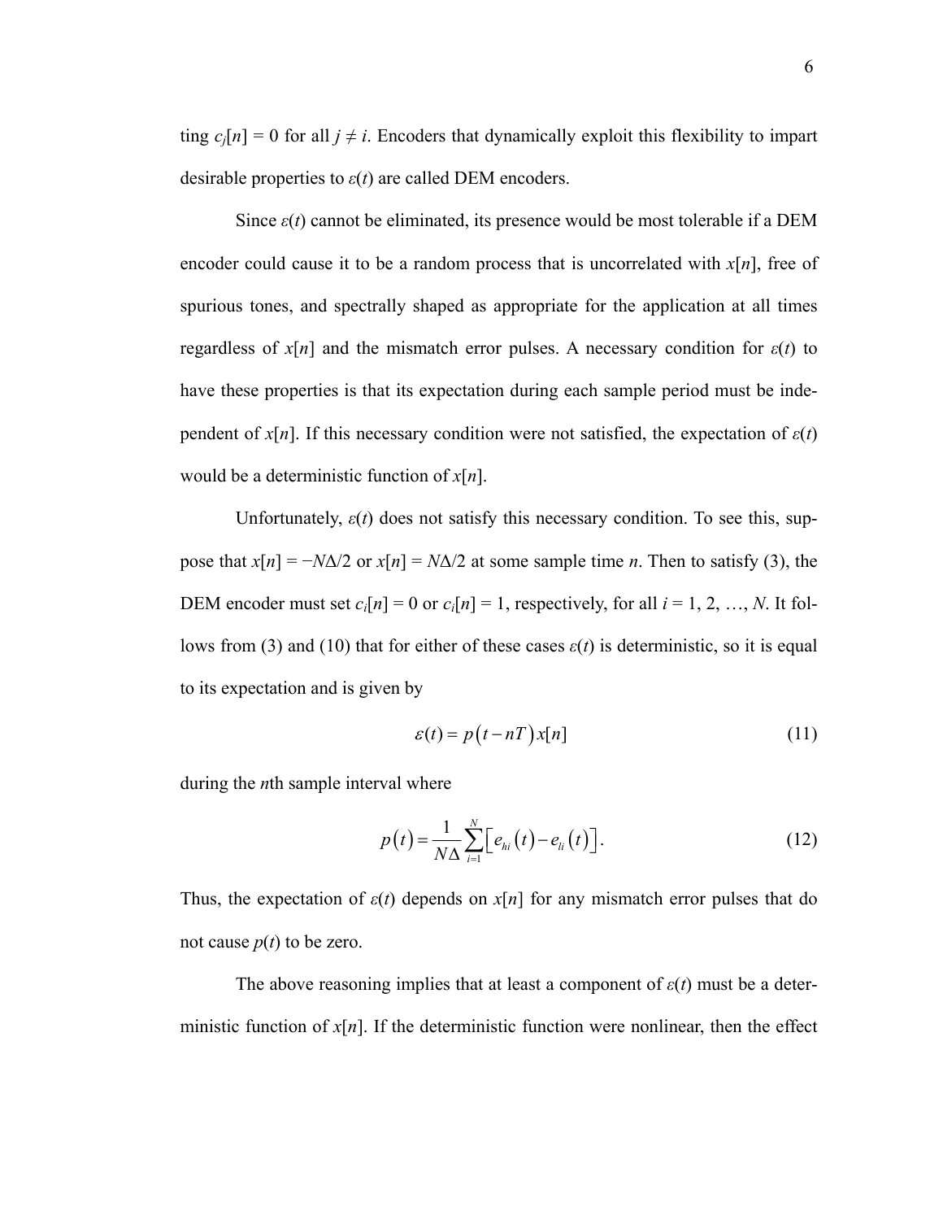ting $c_j[n] = 0$ for all $j \neq i$. Encoders that dynamically exploit this flexibility to impart desirable properties to $\varepsilon(t)$ are called DEM encoders.

Since $\varepsilon(t)$ cannot be eliminated, its presence would be most tolerable if a DEM encoder could cause it to be a random process that is uncorrelated with $x[n]$, free of spurious tones, and spectrally shaped as appropriate for the application at all times regardless of $x[n]$ and the mismatch error pulses. A necessary condition for $\varepsilon(t)$ to have these properties is that its expectation during each sample period must be independent of $x[n]$. If this necessary condition were not satisfied, the expectation of $\varepsilon(t)$ would be a deterministic function of $x[n]$.

Unfortunately, $\varepsilon(t)$ does not satisfy this necessary condition. To see this, suppose that $x[n] = -N\Delta/2$ or $x[n] = N\Delta/2$ at some sample time $n$. Then to satisfy (3), the DEM encoder must set $c_i[n] = 0$ or $c_i[n] = 1$, respectively, for all $i = 1, 2, \ldots, N$. It follows from (3) and (10) that for either of these cases $\varepsilon(t)$ is deterministic, so it is equal to its expectation and is given by

$$\varepsilon(t) = p\left(t - nT\right)x[n] \tag{11}$$

during the $n$th sample interval where

$$p\left(t\right) = \frac{1}{N\Delta}\sum_{i=1}^{N}\left[e_{hi}\left(t\right) - e_{li}\left(t\right)\right]. \tag{12}$$

Thus, the expectation of $\varepsilon(t)$ depends on $x[n]$ for any mismatch error pulses that do not cause $p(t)$ to be zero.

The above reasoning implies that at least a component of $\varepsilon(t)$ must be a deterministic function of $x[n]$. If the deterministic function were nonlinear, then the effect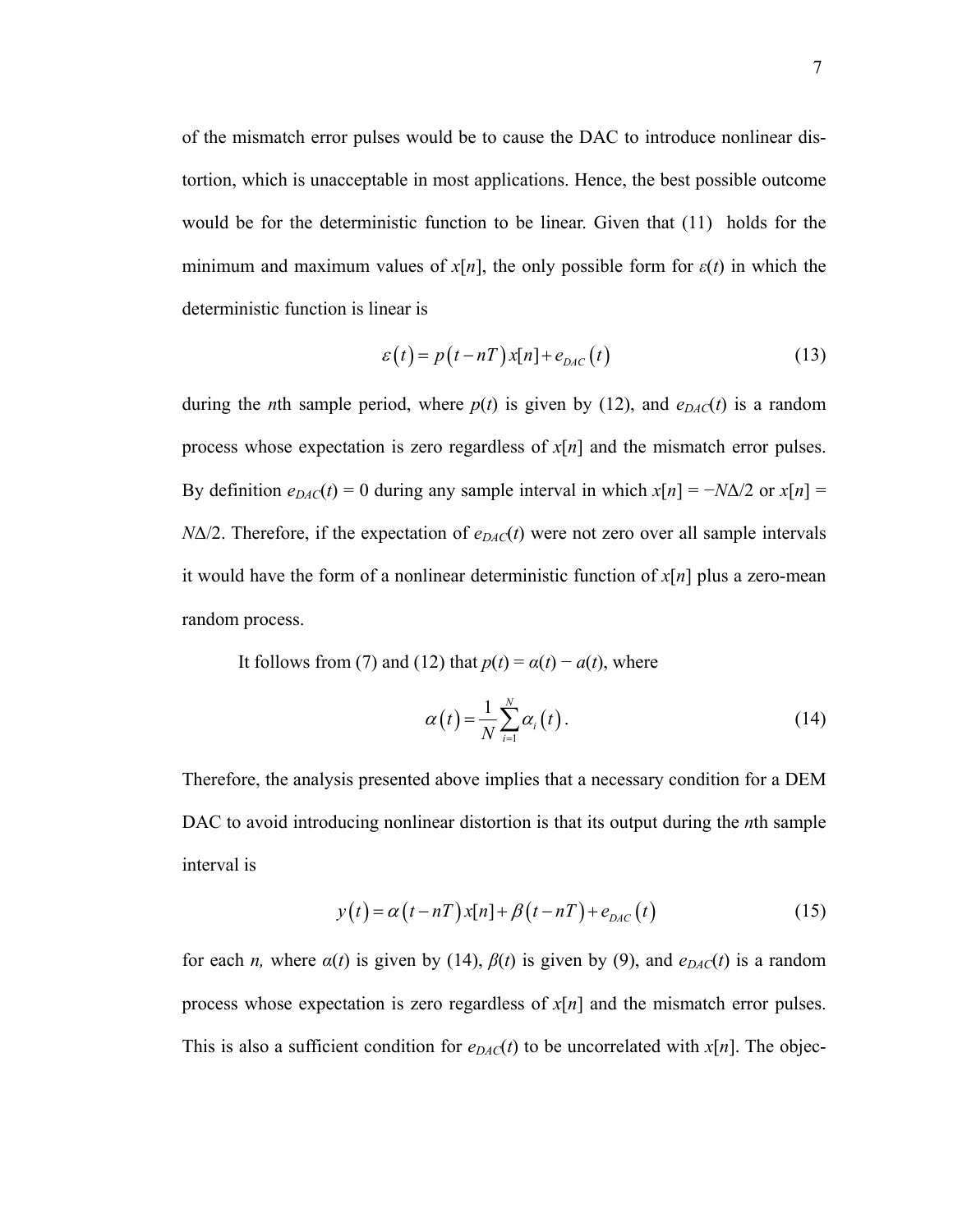of the mismatch error pulses would be to cause the DAC to introduce nonlinear distortion, which is unacceptable in most applications. Hence, the best possible outcome would be for the deterministic function to be linear. Given that (11) holds for the minimum and maximum values of $x[n]$, the only possible form for $\varepsilon(t)$ in which the deterministic function is linear is

$$\varepsilon(t) = p(t - nT)x[n] + e_{DAC}(t) \tag{13}$$

during the $n$th sample period, where $p(t)$ is given by (12), and $e_{DAC}(t)$ is a random process whose expectation is zero regardless of $x[n]$ and the mismatch error pulses. By definition $e_{DAC}(t) = 0$ during any sample interval in which $x[n] = -N\Delta/2$ or $x[n] = N\Delta/2$. Therefore, if the expectation of $e_{DAC}(t)$ were not zero over all sample intervals it would have the form of a nonlinear deterministic function of $x[n]$ plus a zero-mean random process.

It follows from (7) and (12) that $p(t) = \alpha(t) - a(t)$, where

$$\alpha(t) = \frac{1}{N}\sum_{i=1}^{N}\alpha_i(t). \tag{14}$$

Therefore, the analysis presented above implies that a necessary condition for a DEM DAC to avoid introducing nonlinear distortion is that its output during the $n$th sample interval is

$$y(t) = \alpha(t - nT)x[n] + \beta(t - nT) + e_{DAC}(t) \tag{15}$$

for each $n$, where $\alpha(t)$ is given by (14), $\beta(t)$ is given by (9), and $e_{DAC}(t)$ is a random process whose expectation is zero regardless of $x[n]$ and the mismatch error pulses. This is also a sufficient condition for $e_{DAC}(t)$ to be uncorrelated with $x[n]$. The objec-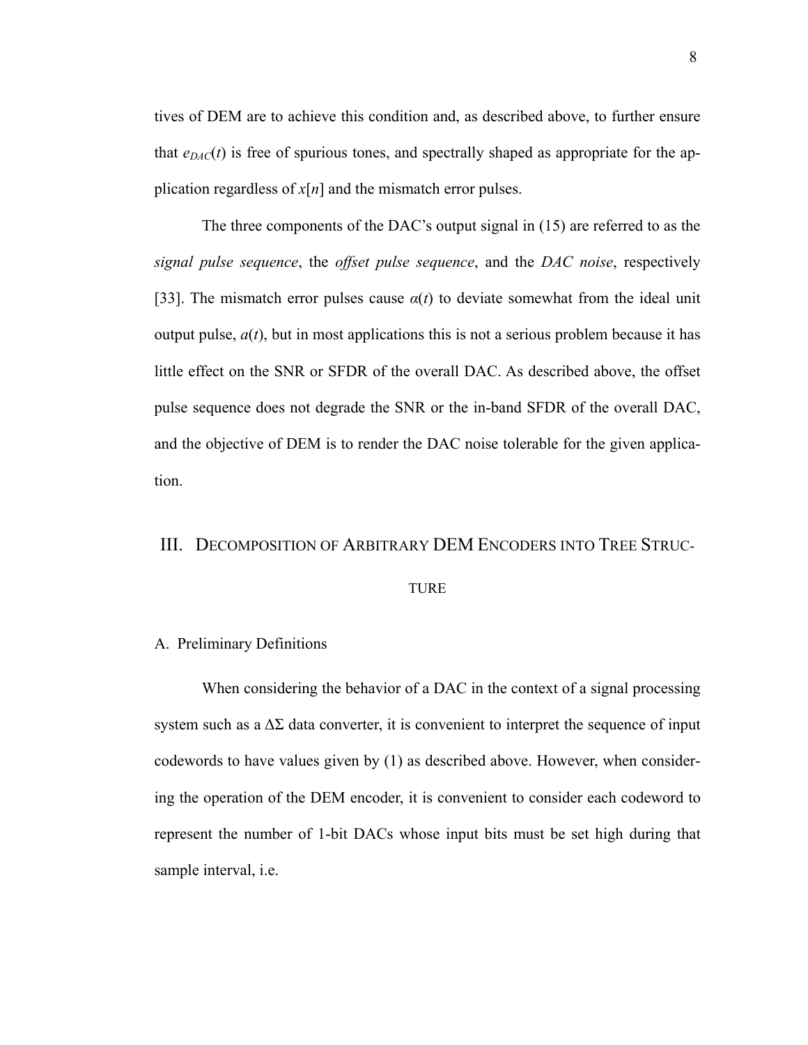tives of DEM are to achieve this condition and, as described above, to further ensure that $e_{DAC}(t)$ is free of spurious tones, and spectrally shaped as appropriate for the application regardless of $x[n]$ and the mismatch error pulses.

The three components of the DAC's output signal in (15) are referred to as the *signal pulse sequence*, the *offset pulse sequence*, and the *DAC noise*, respectively [33]. The mismatch error pulses cause $\alpha(t)$ to deviate somewhat from the ideal unit output pulse, $a(t)$, but in most applications this is not a serious problem because it has little effect on the SNR or SFDR of the overall DAC. As described above, the offset pulse sequence does not degrade the SNR or the in-band SFDR of the overall DAC, and the objective of DEM is to render the DAC noise tolerable for the given application.

## III. Decomposition of Arbitrary DEM Encoders into Tree Structure

### A. Preliminary Definitions

When considering the behavior of a DAC in the context of a signal processing system such as a $\Delta\Sigma$ data converter, it is convenient to interpret the sequence of input codewords to have values given by (1) as described above. However, when considering the operation of the DEM encoder, it is convenient to consider each codeword to represent the number of 1-bit DACs whose input bits must be set high during that sample interval, i.e.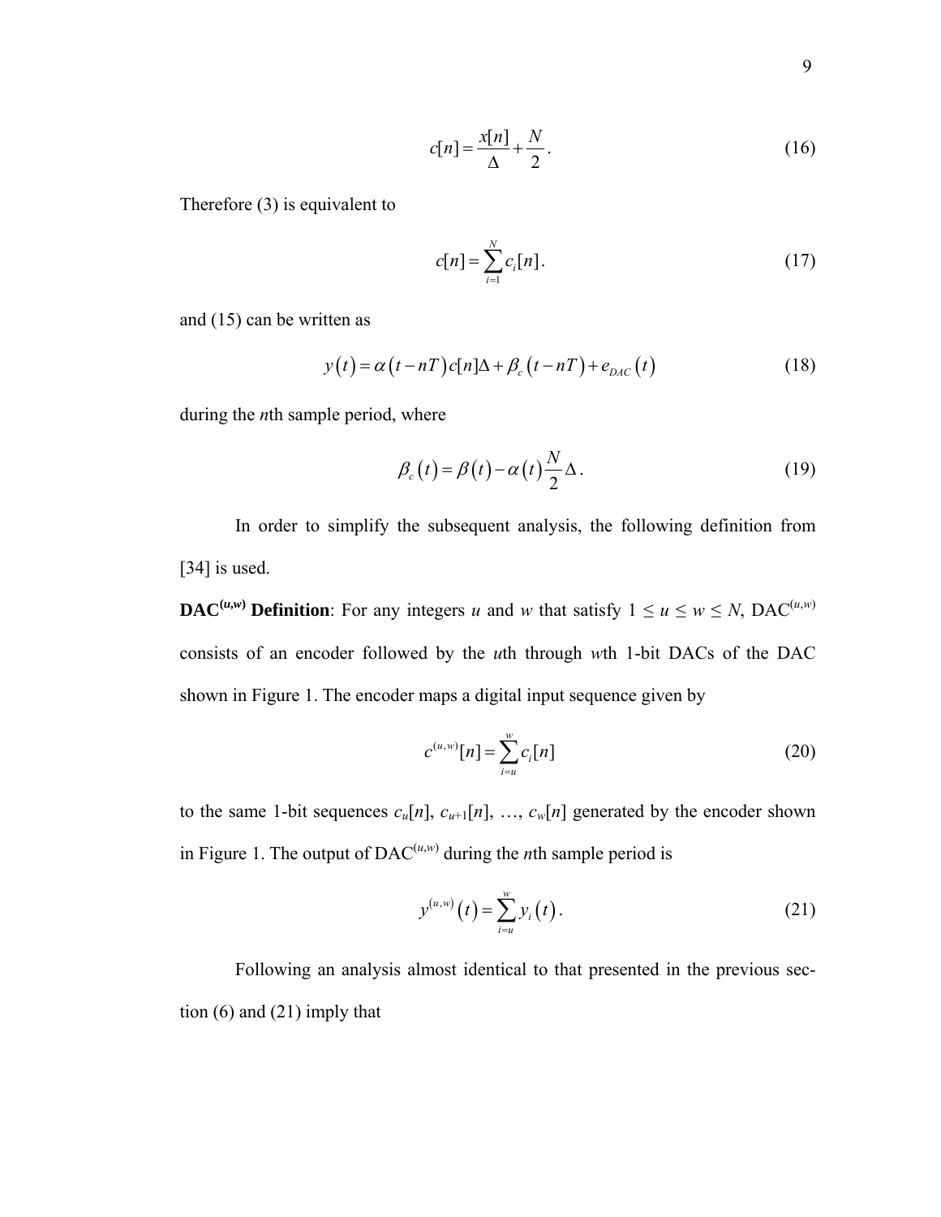$$c[n] = \frac{x[n]}{\Delta} + \frac{N}{2}. \tag{16}$$

Therefore (3) is equivalent to

$$c[n] = \sum_{i=1}^{N} c_i[n]. \tag{17}$$

and (15) can be written as

$$y(t) = \alpha(t - nT)c[n]\Delta + \beta_c(t - nT) + e_{DAC}(t) \tag{18}$$

during the $n$th sample period, where

$$\beta_c(t) = \beta(t) - \alpha(t)\frac{N}{2}\Delta. \tag{19}$$

In order to simplify the subsequent analysis, the following definition from [34] is used.

**DAC$^{(u,w)}$ Definition**: For any integers $u$ and $w$ that satisfy $1 \le u \le w \le N$, DAC$^{(u,w)}$ consists of an encoder followed by the $u$th through $w$th 1-bit DACs of the DAC shown in Figure 1. The encoder maps a digital input sequence given by

$$c^{(u,w)}[n] = \sum_{i=u}^{w} c_i[n] \tag{20}$$

to the same 1-bit sequences $c_u[n]$, $c_{u+1}[n]$, …, $c_w[n]$ generated by the encoder shown in Figure 1. The output of DAC$^{(u,w)}$ during the $n$th sample period is

$$y^{(u,w)}(t) = \sum_{i=u}^{w} y_i(t). \tag{21}$$

Following an analysis almost identical to that presented in the previous section (6) and (21) imply that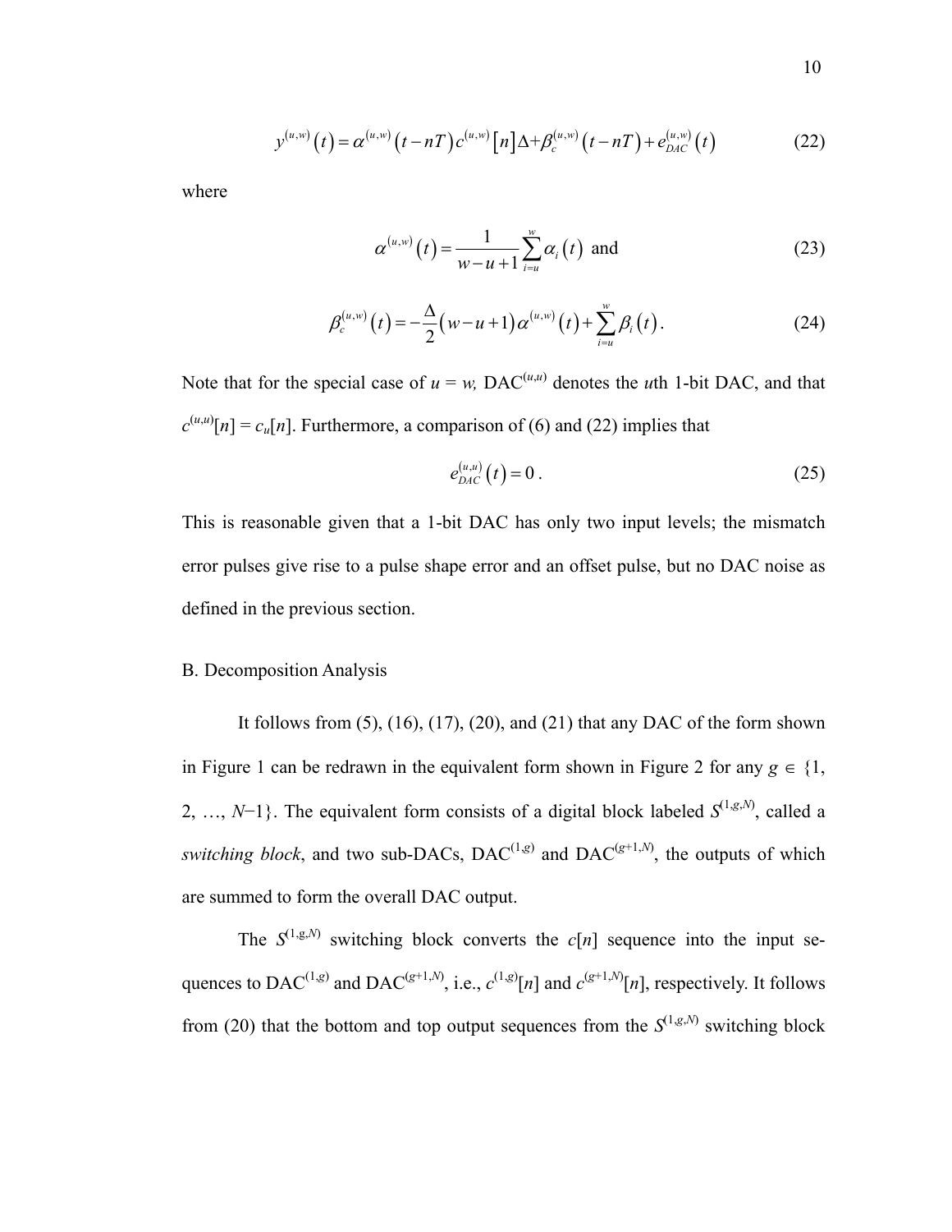$$y^{(u,w)}(t) = \alpha^{(u,w)}(t - nT)c^{(u,w)}[n]\Delta + \beta_c^{(u,w)}(t - nT) + e_{DAC}^{(u,w)}(t) \tag{22}$$

where

$$\alpha^{(u,w)}(t) = \frac{1}{w - u + 1}\sum_{i=u}^{w} \alpha_i(t) \text{ and} \tag{23}$$

$$\beta_c^{(u,w)}(t) = -\frac{\Delta}{2}(w - u + 1)\alpha^{(u,w)}(t) + \sum_{i=u}^{w} \beta_i(t). \tag{24}$$

Note that for the special case of $u = w$, $\text{DAC}^{(u,u)}$ denotes the $u$th 1-bit DAC, and that $c^{(u,u)}[n] = c_u[n]$. Furthermore, a comparison of (6) and (22) implies that

$$e_{DAC}^{(u,u)}(t) = 0. \tag{25}$$

This is reasonable given that a 1-bit DAC has only two input levels; the mismatch error pulses give rise to a pulse shape error and an offset pulse, but no DAC noise as defined in the previous section.

## B. Decomposition Analysis

It follows from (5), (16), (17), (20), and (21) that any DAC of the form shown in Figure 1 can be redrawn in the equivalent form shown in Figure 2 for any $g \in \{1, 2, \ldots, N-1\}$. The equivalent form consists of a digital block labeled $S^{(1,g,N)}$, called a *switching block*, and two sub-DACs, $\text{DAC}^{(1,g)}$ and $\text{DAC}^{(g+1,N)}$, the outputs of which are summed to form the overall DAC output.

The $S^{(1,g,N)}$ switching block converts the $c[n]$ sequence into the input sequences to $\text{DAC}^{(1,g)}$ and $\text{DAC}^{(g+1,N)}$, i.e., $c^{(1,g)}[n]$ and $c^{(g+1,N)}[n]$, respectively. It follows from (20) that the bottom and top output sequences from the $S^{(1,g,N)}$ switching block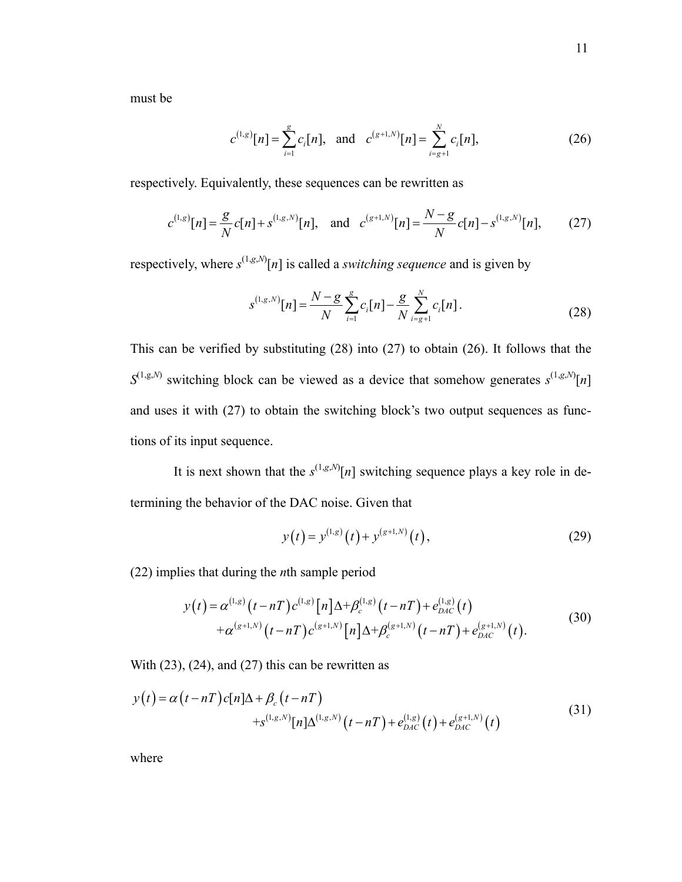must be

$$c^{(1,g)}[n] = \sum_{i=1}^{g} c_i[n], \quad \text{and} \quad c^{(g+1,N)}[n] = \sum_{i=g+1}^{N} c_i[n], \tag{26}$$

respectively. Equivalently, these sequences can be rewritten as

$$c^{(1,g)}[n] = \frac{g}{N} c[n] + s^{(1,g,N)}[n], \quad \text{and} \quad c^{(g+1,N)}[n] = \frac{N-g}{N} c[n] - s^{(1,g,N)}[n], \tag{27}$$

respectively, where $s^{(1,g,N)}[n]$ is called a *switching sequence* and is given by

$$s^{(1,g,N)}[n] = \frac{N-g}{N} \sum_{i=1}^{g} c_i[n] - \frac{g}{N} \sum_{i=g+1}^{N} c_i[n]. \tag{28}$$

This can be verified by substituting (28) into (27) to obtain (26). It follows that the $S^{(1,g,N)}$ switching block can be viewed as a device that somehow generates $s^{(1,g,N)}[n]$ and uses it with (27) to obtain the switching block's two output sequences as functions of its input sequence.

It is next shown that the $s^{(1,g,N)}[n]$ switching sequence plays a key role in determining the behavior of the DAC noise. Given that

$$y(t) = y^{(1,g)}(t) + y^{(g+1,N)}(t), \tag{29}$$

(22) implies that during the $n$th sample period

$$\begin{aligned} y(t) = {} & \alpha^{(1,g)}(t-nT) c^{(1,g)}[n] \Delta + \beta_c^{(1,g)}(t-nT) + e_{DAC}^{(1,g)}(t) \\ & + \alpha^{(g+1,N)}(t-nT) c^{(g+1,N)}[n] \Delta + \beta_c^{(g+1,N)}(t-nT) + e_{DAC}^{(g+1,N)}(t). \end{aligned} \tag{30}$$

With (23), (24), and (27) this can be rewritten as

$$\begin{aligned} y(t) = {} & \alpha(t-nT) c[n] \Delta + \beta_c(t-nT) \\ & + s^{(1,g,N)}[n] \Delta^{(1,g,N)}(t-nT) + e_{DAC}^{(1,g)}(t) + e_{DAC}^{(g+1,N)}(t) \end{aligned} \tag{31}$$

where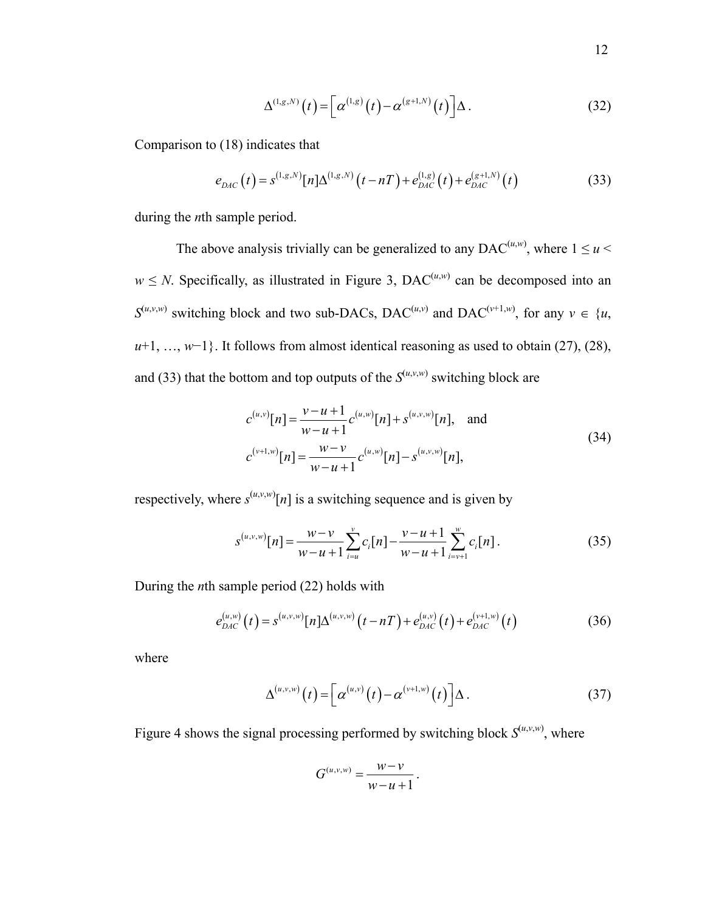$$\Delta^{(1,g,N)}\left(t\right)=\left[\alpha^{(1,g)}\left(t\right)-\alpha^{(g+1,N)}\left(t\right)\right]\Delta\,. \tag{32}$$

Comparison to (18) indicates that

$$e_{DAC}\left(t\right)=s^{(1,g,N)}[n]\Delta^{(1,g,N)}\left(t-nT\right)+e_{DAC}^{(1,g)}\left(t\right)+e_{DAC}^{(g+1,N)}\left(t\right) \tag{33}$$

during the $n$th sample period.

The above analysis trivially can be generalized to any $\text{DAC}^{(u,w)}$, where $1 \le u < w \le N$. Specifically, as illustrated in Figure 3, $\text{DAC}^{(u,w)}$ can be decomposed into an $S^{(u,v,w)}$ switching block and two sub-DACs, $\text{DAC}^{(u,v)}$ and $\text{DAC}^{(v+1,w)}$, for any $v \in \{u, u+1, \ldots, w-1\}$. It follows from almost identical reasoning as used to obtain (27), (28), and (33) that the bottom and top outputs of the $S^{(u,v,w)}$ switching block are

$$\begin{aligned} c^{(u,v)}[n] &= \frac{v-u+1}{w-u+1}c^{(u,w)}[n]+s^{(u,v,w)}[n], \quad \text{and} \\ c^{(v+1,w)}[n] &= \frac{w-v}{w-u+1}c^{(u,w)}[n]-s^{(u,v,w)}[n], \end{aligned} \tag{34}$$

respectively, where $s^{(u,v,w)}[n]$ is a switching sequence and is given by

$$s^{(u,v,w)}[n]=\frac{w-v}{w-u+1}\sum_{i=u}^{v}c_i[n]-\frac{v-u+1}{w-u+1}\sum_{i=v+1}^{w}c_i[n]\,. \tag{35}$$

During the $n$th sample period (22) holds with

$$e_{DAC}^{(u,w)}\left(t\right)=s^{(u,v,w)}[n]\Delta^{(u,v,w)}\left(t-nT\right)+e_{DAC}^{(u,v)}\left(t\right)+e_{DAC}^{(v+1,w)}\left(t\right) \tag{36}$$

where

$$\Delta^{(u,v,w)}\left(t\right)=\left[\alpha^{(u,v)}\left(t\right)-\alpha^{(v+1,w)}\left(t\right)\right]\Delta\,. \tag{37}$$

Figure 4 shows the signal processing performed by switching block $S^{(u,v,w)}$, where

$$G^{(u,v,w)}=\frac{w-v}{w-u+1}\,.$$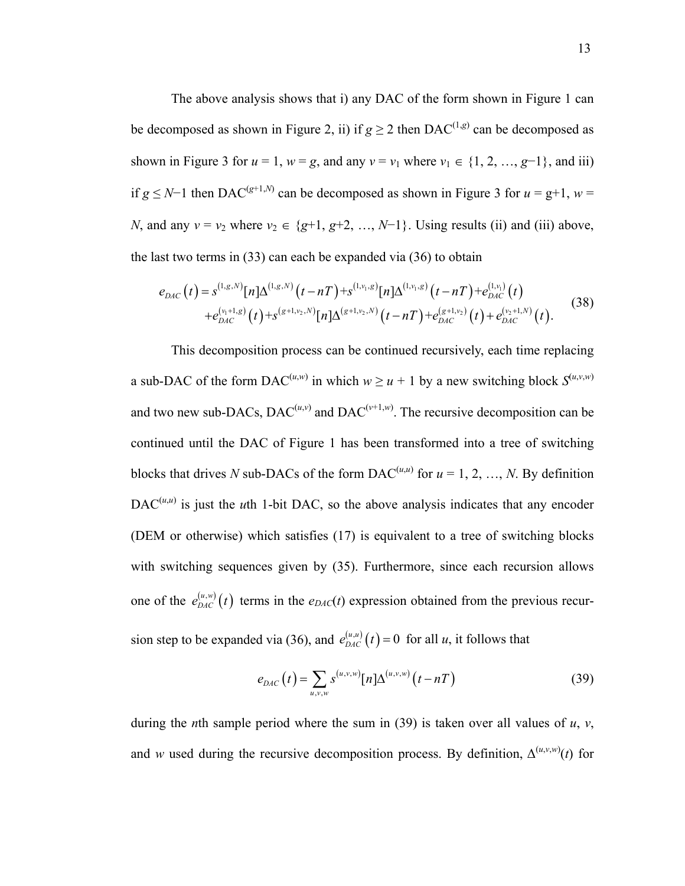The above analysis shows that i) any DAC of the form shown in Figure 1 can be decomposed as shown in Figure 2, ii) if $g \geq 2$ then DAC$^{(1,g)}$ can be decomposed as shown in Figure 3 for $u = 1$, $w = g$, and any $v = v_1$ where $v_1 \in \{1, 2, \ldots, g-1\}$, and iii) if $g \leq N-1$ then DAC$^{(g+1,N)}$ can be decomposed as shown in Figure 3 for $u = g+1$, $w = N$, and any $v = v_2$ where $v_2 \in \{g+1, g+2, \ldots, N-1\}$. Using results (ii) and (iii) above, the last two terms in (33) can each be expanded via (36) to obtain

$$
\begin{aligned}
e_{DAC}(t) = {} & s^{(1,g,N)}[n]\Delta^{(1,g,N)}(t-nT) + s^{(1,v_1,g)}[n]\Delta^{(1,v_1,g)}(t-nT) + e_{DAC}^{(1,v_1)}(t) \\
& + e_{DAC}^{(v_1+1,g)}(t) + s^{(g+1,v_2,N)}[n]\Delta^{(g+1,v_2,N)}(t-nT) + e_{DAC}^{(g+1,v_2)}(t) + e_{DAC}^{(v_2+1,N)}(t).
\end{aligned}
\tag{38}
$$

This decomposition process can be continued recursively, each time replacing a sub-DAC of the form DAC$^{(u,w)}$ in which $w \geq u + 1$ by a new switching block $S^{(u,v,w)}$ and two new sub-DACs, DAC$^{(u,v)}$ and DAC$^{(v+1,w)}$. The recursive decomposition can be continued until the DAC of Figure 1 has been transformed into a tree of switching blocks that drives $N$ sub-DACs of the form DAC$^{(u,u)}$ for $u = 1, 2, \ldots, N$. By definition DAC$^{(u,u)}$ is just the $u$th 1-bit DAC, so the above analysis indicates that any encoder (DEM or otherwise) which satisfies (17) is equivalent to a tree of switching blocks with switching sequences given by (35). Furthermore, since each recursion allows one of the $e_{DAC}^{(u,w)}(t)$ terms in the $e_{DAC}(t)$ expression obtained from the previous recursion step to be expanded via (36), and $e_{DAC}^{(u,u)}(t) = 0$ for all $u$, it follows that

$$
e_{DAC}(t) = \sum_{u,v,w} s^{(u,v,w)}[n]\Delta^{(u,v,w)}(t-nT) \tag{39}
$$

during the $n$th sample period where the sum in (39) is taken over all values of $u$, $v$, and $w$ used during the recursive decomposition process. By definition, $\Delta^{(u,v,w)}(t)$ for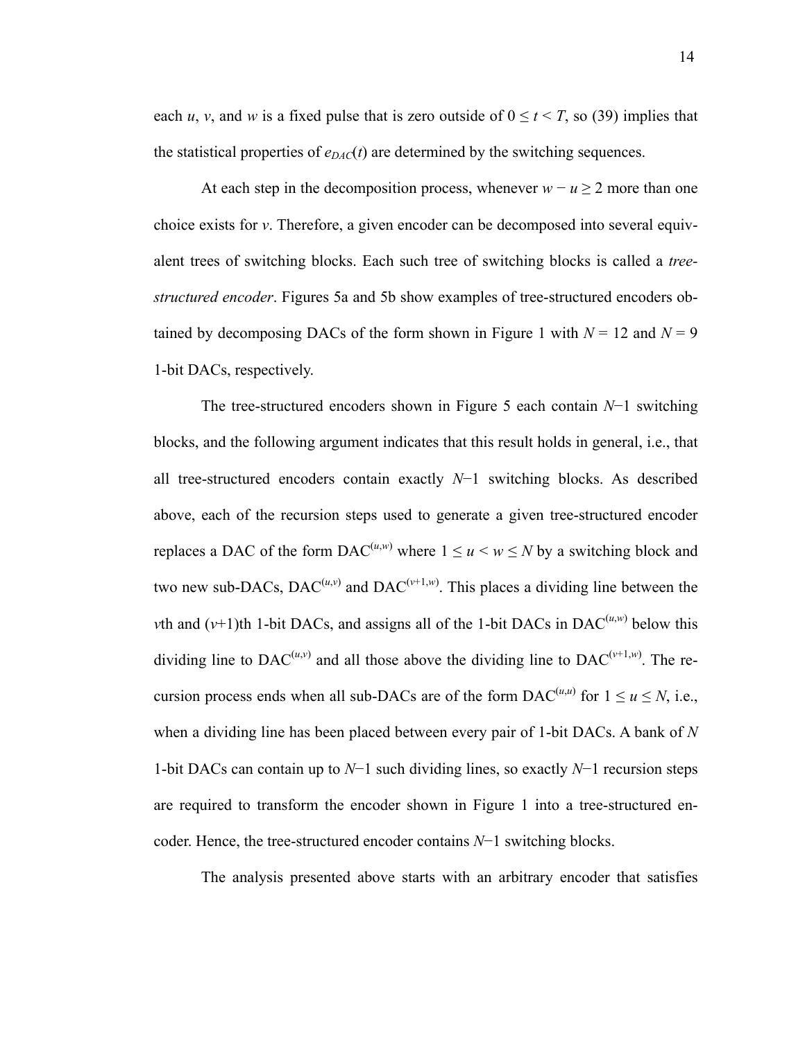each $u$, $v$, and $w$ is a fixed pulse that is zero outside of $0 \le t < T$, so (39) implies that the statistical properties of $e_{DAC}(t)$ are determined by the switching sequences.

At each step in the decomposition process, whenever $w - u \ge 2$ more than one choice exists for $v$. Therefore, a given encoder can be decomposed into several equivalent trees of switching blocks. Each such tree of switching blocks is called a *tree-structured encoder*. Figures 5a and 5b show examples of tree-structured encoders obtained by decomposing DACs of the form shown in Figure 1 with $N = 12$ and $N = 9$ 1-bit DACs, respectively.

The tree-structured encoders shown in Figure 5 each contain $N-1$ switching blocks, and the following argument indicates that this result holds in general, i.e., that all tree-structured encoders contain exactly $N-1$ switching blocks. As described above, each of the recursion steps used to generate a given tree-structured encoder replaces a DAC of the form $\text{DAC}^{(u,w)}$ where $1 \le u < w \le N$ by a switching block and two new sub-DACs, $\text{DAC}^{(u,v)}$ and $\text{DAC}^{(v+1,w)}$. This places a dividing line between the $v$th and ($v$+1)th 1-bit DACs, and assigns all of the 1-bit DACs in $\text{DAC}^{(u,w)}$ below this dividing line to $\text{DAC}^{(u,v)}$ and all those above the dividing line to $\text{DAC}^{(v+1,w)}$. The recursion process ends when all sub-DACs are of the form $\text{DAC}^{(u,u)}$ for $1 \le u \le N$, i.e., when a dividing line has been placed between every pair of 1-bit DACs. A bank of $N$ 1-bit DACs can contain up to $N-1$ such dividing lines, so exactly $N-1$ recursion steps are required to transform the encoder shown in Figure 1 into a tree-structured encoder. Hence, the tree-structured encoder contains $N-1$ switching blocks.

The analysis presented above starts with an arbitrary encoder that satisfies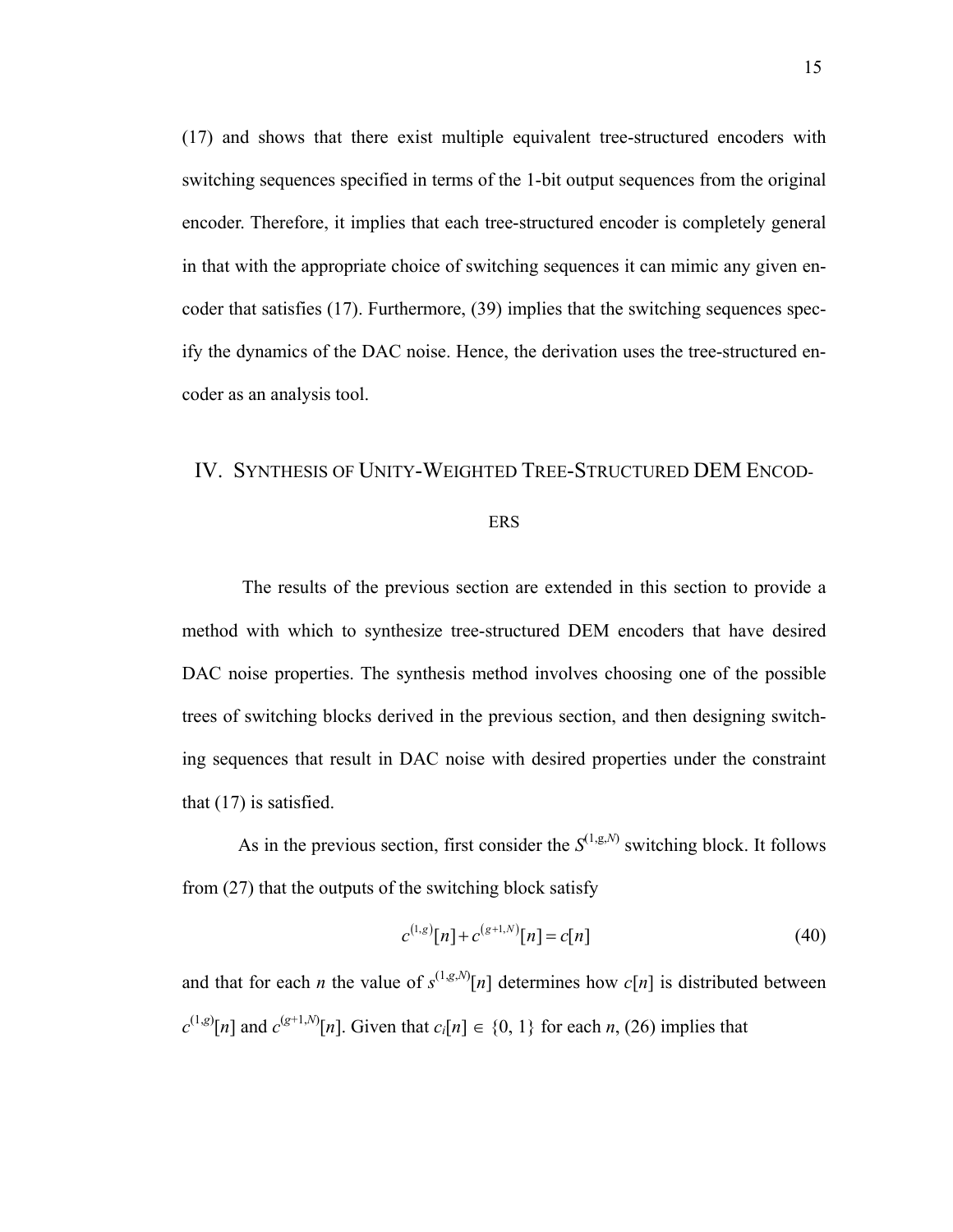(17) and shows that there exist multiple equivalent tree-structured encoders with switching sequences specified in terms of the 1-bit output sequences from the original encoder. Therefore, it implies that each tree-structured encoder is completely general in that with the appropriate choice of switching sequences it can mimic any given encoder that satisfies (17). Furthermore, (39) implies that the switching sequences specify the dynamics of the DAC noise. Hence, the derivation uses the tree-structured encoder as an analysis tool.

## IV. Synthesis of Unity-Weighted Tree-Structured DEM Encoders

The results of the previous section are extended in this section to provide a method with which to synthesize tree-structured DEM encoders that have desired DAC noise properties. The synthesis method involves choosing one of the possible trees of switching blocks derived in the previous section, and then designing switching sequences that result in DAC noise with desired properties under the constraint that (17) is satisfied.

As in the previous section, first consider the $S^{(1,g,N)}$ switching block. It follows from (27) that the outputs of the switching block satisfy

$$c^{(1,g)}[n] + c^{(g+1,N)}[n] = c[n] \tag{40}$$

and that for each $n$ the value of $s^{(1,g,N)}[n]$ determines how $c[n]$ is distributed between $c^{(1,g)}[n]$ and $c^{(g+1,N)}[n]$. Given that $c_i[n] \in \{0, 1\}$ for each $n$, (26) implies that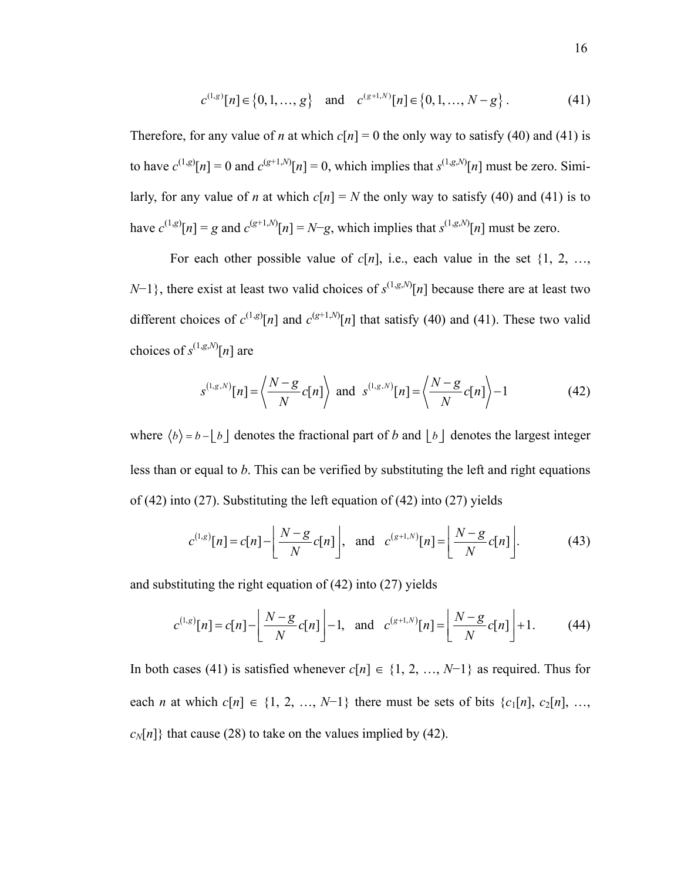$$c^{(1,g)}[n] \in \{0, 1, \ldots, g\} \quad \text{and} \quad c^{(g+1,N)}[n] \in \{0, 1, \ldots, N-g\}. \tag{41}$$

Therefore, for any value of $n$ at which $c[n] = 0$ the only way to satisfy (40) and (41) is to have $c^{(1,g)}[n] = 0$ and $c^{(g+1,N)}[n] = 0$, which implies that $s^{(1,g,N)}[n]$ must be zero. Similarly, for any value of $n$ at which $c[n] = N$ the only way to satisfy (40) and (41) is to have $c^{(1,g)}[n] = g$ and $c^{(g+1,N)}[n] = N-g$, which implies that $s^{(1,g,N)}[n]$ must be zero.

For each other possible value of $c[n]$, i.e., each value in the set $\{1, 2, \ldots, N-1\}$, there exist at least two valid choices of $s^{(1,g,N)}[n]$ because there are at least two different choices of $c^{(1,g)}[n]$ and $c^{(g+1,N)}[n]$ that satisfy (40) and (41). These two valid choices of $s^{(1,g,N)}[n]$ are

$$s^{(1,g,N)}[n] = \left\langle \frac{N-g}{N} c[n] \right\rangle \text{ and } s^{(1,g,N)}[n] = \left\langle \frac{N-g}{N} c[n] \right\rangle - 1 \tag{42}$$

where $\langle b \rangle = b - \lfloor b \rfloor$ denotes the fractional part of $b$ and $\lfloor b \rfloor$ denotes the largest integer less than or equal to $b$. This can be verified by substituting the left and right equations of (42) into (27). Substituting the left equation of (42) into (27) yields

$$c^{(1,g)}[n] = c[n] - \left\lfloor \frac{N-g}{N} c[n] \right\rfloor, \quad \text{and} \quad c^{(g+1,N)}[n] = \left\lfloor \frac{N-g}{N} c[n] \right\rfloor. \tag{43}$$

and substituting the right equation of (42) into (27) yields

$$c^{(1,g)}[n] = c[n] - \left\lfloor \frac{N-g}{N} c[n] \right\rfloor - 1, \quad \text{and} \quad c^{(g+1,N)}[n] = \left\lfloor \frac{N-g}{N} c[n] \right\rfloor + 1. \tag{44}$$

In both cases (41) is satisfied whenever $c[n] \in \{1, 2, \ldots, N-1\}$ as required. Thus for each $n$ at which $c[n] \in \{1, 2, \ldots, N-1\}$ there must be sets of bits $\{c_1[n], c_2[n], \ldots, c_N[n]\}$ that cause (28) to take on the values implied by (42).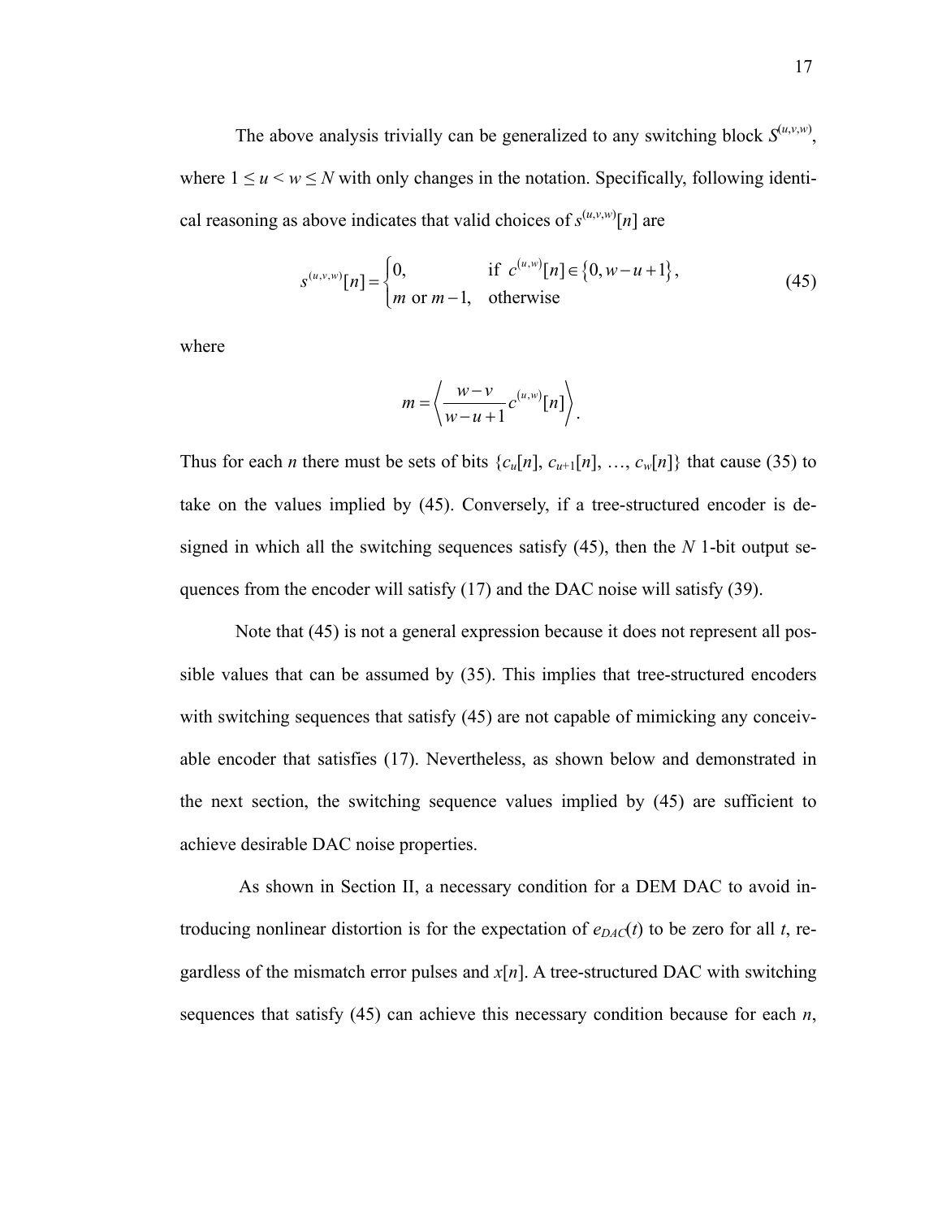The above analysis trivially can be generalized to any switching block $S^{(u,v,w)}$, where $1 \leq u < w \leq N$ with only changes in the notation. Specifically, following identical reasoning as above indicates that valid choices of $s^{(u,v,w)}[n]$ are

$$s^{(u,v,w)}[n] = \begin{cases} 0, & \text{if } c^{(u,w)}[n] \in \{0, w-u+1\}, \\ m \text{ or } m-1, & \text{otherwise} \end{cases} \tag{45}$$

where

$$m = \left\langle \frac{w-v}{w-u+1} c^{(u,w)}[n] \right\rangle.$$

Thus for each $n$ there must be sets of bits $\{c_u[n], c_{u+1}[n], \ldots, c_w[n]\}$ that cause (35) to take on the values implied by (45). Conversely, if a tree-structured encoder is designed in which all the switching sequences satisfy (45), then the $N$ 1-bit output sequences from the encoder will satisfy (17) and the DAC noise will satisfy (39).

Note that (45) is not a general expression because it does not represent all possible values that can be assumed by (35). This implies that tree-structured encoders with switching sequences that satisfy (45) are not capable of mimicking any conceivable encoder that satisfies (17). Nevertheless, as shown below and demonstrated in the next section, the switching sequence values implied by (45) are sufficient to achieve desirable DAC noise properties.

As shown in Section II, a necessary condition for a DEM DAC to avoid introducing nonlinear distortion is for the expectation of $e_{DAC}(t)$ to be zero for all $t$, regardless of the mismatch error pulses and $x[n]$. A tree-structured DAC with switching sequences that satisfy (45) can achieve this necessary condition because for each $n$,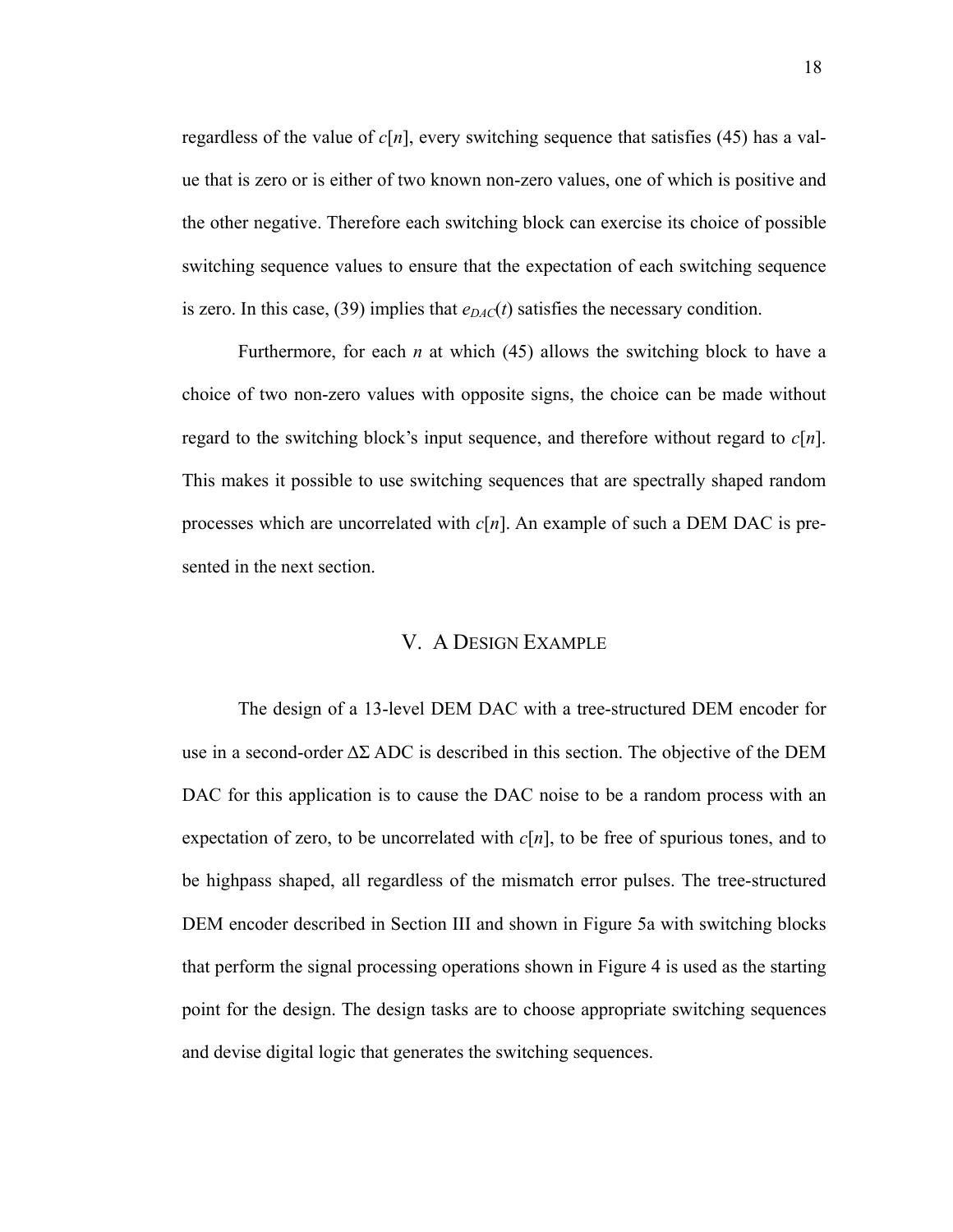regardless of the value of $c[n]$, every switching sequence that satisfies (45) has a value that is zero or is either of two known non-zero values, one of which is positive and the other negative. Therefore each switching block can exercise its choice of possible switching sequence values to ensure that the expectation of each switching sequence is zero. In this case, (39) implies that $e_{DAC}(t)$ satisfies the necessary condition.

Furthermore, for each $n$ at which (45) allows the switching block to have a choice of two non-zero values with opposite signs, the choice can be made without regard to the switching block's input sequence, and therefore without regard to $c[n]$. This makes it possible to use switching sequences that are spectrally shaped random processes which are uncorrelated with $c[n]$. An example of such a DEM DAC is presented in the next section.

## V. A Design Example

The design of a 13-level DEM DAC with a tree-structured DEM encoder for use in a second-order ΔΣ ADC is described in this section. The objective of the DEM DAC for this application is to cause the DAC noise to be a random process with an expectation of zero, to be uncorrelated with $c[n]$, to be free of spurious tones, and to be highpass shaped, all regardless of the mismatch error pulses. The tree-structured DEM encoder described in Section III and shown in Figure 5a with switching blocks that perform the signal processing operations shown in Figure 4 is used as the starting point for the design. The design tasks are to choose appropriate switching sequences and devise digital logic that generates the switching sequences.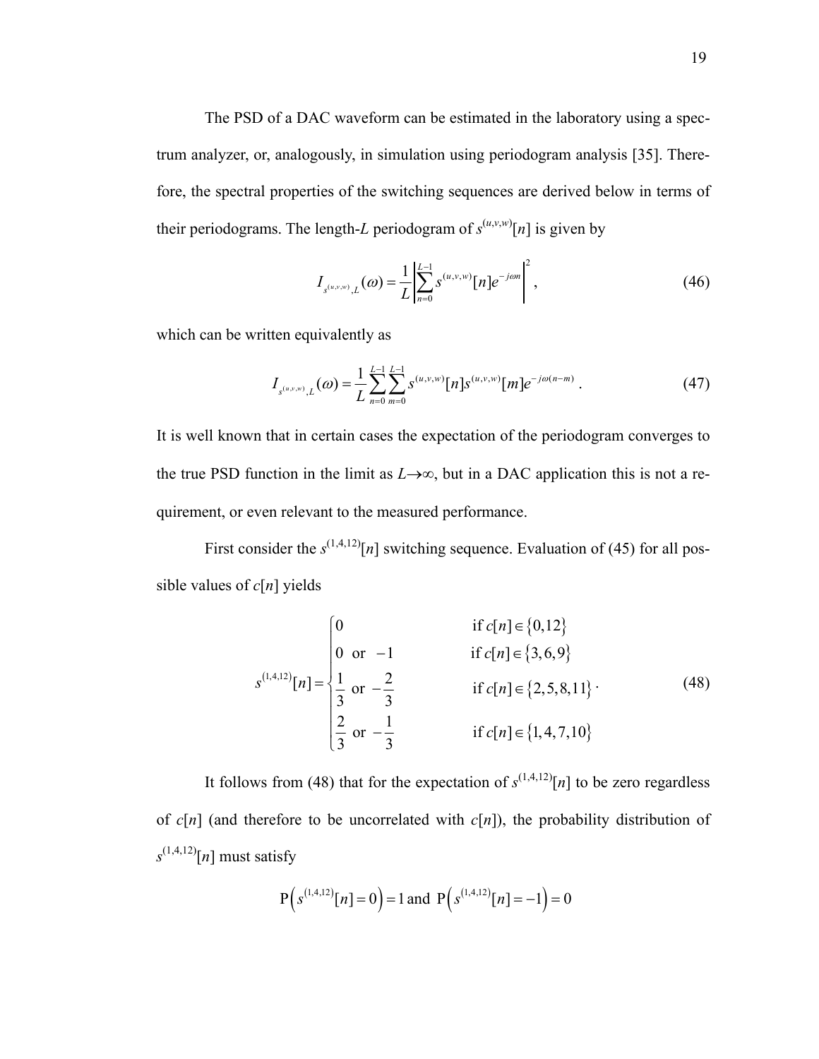The PSD of a DAC waveform can be estimated in the laboratory using a spectrum analyzer, or, analogously, in simulation using periodogram analysis [35]. Therefore, the spectral properties of the switching sequences are derived below in terms of their periodograms. The length-$L$ periodogram of $s^{(u,v,w)}[n]$ is given by

$$I_{s^{(u,v,w)},L}(\omega) = \frac{1}{L}\left|\sum_{n=0}^{L-1} s^{(u,v,w)}[n]e^{-j\omega n}\right|^2, \tag{46}$$

which can be written equivalently as

$$I_{s^{(u,v,w)},L}(\omega) = \frac{1}{L}\sum_{n=0}^{L-1}\sum_{m=0}^{L-1} s^{(u,v,w)}[n]s^{(u,v,w)}[m]e^{-j\omega(n-m)}. \tag{47}$$

It is well known that in certain cases the expectation of the periodogram converges to the true PSD function in the limit as $L\to\infty$, but in a DAC application this is not a requirement, or even relevant to the measured performance.

First consider the $s^{(1,4,12)}[n]$ switching sequence. Evaluation of (45) for all possible values of $c[n]$ yields

$$s^{(1,4,12)}[n] = \begin{cases} 0 & \text{if } c[n] \in \{0,12\} \\ 0 \text{ or } -1 & \text{if } c[n] \in \{3,6,9\} \\ \dfrac{1}{3} \text{ or } -\dfrac{2}{3} & \text{if } c[n] \in \{2,5,8,11\} \\ \dfrac{2}{3} \text{ or } -\dfrac{1}{3} & \text{if } c[n] \in \{1,4,7,10\} \end{cases}. \tag{48}$$

It follows from (48) that for the expectation of $s^{(1,4,12)}[n]$ to be zero regardless of $c[n]$ (and therefore to be uncorrelated with $c[n]$), the probability distribution of $s^{(1,4,12)}[n]$ must satisfy

$$\mathrm{P}\left(s^{(1,4,12)}[n] = 0\right) = 1 \text{ and } \mathrm{P}\left(s^{(1,4,12)}[n] = -1\right) = 0$$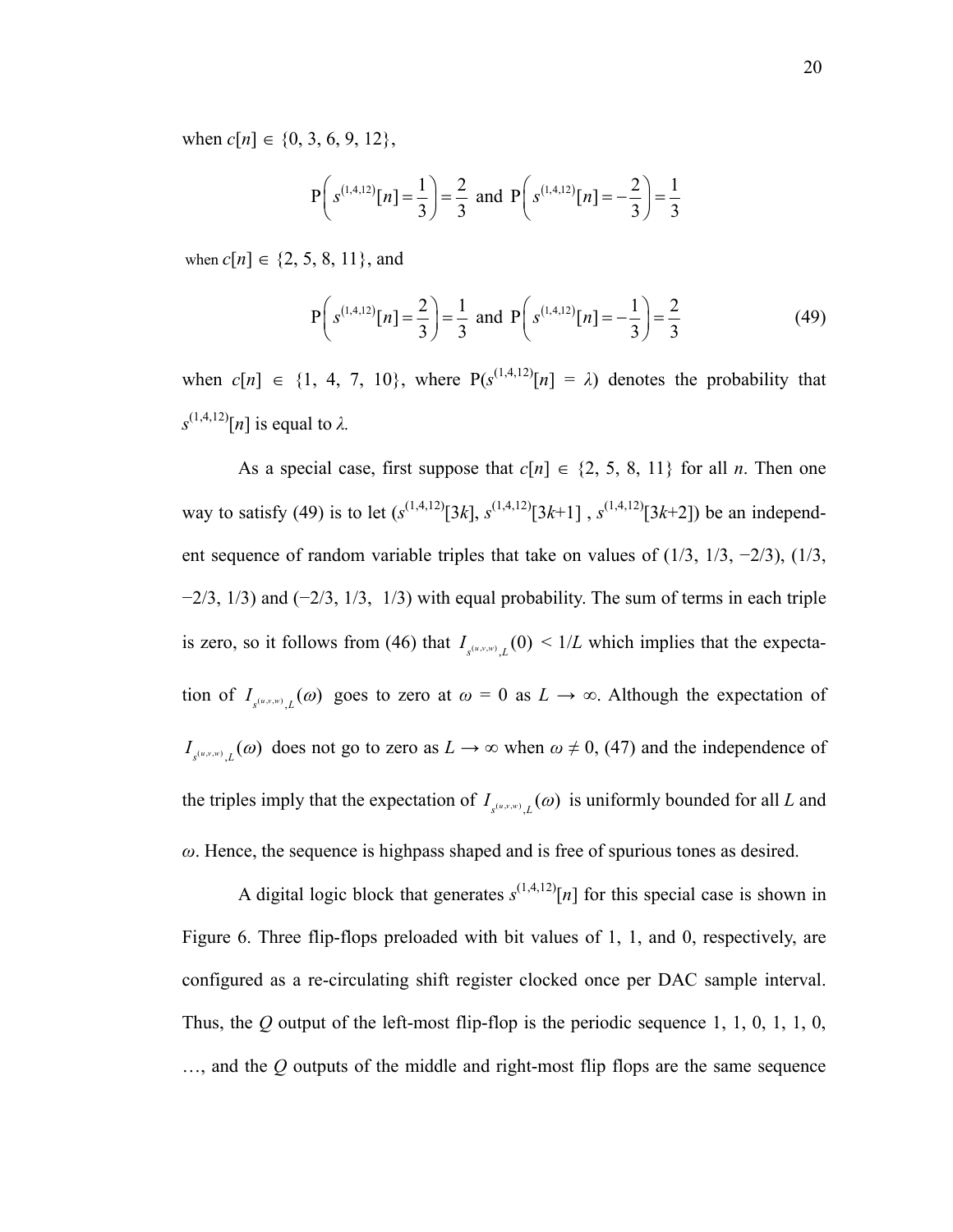when $c[n] \in \{0, 3, 6, 9, 12\}$,

$$\mathrm{P}\left( s^{(1,4,12)}[n] = \frac{1}{3} \right) = \frac{2}{3} \text{ and } \mathrm{P}\left( s^{(1,4,12)}[n] = -\frac{2}{3} \right) = \frac{1}{3}$$

when $c[n] \in \{2, 5, 8, 11\}$, and

$$\mathrm{P}\left( s^{(1,4,12)}[n] = \frac{2}{3} \right) = \frac{1}{3} \text{ and } \mathrm{P}\left( s^{(1,4,12)}[n] = -\frac{1}{3} \right) = \frac{2}{3} \tag{49}$$

when $c[n] \in \{1, 4, 7, 10\}$, where $\mathrm{P}(s^{(1,4,12)}[n] = \lambda)$ denotes the probability that $s^{(1,4,12)}[n]$ is equal to $\lambda$.

As a special case, first suppose that $c[n] \in \{2, 5, 8, 11\}$ for all $n$. Then one way to satisfy (49) is to let $(s^{(1,4,12)}[3k], s^{(1,4,12)}[3k+1], s^{(1,4,12)}[3k+2])$ be an independent sequence of random variable triples that take on values of $(1/3, 1/3, -2/3)$, $(1/3, -2/3, 1/3)$ and $(-2/3, 1/3, 1/3)$ with equal probability. The sum of terms in each triple is zero, so it follows from (46) that $I_{s^{(u,v,w)},L}(0) < 1/L$ which implies that the expectation of $I_{s^{(u,v,w)},L}(\omega)$ goes to zero at $\omega = 0$ as $L \to \infty$. Although the expectation of $I_{s^{(u,v,w)},L}(\omega)$ does not go to zero as $L \to \infty$ when $\omega \neq 0$, (47) and the independence of the triples imply that the expectation of $I_{s^{(u,v,w)},L}(\omega)$ is uniformly bounded for all $L$ and $\omega$. Hence, the sequence is highpass shaped and is free of spurious tones as desired.

A digital logic block that generates $s^{(1,4,12)}[n]$ for this special case is shown in Figure 6. Three flip-flops preloaded with bit values of 1, 1, and 0, respectively, are configured as a re-circulating shift register clocked once per DAC sample interval. Thus, the $Q$ output of the left-most flip-flop is the periodic sequence 1, 1, 0, 1, 1, 0, …, and the $Q$ outputs of the middle and right-most flip flops are the same sequence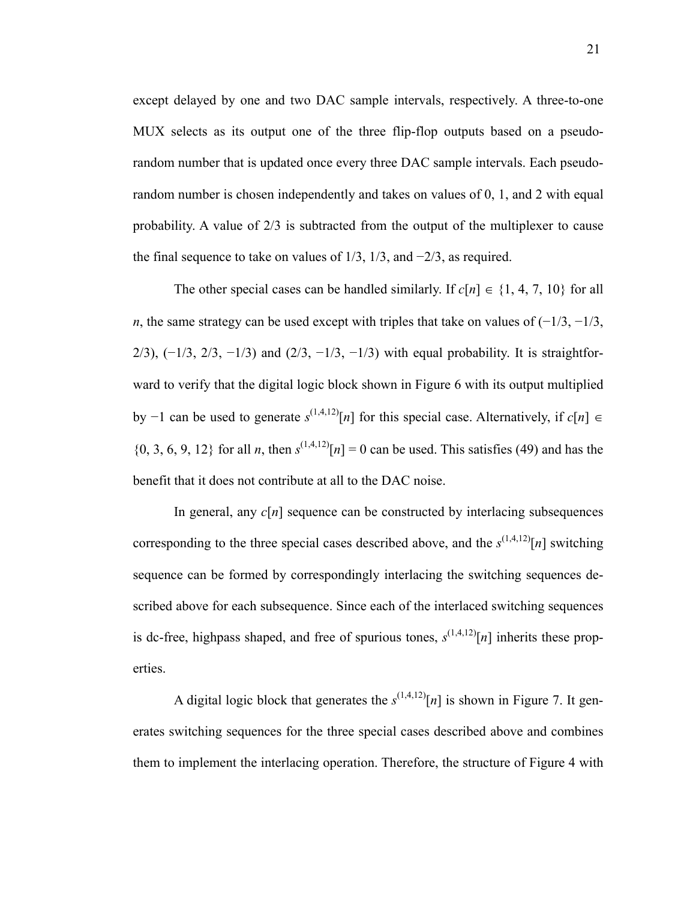except delayed by one and two DAC sample intervals, respectively. A three-to-one MUX selects as its output one of the three flip-flop outputs based on a pseudo-random number that is updated once every three DAC sample intervals. Each pseudo-random number is chosen independently and takes on values of 0, 1, and 2 with equal probability. A value of 2/3 is subtracted from the output of the multiplexer to cause the final sequence to take on values of 1/3, 1/3, and −2/3, as required.

The other special cases can be handled similarly. If $c[n] \in \{1, 4, 7, 10\}$ for all $n$, the same strategy can be used except with triples that take on values of (−1/3, −1/3, 2/3), (−1/3, 2/3, −1/3) and (2/3, −1/3, −1/3) with equal probability. It is straightforward to verify that the digital logic block shown in Figure 6 with its output multiplied by −1 can be used to generate $s^{(1,4,12)}[n]$ for this special case. Alternatively, if $c[n] \in \{0, 3, 6, 9, 12\}$ for all $n$, then $s^{(1,4,12)}[n] = 0$ can be used. This satisfies (49) and has the benefit that it does not contribute at all to the DAC noise.

In general, any $c[n]$ sequence can be constructed by interlacing subsequences corresponding to the three special cases described above, and the $s^{(1,4,12)}[n]$ switching sequence can be formed by correspondingly interlacing the switching sequences described above for each subsequence. Since each of the interlaced switching sequences is dc-free, highpass shaped, and free of spurious tones, $s^{(1,4,12)}[n]$ inherits these properties.

A digital logic block that generates the $s^{(1,4,12)}[n]$ is shown in Figure 7. It generates switching sequences for the three special cases described above and combines them to implement the interlacing operation. Therefore, the structure of Figure 4 with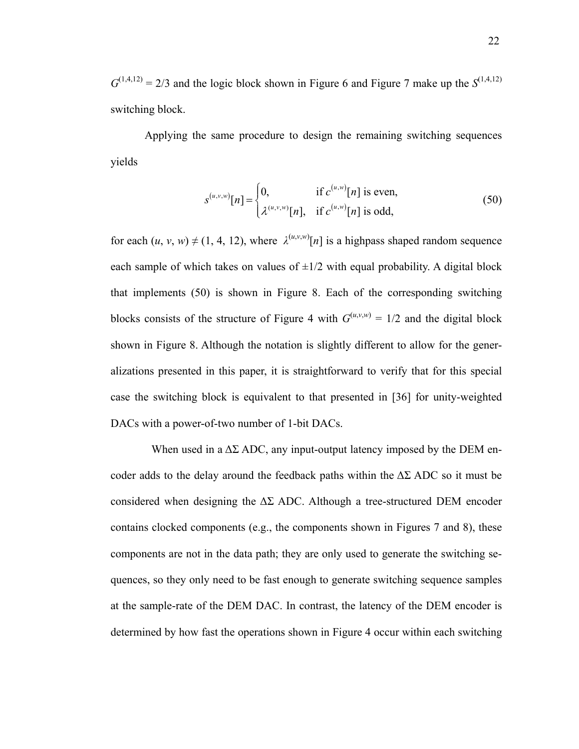$G^{(1,4,12)} = 2/3$ and the logic block shown in Figure 6 and Figure 7 make up the $S^{(1,4,12)}$ switching block.

Applying the same procedure to design the remaining switching sequences yields

$$s^{(u,v,w)}[n] = \begin{cases} 0, & \text{if } c^{(u,w)}[n] \text{ is even,} \\ \lambda^{(u,v,w)}[n], & \text{if } c^{(u,w)}[n] \text{ is odd,} \end{cases} \tag{50}$$

for each $(u, v, w) \neq (1, 4, 12)$, where $\lambda^{(u,v,w)}[n]$ is a highpass shaped random sequence each sample of which takes on values of $\pm 1/2$ with equal probability. A digital block that implements (50) is shown in Figure 8. Each of the corresponding switching blocks consists of the structure of Figure 4 with $G^{(u,v,w)} = 1/2$ and the digital block shown in Figure 8. Although the notation is slightly different to allow for the generalizations presented in this paper, it is straightforward to verify that for this special case the switching block is equivalent to that presented in [36] for unity-weighted DACs with a power-of-two number of 1-bit DACs.

When used in a ΔΣ ADC, any input-output latency imposed by the DEM encoder adds to the delay around the feedback paths within the ΔΣ ADC so it must be considered when designing the ΔΣ ADC. Although a tree-structured DEM encoder contains clocked components (e.g., the components shown in Figures 7 and 8), these components are not in the data path; they are only used to generate the switching sequences, so they only need to be fast enough to generate switching sequence samples at the sample-rate of the DEM DAC. In contrast, the latency of the DEM encoder is determined by how fast the operations shown in Figure 4 occur within each switching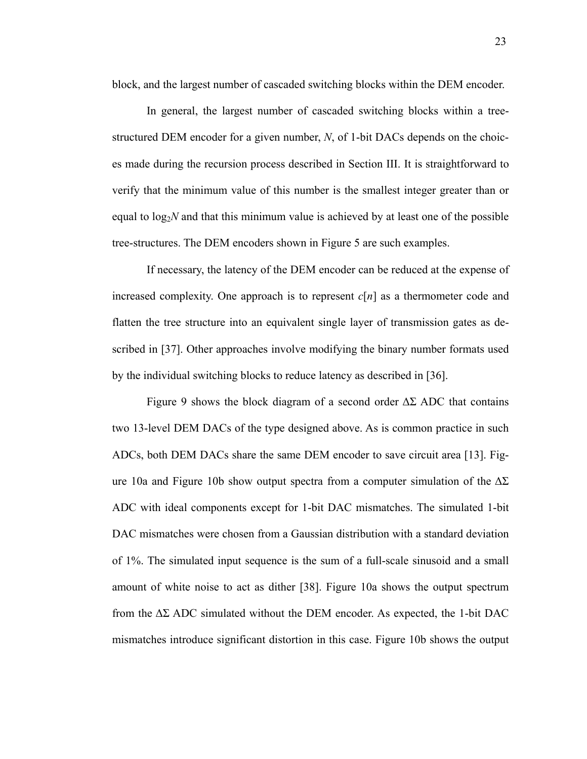block, and the largest number of cascaded switching blocks within the DEM encoder.

In general, the largest number of cascaded switching blocks within a tree-structured DEM encoder for a given number, $N$, of 1-bit DACs depends on the choices made during the recursion process described in Section III. It is straightforward to verify that the minimum value of this number is the smallest integer greater than or equal to $\log_2 N$ and that this minimum value is achieved by at least one of the possible tree-structures. The DEM encoders shown in Figure 5 are such examples.

If necessary, the latency of the DEM encoder can be reduced at the expense of increased complexity. One approach is to represent $c[n]$ as a thermometer code and flatten the tree structure into an equivalent single layer of transmission gates as described in [37]. Other approaches involve modifying the binary number formats used by the individual switching blocks to reduce latency as described in [36].

Figure 9 shows the block diagram of a second order ΔΣ ADC that contains two 13-level DEM DACs of the type designed above. As is common practice in such ADCs, both DEM DACs share the same DEM encoder to save circuit area [13]. Figure 10a and Figure 10b show output spectra from a computer simulation of the ΔΣ ADC with ideal components except for 1-bit DAC mismatches. The simulated 1-bit DAC mismatches were chosen from a Gaussian distribution with a standard deviation of 1%. The simulated input sequence is the sum of a full-scale sinusoid and a small amount of white noise to act as dither [38]. Figure 10a shows the output spectrum from the ΔΣ ADC simulated without the DEM encoder. As expected, the 1-bit DAC mismatches introduce significant distortion in this case. Figure 10b shows the output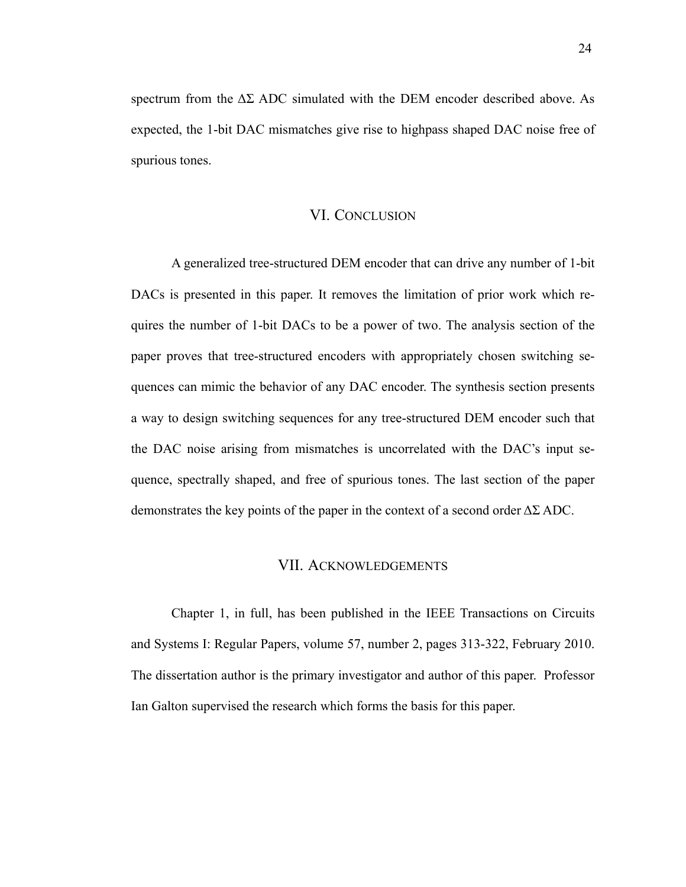spectrum from the ΔΣ ADC simulated with the DEM encoder described above. As expected, the 1-bit DAC mismatches give rise to highpass shaped DAC noise free of spurious tones.

## VI. Conclusion

A generalized tree-structured DEM encoder that can drive any number of 1-bit DACs is presented in this paper. It removes the limitation of prior work which requires the number of 1-bit DACs to be a power of two. The analysis section of the paper proves that tree-structured encoders with appropriately chosen switching sequences can mimic the behavior of any DAC encoder. The synthesis section presents a way to design switching sequences for any tree-structured DEM encoder such that the DAC noise arising from mismatches is uncorrelated with the DAC's input sequence, spectrally shaped, and free of spurious tones. The last section of the paper demonstrates the key points of the paper in the context of a second order ΔΣ ADC.

## VII. Acknowledgements

Chapter 1, in full, has been published in the IEEE Transactions on Circuits and Systems I: Regular Papers, volume 57, number 2, pages 313-322, February 2010. The dissertation author is the primary investigator and author of this paper. Professor Ian Galton supervised the research which forms the basis for this paper.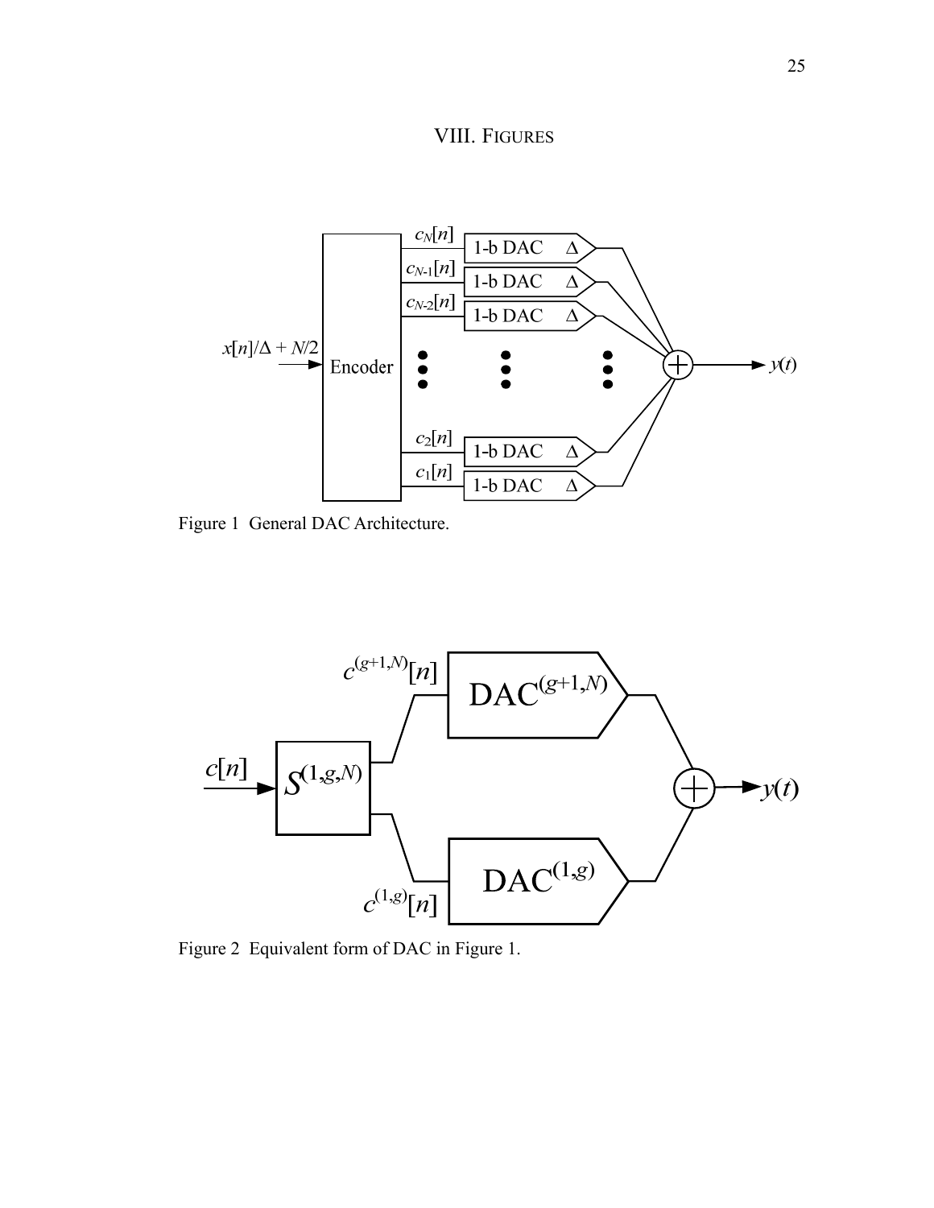# VIII. FIGURES

Figure 1 General DAC Architecture.

Figure 2 Equivalent form of DAC in Figure 1.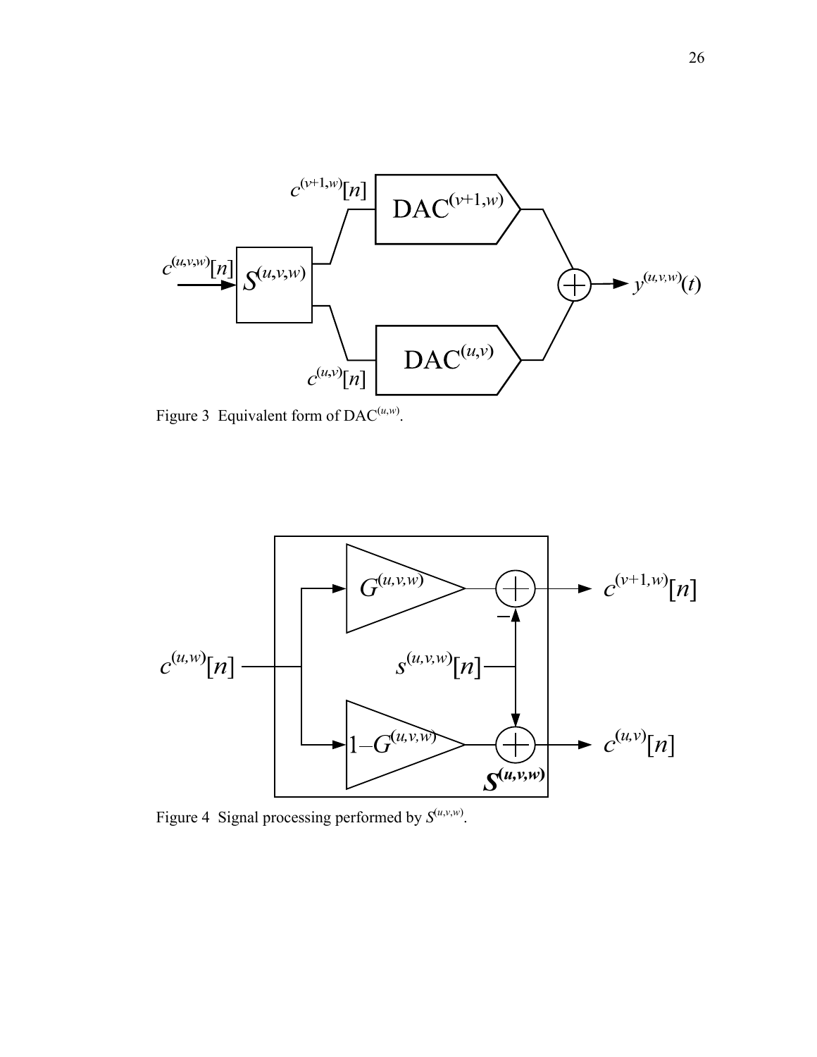Figure 3 Equivalent form of $\text{DAC}^{(u,w)}$.

Figure 4 Signal processing performed by $S^{(u,v,w)}$.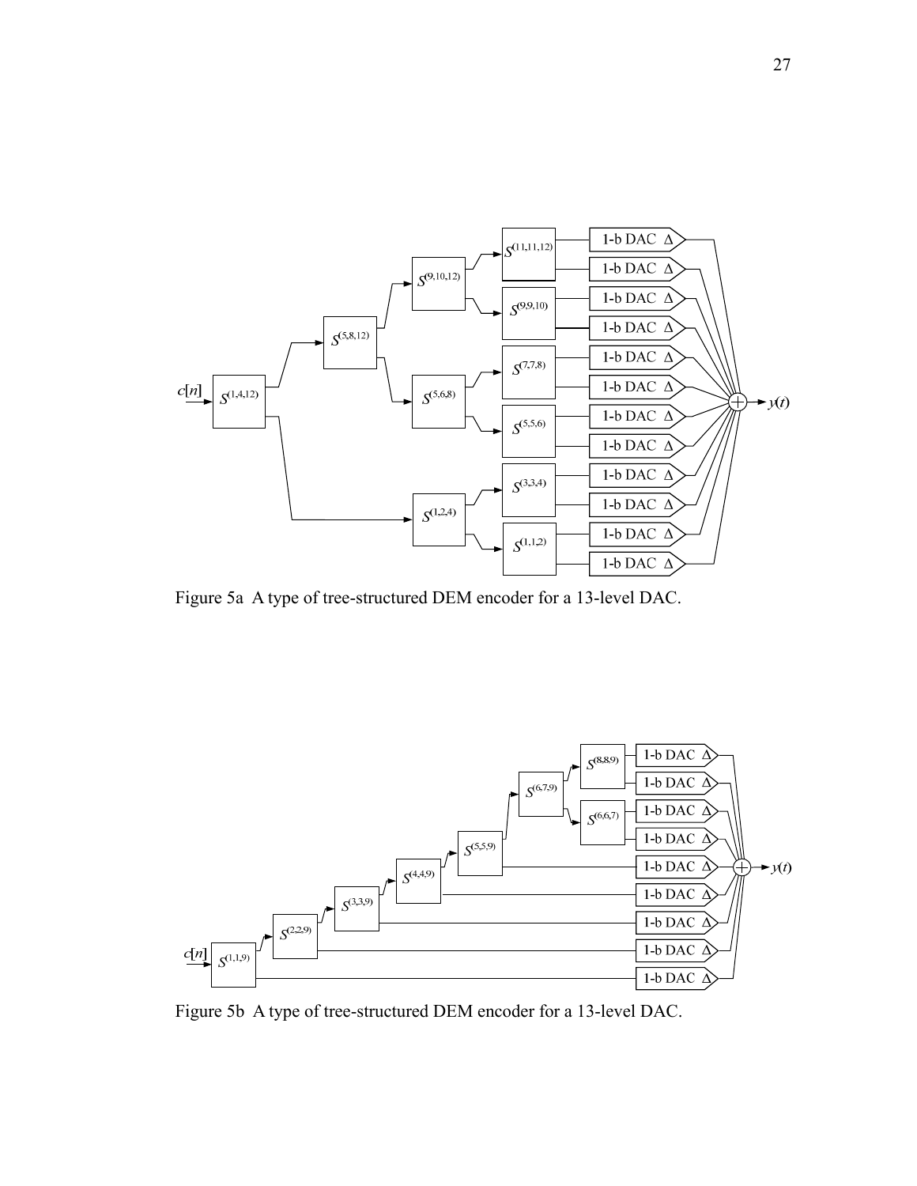Figure 5a A type of tree-structured DEM encoder for a 13-level DAC.

Figure 5b A type of tree-structured DEM encoder for a 13-level DAC.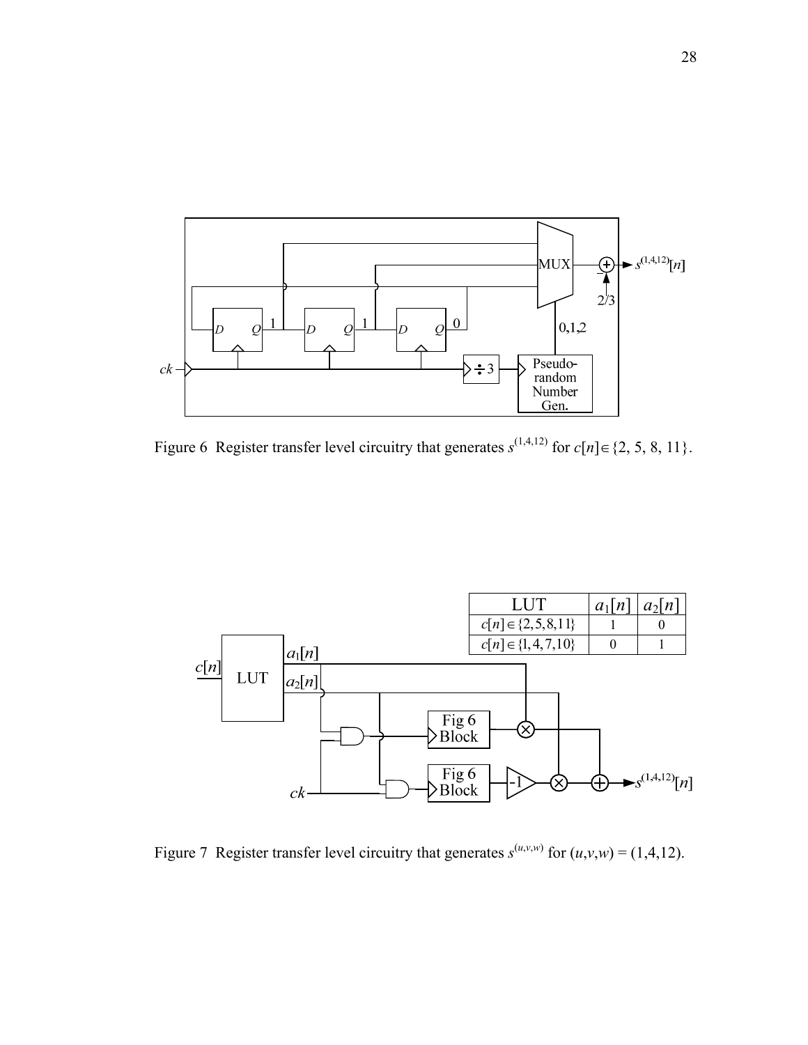Figure 6 Register transfer level circuitry that generates $s^{(1,4,12)}$ for $c[n] \in \{2, 5, 8, 11\}$.

| LUT | $a_1[n]$ | $a_2[n]$ |
| --- | --- | --- |
| $c[n] \in \{2,5,8,11\}$ | 1 | 0 |
| $c[n] \in \{1,4,7,10\}$ | 0 | 1 |

Figure 7 Register transfer level circuitry that generates $s^{(u,v,w)}$ for $(u,v,w) = (1,4,12)$.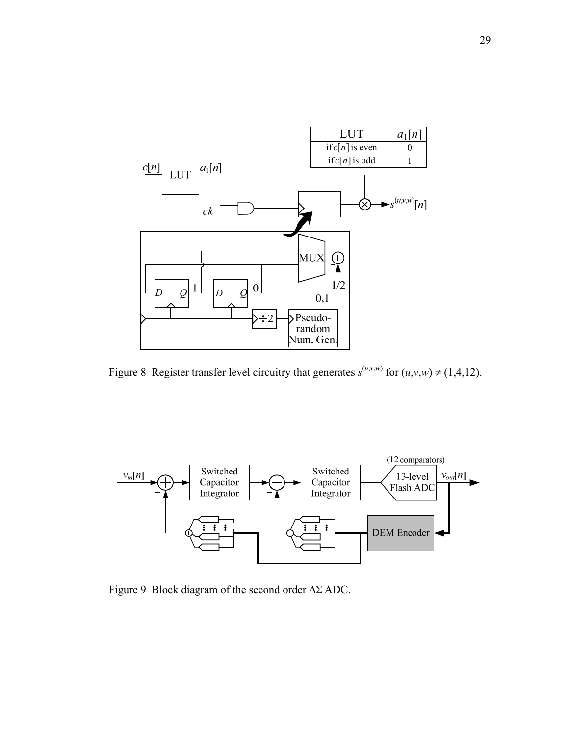| LUT | $a_1[n]$ |
| --- | --- |
| if $c[n]$ is even | 0 |
| if $c[n]$ is odd | 1 |

Figure 8 Register transfer level circuitry that generates $s^{(u,v,w)}$ for $(u,v,w) \neq (1,4,12)$.

Figure 9 Block diagram of the second order ΔΣ ADC.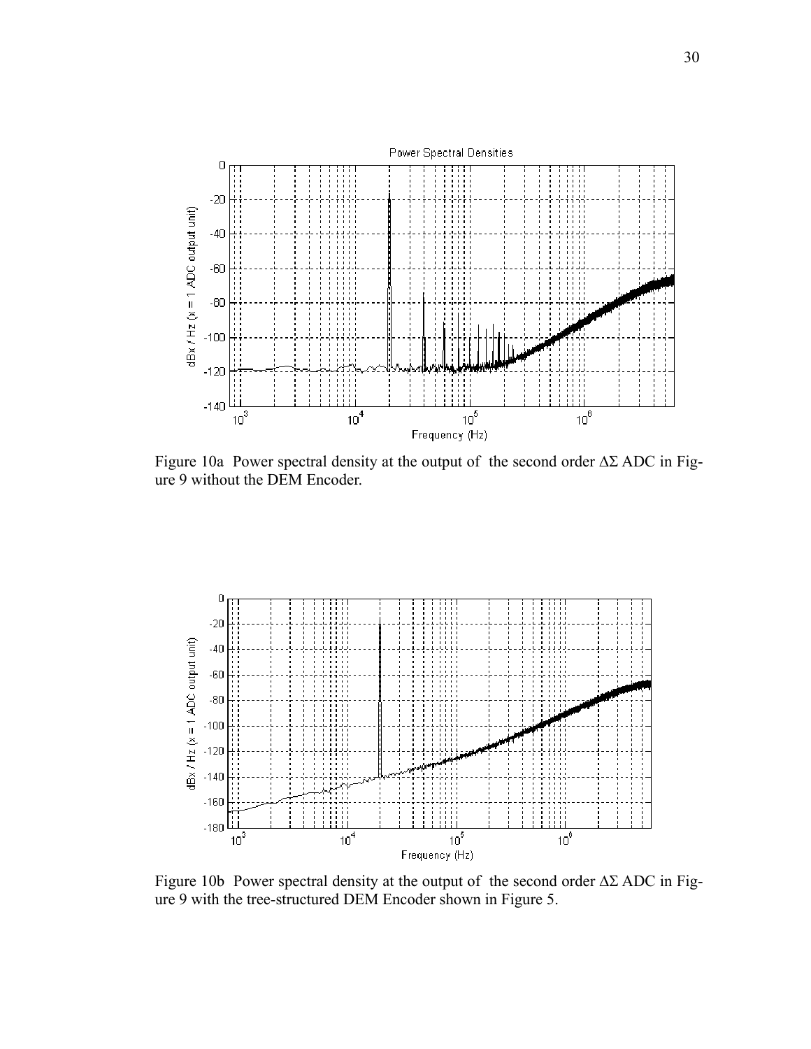Figure 10a Power spectral density at the output of the second order ΔΣ ADC in Figure 9 without the DEM Encoder.

Figure 10b Power spectral density at the output of the second order ΔΣ ADC in Figure 9 with the tree-structured DEM Encoder shown in Figure 5.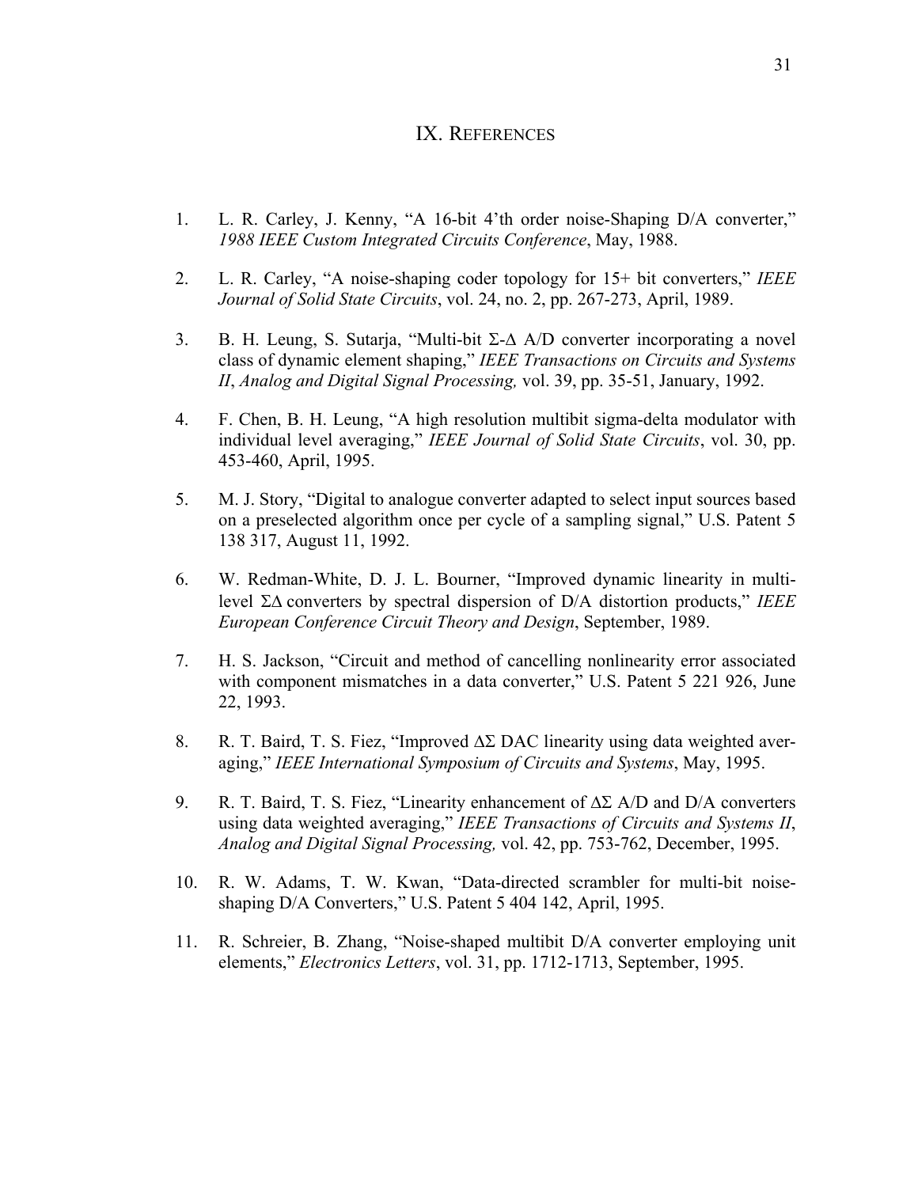# IX. References

1. L. R. Carley, J. Kenny, "A 16-bit 4'th order noise-Shaping D/A converter," *1988 IEEE Custom Integrated Circuits Conference*, May, 1988.

2. L. R. Carley, "A noise-shaping coder topology for 15+ bit converters," *IEEE Journal of Solid State Circuits*, vol. 24, no. 2, pp. 267-273, April, 1989.

3. B. H. Leung, S. Sutarja, "Multi-bit Σ-Δ A/D converter incorporating a novel class of dynamic element shaping," *IEEE Transactions on Circuits and Systems II*, *Analog and Digital Signal Processing,* vol. 39, pp. 35-51, January, 1992.

4. F. Chen, B. H. Leung, "A high resolution multibit sigma-delta modulator with individual level averaging," *IEEE Journal of Solid State Circuits*, vol. 30, pp. 453-460, April, 1995.

5. M. J. Story, "Digital to analogue converter adapted to select input sources based on a preselected algorithm once per cycle of a sampling signal," U.S. Patent 5 138 317, August 11, 1992.

6. W. Redman-White, D. J. L. Bourner, "Improved dynamic linearity in multi-level ΣΔ converters by spectral dispersion of D/A distortion products," *IEEE European Conference Circuit Theory and Design*, September, 1989.

7. H. S. Jackson, "Circuit and method of cancelling nonlinearity error associated with component mismatches in a data converter," U.S. Patent 5 221 926, June 22, 1993.

8. R. T. Baird, T. S. Fiez, "Improved ΔΣ DAC linearity using data weighted averaging," *IEEE International Symposium of Circuits and Systems*, May, 1995.

9. R. T. Baird, T. S. Fiez, "Linearity enhancement of ΔΣ A/D and D/A converters using data weighted averaging," *IEEE Transactions of Circuits and Systems II*, *Analog and Digital Signal Processing,* vol. 42, pp. 753-762, December, 1995.

10. R. W. Adams, T. W. Kwan, "Data-directed scrambler for multi-bit noise-shaping D/A Converters," U.S. Patent 5 404 142, April, 1995.

11. R. Schreier, B. Zhang, "Noise-shaped multibit D/A converter employing unit elements," *Electronics Letters*, vol. 31, pp. 1712-1713, September, 1995.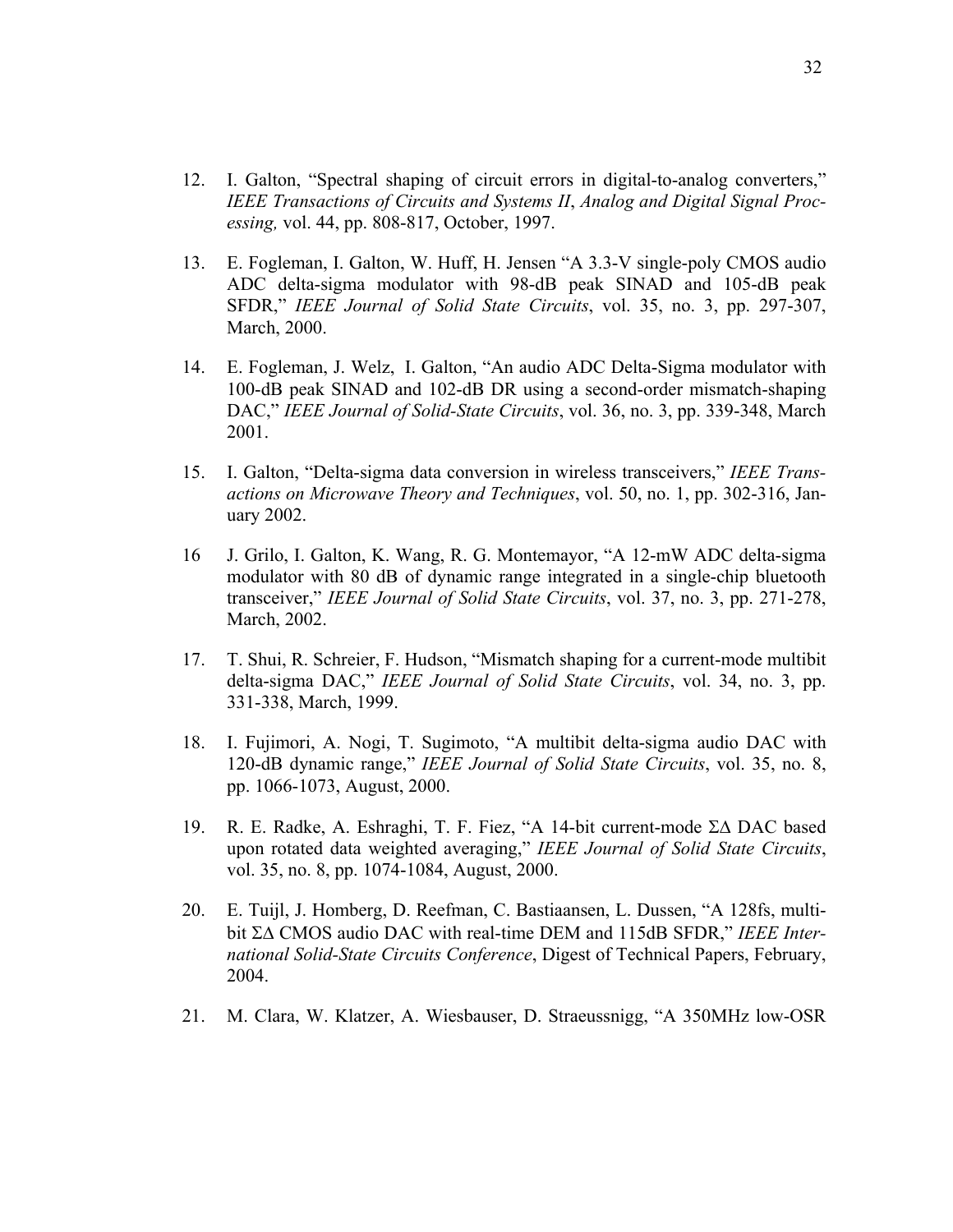12. I. Galton, “Spectral shaping of circuit errors in digital-to-analog converters,” *IEEE Transactions of Circuits and Systems II*, *Analog and Digital Signal Processing,* vol. 44, pp. 808-817, October, 1997.

13. E. Fogleman, I. Galton, W. Huff, H. Jensen “A 3.3-V single-poly CMOS audio ADC delta-sigma modulator with 98-dB peak SINAD and 105-dB peak SFDR,” *IEEE Journal of Solid State Circuits*, vol. 35, no. 3, pp. 297-307, March, 2000.

14. E. Fogleman, J. Welz, I. Galton, “An audio ADC Delta-Sigma modulator with 100-dB peak SINAD and 102-dB DR using a second-order mismatch-shaping DAC,” *IEEE Journal of Solid-State Circuits*, vol. 36, no. 3, pp. 339-348, March 2001.

15. I. Galton, “Delta-sigma data conversion in wireless transceivers,” *IEEE Transactions on Microwave Theory and Techniques*, vol. 50, no. 1, pp. 302-316, January 2002.

16 J. Grilo, I. Galton, K. Wang, R. G. Montemayor, “A 12-mW ADC delta-sigma modulator with 80 dB of dynamic range integrated in a single-chip bluetooth transceiver,” *IEEE Journal of Solid State Circuits*, vol. 37, no. 3, pp. 271-278, March, 2002.

17. T. Shui, R. Schreier, F. Hudson, “Mismatch shaping for a current-mode multibit delta-sigma DAC,” *IEEE Journal of Solid State Circuits*, vol. 34, no. 3, pp. 331-338, March, 1999.

18. I. Fujimori, A. Nogi, T. Sugimoto, “A multibit delta-sigma audio DAC with 120-dB dynamic range,” *IEEE Journal of Solid State Circuits*, vol. 35, no. 8, pp. 1066-1073, August, 2000.

19. R. E. Radke, A. Eshraghi, T. F. Fiez, “A 14-bit current-mode ΣΔ DAC based upon rotated data weighted averaging,” *IEEE Journal of Solid State Circuits*, vol. 35, no. 8, pp. 1074-1084, August, 2000.

20. E. Tuijl, J. Homberg, D. Reefman, C. Bastiaansen, L. Dussen, “A 128fs, multi-bit ΣΔ CMOS audio DAC with real-time DEM and 115dB SFDR,” *IEEE International Solid-State Circuits Conference*, Digest of Technical Papers, February, 2004.

21. M. Clara, W. Klatzer, A. Wiesbauser, D. Straeussnigg, “A 350MHz low-OSR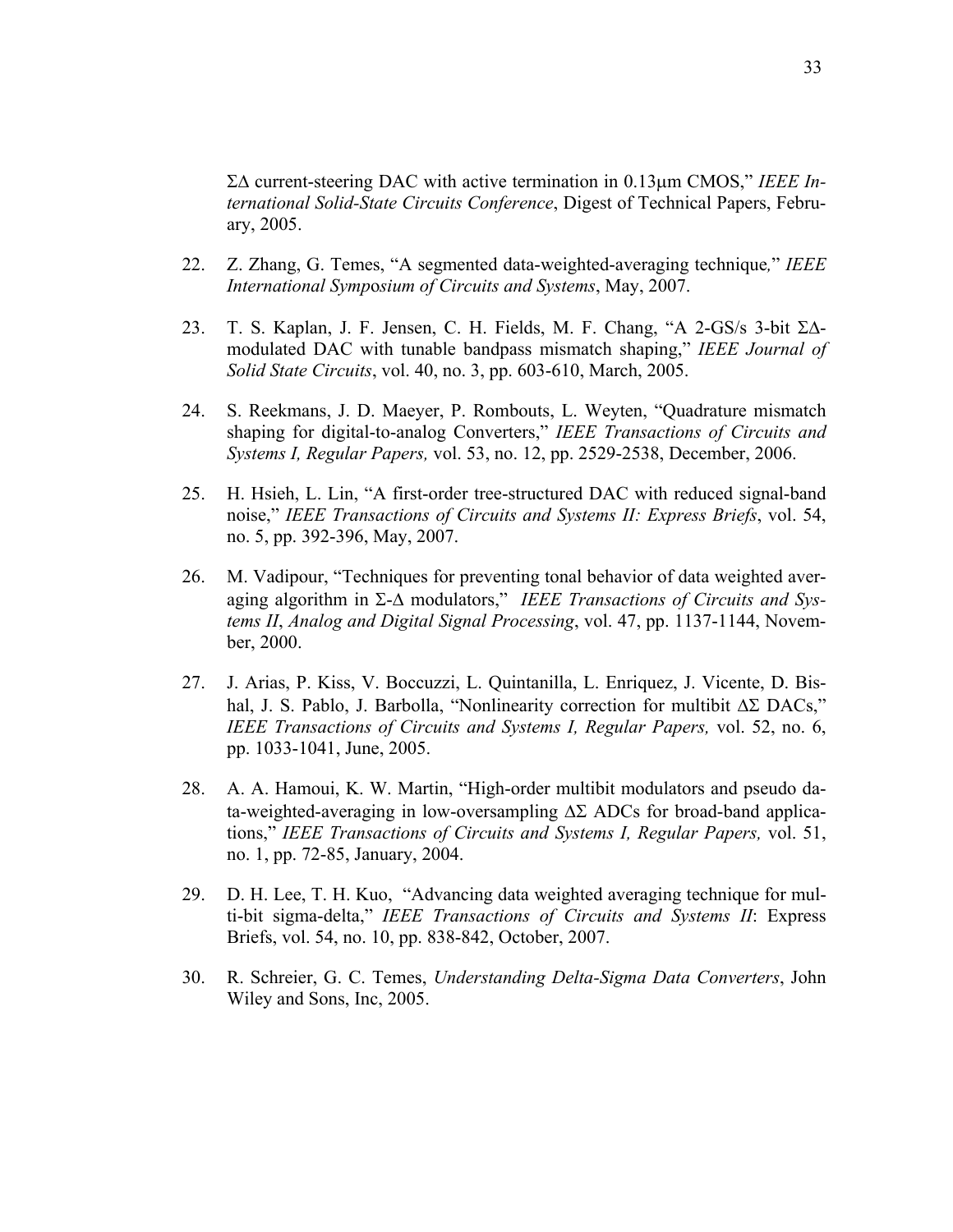ΣΔ current-steering DAC with active termination in 0.13μm CMOS," *IEEE International Solid-State Circuits Conference*, Digest of Technical Papers, February, 2005.

22. Z. Zhang, G. Temes, "A segmented data-weighted-averaging technique*,*" *IEEE International Symposium of Circuits and Systems*, May, 2007.

23. T. S. Kaplan, J. F. Jensen, C. H. Fields, M. F. Chang, "A 2-GS/s 3-bit ΣΔ-modulated DAC with tunable bandpass mismatch shaping," *IEEE Journal of Solid State Circuits*, vol. 40, no. 3, pp. 603-610, March, 2005.

24. S. Reekmans, J. D. Maeyer, P. Rombouts, L. Weyten, "Quadrature mismatch shaping for digital-to-analog Converters," *IEEE Transactions of Circuits and Systems I, Regular Papers,* vol. 53, no. 12, pp. 2529-2538, December, 2006.

25. H. Hsieh, L. Lin, "A first-order tree-structured DAC with reduced signal-band noise," *IEEE Transactions of Circuits and Systems II: Express Briefs*, vol. 54, no. 5, pp. 392-396, May, 2007.

26. M. Vadipour, "Techniques for preventing tonal behavior of data weighted averaging algorithm in Σ-Δ modulators," *IEEE Transactions of Circuits and Systems II*, *Analog and Digital Signal Processing*, vol. 47, pp. 1137-1144, November, 2000.

27. J. Arias, P. Kiss, V. Boccuzzi, L. Quintanilla, L. Enriquez, J. Vicente, D. Bishal, J. S. Pablo, J. Barbolla, "Nonlinearity correction for multibit ΔΣ DACs," *IEEE Transactions of Circuits and Systems I, Regular Papers,* vol. 52, no. 6, pp. 1033-1041, June, 2005.

28. A. A. Hamoui, K. W. Martin, "High-order multibit modulators and pseudo data-weighted-averaging in low-oversampling ΔΣ ADCs for broad-band applications," *IEEE Transactions of Circuits and Systems I, Regular Papers,* vol. 51, no. 1, pp. 72-85, January, 2004.

29. D. H. Lee, T. H. Kuo, "Advancing data weighted averaging technique for multi-bit sigma-delta," *IEEE Transactions of Circuits and Systems II*: Express Briefs, vol. 54, no. 10, pp. 838-842, October, 2007.

30. R. Schreier, G. C. Temes, *Understanding Delta-Sigma Data Converters*, John Wiley and Sons, Inc, 2005.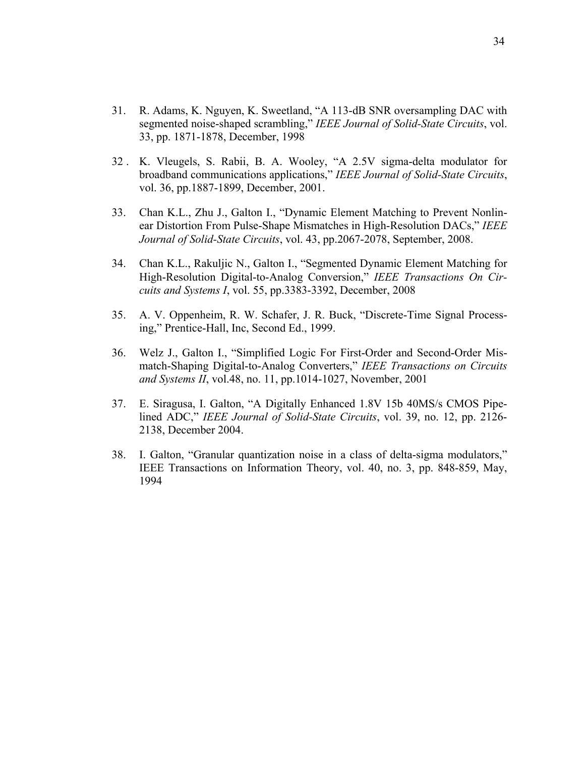31. R. Adams, K. Nguyen, K. Sweetland, "A 113-dB SNR oversampling DAC with segmented noise-shaped scrambling," *IEEE Journal of Solid-State Circuits*, vol. 33, pp. 1871-1878, December, 1998

32 . K. Vleugels, S. Rabii, B. A. Wooley, "A 2.5V sigma-delta modulator for broadband communications applications," *IEEE Journal of Solid-State Circuits*, vol. 36, pp.1887-1899, December, 2001.

33. Chan K.L., Zhu J., Galton I., "Dynamic Element Matching to Prevent Nonlinear Distortion From Pulse-Shape Mismatches in High-Resolution DACs," *IEEE Journal of Solid-State Circuits*, vol. 43, pp.2067-2078, September, 2008.

34. Chan K.L., Rakuljic N., Galton I., "Segmented Dynamic Element Matching for High-Resolution Digital-to-Analog Conversion," *IEEE Transactions On Circuits and Systems I*, vol. 55, pp.3383-3392, December, 2008

35. A. V. Oppenheim, R. W. Schafer, J. R. Buck, "Discrete-Time Signal Processing," Prentice-Hall, Inc, Second Ed., 1999.

36. Welz J., Galton I., "Simplified Logic For First-Order and Second-Order Mismatch-Shaping Digital-to-Analog Converters," *IEEE Transactions on Circuits and Systems II*, vol.48, no. 11, pp.1014-1027, November, 2001

37. E. Siragusa, I. Galton, "A Digitally Enhanced 1.8V 15b 40MS/s CMOS Pipelined ADC," *IEEE Journal of Solid-State Circuits*, vol. 39, no. 12, pp. 2126-2138, December 2004.

38. I. Galton, "Granular quantization noise in a class of delta-sigma modulators," IEEE Transactions on Information Theory, vol. 40, no. 3, pp. 848-859, May, 1994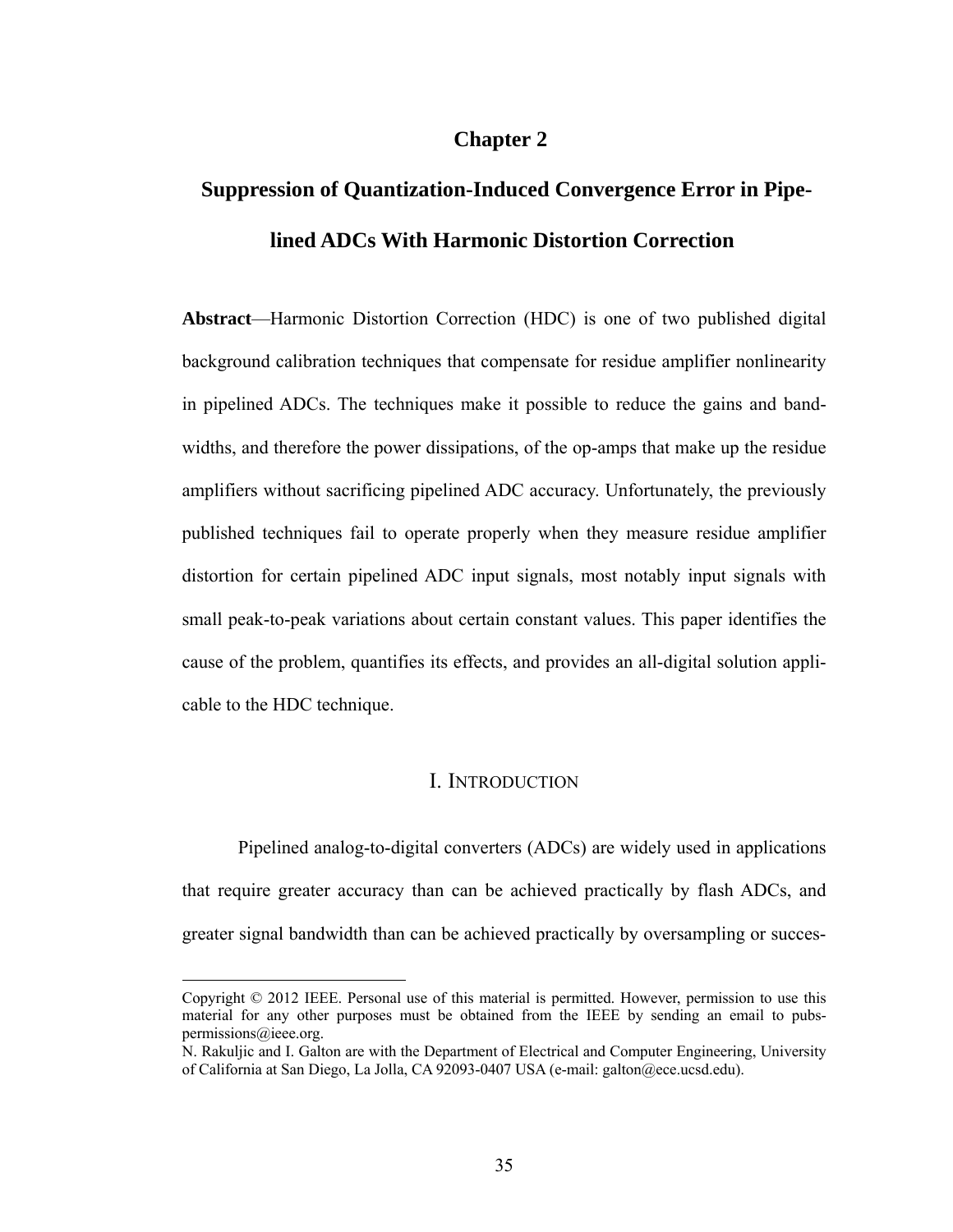# Chapter 2

# Suppression of Quantization-Induced Convergence Error in Pipelined ADCs With Harmonic Distortion Correction

**Abstract**—Harmonic Distortion Correction (HDC) is one of two published digital background calibration techniques that compensate for residue amplifier nonlinearity in pipelined ADCs. The techniques make it possible to reduce the gains and bandwidths, and therefore the power dissipations, of the op-amps that make up the residue amplifiers without sacrificing pipelined ADC accuracy. Unfortunately, the previously published techniques fail to operate properly when they measure residue amplifier distortion for certain pipelined ADC input signals, most notably input signals with small peak-to-peak variations about certain constant values. This paper identifies the cause of the problem, quantifies its effects, and provides an all-digital solution applicable to the HDC technique.

## I. Introduction

Pipelined analog-to-digital converters (ADCs) are widely used in applications that require greater accuracy than can be achieved practically by flash ADCs, and greater signal bandwidth than can be achieved practically by oversampling or succes-

---

Copyright © 2012 IEEE. Personal use of this material is permitted. However, permission to use this material for any other purposes must be obtained from the IEEE by sending an email to pubs-permissions@ieee.org.

N. Rakuljic and I. Galton are with the Department of Electrical and Computer Engineering, University of California at San Diego, La Jolla, CA 92093-0407 USA (e-mail: galton@ece.ucsd.edu).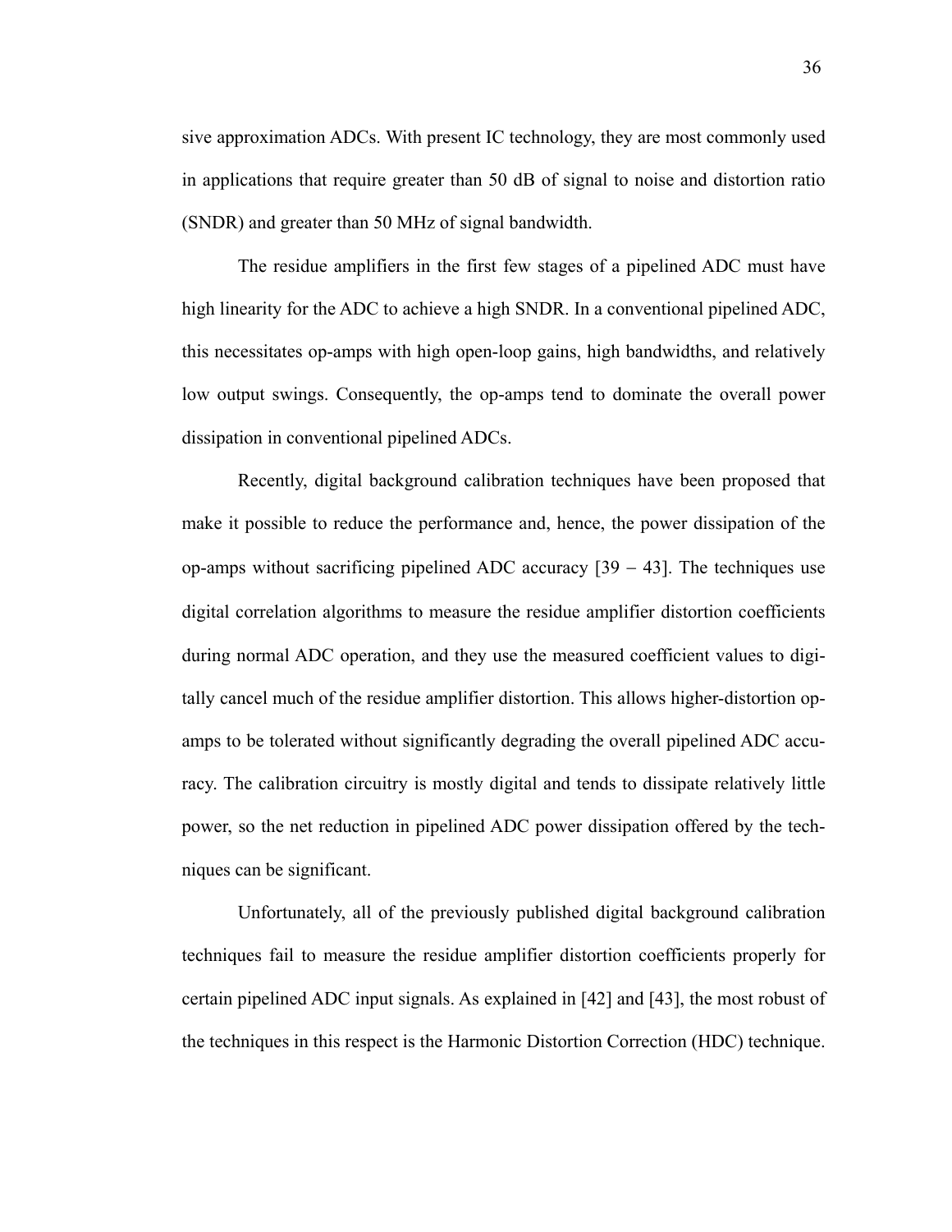sive approximation ADCs. With present IC technology, they are most commonly used in applications that require greater than 50 dB of signal to noise and distortion ratio (SNDR) and greater than 50 MHz of signal bandwidth.

The residue amplifiers in the first few stages of a pipelined ADC must have high linearity for the ADC to achieve a high SNDR. In a conventional pipelined ADC, this necessitates op-amps with high open-loop gains, high bandwidths, and relatively low output swings. Consequently, the op-amps tend to dominate the overall power dissipation in conventional pipelined ADCs.

Recently, digital background calibration techniques have been proposed that make it possible to reduce the performance and, hence, the power dissipation of the op-amps without sacrificing pipelined ADC accuracy [39 − 43]. The techniques use digital correlation algorithms to measure the residue amplifier distortion coefficients during normal ADC operation, and they use the measured coefficient values to digitally cancel much of the residue amplifier distortion. This allows higher-distortion op-amps to be tolerated without significantly degrading the overall pipelined ADC accuracy. The calibration circuitry is mostly digital and tends to dissipate relatively little power, so the net reduction in pipelined ADC power dissipation offered by the techniques can be significant.

Unfortunately, all of the previously published digital background calibration techniques fail to measure the residue amplifier distortion coefficients properly for certain pipelined ADC input signals. As explained in [42] and [43], the most robust of the techniques in this respect is the Harmonic Distortion Correction (HDC) technique.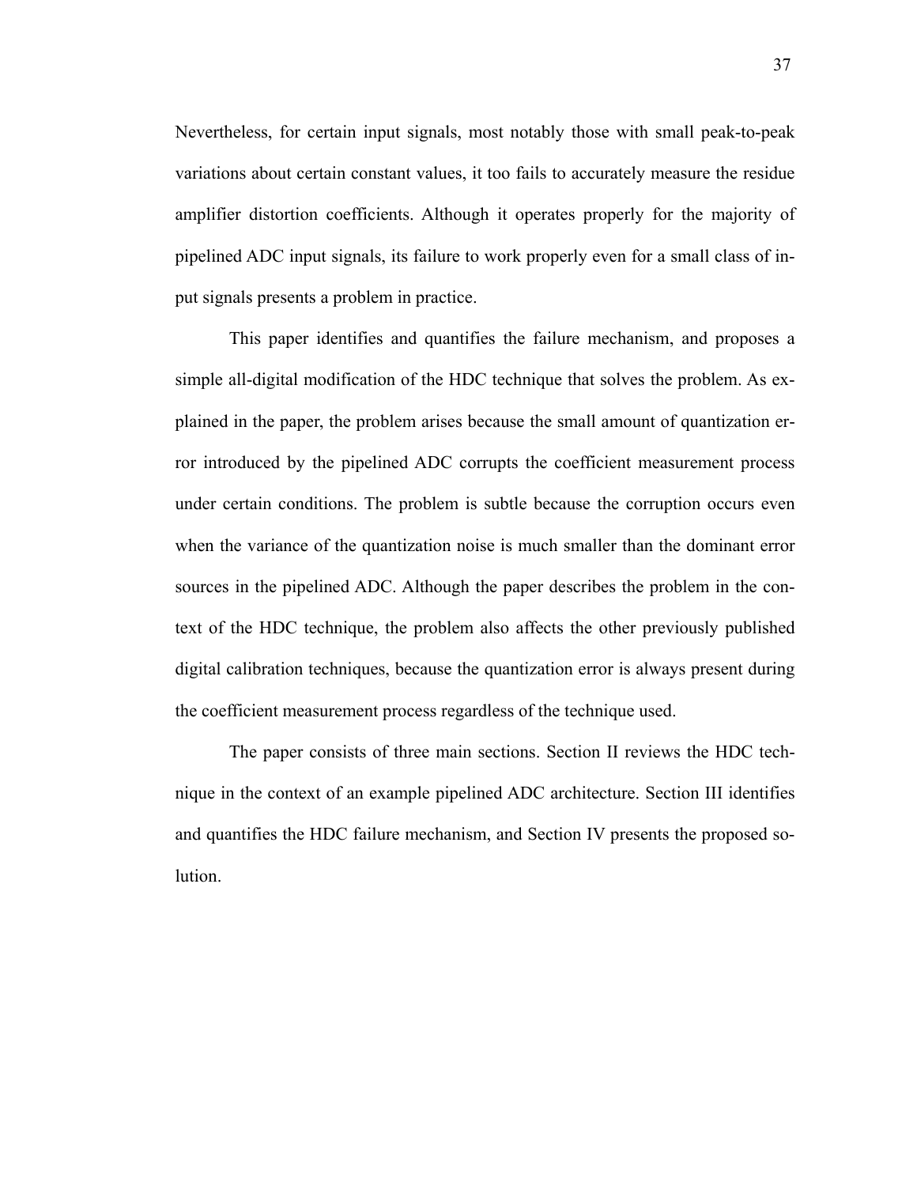Nevertheless, for certain input signals, most notably those with small peak-to-peak variations about certain constant values, it too fails to accurately measure the residue amplifier distortion coefficients. Although it operates properly for the majority of pipelined ADC input signals, its failure to work properly even for a small class of input signals presents a problem in practice.

This paper identifies and quantifies the failure mechanism, and proposes a simple all-digital modification of the HDC technique that solves the problem. As explained in the paper, the problem arises because the small amount of quantization error introduced by the pipelined ADC corrupts the coefficient measurement process under certain conditions. The problem is subtle because the corruption occurs even when the variance of the quantization noise is much smaller than the dominant error sources in the pipelined ADC. Although the paper describes the problem in the context of the HDC technique, the problem also affects the other previously published digital calibration techniques, because the quantization error is always present during the coefficient measurement process regardless of the technique used.

The paper consists of three main sections. Section II reviews the HDC technique in the context of an example pipelined ADC architecture. Section III identifies and quantifies the HDC failure mechanism, and Section IV presents the proposed solution.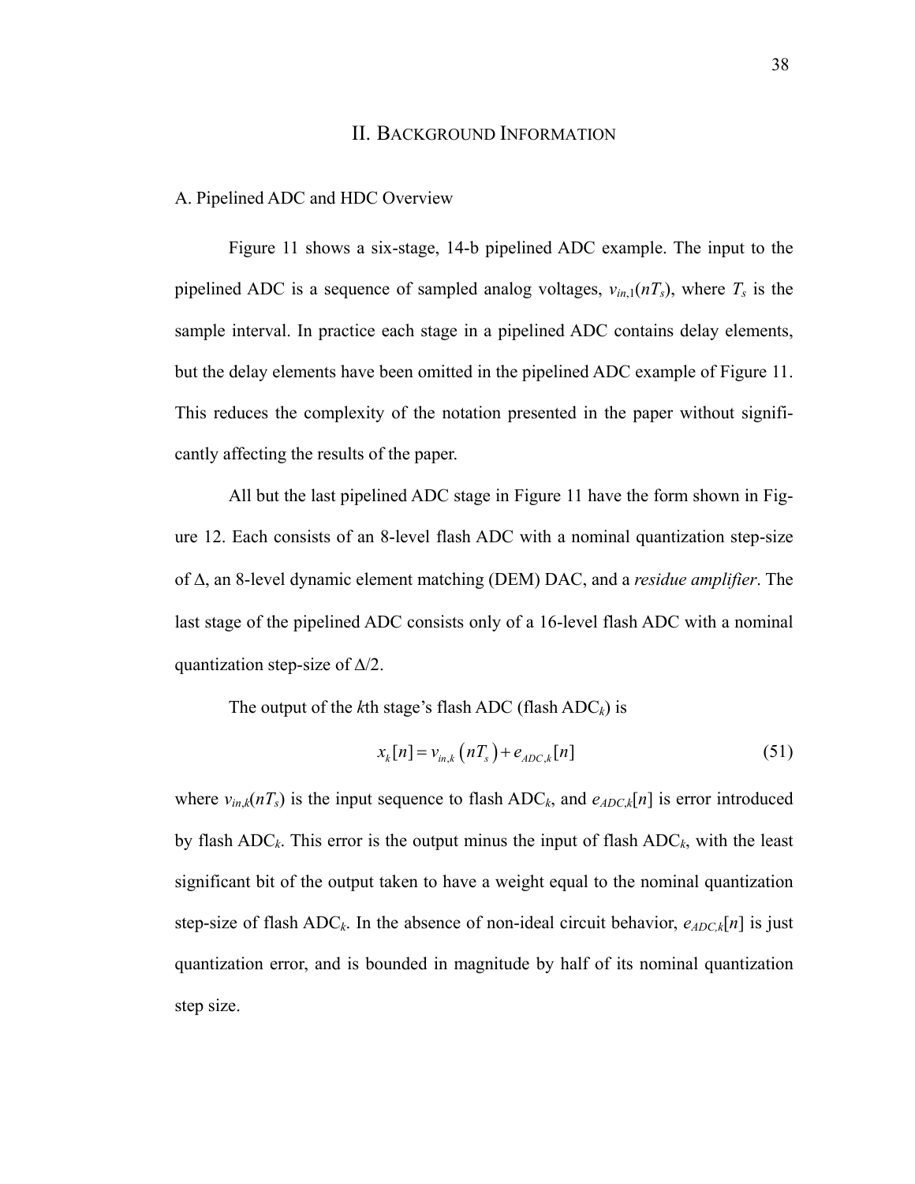# II. Background Information

## A. Pipelined ADC and HDC Overview

Figure 11 shows a six-stage, 14-b pipelined ADC example. The input to the pipelined ADC is a sequence of sampled analog voltages, $v_{in,1}(nT_s)$, where $T_s$ is the sample interval. In practice each stage in a pipelined ADC contains delay elements, but the delay elements have been omitted in the pipelined ADC example of Figure 11. This reduces the complexity of the notation presented in the paper without significantly affecting the results of the paper.

All but the last pipelined ADC stage in Figure 11 have the form shown in Figure 12. Each consists of an 8-level flash ADC with a nominal quantization step-size of $\Delta$, an 8-level dynamic element matching (DEM) DAC, and a *residue amplifier*. The last stage of the pipelined ADC consists only of a 16-level flash ADC with a nominal quantization step-size of $\Delta/2$.

The output of the $k$th stage's flash ADC (flash ADC$_k$) is

$$x_k[n] = v_{in,k}\left(nT_s\right) + e_{ADC,k}[n] \tag{51}$$

where $v_{in,k}(nT_s)$ is the input sequence to flash ADC$_k$, and $e_{ADC,k}[n]$ is error introduced by flash ADC$_k$. This error is the output minus the input of flash ADC$_k$, with the least significant bit of the output taken to have a weight equal to the nominal quantization step-size of flash ADC$_k$. In the absence of non-ideal circuit behavior, $e_{ADC,k}[n]$ is just quantization error, and is bounded in magnitude by half of its nominal quantization step size.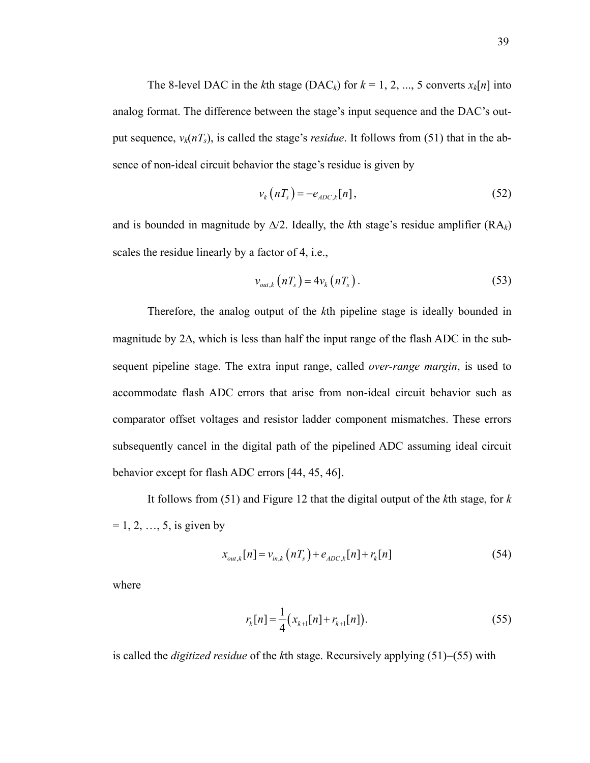The 8-level DAC in the $k$th stage (DAC$_k$) for $k$ = 1, 2, ..., 5 converts $x_k[n]$ into analog format. The difference between the stage's input sequence and the DAC's output sequence, $v_k(nT_s)$, is called the stage's *residue*. It follows from (51) that in the absence of non-ideal circuit behavior the stage's residue is given by

$$v_k\left(nT_s\right) = -e_{ADC,k}[n], \tag{52}$$

and is bounded in magnitude by Δ/2. Ideally, the $k$th stage's residue amplifier (RA$_k$) scales the residue linearly by a factor of 4, i.e.,

$$v_{out,k}\left(nT_s\right) = 4v_k\left(nT_s\right). \tag{53}$$

Therefore, the analog output of the $k$th pipeline stage is ideally bounded in magnitude by 2Δ, which is less than half the input range of the flash ADC in the subsequent pipeline stage. The extra input range, called *over-range margin*, is used to accommodate flash ADC errors that arise from non-ideal circuit behavior such as comparator offset voltages and resistor ladder component mismatches. These errors subsequently cancel in the digital path of the pipelined ADC assuming ideal circuit behavior except for flash ADC errors [44, 45, 46].

It follows from (51) and Figure 12 that the digital output of the $k$th stage, for $k$ = 1, 2, …, 5, is given by

$$x_{out,k}[n] = v_{in,k}\left(nT_s\right) + e_{ADC,k}[n] + r_k[n] \tag{54}$$

where

$$r_k[n] = \frac{1}{4}\left(x_{k+1}[n] + r_{k+1}[n]\right). \tag{55}$$

is called the *digitized residue* of the $k$th stage. Recursively applying (51)–(55) with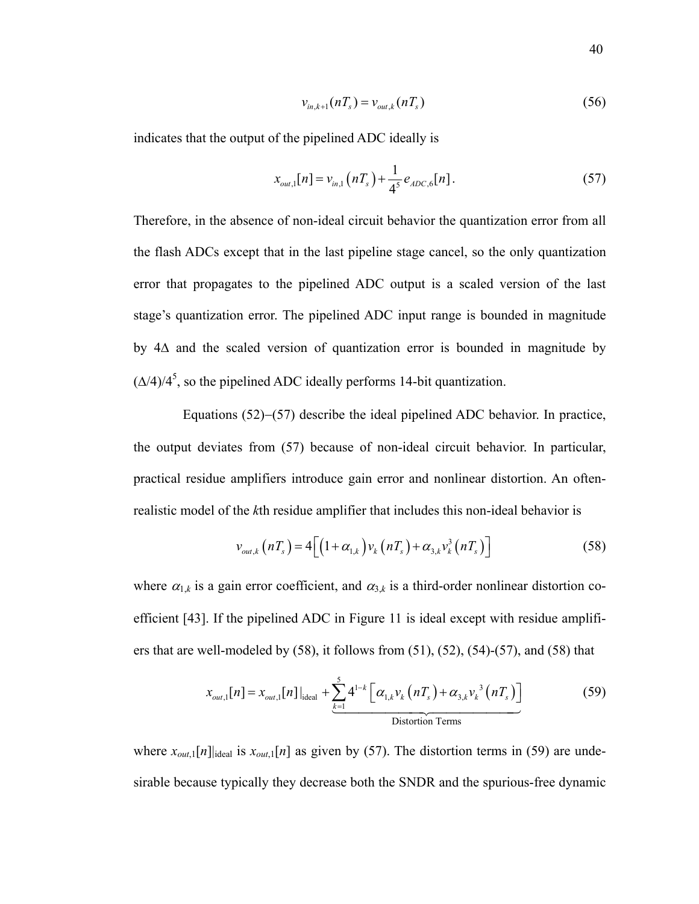$$v_{in,k+1}(nT_s) = v_{out,k}(nT_s) \tag{56}$$

indicates that the output of the pipelined ADC ideally is

$$x_{out,1}[n] = v_{in,1}\left(nT_s\right) + \frac{1}{4^5} e_{ADC,6}[n]. \tag{57}$$

Therefore, in the absence of non-ideal circuit behavior the quantization error from all the flash ADCs except that in the last pipeline stage cancel, so the only quantization error that propagates to the pipelined ADC output is a scaled version of the last stage's quantization error. The pipelined ADC input range is bounded in magnitude by $4\Delta$ and the scaled version of quantization error is bounded in magnitude by $(\Delta/4)/4^5$, so the pipelined ADC ideally performs 14-bit quantization.

Equations (52)–(57) describe the ideal pipelined ADC behavior. In practice, the output deviates from (57) because of non-ideal circuit behavior. In particular, practical residue amplifiers introduce gain error and nonlinear distortion. An often-realistic model of the *k*th residue amplifier that includes this non-ideal behavior is

$$v_{out,k}\left(nT_s\right) = 4\left[\left(1+\alpha_{1,k}\right)v_k\left(nT_s\right) + \alpha_{3,k}v_k^3\left(nT_s\right)\right] \tag{58}$$

where $\alpha_{1,k}$ is a gain error coefficient, and $\alpha_{3,k}$ is a third-order nonlinear distortion coefficient [43]. If the pipelined ADC in Figure 11 is ideal except with residue amplifiers that are well-modeled by (58), it follows from (51), (52), (54)-(57), and (58) that

$$x_{out,1}[n] = x_{out,1}[n]\big|_{\text{ideal}} + \underbrace{\sum_{k=1}^{5} 4^{1-k}\left[\alpha_{1,k}v_k\left(nT_s\right) + \alpha_{3,k}v_k^{\,3}\left(nT_s\right)\right]}_{\text{Distortion Terms}} \tag{59}$$

where $x_{out,1}[n]|_{\text{ideal}}$ is $x_{out,1}[n]$ as given by (57). The distortion terms in (59) are undesirable because typically they decrease both the SNDR and the spurious-free dynamic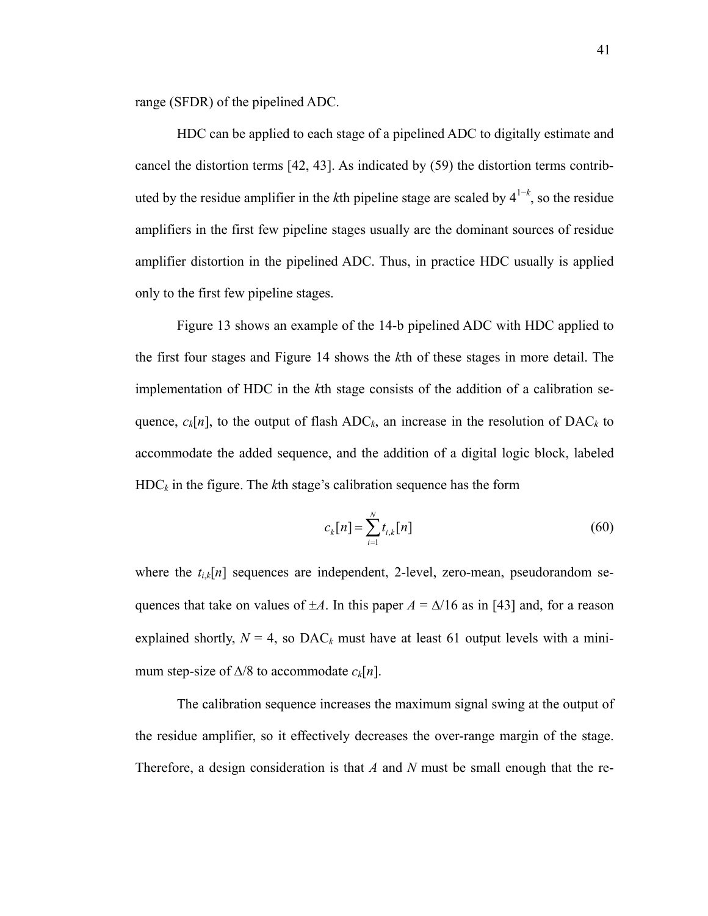range (SFDR) of the pipelined ADC.

HDC can be applied to each stage of a pipelined ADC to digitally estimate and cancel the distortion terms [42, 43]. As indicated by (59) the distortion terms contributed by the residue amplifier in the $k$th pipeline stage are scaled by $4^{1-k}$, so the residue amplifiers in the first few pipeline stages usually are the dominant sources of residue amplifier distortion in the pipelined ADC. Thus, in practice HDC usually is applied only to the first few pipeline stages.

Figure 13 shows an example of the 14-b pipelined ADC with HDC applied to the first four stages and Figure 14 shows the $k$th of these stages in more detail. The implementation of HDC in the $k$th stage consists of the addition of a calibration sequence, $c_k[n]$, to the output of flash ADC$_k$, an increase in the resolution of DAC$_k$ to accommodate the added sequence, and the addition of a digital logic block, labeled HDC$_k$ in the figure. The $k$th stage's calibration sequence has the form

$$c_k[n] = \sum_{i=1}^{N} t_{i,k}[n] \tag{60}$$

where the $t_{i,k}[n]$ sequences are independent, 2-level, zero-mean, pseudorandom sequences that take on values of $\pm A$. In this paper $A = \Delta/16$ as in [43] and, for a reason explained shortly, $N = 4$, so DAC$_k$ must have at least 61 output levels with a minimum step-size of $\Delta/8$ to accommodate $c_k[n]$.

The calibration sequence increases the maximum signal swing at the output of the residue amplifier, so it effectively decreases the over-range margin of the stage. Therefore, a design consideration is that $A$ and $N$ must be small enough that the re-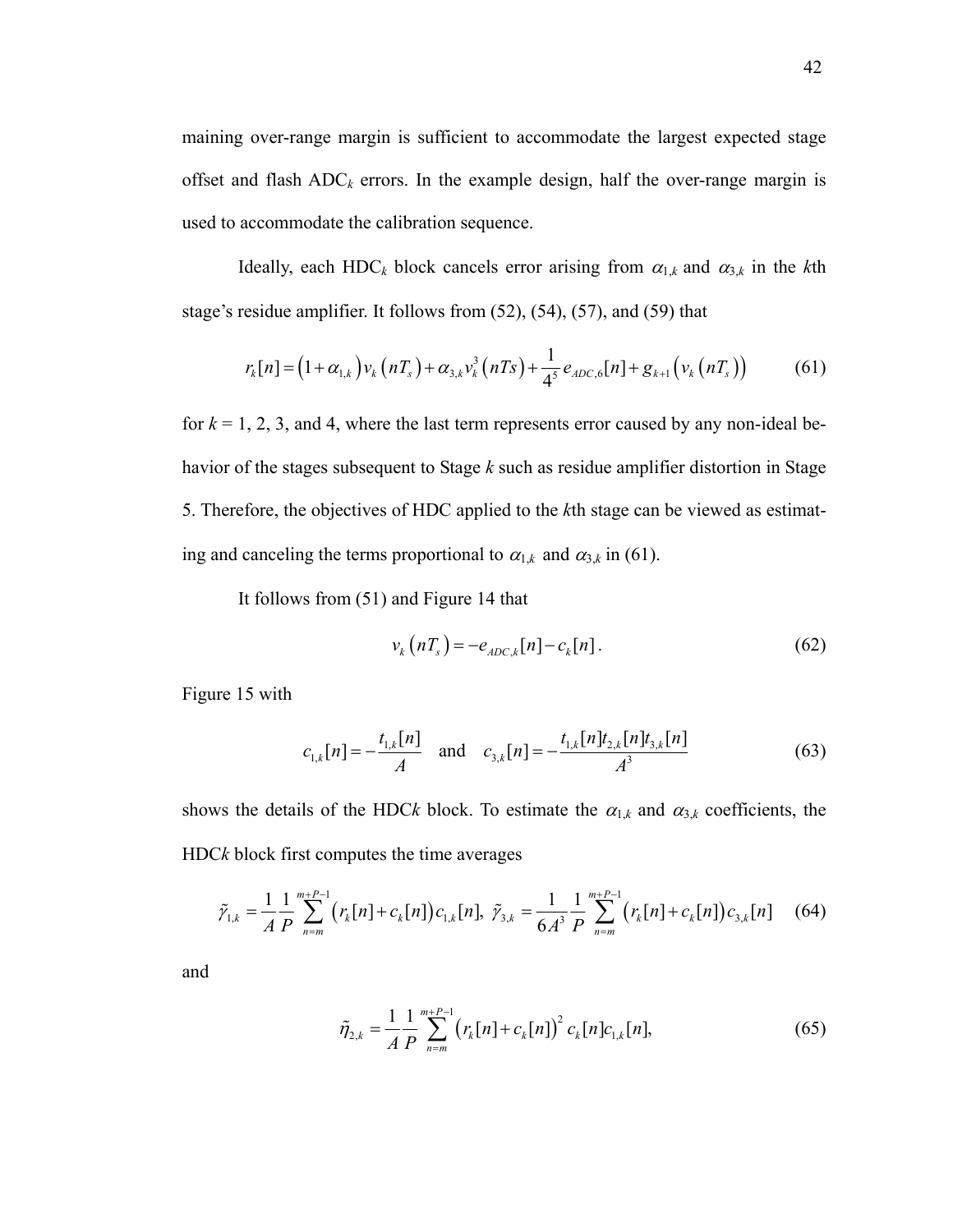maining over-range margin is sufficient to accommodate the largest expected stage offset and flash ADC$_k$ errors. In the example design, half the over-range margin is used to accommodate the calibration sequence.

Ideally, each HDC$_k$ block cancels error arising from $\alpha_{1,k}$ and $\alpha_{3,k}$ in the $k$th stage's residue amplifier. It follows from (52), (54), (57), and (59) that

$$r_k[n] = \left(1+\alpha_{1,k}\right) v_k\left(nT_s\right) + \alpha_{3,k} v_k^3\left(nTs\right) + \frac{1}{4^5} e_{ADC,6}[n] + g_{k+1}\left(v_k\left(nT_s\right)\right) \tag{61}$$

for $k$ = 1, 2, 3, and 4, where the last term represents error caused by any non-ideal behavior of the stages subsequent to Stage $k$ such as residue amplifier distortion in Stage 5. Therefore, the objectives of HDC applied to the $k$th stage can be viewed as estimating and canceling the terms proportional to $\alpha_{1,k}$ and $\alpha_{3,k}$ in (61).

It follows from (51) and Figure 14 that

$$v_k\left(nT_s\right) = -e_{ADC,k}[n] - c_k[n]. \tag{62}$$

Figure 15 with

$$c_{1,k}[n] = -\frac{t_{1,k}[n]}{A} \quad \text{and} \quad c_{3,k}[n] = -\frac{t_{1,k}[n]t_{2,k}[n]t_{3,k}[n]}{A^3} \tag{63}$$

shows the details of the HDC$k$ block. To estimate the $\alpha_{1,k}$ and $\alpha_{3,k}$ coefficients, the HDC$k$ block first computes the time averages

$$\tilde{\gamma}_{1,k} = \frac{1}{A}\frac{1}{P}\sum_{n=m}^{m+P-1}\left(r_k[n]+c_k[n]\right)c_{1,k}[n],\ \tilde{\gamma}_{3,k} = \frac{1}{6A^3}\frac{1}{P}\sum_{n=m}^{m+P-1}\left(r_k[n]+c_k[n]\right)c_{3,k}[n] \tag{64}$$

and

$$\tilde{\eta}_{2,k} = \frac{1}{A}\frac{1}{P}\sum_{n=m}^{m+P-1}\left(r_k[n]+c_k[n]\right)^2 c_k[n]c_{1,k}[n], \tag{65}$$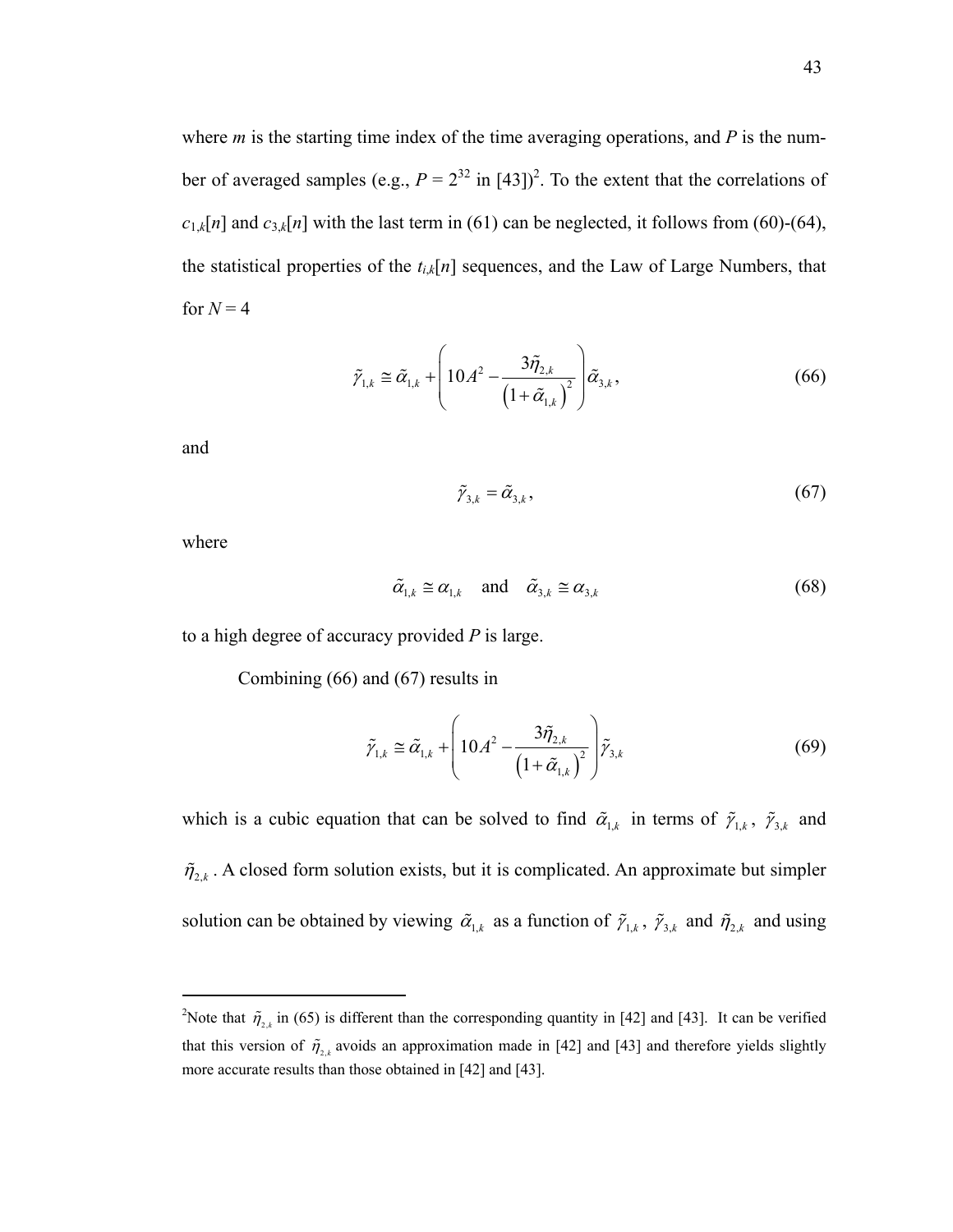where $m$ is the starting time index of the time averaging operations, and $P$ is the number of averaged samples (e.g., $P = 2^{32}$ in [43])[2]. To the extent that the correlations of $c_{1,k}[n]$ and $c_{3,k}[n]$ with the last term in (61) can be neglected, it follows from (60)-(64), the statistical properties of the $t_{i,k}[n]$ sequences, and the Law of Large Numbers, that for $N = 4$

$$\tilde{\gamma}_{1,k} \cong \tilde{\alpha}_{1,k} + \left(10A^2 - \frac{3\tilde{\eta}_{2,k}}{\left(1+\tilde{\alpha}_{1,k}\right)^2}\right)\tilde{\alpha}_{3,k}, \tag{66}$$

and

$$\tilde{\gamma}_{3,k} = \tilde{\alpha}_{3,k}, \tag{67}$$

where

$$\tilde{\alpha}_{1,k} \cong \alpha_{1,k} \quad \text{and} \quad \tilde{\alpha}_{3,k} \cong \alpha_{3,k} \tag{68}$$

to a high degree of accuracy provided $P$ is large.

Combining (66) and (67) results in

$$\tilde{\gamma}_{1,k} \cong \tilde{\alpha}_{1,k} + \left(10A^2 - \frac{3\tilde{\eta}_{2,k}}{\left(1+\tilde{\alpha}_{1,k}\right)^2}\right)\tilde{\gamma}_{3,k} \tag{69}$$

which is a cubic equation that can be solved to find $\tilde{\alpha}_{1,k}$ in terms of $\tilde{\gamma}_{1,k}$, $\tilde{\gamma}_{3,k}$ and $\tilde{\eta}_{2,k}$. A closed form solution exists, but it is complicated. An approximate but simpler solution can be obtained by viewing $\tilde{\alpha}_{1,k}$ as a function of $\tilde{\gamma}_{1,k}$, $\tilde{\gamma}_{3,k}$ and $\tilde{\eta}_{2,k}$ and using

---

[2]Note that $\tilde{\eta}_{2,k}$ in (65) is different than the corresponding quantity in [42] and [43]. It can be verified that this version of $\tilde{\eta}_{2,k}$ avoids an approximation made in [42] and [43] and therefore yields slightly more accurate results than those obtained in [42] and [43].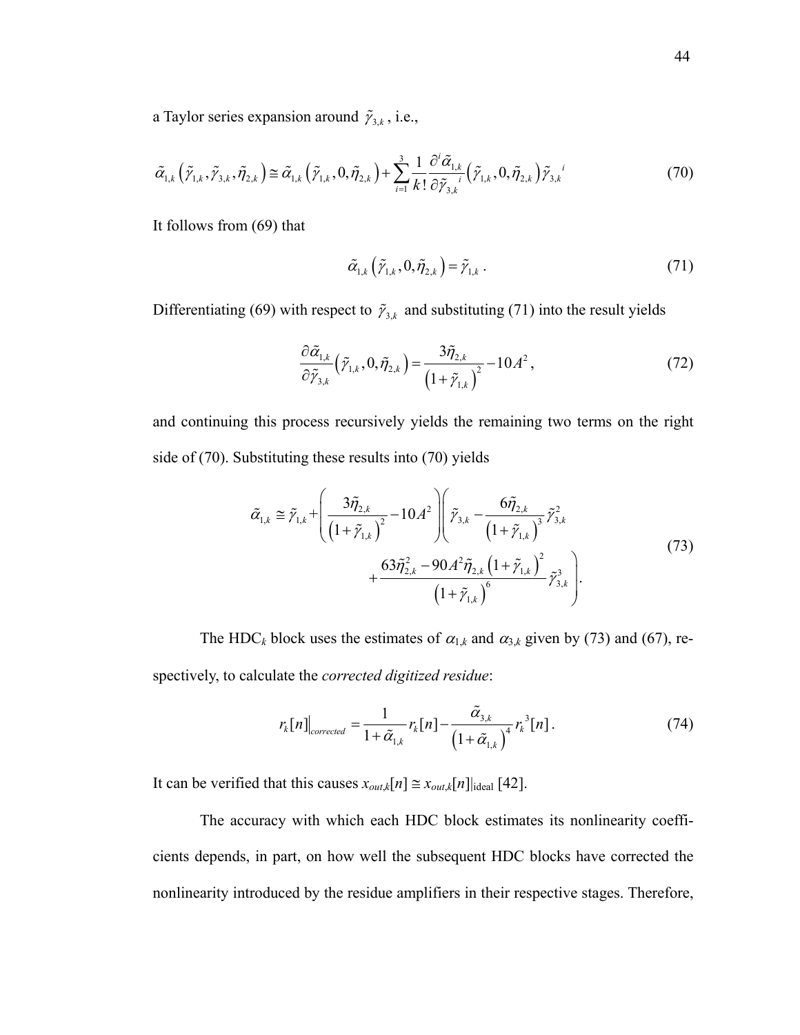a Taylor series expansion around $\tilde{\gamma}_{3,k}$, i.e.,

$$\tilde{\alpha}_{1,k}\left(\tilde{\gamma}_{1,k},\tilde{\gamma}_{3,k},\tilde{\eta}_{2,k}\right) \cong \tilde{\alpha}_{1,k}\left(\tilde{\gamma}_{1,k},0,\tilde{\eta}_{2,k}\right) + \sum_{i=1}^{3}\frac{1}{k!}\frac{\partial^{i}\tilde{\alpha}_{1,k}}{\partial\tilde{\gamma}_{3,k}{}^{i}}\left(\tilde{\gamma}_{1,k},0,\tilde{\eta}_{2,k}\right)\tilde{\gamma}_{3,k}{}^{i} \tag{70}$$

It follows from (69) that

$$\tilde{\alpha}_{1,k}\left(\tilde{\gamma}_{1,k},0,\tilde{\eta}_{2,k}\right) = \tilde{\gamma}_{1,k}\,. \tag{71}$$

Differentiating (69) with respect to $\tilde{\gamma}_{3,k}$ and substituting (71) into the result yields

$$\frac{\partial\tilde{\alpha}_{1,k}}{\partial\tilde{\gamma}_{3,k}}\left(\tilde{\gamma}_{1,k},0,\tilde{\eta}_{2,k}\right) = \frac{3\tilde{\eta}_{2,k}}{\left(1+\tilde{\gamma}_{1,k}\right)^{2}} - 10A^{2}\,, \tag{72}$$

and continuing this process recursively yields the remaining two terms on the right side of (70). Substituting these results into (70) yields

$$\tilde{\alpha}_{1,k} \cong \tilde{\gamma}_{1,k} + \left(\frac{3\tilde{\eta}_{2,k}}{\left(1+\tilde{\gamma}_{1,k}\right)^{2}} - 10A^{2}\right)\left(\tilde{\gamma}_{3,k} - \frac{6\tilde{\eta}_{2,k}}{\left(1+\tilde{\gamma}_{1,k}\right)^{3}}\tilde{\gamma}_{3,k}^{2} + \frac{63\tilde{\eta}_{2,k}^{2} - 90A^{2}\tilde{\eta}_{2,k}\left(1+\tilde{\gamma}_{1,k}\right)^{2}}{\left(1+\tilde{\gamma}_{1,k}\right)^{6}}\tilde{\gamma}_{3,k}^{3}\right). \tag{73}$$

The HDC$_k$ block uses the estimates of $\alpha_{1,k}$ and $\alpha_{3,k}$ given by (73) and (67), respectively, to calculate the *corrected digitized residue*:

$$r_{k}[n]\Big|_{corrected} = \frac{1}{1+\tilde{\alpha}_{1,k}}r_{k}[n] - \frac{\tilde{\alpha}_{3,k}}{\left(1+\tilde{\alpha}_{1,k}\right)^{4}}r_{k}{}^{3}[n]\,. \tag{74}$$

It can be verified that this causes $x_{out,k}[n] \cong x_{out,k}[n]|_{\text{ideal}}$ [42].

The accuracy with which each HDC block estimates its nonlinearity coefficients depends, in part, on how well the subsequent HDC blocks have corrected the nonlinearity introduced by the residue amplifiers in their respective stages. Therefore,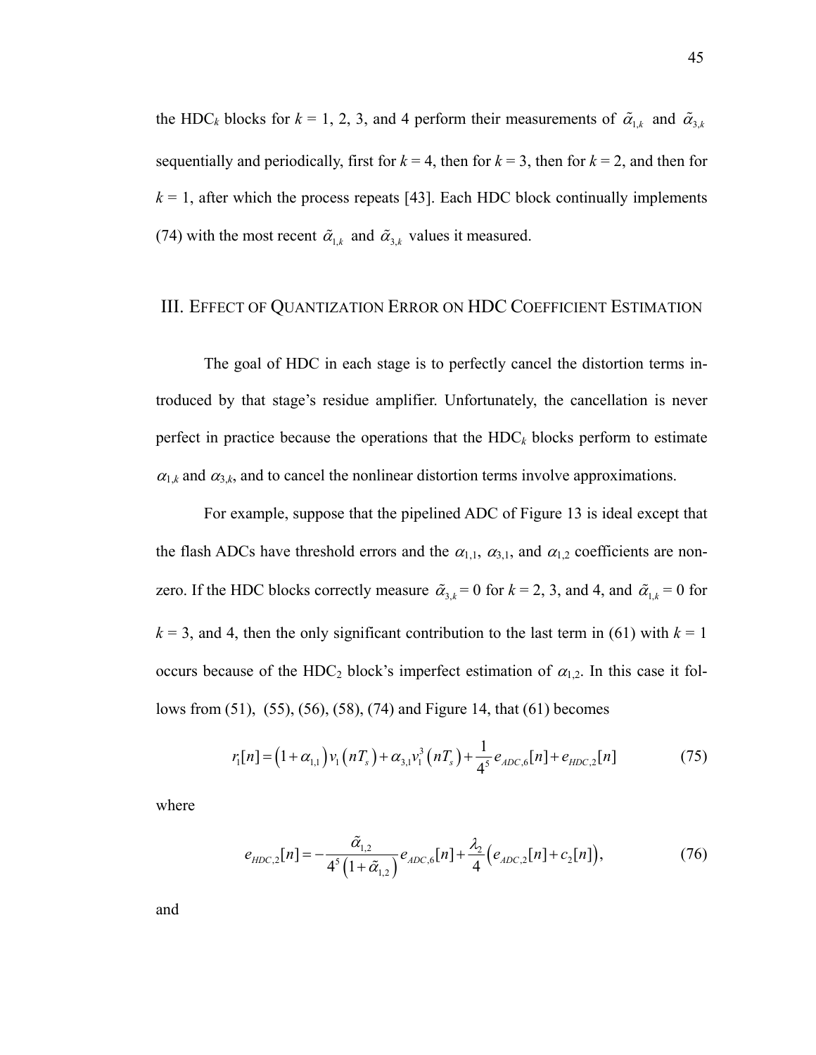the HDC$_k$ blocks for $k$ = 1, 2, 3, and 4 perform their measurements of $\tilde{\alpha}_{1,k}$ and $\tilde{\alpha}_{3,k}$ sequentially and periodically, first for $k$ = 4, then for $k$ = 3, then for $k$ = 2, and then for $k$ = 1, after which the process repeats [43]. Each HDC block continually implements (74) with the most recent $\tilde{\alpha}_{1,k}$ and $\tilde{\alpha}_{3,k}$ values it measured.

## III. Effect of Quantization Error on HDC Coefficient Estimation

The goal of HDC in each stage is to perfectly cancel the distortion terms introduced by that stage's residue amplifier. Unfortunately, the cancellation is never perfect in practice because the operations that the HDC$_k$ blocks perform to estimate $\alpha_{1,k}$ and $\alpha_{3,k}$, and to cancel the nonlinear distortion terms involve approximations.

For example, suppose that the pipelined ADC of Figure 13 is ideal except that the flash ADCs have threshold errors and the $\alpha_{1,1}$, $\alpha_{3,1}$, and $\alpha_{1,2}$ coefficients are nonzero. If the HDC blocks correctly measure $\tilde{\alpha}_{3,k} = 0$ for $k$ = 2, 3, and 4, and $\tilde{\alpha}_{1,k} = 0$ for $k$ = 3, and 4, then the only significant contribution to the last term in (61) with $k$ = 1 occurs because of the HDC$_2$ block's imperfect estimation of $\alpha_{1,2}$. In this case it follows from (51), (55), (56), (58), (74) and Figure 14, that (61) becomes

$$r_1[n] = \left(1+\alpha_{1,1}\right) v_1\left(nT_s\right) + \alpha_{3,1} v_1^3\left(nT_s\right) + \frac{1}{4^5} e_{ADC,6}[n] + e_{HDC,2}[n] \tag{75}$$

where

$$e_{HDC,2}[n] = -\frac{\tilde{\alpha}_{1,2}}{4^5\left(1+\tilde{\alpha}_{1,2}\right)} e_{ADC,6}[n] + \frac{\lambda_2}{4}\left(e_{ADC,2}[n] + c_2[n]\right), \tag{76}$$

and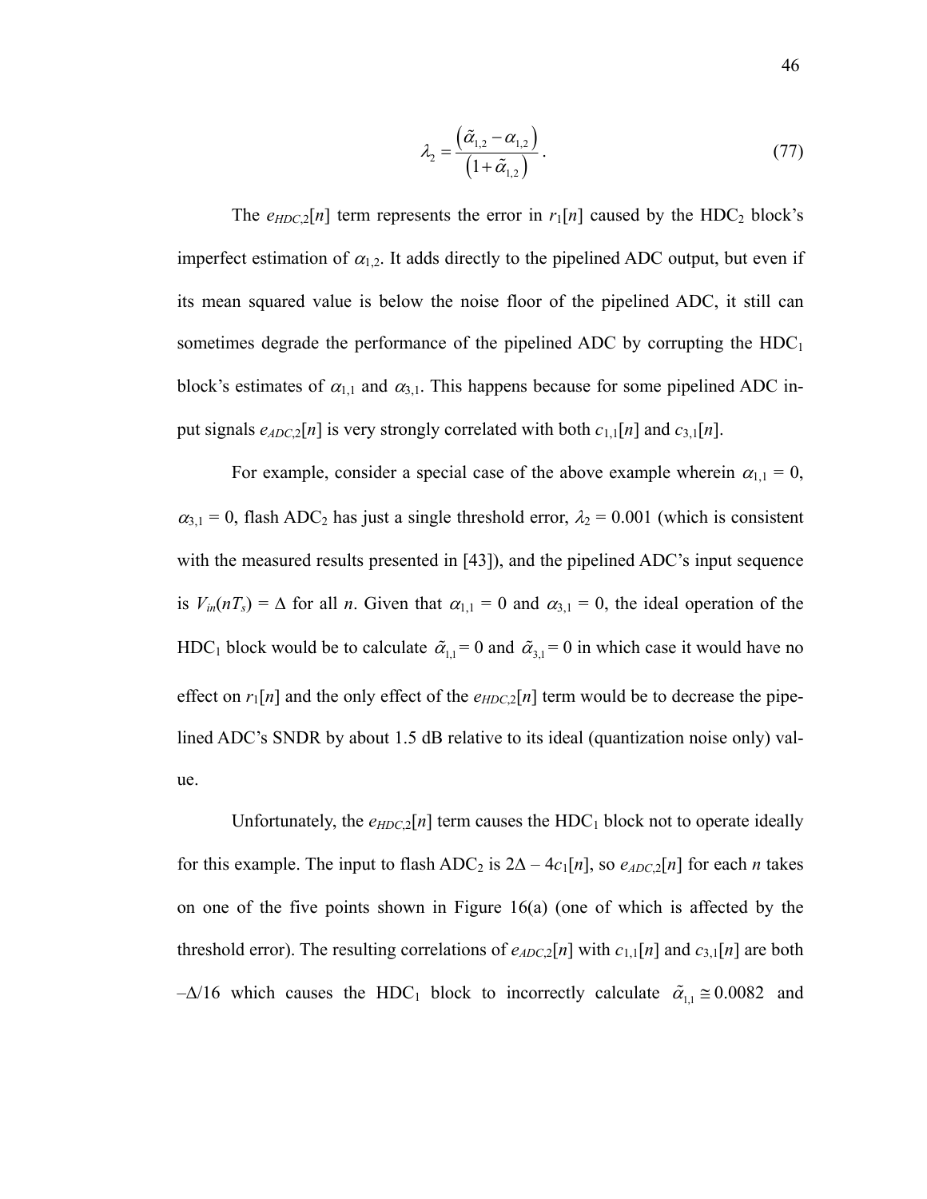$$\lambda_2 = \frac{\left(\tilde{\alpha}_{1,2} - \alpha_{1,2}\right)}{\left(1 + \tilde{\alpha}_{1,2}\right)}. \tag{77}$$

The $e_{HDC,2}[n]$ term represents the error in $r_1[n]$ caused by the $HDC_2$ block's imperfect estimation of $\alpha_{1,2}$. It adds directly to the pipelined ADC output, but even if its mean squared value is below the noise floor of the pipelined ADC, it still can sometimes degrade the performance of the pipelined ADC by corrupting the $HDC_1$ block's estimates of $\alpha_{1,1}$ and $\alpha_{3,1}$. This happens because for some pipelined ADC input signals $e_{ADC,2}[n]$ is very strongly correlated with both $c_{1,1}[n]$ and $c_{3,1}[n]$.

For example, consider a special case of the above example wherein $\alpha_{1,1} = 0$, $\alpha_{3,1} = 0$, flash $ADC_2$ has just a single threshold error, $\lambda_2 = 0.001$ (which is consistent with the measured results presented in [43]), and the pipelined ADC's input sequence is $V_{in}(nT_s) = \Delta$ for all $n$. Given that $\alpha_{1,1} = 0$ and $\alpha_{3,1} = 0$, the ideal operation of the $HDC_1$ block would be to calculate $\tilde{\alpha}_{1,1} = 0$ and $\tilde{\alpha}_{3,1} = 0$ in which case it would have no effect on $r_1[n]$ and the only effect of the $e_{HDC,2}[n]$ term would be to decrease the pipelined ADC's SNDR by about 1.5 dB relative to its ideal (quantization noise only) value.

Unfortunately, the $e_{HDC,2}[n]$ term causes the $HDC_1$ block not to operate ideally for this example. The input to flash $ADC_2$ is $2\Delta - 4c_1[n]$, so $e_{ADC,2}[n]$ for each $n$ takes on one of the five points shown in Figure 16(a) (one of which is affected by the threshold error). The resulting correlations of $e_{ADC,2}[n]$ with $c_{1,1}[n]$ and $c_{3,1}[n]$ are both $-\Delta/16$ which causes the $HDC_1$ block to incorrectly calculate $\tilde{\alpha}_{1,1} \cong 0.0082$ and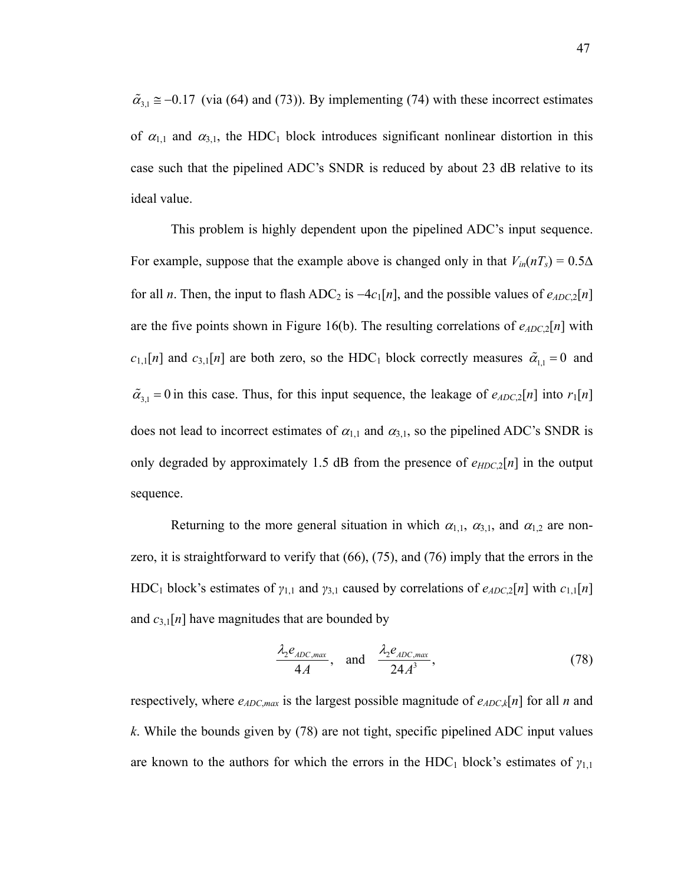$\tilde{\alpha}_{3,1} \cong -0.17$ (via (64) and (73)). By implementing (74) with these incorrect estimates of $\alpha_{1,1}$ and $\alpha_{3,1}$, the HDC$_1$ block introduces significant nonlinear distortion in this case such that the pipelined ADC's SNDR is reduced by about 23 dB relative to its ideal value.

This problem is highly dependent upon the pipelined ADC's input sequence. For example, suppose that the example above is changed only in that $V_{in}(nT_s) = 0.5\Delta$ for all $n$. Then, the input to flash ADC$_2$ is $-4c_1[n]$, and the possible values of $e_{ADC,2}[n]$ are the five points shown in Figure 16(b). The resulting correlations of $e_{ADC,2}[n]$ with $c_{1,1}[n]$ and $c_{3,1}[n]$ are both zero, so the HDC$_1$ block correctly measures $\tilde{\alpha}_{1,1} = 0$ and $\tilde{\alpha}_{3,1} = 0$ in this case. Thus, for this input sequence, the leakage of $e_{ADC,2}[n]$ into $r_1[n]$ does not lead to incorrect estimates of $\alpha_{1,1}$ and $\alpha_{3,1}$, so the pipelined ADC's SNDR is only degraded by approximately 1.5 dB from the presence of $e_{HDC,2}[n]$ in the output sequence.

Returning to the more general situation in which $\alpha_{1,1}$, $\alpha_{3,1}$, and $\alpha_{1,2}$ are non-zero, it is straightforward to verify that (66), (75), and (76) imply that the errors in the HDC$_1$ block's estimates of $\gamma_{1,1}$ and $\gamma_{3,1}$ caused by correlations of $e_{ADC,2}[n]$ with $c_{1,1}[n]$ and $c_{3,1}[n]$ have magnitudes that are bounded by

$$\frac{\lambda_2 e_{ADC,max}}{4A}, \quad \text{and} \quad \frac{\lambda_2 e_{ADC,max}}{24A^3}, \tag{78}$$

respectively, where $e_{ADC,max}$ is the largest possible magnitude of $e_{ADC,k}[n]$ for all $n$ and $k$. While the bounds given by (78) are not tight, specific pipelined ADC input values are known to the authors for which the errors in the HDC$_1$ block's estimates of $\gamma_{1,1}$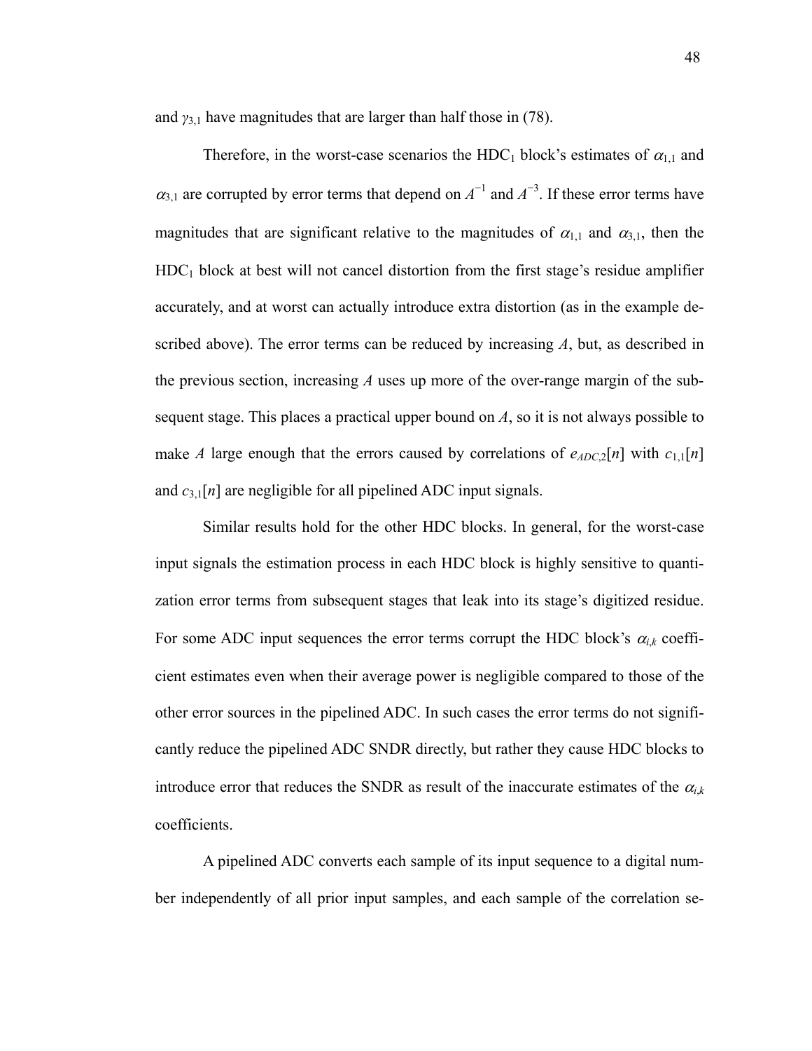and $\gamma_{3,1}$ have magnitudes that are larger than half those in (78).

Therefore, in the worst-case scenarios the HDC$_1$ block's estimates of $\alpha_{1,1}$ and $\alpha_{3,1}$ are corrupted by error terms that depend on $A^{-1}$ and $A^{-3}$. If these error terms have magnitudes that are significant relative to the magnitudes of $\alpha_{1,1}$ and $\alpha_{3,1}$, then the HDC$_1$ block at best will not cancel distortion from the first stage's residue amplifier accurately, and at worst can actually introduce extra distortion (as in the example described above). The error terms can be reduced by increasing $A$, but, as described in the previous section, increasing $A$ uses up more of the over-range margin of the subsequent stage. This places a practical upper bound on $A$, so it is not always possible to make $A$ large enough that the errors caused by correlations of $e_{ADC,2}[n]$ with $c_{1,1}[n]$ and $c_{3,1}[n]$ are negligible for all pipelined ADC input signals.

Similar results hold for the other HDC blocks. In general, for the worst-case input signals the estimation process in each HDC block is highly sensitive to quantization error terms from subsequent stages that leak into its stage's digitized residue. For some ADC input sequences the error terms corrupt the HDC block's $\alpha_{i,k}$ coefficient estimates even when their average power is negligible compared to those of the other error sources in the pipelined ADC. In such cases the error terms do not significantly reduce the pipelined ADC SNDR directly, but rather they cause HDC blocks to introduce error that reduces the SNDR as result of the inaccurate estimates of the $\alpha_{i,k}$ coefficients.

A pipelined ADC converts each sample of its input sequence to a digital number independently of all prior input samples, and each sample of the correlation se-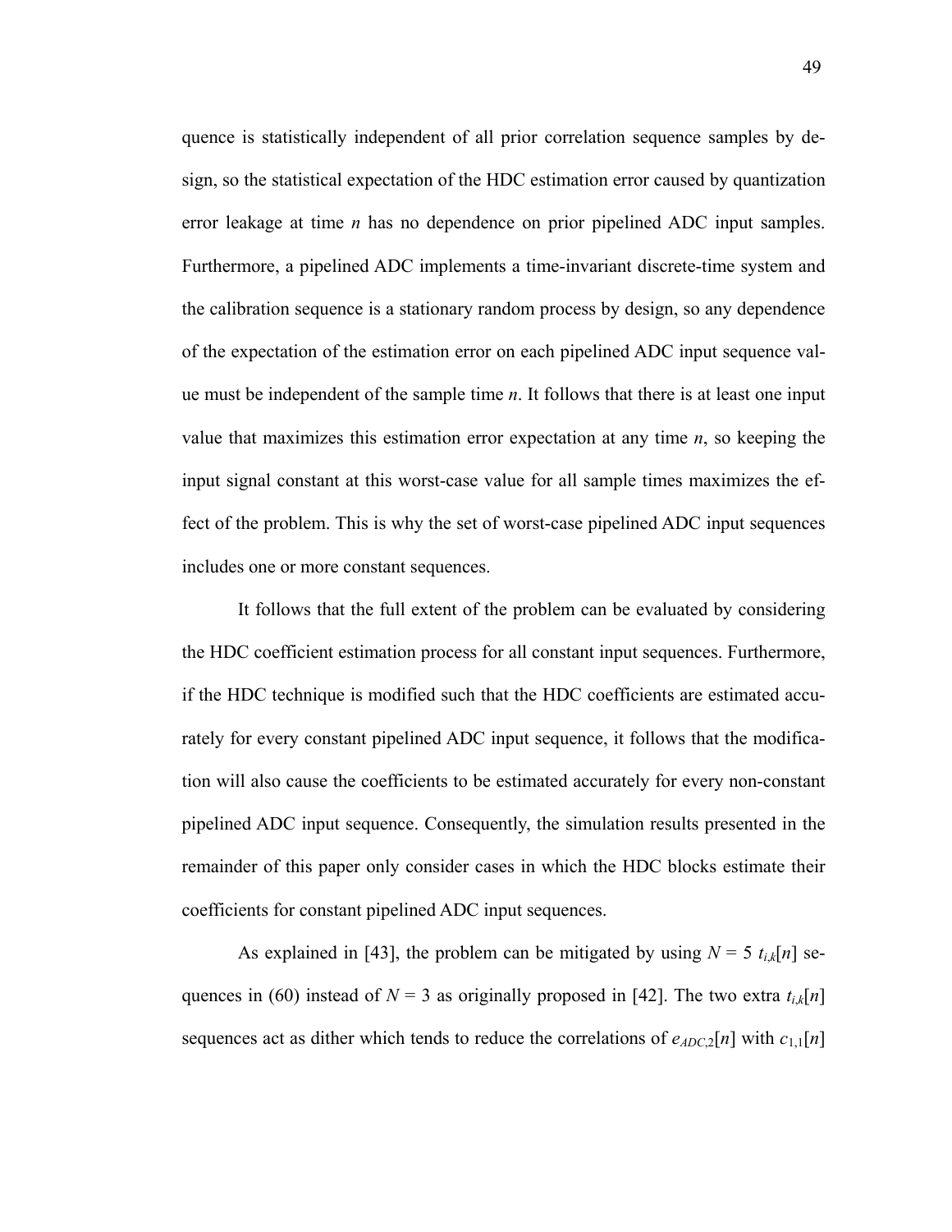quence is statistically independent of all prior correlation sequence samples by design, so the statistical expectation of the HDC estimation error caused by quantization error leakage at time $n$ has no dependence on prior pipelined ADC input samples. Furthermore, a pipelined ADC implements a time-invariant discrete-time system and the calibration sequence is a stationary random process by design, so any dependence of the expectation of the estimation error on each pipelined ADC input sequence value must be independent of the sample time $n$. It follows that there is at least one input value that maximizes this estimation error expectation at any time $n$, so keeping the input signal constant at this worst-case value for all sample times maximizes the effect of the problem. This is why the set of worst-case pipelined ADC input sequences includes one or more constant sequences.

It follows that the full extent of the problem can be evaluated by considering the HDC coefficient estimation process for all constant input sequences. Furthermore, if the HDC technique is modified such that the HDC coefficients are estimated accurately for every constant pipelined ADC input sequence, it follows that the modification will also cause the coefficients to be estimated accurately for every non-constant pipelined ADC input sequence. Consequently, the simulation results presented in the remainder of this paper only consider cases in which the HDC blocks estimate their coefficients for constant pipelined ADC input sequences.

As explained in [43], the problem can be mitigated by using $N = 5$ $t_{i,k}[n]$ sequences in (60) instead of $N = 3$ as originally proposed in [42]. The two extra $t_{i,k}[n]$ sequences act as dither which tends to reduce the correlations of $e_{ADC,2}[n]$ with $c_{1,1}[n]$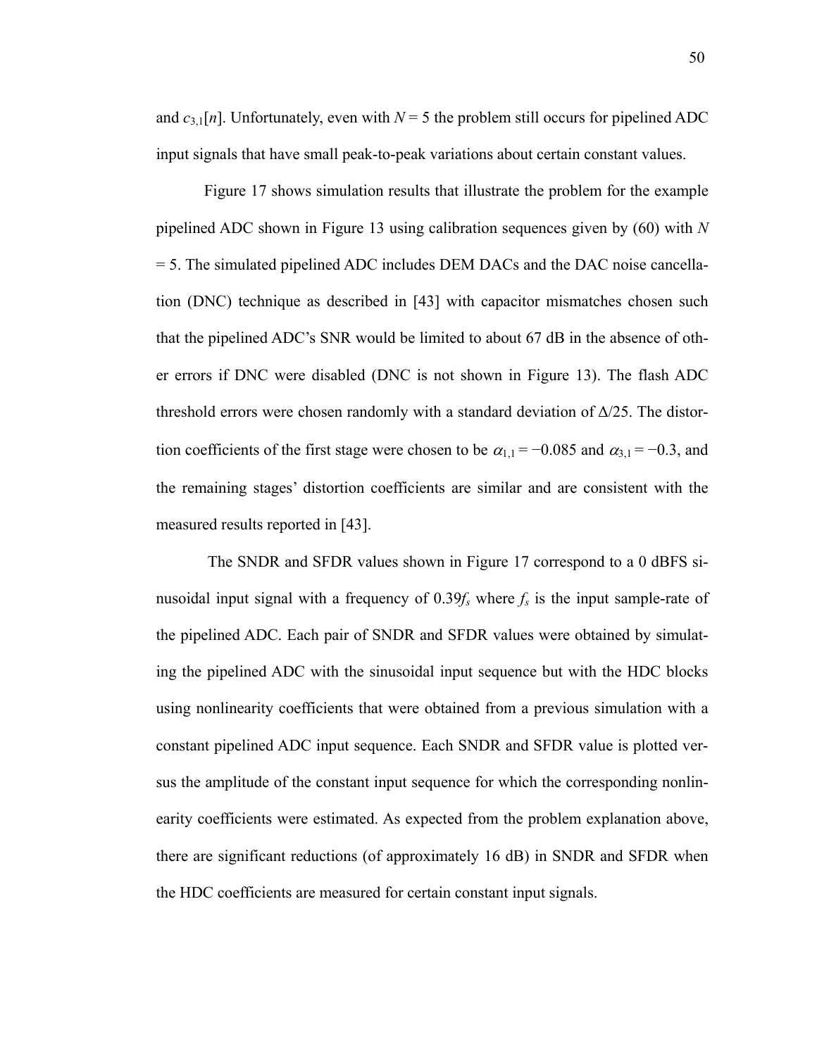and $c_{3,1}[n]$. Unfortunately, even with $N = 5$ the problem still occurs for pipelined ADC input signals that have small peak-to-peak variations about certain constant values.

Figure 17 shows simulation results that illustrate the problem for the example pipelined ADC shown in Figure 13 using calibration sequences given by (60) with $N = 5$. The simulated pipelined ADC includes DEM DACs and the DAC noise cancellation (DNC) technique as described in [43] with capacitor mismatches chosen such that the pipelined ADC's SNR would be limited to about 67 dB in the absence of other errors if DNC were disabled (DNC is not shown in Figure 13). The flash ADC threshold errors were chosen randomly with a standard deviation of $\Delta/25$. The distortion coefficients of the first stage were chosen to be $\alpha_{1,1} = -0.085$ and $\alpha_{3,1} = -0.3$, and the remaining stages' distortion coefficients are similar and are consistent with the measured results reported in [43].

The SNDR and SFDR values shown in Figure 17 correspond to a 0 dBFS sinusoidal input signal with a frequency of $0.39f_s$ where $f_s$ is the input sample-rate of the pipelined ADC. Each pair of SNDR and SFDR values were obtained by simulating the pipelined ADC with the sinusoidal input sequence but with the HDC blocks using nonlinearity coefficients that were obtained from a previous simulation with a constant pipelined ADC input sequence. Each SNDR and SFDR value is plotted versus the amplitude of the constant input sequence for which the corresponding nonlinearity coefficients were estimated. As expected from the problem explanation above, there are significant reductions (of approximately 16 dB) in SNDR and SFDR when the HDC coefficients are measured for certain constant input signals.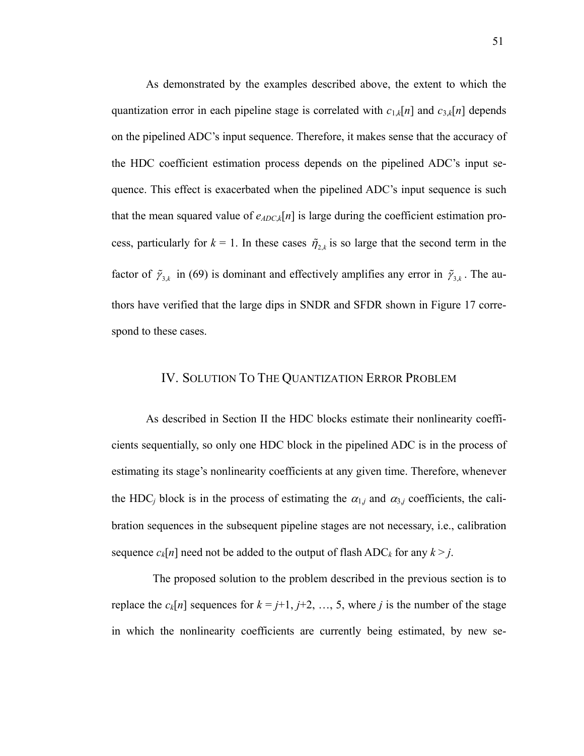As demonstrated by the examples described above, the extent to which the quantization error in each pipeline stage is correlated with $c_{1,k}[n]$ and $c_{3,k}[n]$ depends on the pipelined ADC's input sequence. Therefore, it makes sense that the accuracy of the HDC coefficient estimation process depends on the pipelined ADC's input sequence. This effect is exacerbated when the pipelined ADC's input sequence is such that the mean squared value of $e_{ADC,k}[n]$ is large during the coefficient estimation process, particularly for $k = 1$. In these cases $\tilde{\eta}_{2,k}$ is so large that the second term in the factor of $\tilde{\gamma}_{3,k}$ in (69) is dominant and effectively amplifies any error in $\tilde{\gamma}_{3,k}$. The authors have verified that the large dips in SNDR and SFDR shown in Figure 17 correspond to these cases.

## IV. Solution To The Quantization Error Problem

As described in Section II the HDC blocks estimate their nonlinearity coefficients sequentially, so only one HDC block in the pipelined ADC is in the process of estimating its stage's nonlinearity coefficients at any given time. Therefore, whenever the HDC$_j$ block is in the process of estimating the $\alpha_{1,j}$ and $\alpha_{3,j}$ coefficients, the calibration sequences in the subsequent pipeline stages are not necessary, i.e., calibration sequence $c_k[n]$ need not be added to the output of flash ADC$_k$ for any $k > j$.

The proposed solution to the problem described in the previous section is to replace the $c_k[n]$ sequences for $k = j+1, j+2, \ldots, 5$, where $j$ is the number of the stage in which the nonlinearity coefficients are currently being estimated, by new se-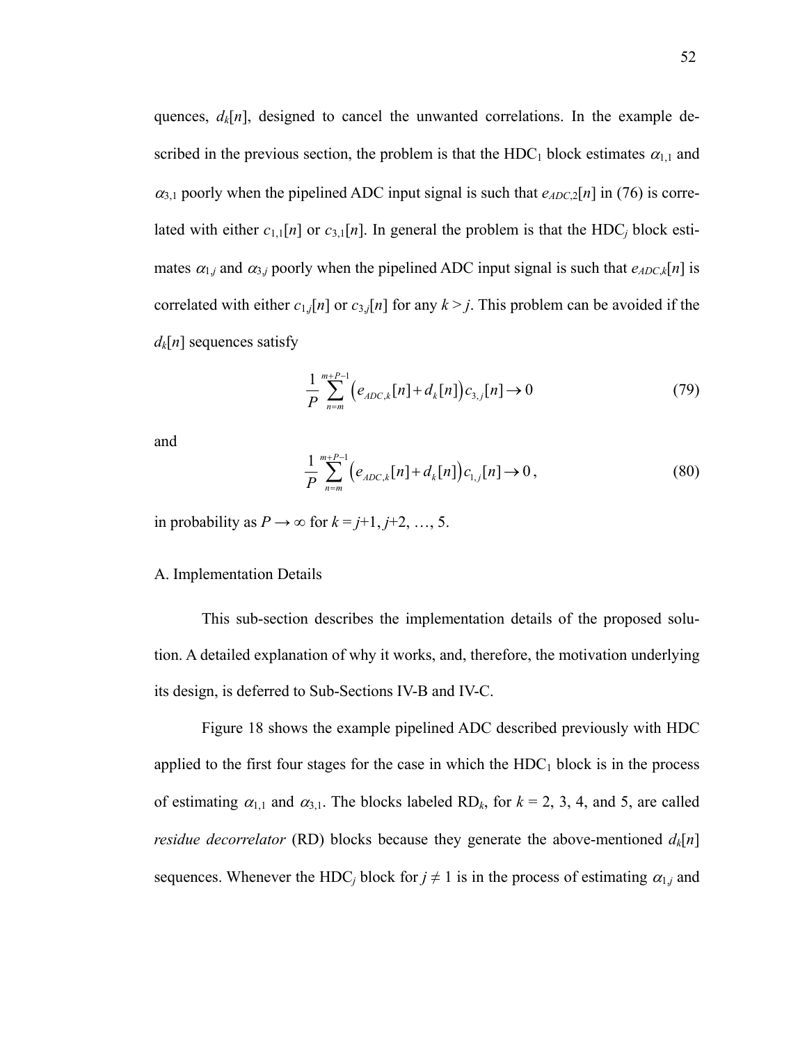quences, $d_k[n]$, designed to cancel the unwanted correlations. In the example described in the previous section, the problem is that the HDC$_1$ block estimates $\alpha_{1,1}$ and $\alpha_{3,1}$ poorly when the pipelined ADC input signal is such that $e_{ADC,2}[n]$ in (76) is correlated with either $c_{1,1}[n]$ or $c_{3,1}[n]$. In general the problem is that the HDC$_j$ block estimates $\alpha_{1,j}$ and $\alpha_{3,j}$ poorly when the pipelined ADC input signal is such that $e_{ADC,k}[n]$ is correlated with either $c_{1,j}[n]$ or $c_{3,j}[n]$ for any $k > j$. This problem can be avoided if the $d_k[n]$ sequences satisfy

$$\frac{1}{P}\sum_{n=m}^{m+P-1}\left(e_{ADC,k}[n]+d_k[n]\right)c_{3,j}[n]\rightarrow 0 \tag{79}$$

and

$$\frac{1}{P}\sum_{n=m}^{m+P-1}\left(e_{ADC,k}[n]+d_k[n]\right)c_{1,j}[n]\rightarrow 0\,, \tag{80}$$

in probability as $P \rightarrow \infty$ for $k = j+1, j+2, \ldots, 5$.

## A. Implementation Details

This sub-section describes the implementation details of the proposed solution. A detailed explanation of why it works, and, therefore, the motivation underlying its design, is deferred to Sub-Sections IV-B and IV-C.

Figure 18 shows the example pipelined ADC described previously with HDC applied to the first four stages for the case in which the HDC$_1$ block is in the process of estimating $\alpha_{1,1}$ and $\alpha_{3,1}$. The blocks labeled RD$_k$, for $k$ = 2, 3, 4, and 5, are called *residue decorrelator* (RD) blocks because they generate the above-mentioned $d_k[n]$ sequences. Whenever the HDC$_j$ block for $j \neq 1$ is in the process of estimating $\alpha_{1,j}$ and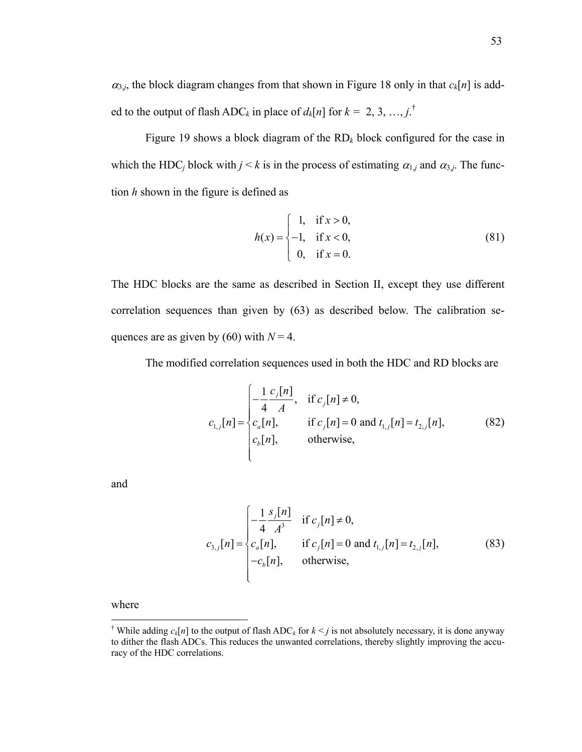$\alpha_{3,j}$, the block diagram changes from that shown in Figure 18 only in that $c_k[n]$ is added to the output of flash ADC$_k$ in place of $d_k[n]$ for $k = 2, 3, \ldots, j$.[†]

Figure 19 shows a block diagram of the RD$_k$ block configured for the case in which the HDC$_j$ block with $j < k$ is in the process of estimating $\alpha_{1,j}$ and $\alpha_{3,j}$. The function $h$ shown in the figure is defined as

$$h(x) = \begin{cases} 1, & \text{if } x > 0, \\ -1, & \text{if } x < 0, \\ 0, & \text{if } x = 0. \end{cases} \tag{81}$$

The HDC blocks are the same as described in Section II, except they use different correlation sequences than given by (63) as described below. The calibration sequences are as given by (60) with $N = 4$.

The modified correlation sequences used in both the HDC and RD blocks are

$$c_{1,j}[n] = \begin{cases} -\dfrac{1}{4}\dfrac{c_j[n]}{A}, & \text{if } c_j[n] \neq 0, \\ c_a[n], & \text{if } c_j[n] = 0 \text{ and } t_{1,j}[n] = t_{2,j}[n], \\ c_b[n], & \text{otherwise,} \end{cases} \tag{82}$$

and

$$c_{3,j}[n] = \begin{cases} -\dfrac{1}{4}\dfrac{s_j[n]}{A^3} & \text{if } c_j[n] \neq 0, \\ c_a[n], & \text{if } c_j[n] = 0 \text{ and } t_{1,j}[n] = t_{2,j}[n], \\ -c_b[n], & \text{otherwise,} \end{cases} \tag{83}$$

where

[†] While adding $c_k[n]$ to the output of flash ADC$_k$ for $k < j$ is not absolutely necessary, it is done anyway to dither the flash ADCs. This reduces the unwanted correlations, thereby slightly improving the accuracy of the HDC correlations.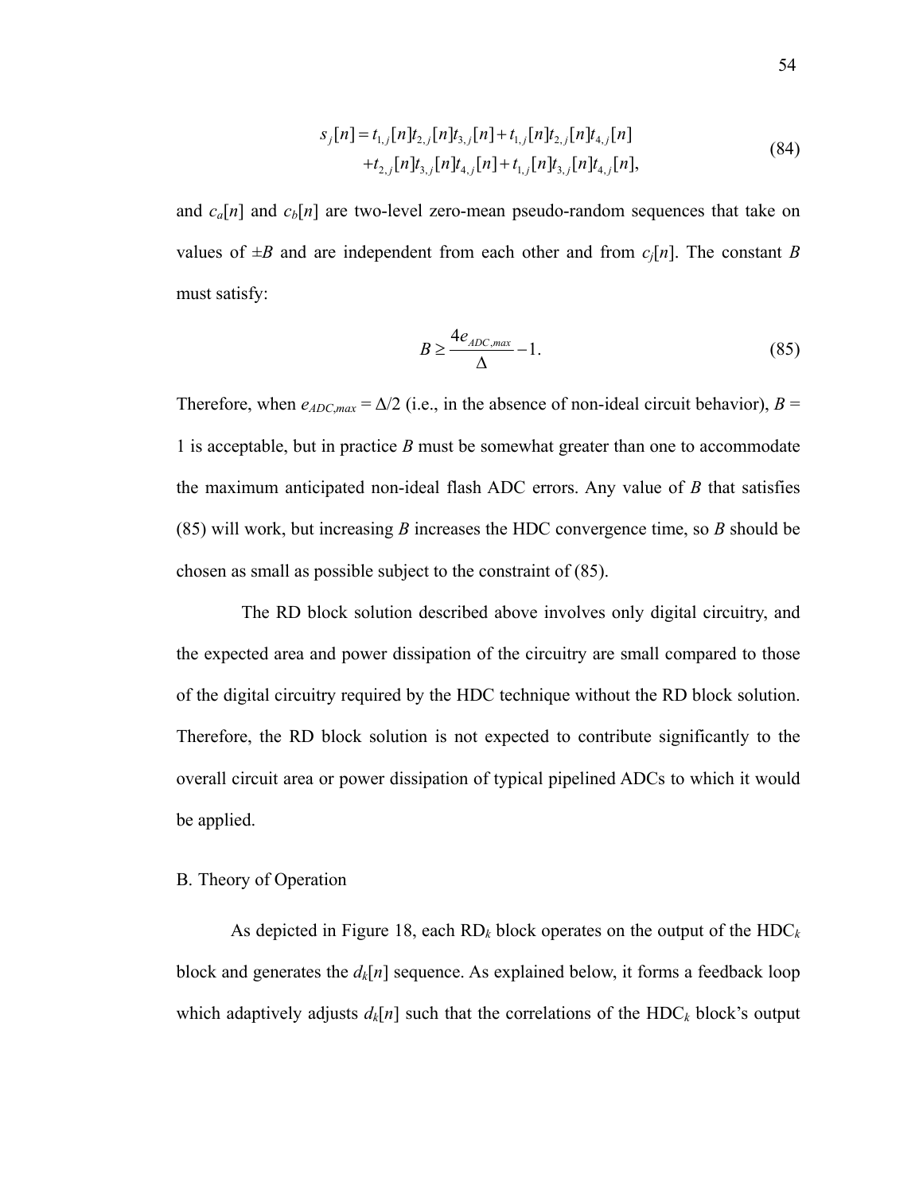$$s_j[n] = t_{1,j}[n]t_{2,j}[n]t_{3,j}[n] + t_{1,j}[n]t_{2,j}[n]t_{4,j}[n] + t_{2,j}[n]t_{3,j}[n]t_{4,j}[n] + t_{1,j}[n]t_{3,j}[n]t_{4,j}[n], \tag{84}$$

and $c_a[n]$ and $c_b[n]$ are two-level zero-mean pseudo-random sequences that take on values of $\pm B$ and are independent from each other and from $c_j[n]$. The constant $B$ must satisfy:

$$B \geq \frac{4e_{ADC,max}}{\Delta} - 1. \tag{85}$$

Therefore, when $e_{ADC,max} = \Delta/2$ (i.e., in the absence of non-ideal circuit behavior), $B = 1$ is acceptable, but in practice $B$ must be somewhat greater than one to accommodate the maximum anticipated non-ideal flash ADC errors. Any value of $B$ that satisfies (85) will work, but increasing $B$ increases the HDC convergence time, so $B$ should be chosen as small as possible subject to the constraint of (85).

The RD block solution described above involves only digital circuitry, and the expected area and power dissipation of the circuitry are small compared to those of the digital circuitry required by the HDC technique without the RD block solution. Therefore, the RD block solution is not expected to contribute significantly to the overall circuit area or power dissipation of typical pipelined ADCs to which it would be applied.

## B. Theory of Operation

As depicted in Figure 18, each $\text{RD}_k$ block operates on the output of the $\text{HDC}_k$ block and generates the $d_k[n]$ sequence. As explained below, it forms a feedback loop which adaptively adjusts $d_k[n]$ such that the correlations of the $\text{HDC}_k$ block's output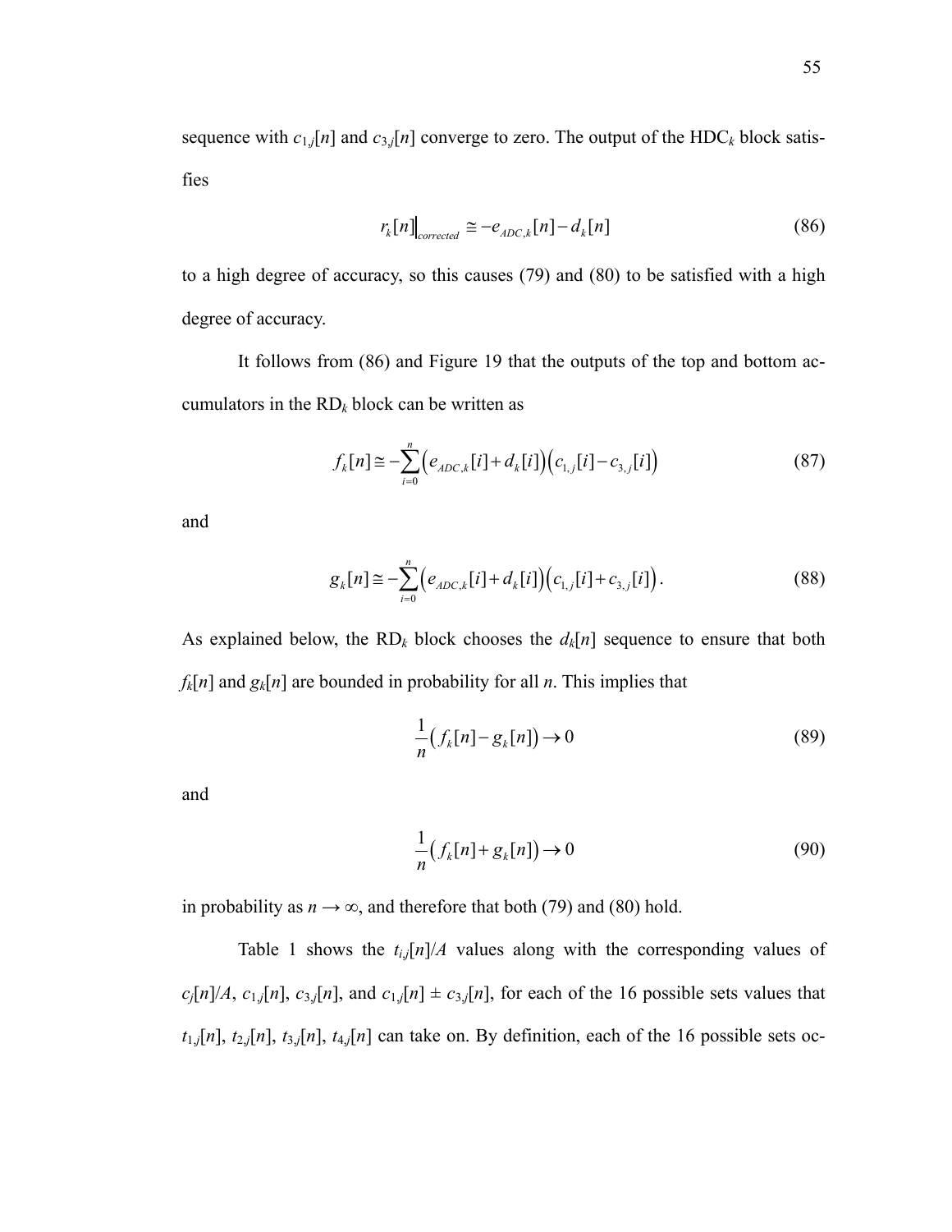sequence with $c_{1,j}[n]$ and $c_{3,j}[n]$ converge to zero. The output of the HDC$_k$ block satisfies

$$r_k[n]\Big|_{corrected} \cong -e_{ADC,k}[n] - d_k[n] \tag{86}$$

to a high degree of accuracy, so this causes (79) and (80) to be satisfied with a high degree of accuracy.

It follows from (86) and Figure 19 that the outputs of the top and bottom accumulators in the RD$_k$ block can be written as

$$f_k[n] \cong -\sum_{i=0}^{n}\left(e_{ADC,k}[i] + d_k[i]\right)\left(c_{1,j}[i] - c_{3,j}[i]\right) \tag{87}$$

and

$$g_k[n] \cong -\sum_{i=0}^{n}\left(e_{ADC,k}[i] + d_k[i]\right)\left(c_{1,j}[i] + c_{3,j}[i]\right). \tag{88}$$

As explained below, the RD$_k$ block chooses the $d_k[n]$ sequence to ensure that both $f_k[n]$ and $g_k[n]$ are bounded in probability for all $n$. This implies that

$$\frac{1}{n}\left(f_k[n] - g_k[n]\right) \to 0 \tag{89}$$

and

$$\frac{1}{n}\left(f_k[n] + g_k[n]\right) \to 0 \tag{90}$$

in probability as $n \to \infty$, and therefore that both (79) and (80) hold.

Table 1 shows the $t_{i,j}[n]/A$ values along with the corresponding values of $c_j[n]/A$, $c_{1,j}[n]$, $c_{3,j}[n]$, and $c_{1,j}[n] \pm c_{3,j}[n]$, for each of the 16 possible sets values that $t_{1,j}[n]$, $t_{2,j}[n]$, $t_{3,j}[n]$, $t_{4,j}[n]$ can take on. By definition, each of the 16 possible sets oc-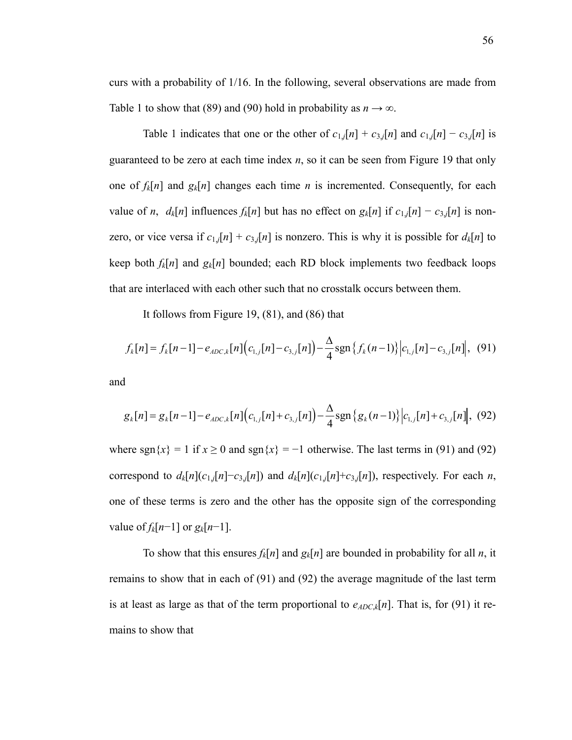curs with a probability of 1/16. In the following, several observations are made from Table 1 to show that (89) and (90) hold in probability as $n \to \infty$.

Table 1 indicates that one or the other of $c_{1,j}[n] + c_{3,j}[n]$ and $c_{1,j}[n] - c_{3,j}[n]$ is guaranteed to be zero at each time index $n$, so it can be seen from Figure 19 that only one of $f_k[n]$ and $g_k[n]$ changes each time $n$ is incremented. Consequently, for each value of $n$, $d_k[n]$ influences $f_k[n]$ but has no effect on $g_k[n]$ if $c_{1,j}[n] - c_{3,j}[n]$ is nonzero, or vice versa if $c_{1,j}[n] + c_{3,j}[n]$ is nonzero. This is why it is possible for $d_k[n]$ to keep both $f_k[n]$ and $g_k[n]$ bounded; each RD block implements two feedback loops that are interlaced with each other such that no crosstalk occurs between them.

It follows from Figure 19, (81), and (86) that

$$f_k[n] = f_k[n-1] - e_{ADC,k}[n]\left(c_{1,j}[n] - c_{3,j}[n]\right) - \frac{\Delta}{4}\operatorname{sgn}\left\{f_k(n-1)\right\}\left|c_{1,j}[n] - c_{3,j}[n]\right|, \quad (91)$$

and

$$g_k[n] = g_k[n-1] - e_{ADC,k}[n]\left(c_{1,j}[n] + c_{3,j}[n]\right) - \frac{\Delta}{4}\operatorname{sgn}\left\{g_k(n-1)\right\}\left|c_{1,j}[n] + c_{3,j}[n]\right|, \quad (92)$$

where $\operatorname{sgn}\{x\} = 1$ if $x \geq 0$ and $\operatorname{sgn}\{x\} = -1$ otherwise. The last terms in (91) and (92) correspond to $d_k[n](c_{1,j}[n] - c_{3,j}[n])$ and $d_k[n](c_{1,j}[n] + c_{3,j}[n])$, respectively. For each $n$, one of these terms is zero and the other has the opposite sign of the corresponding value of $f_k[n-1]$ or $g_k[n-1]$.

To show that this ensures $f_k[n]$ and $g_k[n]$ are bounded in probability for all $n$, it remains to show that in each of (91) and (92) the average magnitude of the last term is at least as large as that of the term proportional to $e_{ADC,k}[n]$. That is, for (91) it remains to show that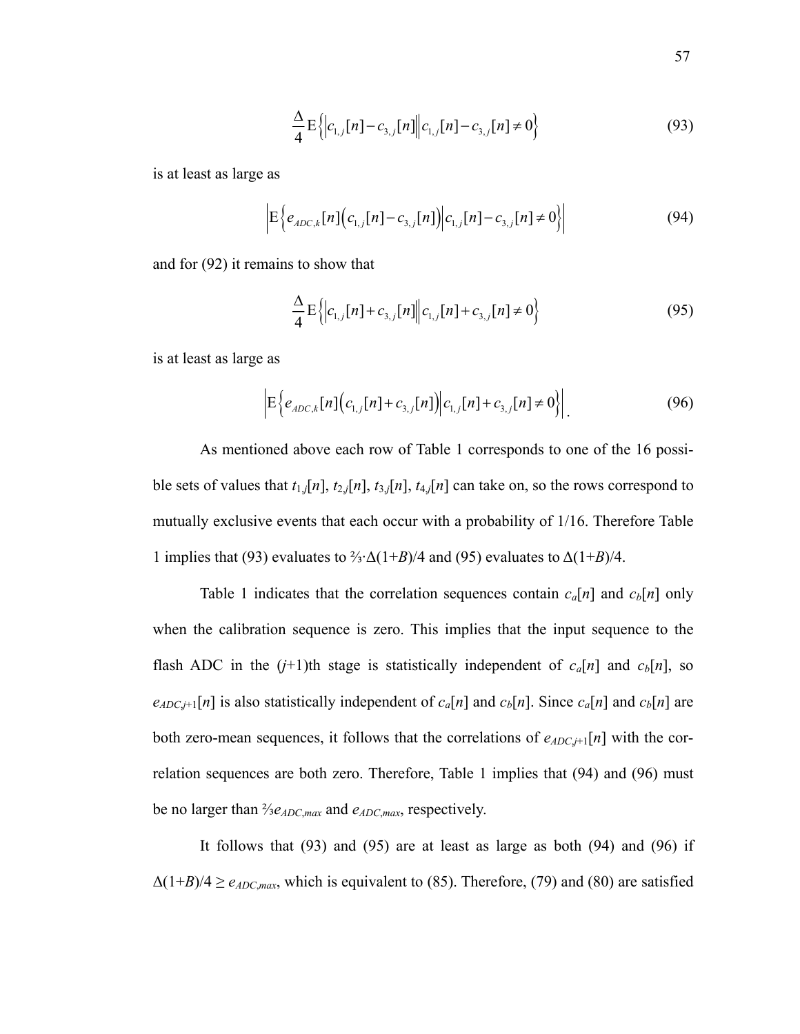$$\frac{\Delta}{4}\mathrm{E}\left\{\left|c_{1,j}[n]-c_{3,j}[n]\right|\middle| c_{1,j}[n]-c_{3,j}[n]\neq 0\right\} \tag{93}$$

is at least as large as

$$\left|\mathrm{E}\left\{e_{ADC,k}[n]\left(c_{1,j}[n]-c_{3,j}[n]\right)\middle| c_{1,j}[n]-c_{3,j}[n]\neq 0\right\}\right| \tag{94}$$

and for (92) it remains to show that

$$\frac{\Delta}{4}\mathrm{E}\left\{\left|c_{1,j}[n]+c_{3,j}[n]\right|\middle| c_{1,j}[n]+c_{3,j}[n]\neq 0\right\} \tag{95}$$

is at least as large as

$$\left|\mathrm{E}\left\{e_{ADC,k}[n]\left(c_{1,j}[n]+c_{3,j}[n]\right)\middle| c_{1,j}[n]+c_{3,j}[n]\neq 0\right\}\right|. \tag{96}$$

As mentioned above each row of Table 1 corresponds to one of the 16 possible sets of values that $t_{1,j}[n]$, $t_{2,j}[n]$, $t_{3,j}[n]$, $t_{4,j}[n]$ can take on, so the rows correspond to mutually exclusive events that each occur with a probability of 1/16. Therefore Table 1 implies that (93) evaluates to $\tfrac{2}{3}\cdot\Delta(1+B)/4$ and (95) evaluates to $\Delta(1+B)/4$.

Table 1 indicates that the correlation sequences contain $c_a[n]$ and $c_b[n]$ only when the calibration sequence is zero. This implies that the input sequence to the flash ADC in the $(j+1)$th stage is statistically independent of $c_a[n]$ and $c_b[n]$, so $e_{ADC,j+1}[n]$ is also statistically independent of $c_a[n]$ and $c_b[n]$. Since $c_a[n]$ and $c_b[n]$ are both zero-mean sequences, it follows that the correlations of $e_{ADC,j+1}[n]$ with the correlation sequences are both zero. Therefore, Table 1 implies that (94) and (96) must be no larger than $\tfrac{2}{3}e_{ADC,max}$ and $e_{ADC,max}$, respectively.

It follows that (93) and (95) are at least as large as both (94) and (96) if $\Delta(1+B)/4 \geq e_{ADC,max}$, which is equivalent to (85). Therefore, (79) and (80) are satisfied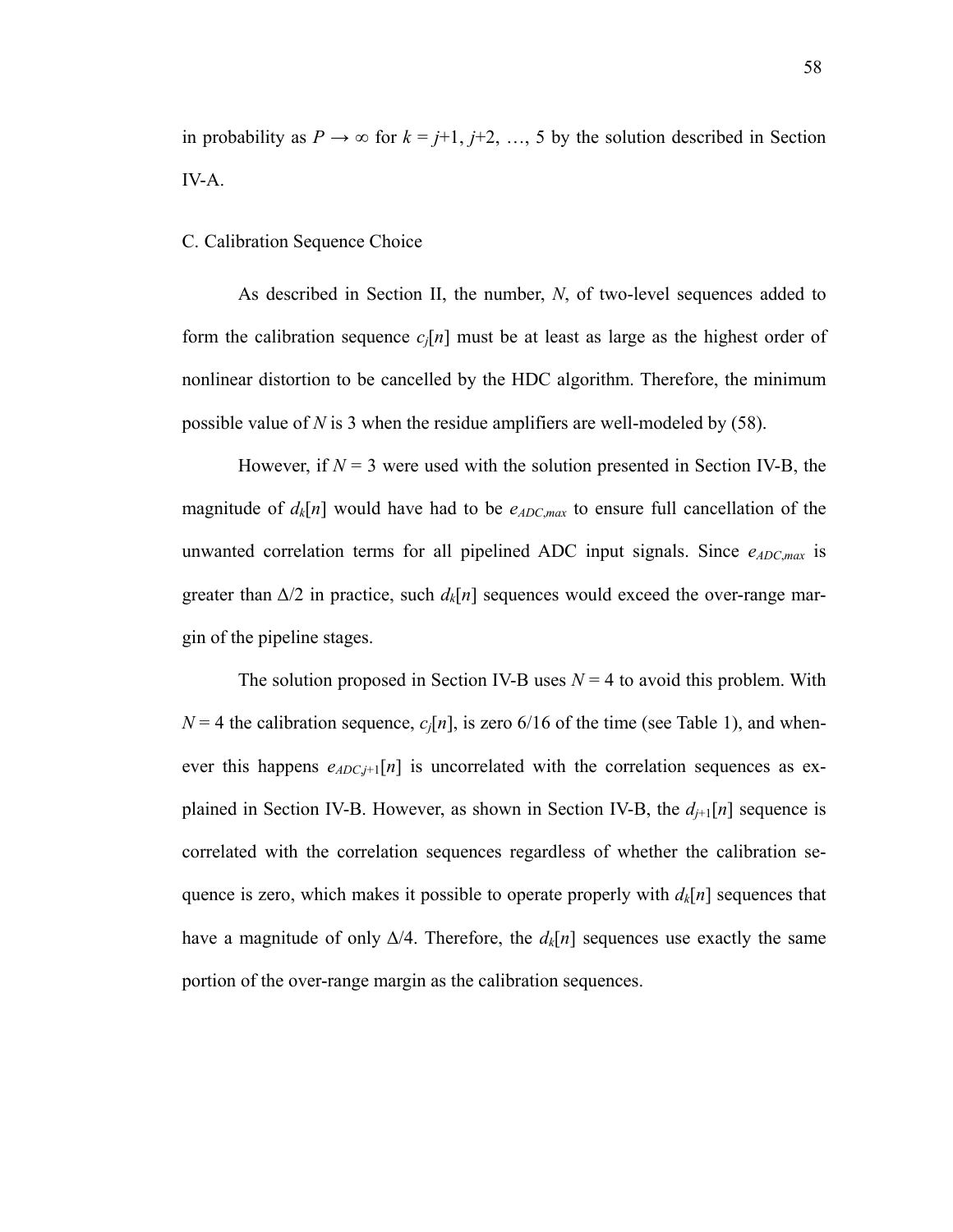in probability as $P \to \infty$ for $k = j+1, j+2, \ldots, 5$ by the solution described in Section IV-A.

### C. Calibration Sequence Choice

As described in Section II, the number, $N$, of two-level sequences added to form the calibration sequence $c_j[n]$ must be at least as large as the highest order of nonlinear distortion to be cancelled by the HDC algorithm. Therefore, the minimum possible value of $N$ is 3 when the residue amplifiers are well-modeled by (58).

However, if $N = 3$ were used with the solution presented in Section IV-B, the magnitude of $d_k[n]$ would have had to be $e_{ADC,max}$ to ensure full cancellation of the unwanted correlation terms for all pipelined ADC input signals. Since $e_{ADC,max}$ is greater than $\Delta/2$ in practice, such $d_k[n]$ sequences would exceed the over-range margin of the pipeline stages.

The solution proposed in Section IV-B uses $N = 4$ to avoid this problem. With $N = 4$ the calibration sequence, $c_j[n]$, is zero 6/16 of the time (see Table 1), and whenever this happens $e_{ADC,j+1}[n]$ is uncorrelated with the correlation sequences as explained in Section IV-B. However, as shown in Section IV-B, the $d_{j+1}[n]$ sequence is correlated with the correlation sequences regardless of whether the calibration sequence is zero, which makes it possible to operate properly with $d_k[n]$ sequences that have a magnitude of only $\Delta/4$. Therefore, the $d_k[n]$ sequences use exactly the same portion of the over-range margin as the calibration sequences.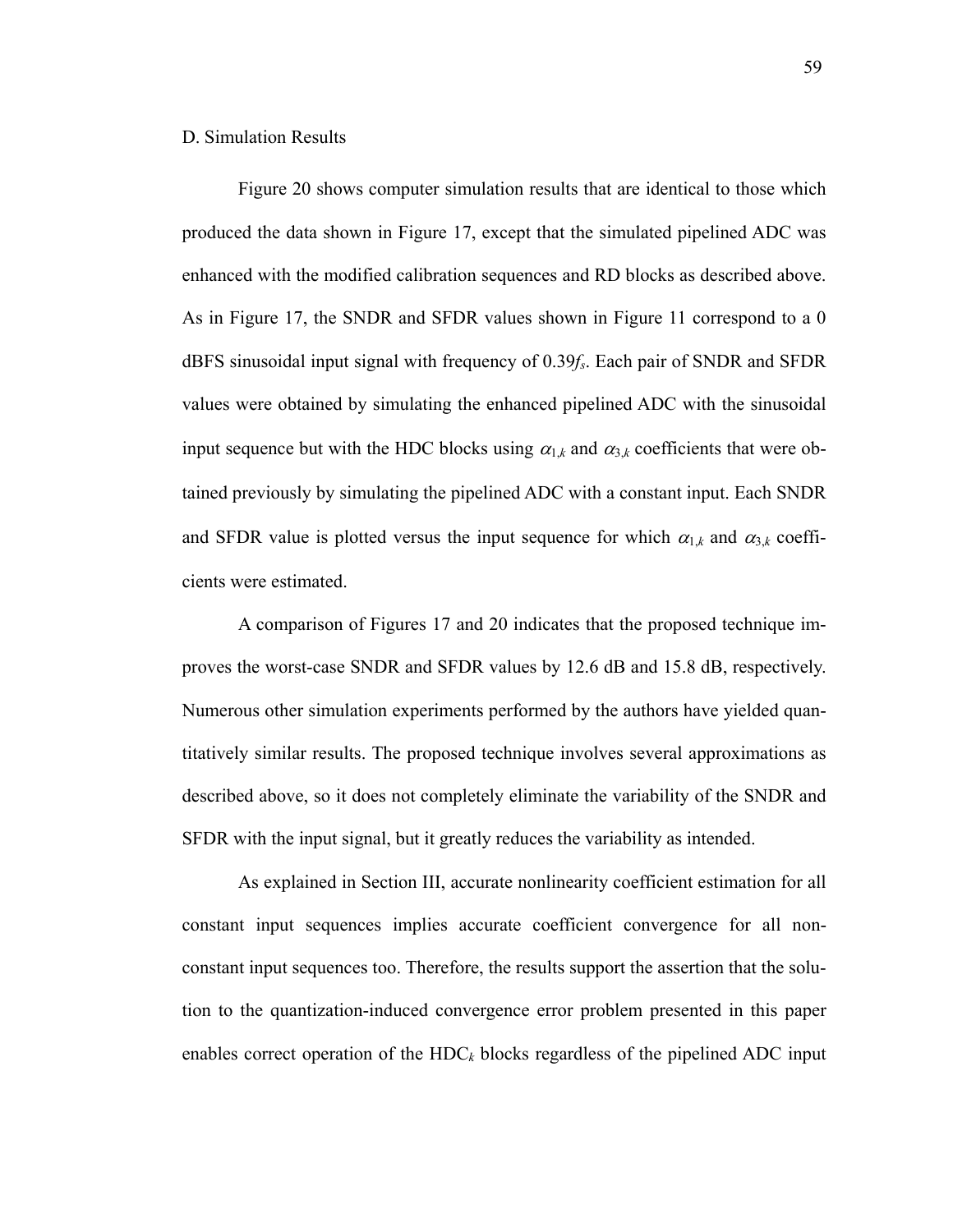D. Simulation Results

Figure 20 shows computer simulation results that are identical to those which produced the data shown in Figure 17, except that the simulated pipelined ADC was enhanced with the modified calibration sequences and RD blocks as described above. As in Figure 17, the SNDR and SFDR values shown in Figure 11 correspond to a 0 dBFS sinusoidal input signal with frequency of $0.39f_s$. Each pair of SNDR and SFDR values were obtained by simulating the enhanced pipelined ADC with the sinusoidal input sequence but with the HDC blocks using $\alpha_{1,k}$ and $\alpha_{3,k}$ coefficients that were obtained previously by simulating the pipelined ADC with a constant input. Each SNDR and SFDR value is plotted versus the input sequence for which $\alpha_{1,k}$ and $\alpha_{3,k}$ coefficients were estimated.

A comparison of Figures 17 and 20 indicates that the proposed technique improves the worst-case SNDR and SFDR values by 12.6 dB and 15.8 dB, respectively. Numerous other simulation experiments performed by the authors have yielded quantitatively similar results. The proposed technique involves several approximations as described above, so it does not completely eliminate the variability of the SNDR and SFDR with the input signal, but it greatly reduces the variability as intended.

As explained in Section III, accurate nonlinearity coefficient estimation for all constant input sequences implies accurate coefficient convergence for all non-constant input sequences too. Therefore, the results support the assertion that the solution to the quantization-induced convergence error problem presented in this paper enables correct operation of the $\text{HDC}_k$ blocks regardless of the pipelined ADC input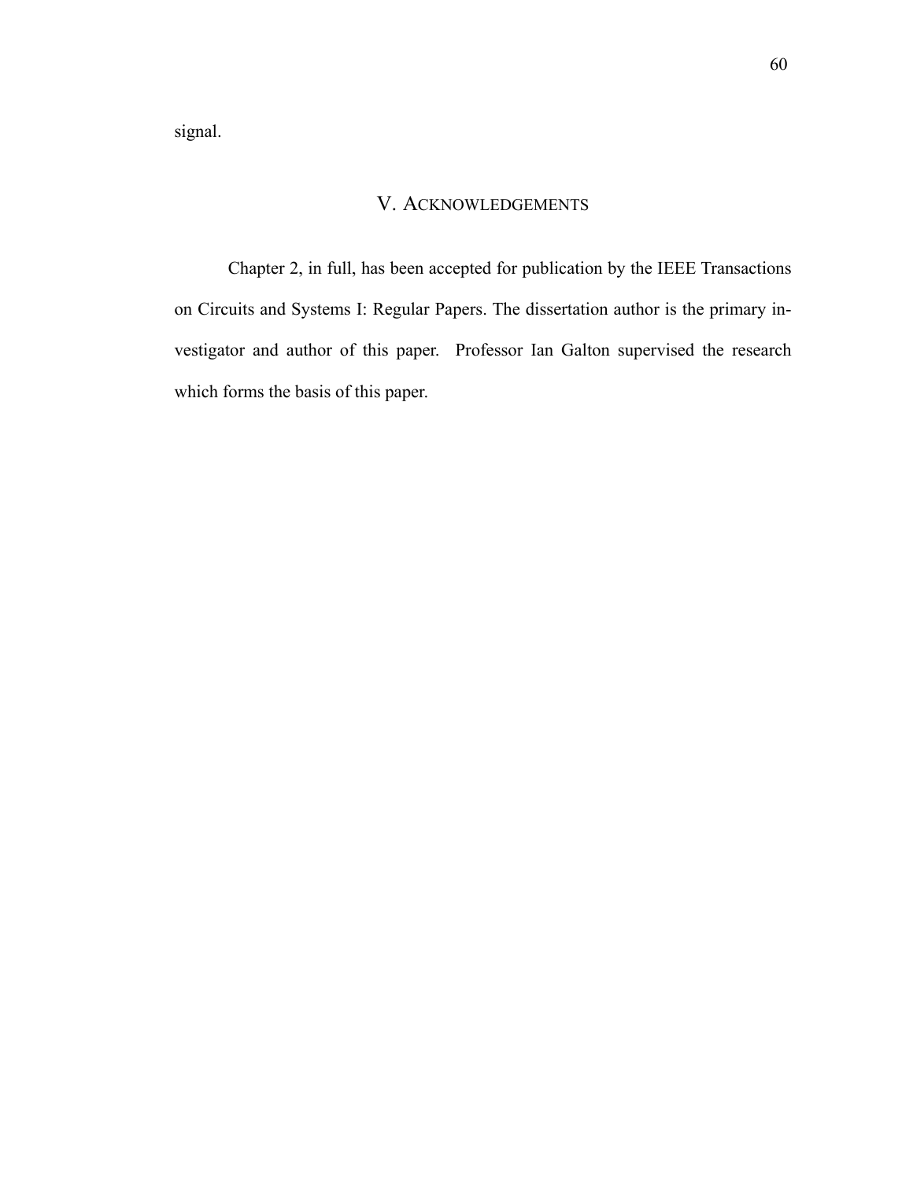signal.

## V. ACKNOWLEDGEMENTS

Chapter 2, in full, has been accepted for publication by the IEEE Transactions on Circuits and Systems I: Regular Papers. The dissertation author is the primary investigator and author of this paper. Professor Ian Galton supervised the research which forms the basis of this paper.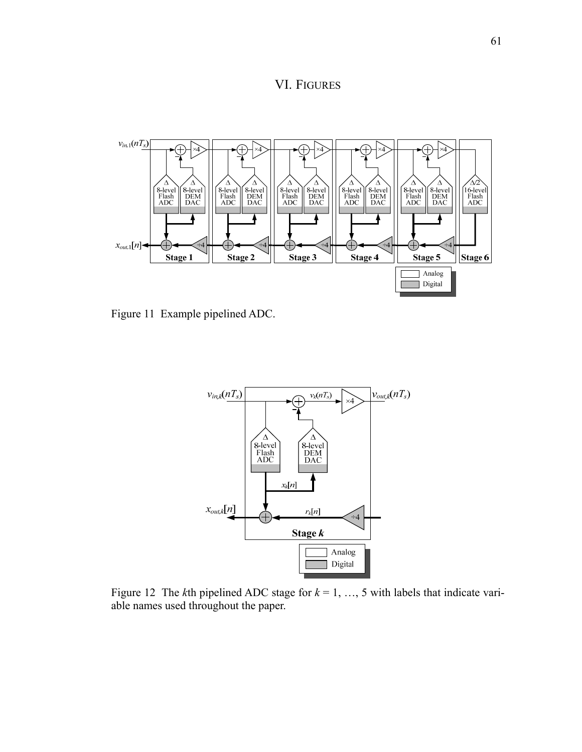# VI. Figures

Figure 11 Example pipelined ADC.

Figure 12 The $k$th pipelined ADC stage for $k = 1, \ldots, 5$ with labels that indicate variable names used throughout the paper.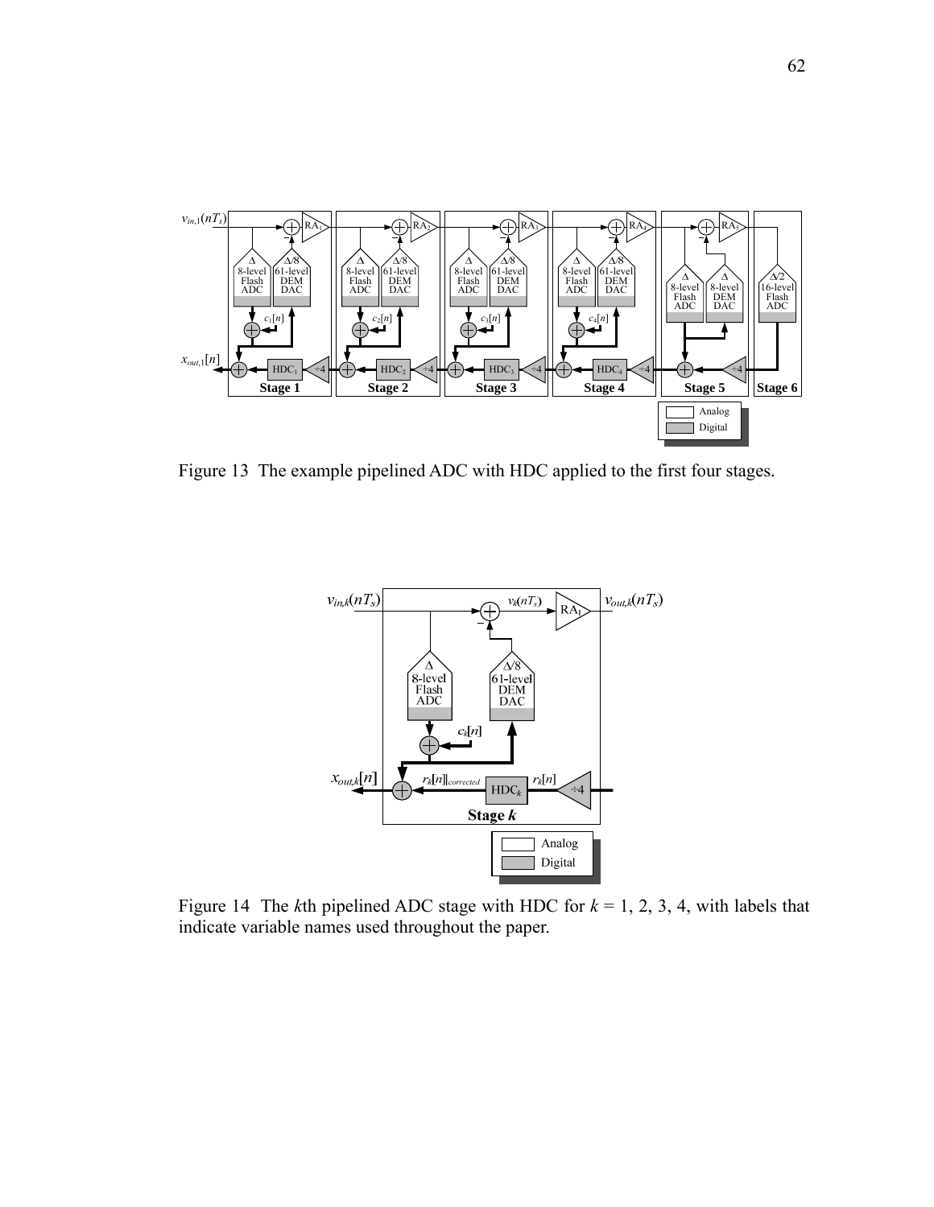Figure 13 The example pipelined ADC with HDC applied to the first four stages.

Figure 14 The $k$th pipelined ADC stage with HDC for $k$ = 1, 2, 3, 4, with labels that indicate variable names used throughout the paper.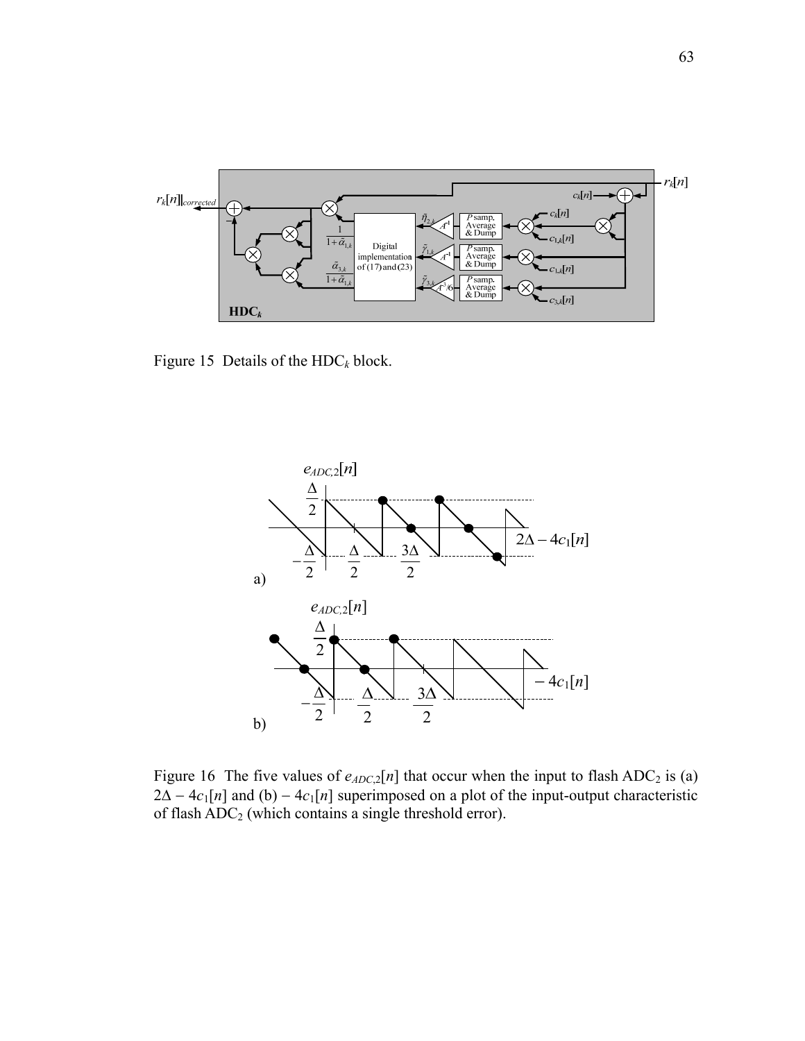Figure 15 Details of the $\text{HDC}_k$ block.

Figure 16 The five values of $e_{ADC,2}[n]$ that occur when the input to flash $\text{ADC}_2$ is (a) $2\Delta - 4c_1[n]$ and (b) $-4c_1[n]$ superimposed on a plot of the input-output characteristic of flash $\text{ADC}_2$ (which contains a single threshold error).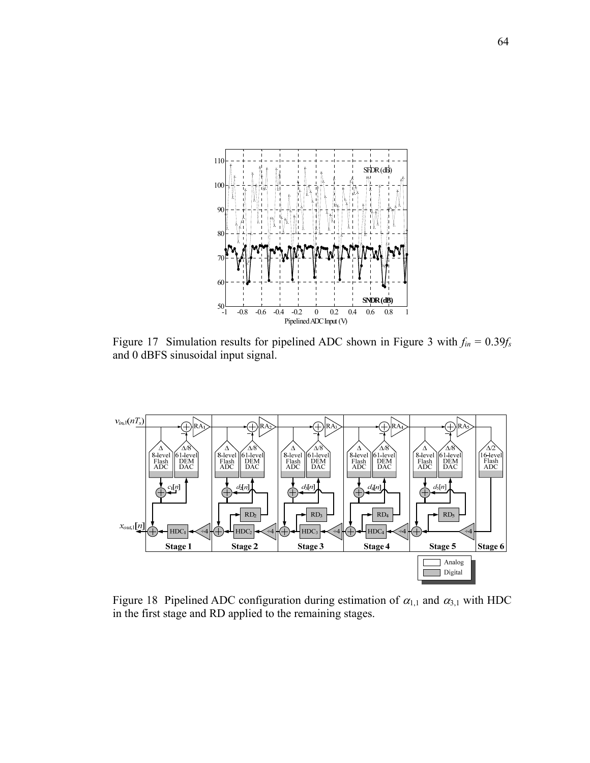Figure 17 Simulation results for pipelined ADC shown in Figure 3 with $f_{in} = 0.39f_s$ and 0 dBFS sinusoidal input signal.

Figure 18 Pipelined ADC configuration during estimation of $\alpha_{1,1}$ and $\alpha_{3,1}$ with HDC in the first stage and RD applied to the remaining stages.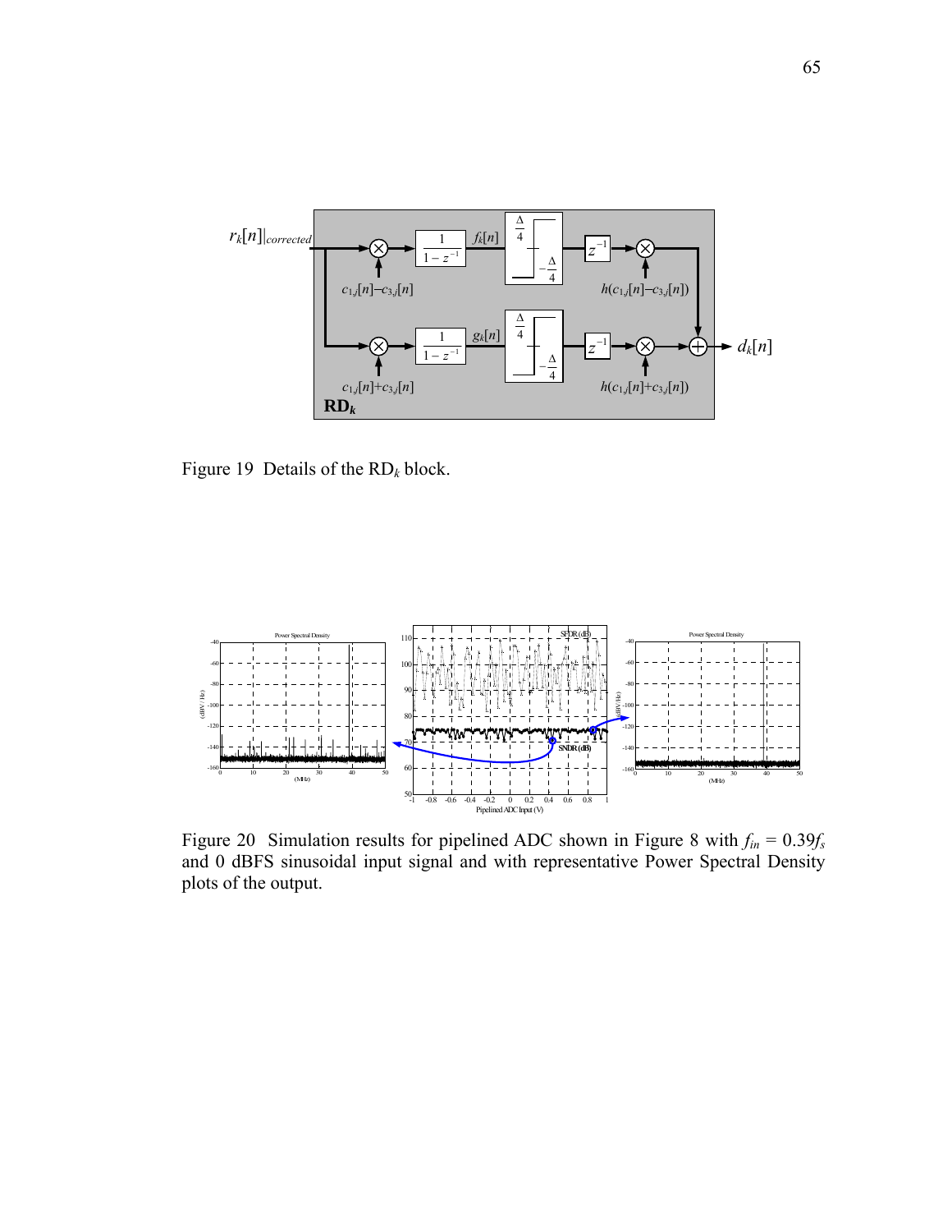Figure 19 Details of the $\text{RD}_k$ block.

Figure 20 Simulation results for pipelined ADC shown in Figure 8 with $f_{in} = 0.39f_s$ and 0 dBFS sinusoidal input signal and with representative Power Spectral Density plots of the output.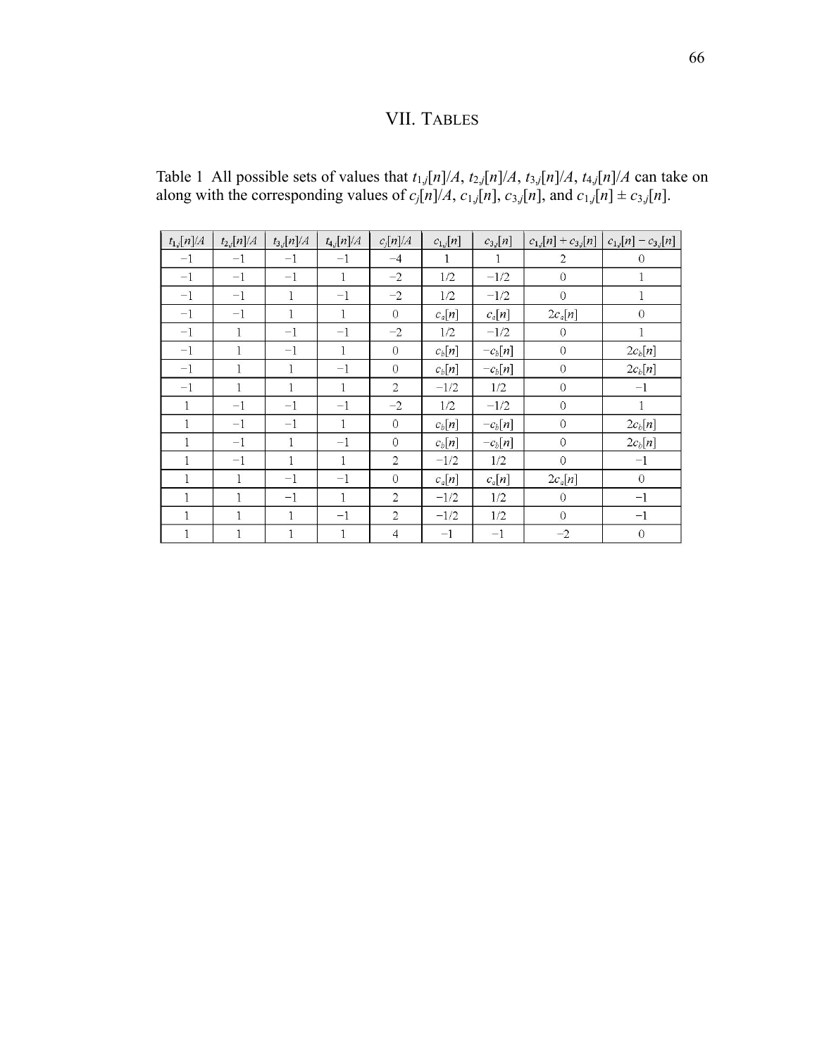# VII. TABLES

Table 1 All possible sets of values that $t_{1,j}[n]/A$, $t_{2,j}[n]/A$, $t_{3,j}[n]/A$, $t_{4,j}[n]/A$ can take on along with the corresponding values of $c_j[n]/A$, $c_{1,j}[n]$, $c_{3,j}[n]$, and $c_{1,j}[n] \pm c_{3,j}[n]$.

| $t_{1,j}[n]/A$ | $t_{2,j}[n]/A$ | $t_{3,j}[n]/A$ | $t_{4,j}[n]/A$ | $c_j[n]/A$ | $c_{1,j}[n]$ | $c_{3,j}[n]$ | $c_{1,j}[n] + c_{3,j}[n]$ | $c_{1,j}[n] - c_{3,j}[n]$ |
|---|---|---|---|---|---|---|---|---|
| $-1$ | $-1$ | $-1$ | $-1$ | $-4$ | 1 | 1 | 2 | 0 |
| $-1$ | $-1$ | $-1$ | 1 | $-2$ | 1/2 | $-1/2$ | 0 | 1 |
| $-1$ | $-1$ | 1 | $-1$ | $-2$ | 1/2 | $-1/2$ | 0 | 1 |
| $-1$ | $-1$ | 1 | 1 | 0 | $c_a[n]$ | $c_a[n]$ | $2c_a[n]$ | 0 |
| $-1$ | 1 | $-1$ | $-1$ | $-2$ | 1/2 | $-1/2$ | 0 | 1 |
| $-1$ | 1 | $-1$ | 1 | 0 | $c_b[n]$ | $-c_b[n]$ | 0 | $2c_b[n]$ |
| $-1$ | 1 | 1 | $-1$ | 0 | $c_b[n]$ | $-c_b[n]$ | 0 | $2c_b[n]$ |
| $-1$ | 1 | 1 | 1 | 2 | $-1/2$ | 1/2 | 0 | $-1$ |
| 1 | $-1$ | $-1$ | $-1$ | $-2$ | 1/2 | $-1/2$ | 0 | 1 |
| 1 | $-1$ | $-1$ | 1 | 0 | $c_b[n]$ | $-c_b[n]$ | 0 | $2c_b[n]$ |
| 1 | $-1$ | 1 | $-1$ | 0 | $c_b[n]$ | $-c_b[n]$ | 0 | $2c_b[n]$ |
| 1 | $-1$ | 1 | 1 | 2 | $-1/2$ | 1/2 | 0 | $-1$ |
| 1 | 1 | $-1$ | $-1$ | 0 | $c_a[n]$ | $c_a[n]$ | $2c_a[n]$ | 0 |
| 1 | 1 | $-1$ | 1 | 2 | $-1/2$ | 1/2 | 0 | $-1$ |
| 1 | 1 | 1 | $-1$ | 2 | $-1/2$ | 1/2 | 0 | $-1$ |
| 1 | 1 | 1 | 1 | 4 | $-1$ | $-1$ | $-2$ | 0 |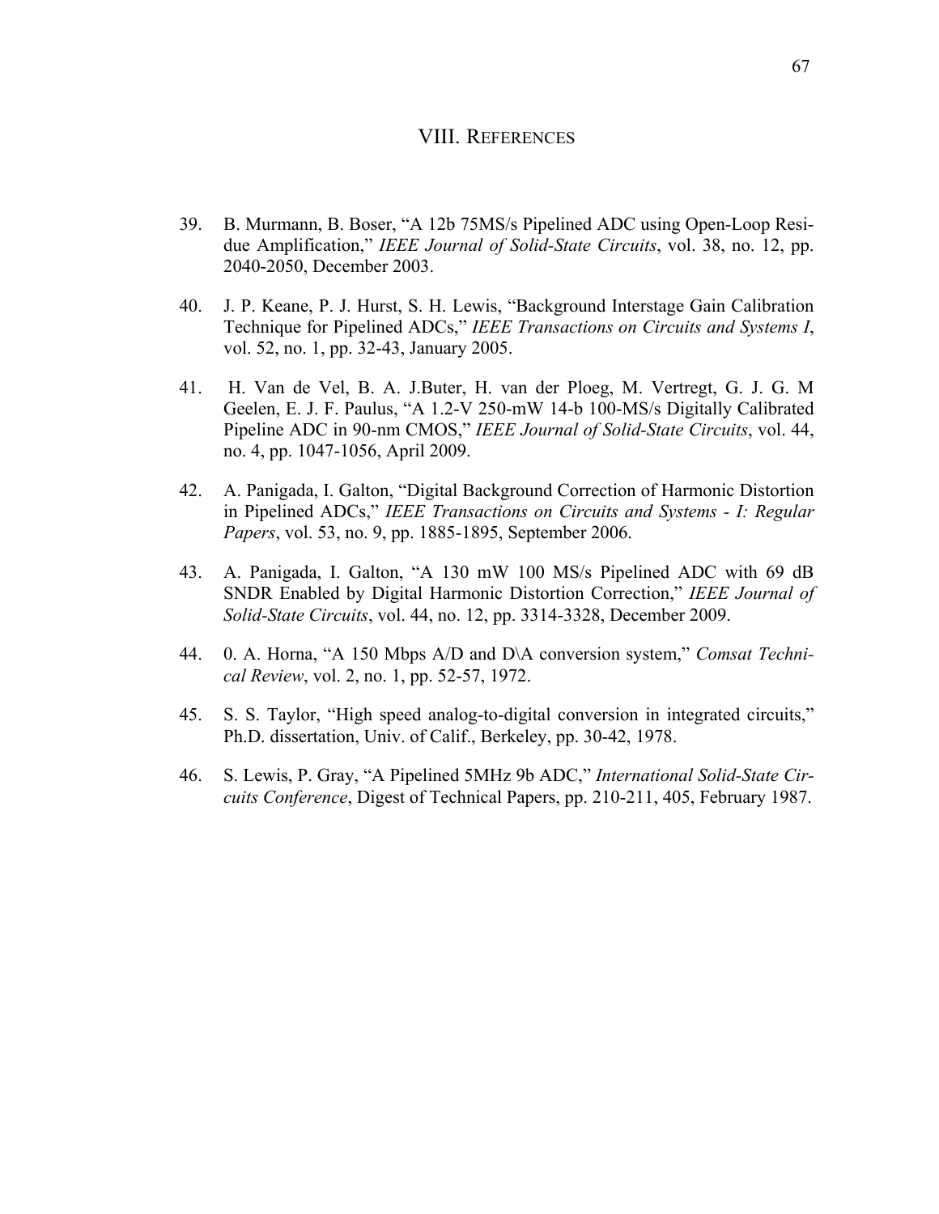## VIII. REFERENCES

39. B. Murmann, B. Boser, "A 12b 75MS/s Pipelined ADC using Open-Loop Residue Amplification," *IEEE Journal of Solid-State Circuits*, vol. 38, no. 12, pp. 2040-2050, December 2003.

40. J. P. Keane, P. J. Hurst, S. H. Lewis, "Background Interstage Gain Calibration Technique for Pipelined ADCs," *IEEE Transactions on Circuits and Systems I*, vol. 52, no. 1, pp. 32-43, January 2005.

41. H. Van de Vel, B. A. J.Buter, H. van der Ploeg, M. Vertregt, G. J. G. M Geelen, E. J. F. Paulus, "A 1.2-V 250-mW 14-b 100-MS/s Digitally Calibrated Pipeline ADC in 90-nm CMOS," *IEEE Journal of Solid-State Circuits*, vol. 44, no. 4, pp. 1047-1056, April 2009.

42. A. Panigada, I. Galton, "Digital Background Correction of Harmonic Distortion in Pipelined ADCs," *IEEE Transactions on Circuits and Systems - I: Regular Papers*, vol. 53, no. 9, pp. 1885-1895, September 2006.

43. A. Panigada, I. Galton, "A 130 mW 100 MS/s Pipelined ADC with 69 dB SNDR Enabled by Digital Harmonic Distortion Correction," *IEEE Journal of Solid-State Circuits*, vol. 44, no. 12, pp. 3314-3328, December 2009.

44. 0. A. Horna, "A 150 Mbps A/D and D\A conversion system," *Comsat Technical Review*, vol. 2, no. 1, pp. 52-57, 1972.

45. S. S. Taylor, "High speed analog-to-digital conversion in integrated circuits," Ph.D. dissertation, Univ. of Calif., Berkeley, pp. 30-42, 1978.

46. S. Lewis, P. Gray, "A Pipelined 5MHz 9b ADC," *International Solid-State Circuits Conference*, Digest of Technical Papers, pp. 210-211, 405, February 1987.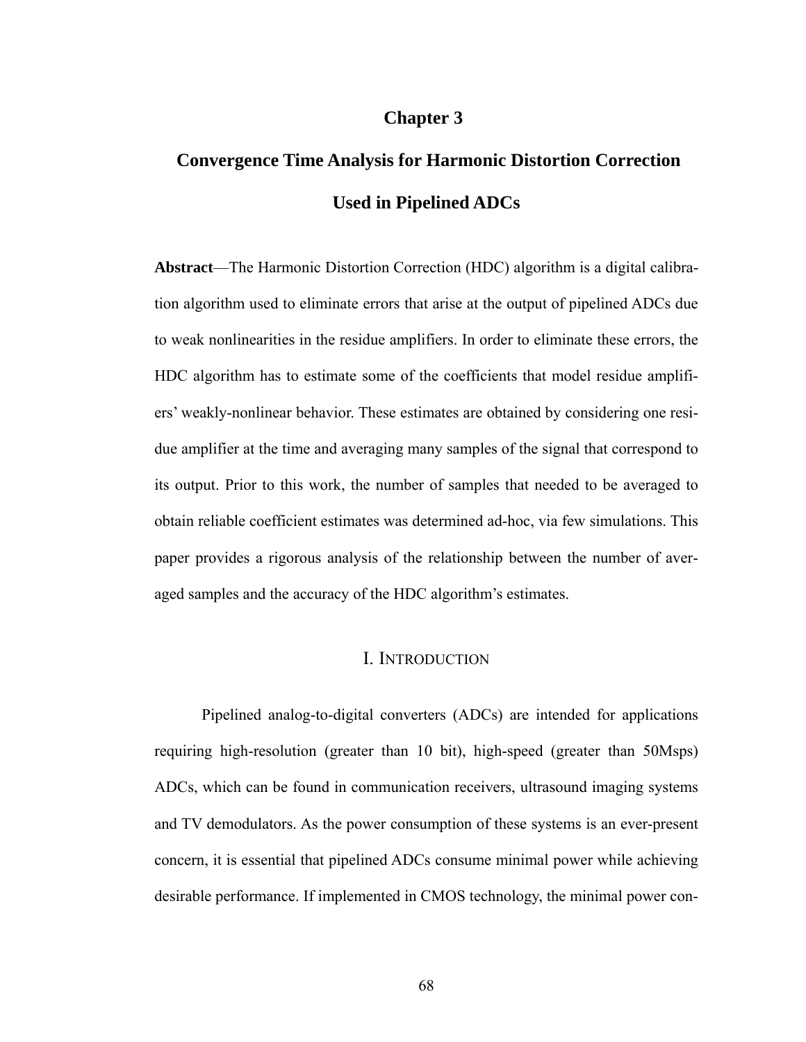# Chapter 3

# Convergence Time Analysis for Harmonic Distortion Correction Used in Pipelined ADCs

**Abstract**—The Harmonic Distortion Correction (HDC) algorithm is a digital calibration algorithm used to eliminate errors that arise at the output of pipelined ADCs due to weak nonlinearities in the residue amplifiers. In order to eliminate these errors, the HDC algorithm has to estimate some of the coefficients that model residue amplifiers' weakly-nonlinear behavior. These estimates are obtained by considering one residue amplifier at the time and averaging many samples of the signal that correspond to its output. Prior to this work, the number of samples that needed to be averaged to obtain reliable coefficient estimates was determined ad-hoc, via few simulations. This paper provides a rigorous analysis of the relationship between the number of averaged samples and the accuracy of the HDC algorithm's estimates.

## I. Introduction

Pipelined analog-to-digital converters (ADCs) are intended for applications requiring high-resolution (greater than 10 bit), high-speed (greater than 50Msps) ADCs, which can be found in communication receivers, ultrasound imaging systems and TV demodulators. As the power consumption of these systems is an ever-present concern, it is essential that pipelined ADCs consume minimal power while achieving desirable performance. If implemented in CMOS technology, the minimal power con-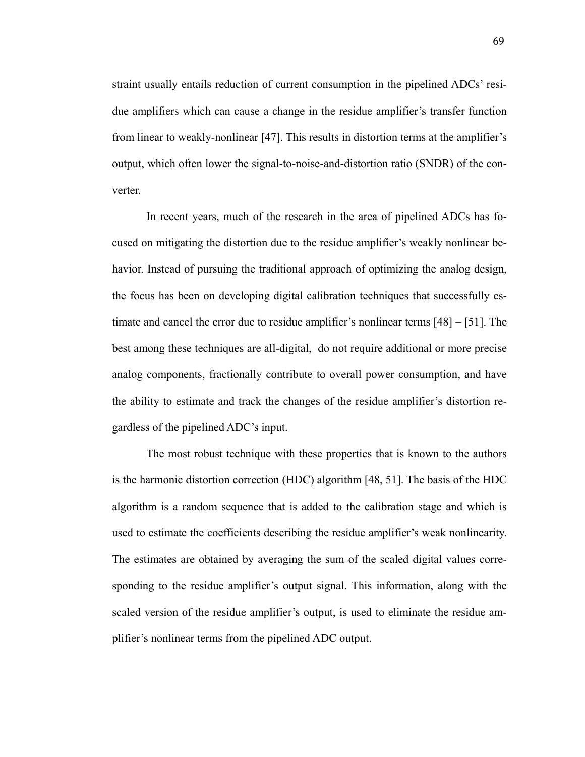straint usually entails reduction of current consumption in the pipelined ADCs' residue amplifiers which can cause a change in the residue amplifier's transfer function from linear to weakly-nonlinear [47]. This results in distortion terms at the amplifier's output, which often lower the signal-to-noise-and-distortion ratio (SNDR) of the converter.

In recent years, much of the research in the area of pipelined ADCs has focused on mitigating the distortion due to the residue amplifier's weakly nonlinear behavior. Instead of pursuing the traditional approach of optimizing the analog design, the focus has been on developing digital calibration techniques that successfully estimate and cancel the error due to residue amplifier's nonlinear terms [48] – [51]. The best among these techniques are all-digital, do not require additional or more precise analog components, fractionally contribute to overall power consumption, and have the ability to estimate and track the changes of the residue amplifier's distortion regardless of the pipelined ADC's input.

The most robust technique with these properties that is known to the authors is the harmonic distortion correction (HDC) algorithm [48, 51]. The basis of the HDC algorithm is a random sequence that is added to the calibration stage and which is used to estimate the coefficients describing the residue amplifier's weak nonlinearity. The estimates are obtained by averaging the sum of the scaled digital values corresponding to the residue amplifier's output signal. This information, along with the scaled version of the residue amplifier's output, is used to eliminate the residue amplifier's nonlinear terms from the pipelined ADC output.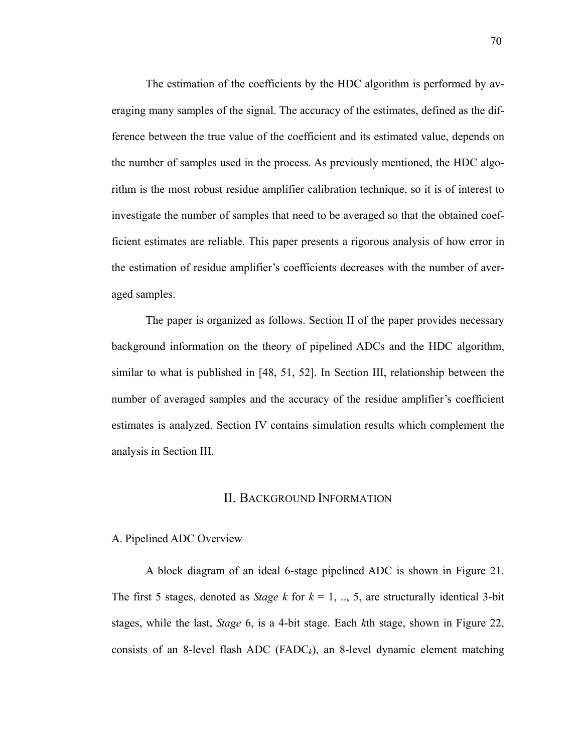The estimation of the coefficients by the HDC algorithm is performed by averaging many samples of the signal. The accuracy of the estimates, defined as the difference between the true value of the coefficient and its estimated value, depends on the number of samples used in the process. As previously mentioned, the HDC algorithm is the most robust residue amplifier calibration technique, so it is of interest to investigate the number of samples that need to be averaged so that the obtained coefficient estimates are reliable. This paper presents a rigorous analysis of how error in the estimation of residue amplifier's coefficients decreases with the number of averaged samples.

The paper is organized as follows. Section II of the paper provides necessary background information on the theory of pipelined ADCs and the HDC algorithm, similar to what is published in [48, 51, 52]. In Section III, relationship between the number of averaged samples and the accuracy of the residue amplifier's coefficient estimates is analyzed. Section IV contains simulation results which complement the analysis in Section III.

## II. Background Information

### A. Pipelined ADC Overview

A block diagram of an ideal 6-stage pipelined ADC is shown in Figure 21. The first 5 stages, denoted as *Stage* $k$ for $k = 1, .., 5$, are structurally identical 3-bit stages, while the last, *Stage* 6, is a 4-bit stage. Each $k$th stage, shown in Figure 22, consists of an 8-level flash ADC ($\text{FADC}_k$), an 8-level dynamic element matching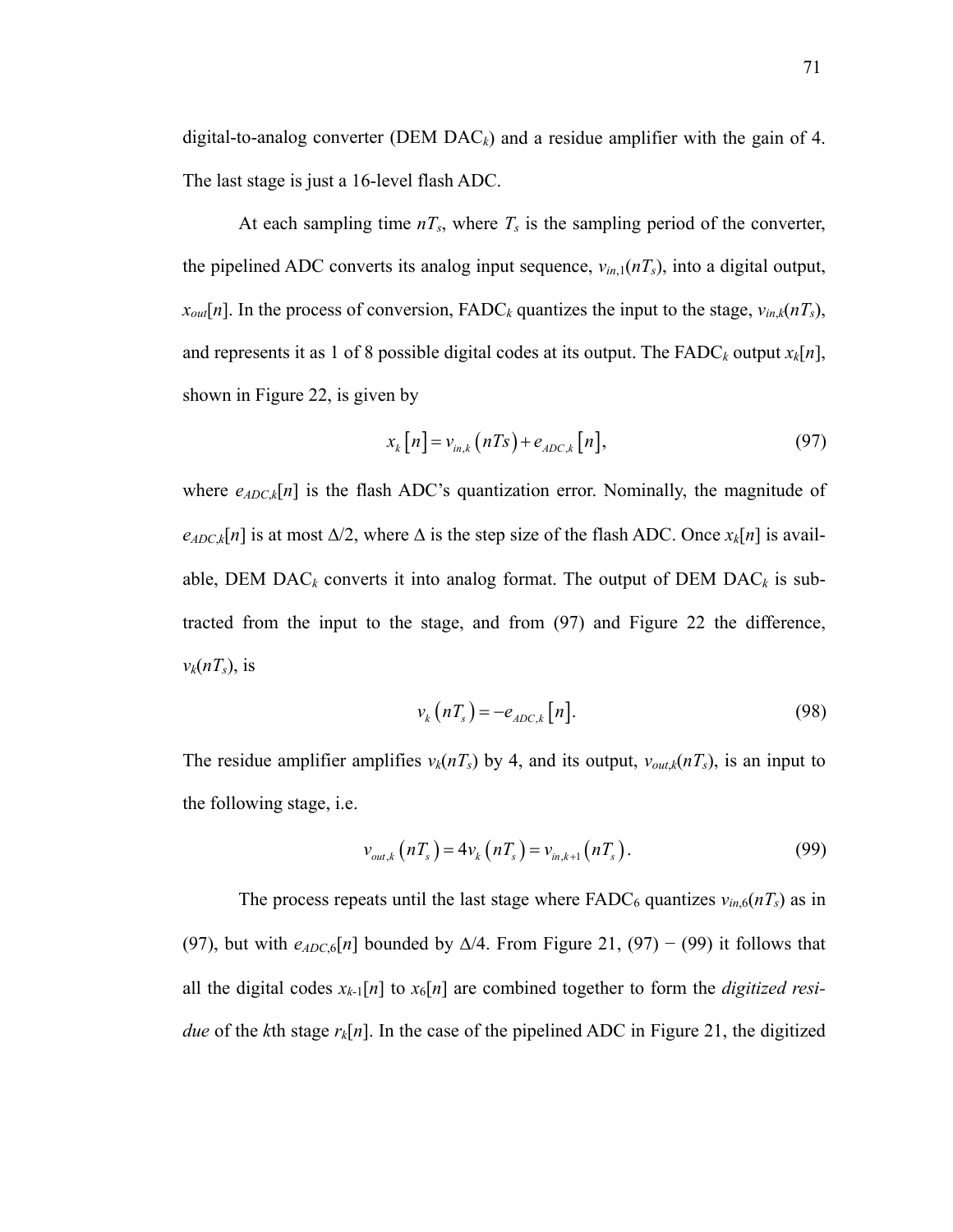digital-to-analog converter (DEM $\text{DAC}_k$) and a residue amplifier with the gain of 4. The last stage is just a 16-level flash ADC.

At each sampling time $nT_s$, where $T_s$ is the sampling period of the converter, the pipelined ADC converts its analog input sequence, $v_{in,1}(nT_s)$, into a digital output, $x_{out}[n]$. In the process of conversion, $\text{FADC}_k$ quantizes the input to the stage, $v_{in,k}(nT_s)$, and represents it as 1 of 8 possible digital codes at its output. The $\text{FADC}_k$ output $x_k[n]$, shown in Figure 22, is given by

$$x_k[n] = v_{in,k}(nTs) + e_{ADC,k}[n], \tag{97}$$

where $e_{ADC,k}[n]$ is the flash ADC's quantization error. Nominally, the magnitude of $e_{ADC,k}[n]$ is at most $\Delta/2$, where $\Delta$ is the step size of the flash ADC. Once $x_k[n]$ is available, DEM $\text{DAC}_k$ converts it into analog format. The output of DEM $\text{DAC}_k$ is subtracted from the input to the stage, and from (97) and Figure 22 the difference, $v_k(nT_s)$, is

$$v_k(nT_s) = -e_{ADC,k}[n]. \tag{98}$$

The residue amplifier amplifies $v_k(nT_s)$ by 4, and its output, $v_{out,k}(nT_s)$, is an input to the following stage, i.e.

$$v_{out,k}(nT_s) = 4v_k(nT_s) = v_{in,k+1}(nT_s). \tag{99}$$

The process repeats until the last stage where $\text{FADC}_6$ quantizes $v_{in,6}(nT_s)$ as in (97), but with $e_{ADC,6}[n]$ bounded by $\Delta/4$. From Figure 21, (97) − (99) it follows that all the digital codes $x_{k-1}[n]$ to $x_6[n]$ are combined together to form the *digitized residue* of the $k$th stage $r_k[n]$. In the case of the pipelined ADC in Figure 21, the digitized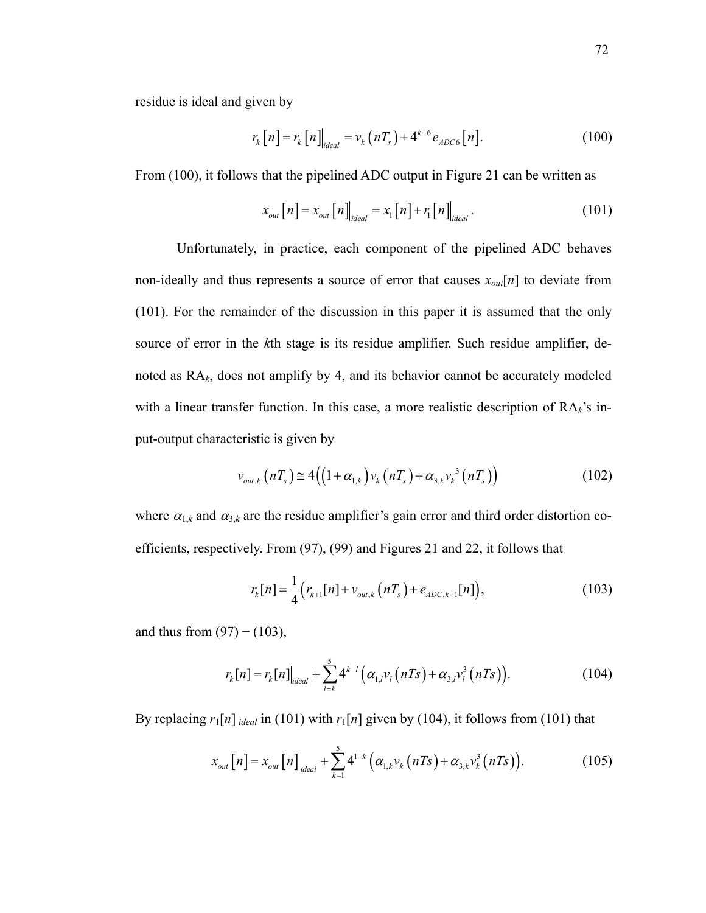residue is ideal and given by

$$r_k[n] = r_k[n]\big|_{ideal} = v_k(nT_s) + 4^{k-6} e_{ADC6}[n]. \tag{100}$$

From (100), it follows that the pipelined ADC output in Figure 21 can be written as

$$x_{out}[n] = x_{out}[n]\big|_{ideal} = x_1[n] + r_1[n]\big|_{ideal}. \tag{101}$$

Unfortunately, in practice, each component of the pipelined ADC behaves non-ideally and thus represents a source of error that causes $x_{out}[n]$ to deviate from (101). For the remainder of the discussion in this paper it is assumed that the only source of error in the $k$th stage is its residue amplifier. Such residue amplifier, denoted as $RA_k$, does not amplify by 4, and its behavior cannot be accurately modeled with a linear transfer function. In this case, a more realistic description of $RA_k$'s input-output characteristic is given by

$$v_{out,k}(nT_s) \cong 4\left((1+\alpha_{1,k})v_k(nT_s) + \alpha_{3,k} v_k^3(nT_s)\right) \tag{102}$$

where $\alpha_{1,k}$ and $\alpha_{3,k}$ are the residue amplifier's gain error and third order distortion coefficients, respectively. From (97), (99) and Figures 21 and 22, it follows that

$$r_k[n] = \frac{1}{4}\left(r_{k+1}[n] + v_{out,k}(nT_s) + e_{ADC,k+1}[n]\right), \tag{103}$$

and thus from (97) − (103),

$$r_k[n] = r_k[n]\big|_{ideal} + \sum_{l=k}^{5} 4^{k-l}\left(\alpha_{1,l} v_l(nTs) + \alpha_{3,l} v_l^3(nTs)\right). \tag{104}$$

By replacing $r_1[n]|_{ideal}$ in (101) with $r_1[n]$ given by (104), it follows from (101) that

$$x_{out}[n] = x_{out}[n]\big|_{ideal} + \sum_{k=1}^{5} 4^{1-k}\left(\alpha_{1,k} v_k(nTs) + \alpha_{3,k} v_k^3(nTs)\right). \tag{105}$$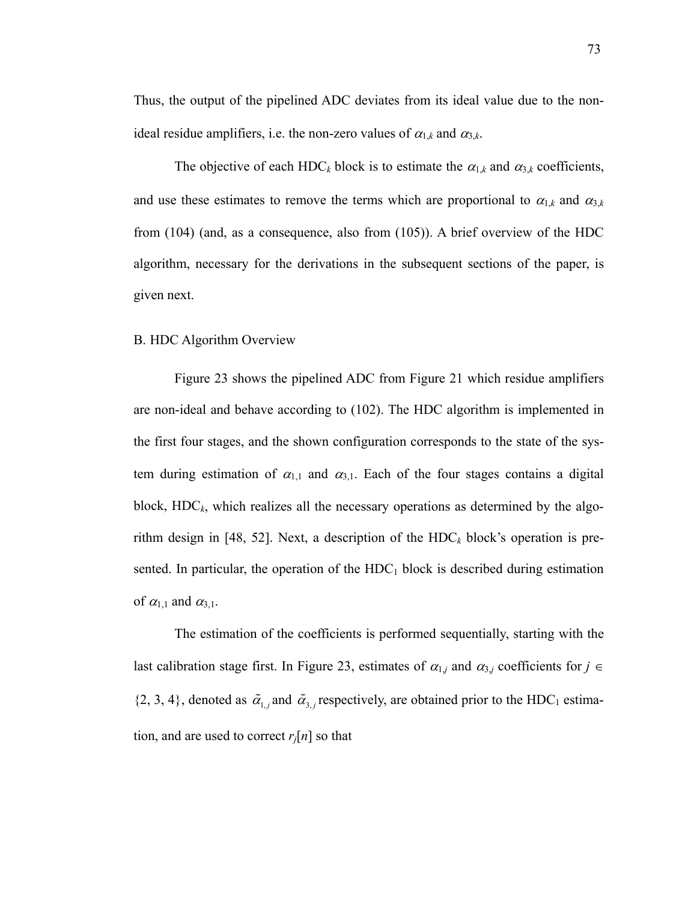Thus, the output of the pipelined ADC deviates from its ideal value due to the non-ideal residue amplifiers, i.e. the non-zero values of $\alpha_{1,k}$ and $\alpha_{3,k}$.

The objective of each HDC$_k$ block is to estimate the $\alpha_{1,k}$ and $\alpha_{3,k}$ coefficients, and use these estimates to remove the terms which are proportional to $\alpha_{1,k}$ and $\alpha_{3,k}$ from (104) (and, as a consequence, also from (105)). A brief overview of the HDC algorithm, necessary for the derivations in the subsequent sections of the paper, is given next.

### B. HDC Algorithm Overview

Figure 23 shows the pipelined ADC from Figure 21 which residue amplifiers are non-ideal and behave according to (102). The HDC algorithm is implemented in the first four stages, and the shown configuration corresponds to the state of the system during estimation of $\alpha_{1,1}$ and $\alpha_{3,1}$. Each of the four stages contains a digital block, HDC$_k$, which realizes all the necessary operations as determined by the algorithm design in [48, 52]. Next, a description of the HDC$_k$ block's operation is presented. In particular, the operation of the HDC$_1$ block is described during estimation of $\alpha_{1,1}$ and $\alpha_{3,1}$.

The estimation of the coefficients is performed sequentially, starting with the last calibration stage first. In Figure 23, estimates of $\alpha_{1,j}$ and $\alpha_{3,j}$ coefficients for $j \in \{2, 3, 4\}$, denoted as $\tilde{\alpha}_{1,j}$ and $\tilde{\alpha}_{3,j}$ respectively, are obtained prior to the HDC$_1$ estimation, and are used to correct $r_j[n]$ so that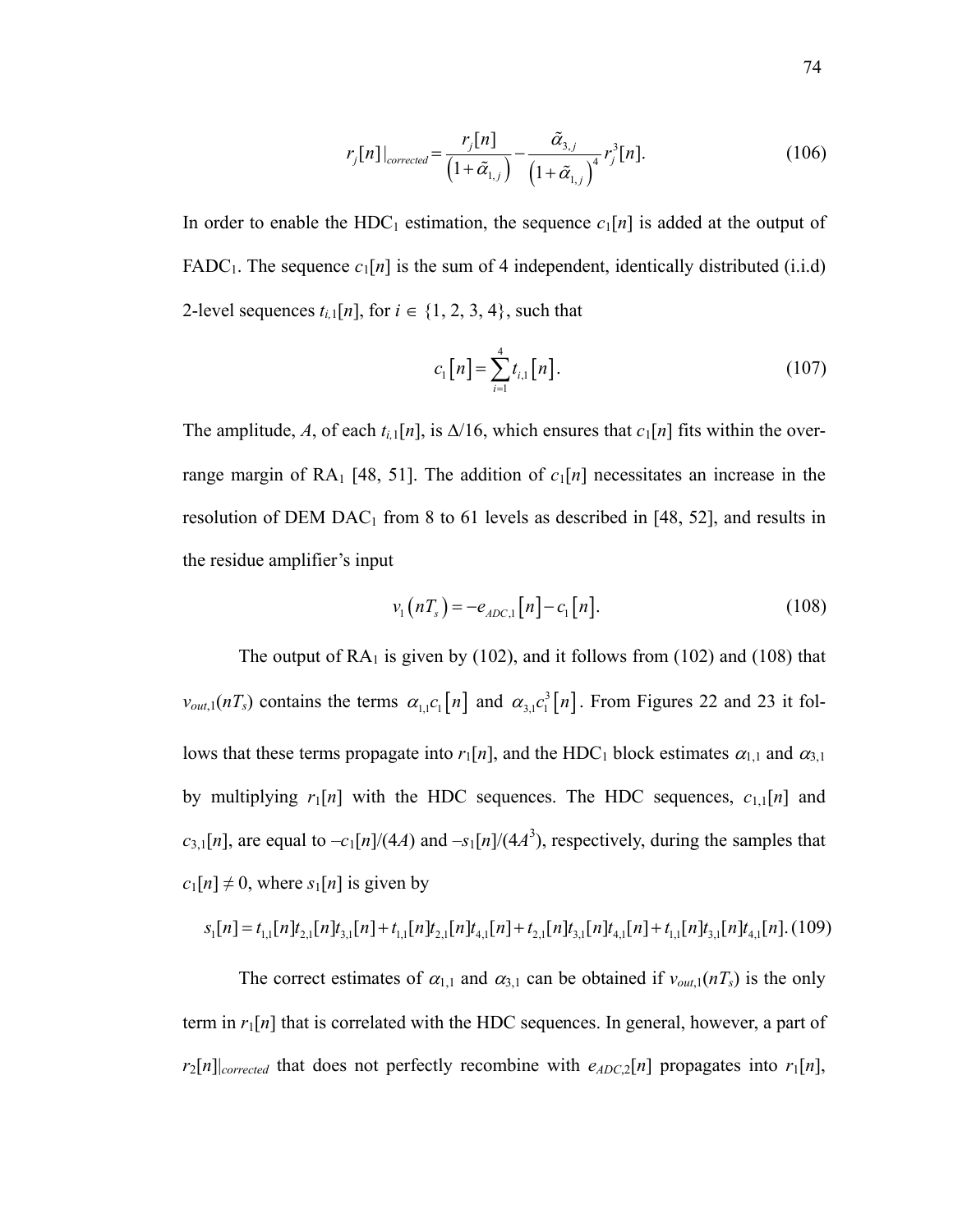$$r_j[n]|_{corrected} = \frac{r_j[n]}{\left(1+\tilde{\alpha}_{1,j}\right)} - \frac{\tilde{\alpha}_{3,j}}{\left(1+\tilde{\alpha}_{1,j}\right)^4} r_j^3[n]. \tag{106}$$

In order to enable the $\text{HDC}_1$ estimation, the sequence $c_1[n]$ is added at the output of $\text{FADC}_1$. The sequence $c_1[n]$ is the sum of 4 independent, identically distributed (i.i.d) 2-level sequences $t_{i,1}[n]$, for $i \in \{1, 2, 3, 4\}$, such that

$$c_1[n] = \sum_{i=1}^{4} t_{i,1}[n]. \tag{107}$$

The amplitude, $A$, of each $t_{i,1}[n]$, is $\Delta/16$, which ensures that $c_1[n]$ fits within the over-range margin of $\text{RA}_1$ [48, 51]. The addition of $c_1[n]$ necessitates an increase in the resolution of DEM $\text{DAC}_1$ from 8 to 61 levels as described in [48, 52], and results in the residue amplifier's input

$$v_1(nT_s) = -e_{ADC,1}[n] - c_1[n]. \tag{108}$$

The output of $\text{RA}_1$ is given by (102), and it follows from (102) and (108) that $v_{out,1}(nT_s)$ contains the terms $\alpha_{1,1}c_1[n]$ and $\alpha_{3,1}c_1^3[n]$. From Figures 22 and 23 it follows that these terms propagate into $r_1[n]$, and the $\text{HDC}_1$ block estimates $\alpha_{1,1}$ and $\alpha_{3,1}$ by multiplying $r_1[n]$ with the HDC sequences. The HDC sequences, $c_{1,1}[n]$ and $c_{3,1}[n]$, are equal to $-c_1[n]/(4A)$ and $-s_1[n]/(4A^3)$, respectively, during the samples that $c_1[n] \neq 0$, where $s_1[n]$ is given by

$$s_1[n] = t_{1,1}[n]t_{2,1}[n]t_{3,1}[n] + t_{1,1}[n]t_{2,1}[n]t_{4,1}[n] + t_{2,1}[n]t_{3,1}[n]t_{4,1}[n] + t_{1,1}[n]t_{3,1}[n]t_{4,1}[n]. \tag{109}$$

The correct estimates of $\alpha_{1,1}$ and $\alpha_{3,1}$ can be obtained if $v_{out,1}(nT_s)$ is the only term in $r_1[n]$ that is correlated with the HDC sequences. In general, however, a part of $r_2[n]|_{corrected}$ that does not perfectly recombine with $e_{ADC,2}[n]$ propagates into $r_1[n]$,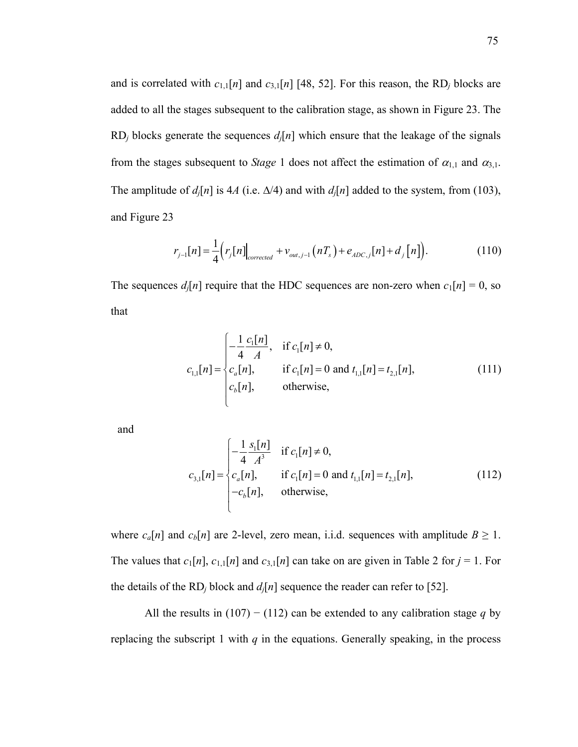and is correlated with $c_{1,1}[n]$ and $c_{3,1}[n]$ [48, 52]. For this reason, the RD$_j$ blocks are added to all the stages subsequent to the calibration stage, as shown in Figure 23. The RD$_j$ blocks generate the sequences $d_j[n]$ which ensure that the leakage of the signals from the stages subsequent to *Stage* 1 does not affect the estimation of $\alpha_{1,1}$ and $\alpha_{3,1}$. The amplitude of $d_j[n]$ is $4A$ (i.e. $\Delta/4$) and with $d_j[n]$ added to the system, from (103), and Figure 23

$$r_{j-1}[n] = \frac{1}{4}\left( r_j[n]\Big|_{corrected} + v_{out,j-1}\left(nT_s\right) + e_{ADC,j}[n] + d_j\left[n\right] \right). \tag{110}$$

The sequences $d_j[n]$ require that the HDC sequences are non-zero when $c_1[n] = 0$, so that

$$c_{1,1}[n] = \begin{cases} -\dfrac{1}{4}\dfrac{c_1[n]}{A}, & \text{if } c_1[n] \neq 0, \\ c_a[n], & \text{if } c_1[n] = 0 \text{ and } t_{1,1}[n] = t_{2,1}[n], \\ c_b[n], & \text{otherwise,} \end{cases} \tag{111}$$

and

$$c_{3,1}[n] = \begin{cases} -\dfrac{1}{4}\dfrac{s_1[n]}{A^3} & \text{if } c_1[n] \neq 0, \\ c_a[n], & \text{if } c_1[n] = 0 \text{ and } t_{1,1}[n] = t_{2,1}[n], \\ -c_b[n], & \text{otherwise,} \end{cases} \tag{112}$$

where $c_a[n]$ and $c_b[n]$ are 2-level, zero mean, i.i.d. sequences with amplitude $B \geq 1$. The values that $c_1[n]$, $c_{1,1}[n]$ and $c_{3,1}[n]$ can take on are given in Table 2 for $j = 1$. For the details of the RD$_j$ block and $d_j[n]$ sequence the reader can refer to [52].

All the results in (107) − (112) can be extended to any calibration stage $q$ by replacing the subscript 1 with $q$ in the equations. Generally speaking, in the process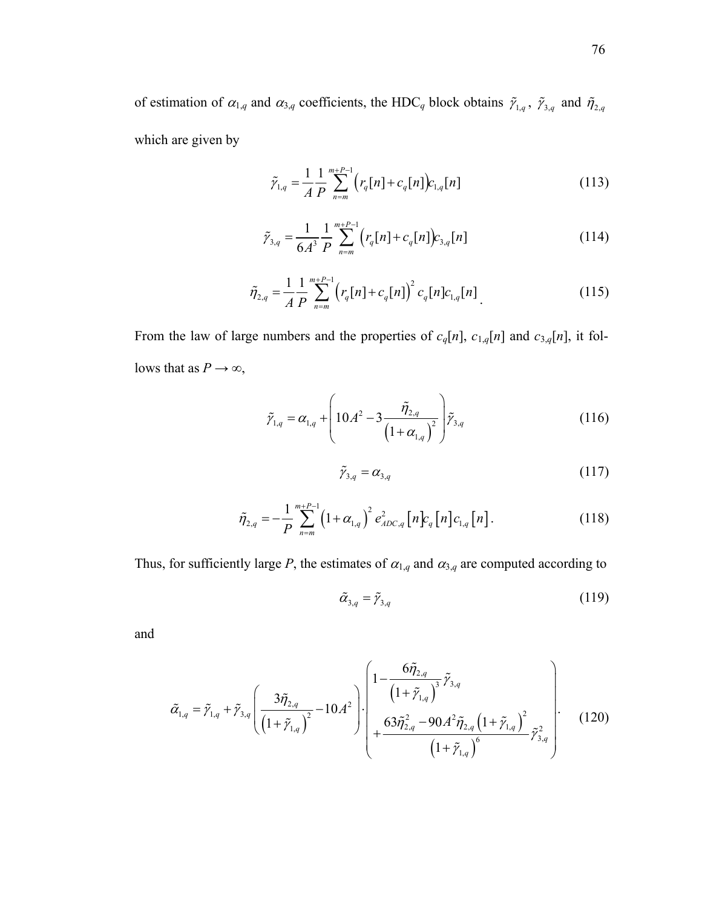of estimation of $\alpha_{1,q}$ and $\alpha_{3,q}$ coefficients, the HDC$_q$ block obtains $\tilde{\gamma}_{1,q}$, $\tilde{\gamma}_{3,q}$ and $\tilde{\eta}_{2,q}$ which are given by

$$\tilde{\gamma}_{1,q} = \frac{1}{A}\frac{1}{P}\sum_{n=m}^{m+P-1}\left(r_q[n] + c_q[n]\right)c_{1,q}[n] \tag{113}$$

$$\tilde{\gamma}_{3,q} = \frac{1}{6A^3}\frac{1}{P}\sum_{n=m}^{m+P-1}\left(r_q[n] + c_q[n]\right)c_{3,q}[n] \tag{114}$$

$$\tilde{\eta}_{2,q} = \frac{1}{A}\frac{1}{P}\sum_{n=m}^{m+P-1}\left(r_q[n] + c_q[n]\right)^2 c_q[n] c_{1,q}[n]. \tag{115}$$

From the law of large numbers and the properties of $c_q[n]$, $c_{1,q}[n]$ and $c_{3,q}[n]$, it follows that as $P \to \infty$,

$$\tilde{\gamma}_{1,q} = \alpha_{1,q} + \left(10A^2 - 3\frac{\tilde{\eta}_{2,q}}{\left(1+\alpha_{1,q}\right)^2}\right)\tilde{\gamma}_{3,q} \tag{116}$$

$$\tilde{\gamma}_{3,q} = \alpha_{3,q} \tag{117}$$

$$\tilde{\eta}_{2,q} = -\frac{1}{P}\sum_{n=m}^{m+P-1}\left(1+\alpha_{1,q}\right)^2 e_{ADC,q}^2[n] c_q[n] c_{1,q}[n]. \tag{118}$$

Thus, for sufficiently large $P$, the estimates of $\alpha_{1,q}$ and $\alpha_{3,q}$ are computed according to

$$\tilde{\alpha}_{3,q} = \tilde{\gamma}_{3,q} \tag{119}$$

and

$$\tilde{\alpha}_{1,q} = \tilde{\gamma}_{1,q} + \tilde{\gamma}_{3,q}\left(\frac{3\tilde{\eta}_{2,q}}{\left(1+\tilde{\gamma}_{1,q}\right)^2} - 10A^2\right)\cdot\left(\begin{array}{l} 1 - \dfrac{6\tilde{\eta}_{2,q}}{\left(1+\tilde{\gamma}_{1,q}\right)^3}\tilde{\gamma}_{3,q} \\ + \dfrac{63\tilde{\eta}_{2,q}^2 - 90A^2\tilde{\eta}_{2,q}\left(1+\tilde{\gamma}_{1,q}\right)^2}{\left(1+\tilde{\gamma}_{1,q}\right)^6}\tilde{\gamma}_{3,q}^2 \end{array}\right). \tag{120}$$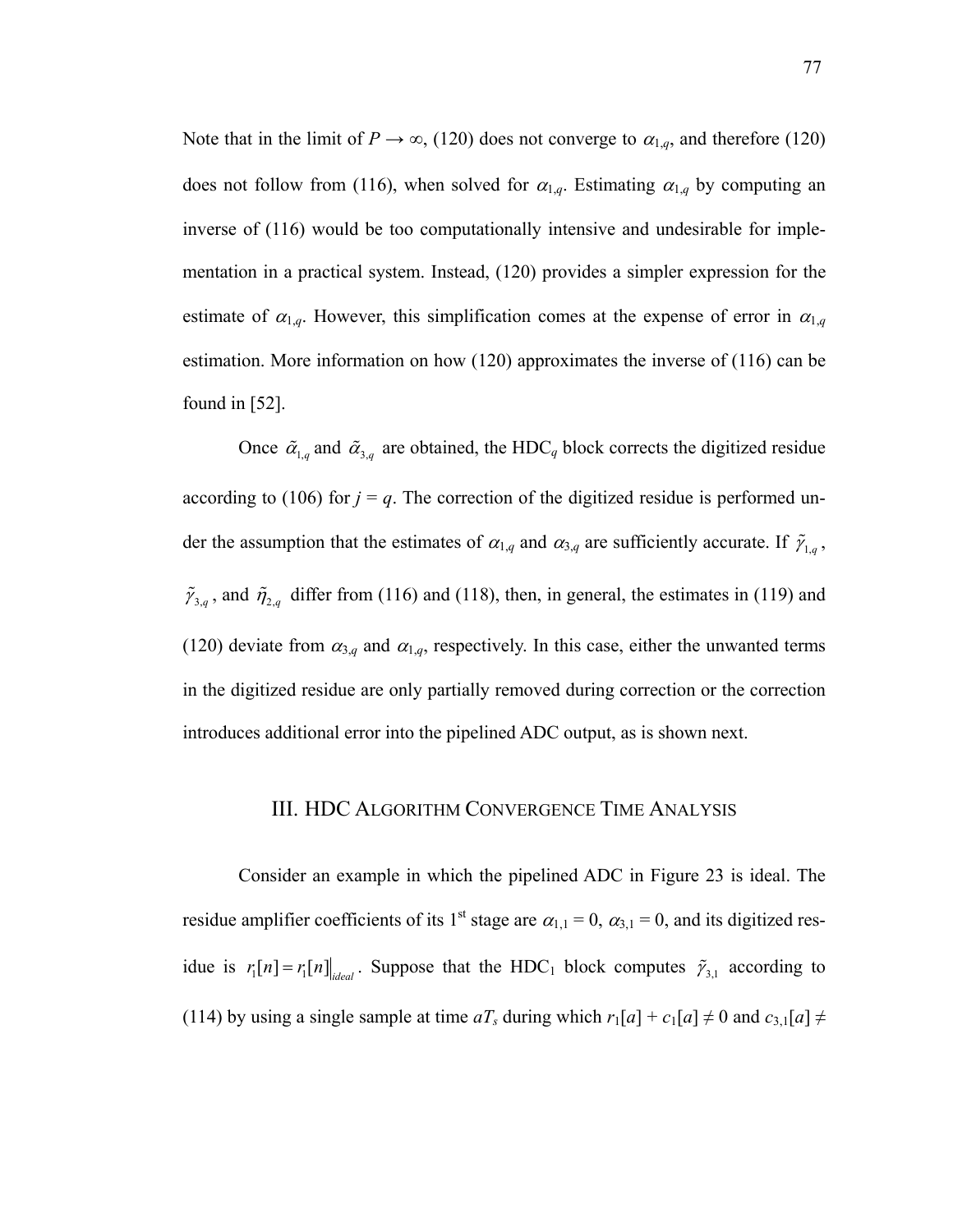Note that in the limit of $P \rightarrow \infty$, (120) does not converge to $\alpha_{1,q}$, and therefore (120) does not follow from (116), when solved for $\alpha_{1,q}$. Estimating $\alpha_{1,q}$ by computing an inverse of (116) would be too computationally intensive and undesirable for implementation in a practical system. Instead, (120) provides a simpler expression for the estimate of $\alpha_{1,q}$. However, this simplification comes at the expense of error in $\alpha_{1,q}$ estimation. More information on how (120) approximates the inverse of (116) can be found in [52].

Once $\tilde{\alpha}_{1,q}$ and $\tilde{\alpha}_{3,q}$ are obtained, the HDC$_q$ block corrects the digitized residue according to (106) for $j = q$. The correction of the digitized residue is performed under the assumption that the estimates of $\alpha_{1,q}$ and $\alpha_{3,q}$ are sufficiently accurate. If $\tilde{\gamma}_{1,q}$, $\tilde{\gamma}_{3,q}$, and $\tilde{\eta}_{2,q}$ differ from (116) and (118), then, in general, the estimates in (119) and (120) deviate from $\alpha_{3,q}$ and $\alpha_{1,q}$, respectively. In this case, either the unwanted terms in the digitized residue are only partially removed during correction or the correction introduces additional error into the pipelined ADC output, as is shown next.

## III. HDC Algorithm Convergence Time Analysis

Consider an example in which the pipelined ADC in Figure 23 is ideal. The residue amplifier coefficients of its 1st stage are $\alpha_{1,1} = 0$, $\alpha_{3,1} = 0$, and its digitized residue is $r_1[n] = r_1[n]\big|_{ideal}$. Suppose that the HDC$_1$ block computes $\tilde{\gamma}_{3,1}$ according to (114) by using a single sample at time $aT_s$ during which $r_1[a] + c_1[a] \neq 0$ and $c_{3,1}[a] \neq$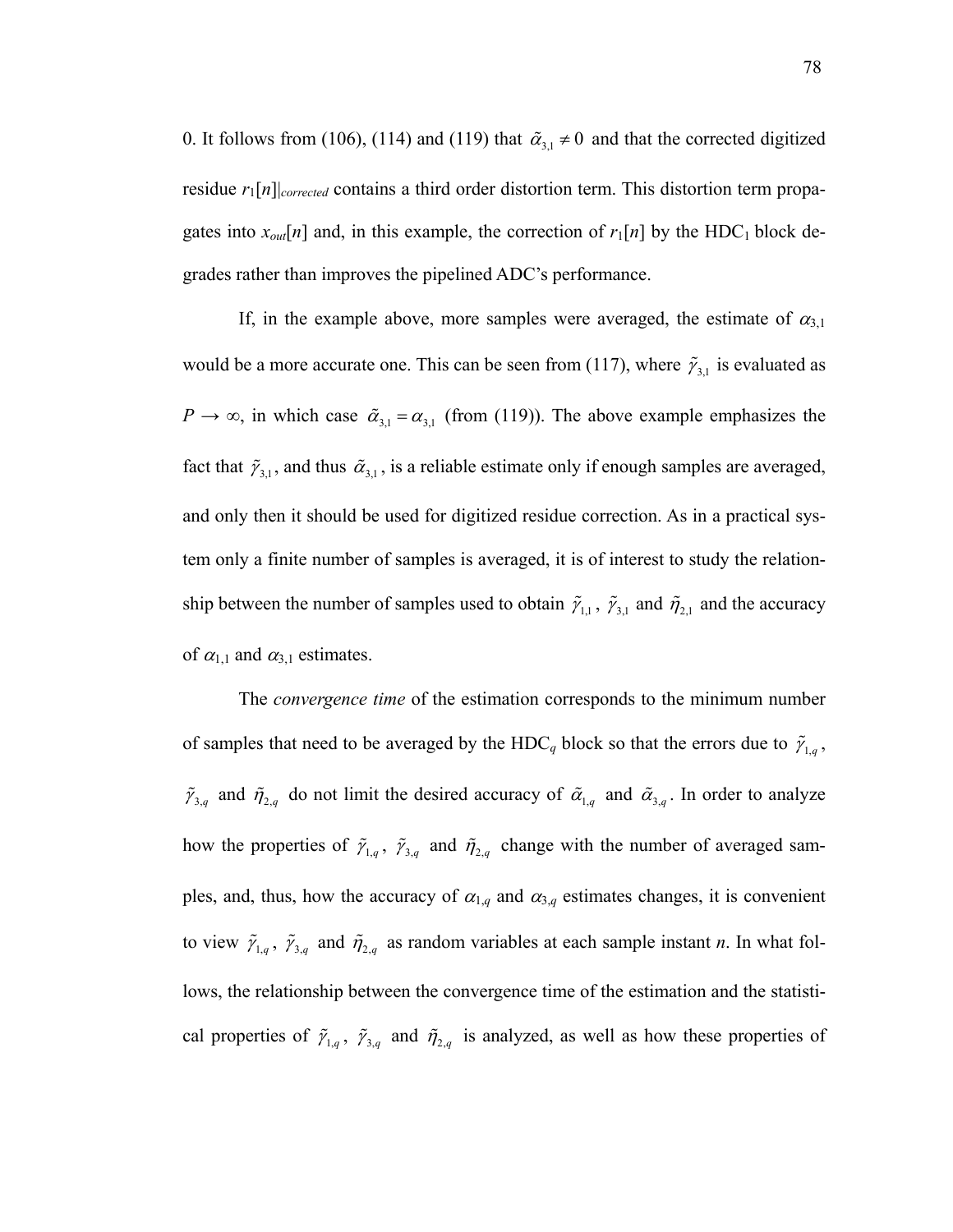0. It follows from (106), (114) and (119) that $\tilde{\alpha}_{3,1} \neq 0$ and that the corrected digitized residue $r_1[n]|_{corrected}$ contains a third order distortion term. This distortion term propagates into $x_{out}[n]$ and, in this example, the correction of $r_1[n]$ by the HDC$_1$ block degrades rather than improves the pipelined ADC's performance.

If, in the example above, more samples were averaged, the estimate of $\alpha_{3,1}$ would be a more accurate one. This can be seen from (117), where $\tilde{\gamma}_{3,1}$ is evaluated as $P \rightarrow \infty$, in which case $\tilde{\alpha}_{3,1} = \alpha_{3,1}$ (from (119)). The above example emphasizes the fact that $\tilde{\gamma}_{3,1}$, and thus $\tilde{\alpha}_{3,1}$, is a reliable estimate only if enough samples are averaged, and only then it should be used for digitized residue correction. As in a practical system only a finite number of samples is averaged, it is of interest to study the relationship between the number of samples used to obtain $\tilde{\gamma}_{1,1}$, $\tilde{\gamma}_{3,1}$ and $\tilde{\eta}_{2,1}$ and the accuracy of $\alpha_{1,1}$ and $\alpha_{3,1}$ estimates.

The *convergence time* of the estimation corresponds to the minimum number of samples that need to be averaged by the HDC$_q$ block so that the errors due to $\tilde{\gamma}_{1,q}$, $\tilde{\gamma}_{3,q}$ and $\tilde{\eta}_{2,q}$ do not limit the desired accuracy of $\tilde{\alpha}_{1,q}$ and $\tilde{\alpha}_{3,q}$. In order to analyze how the properties of $\tilde{\gamma}_{1,q}$, $\tilde{\gamma}_{3,q}$ and $\tilde{\eta}_{2,q}$ change with the number of averaged samples, and, thus, how the accuracy of $\alpha_{1,q}$ and $\alpha_{3,q}$ estimates changes, it is convenient to view $\tilde{\gamma}_{1,q}$, $\tilde{\gamma}_{3,q}$ and $\tilde{\eta}_{2,q}$ as random variables at each sample instant $n$. In what follows, the relationship between the convergence time of the estimation and the statistical properties of $\tilde{\gamma}_{1,q}$, $\tilde{\gamma}_{3,q}$ and $\tilde{\eta}_{2,q}$ is analyzed, as well as how these properties of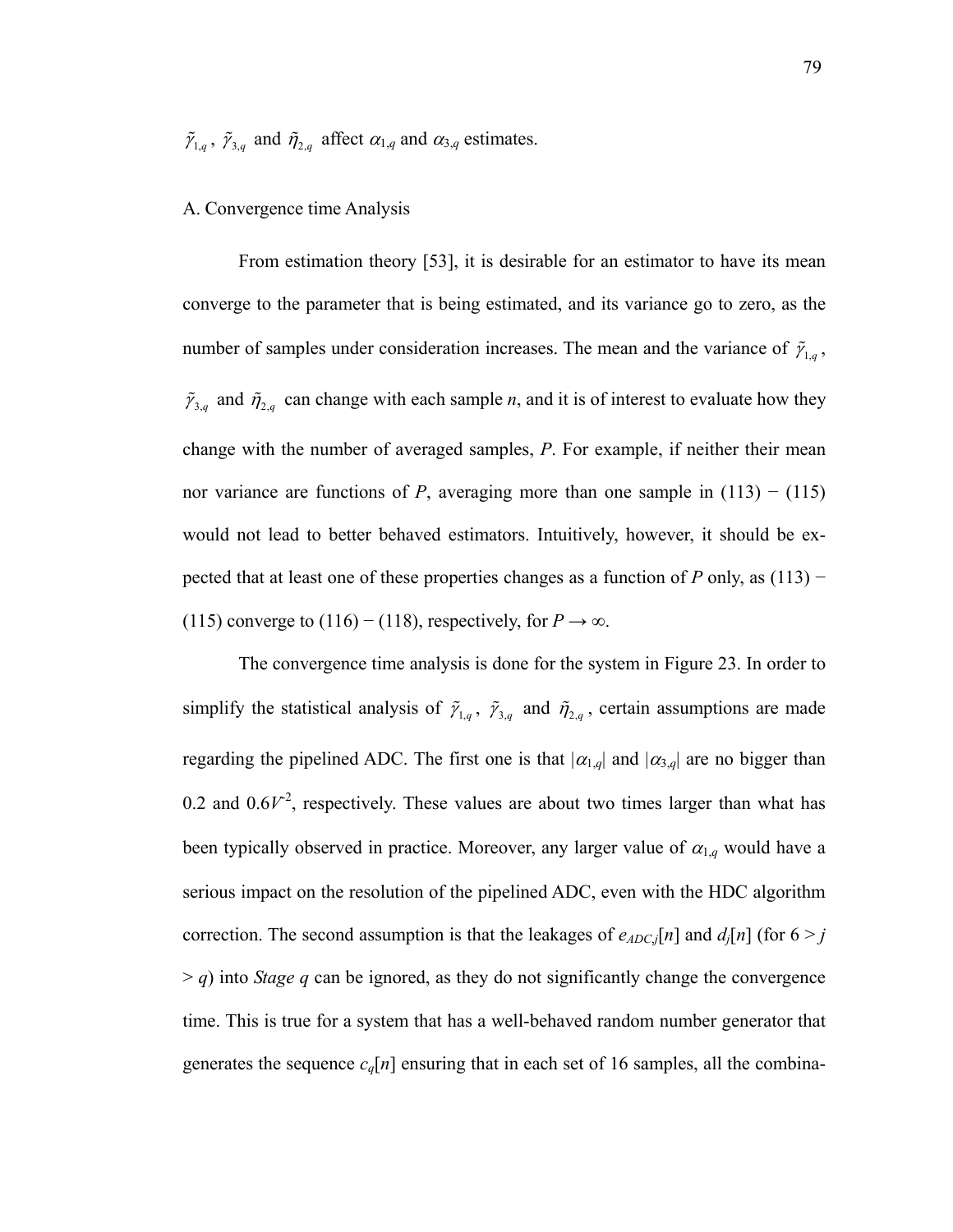$\tilde{\gamma}_{1,q}$, $\tilde{\gamma}_{3,q}$ and $\tilde{\eta}_{2,q}$ affect $\alpha_{1,q}$ and $\alpha_{3,q}$ estimates.

A. Convergence time Analysis

From estimation theory [53], it is desirable for an estimator to have its mean converge to the parameter that is being estimated, and its variance go to zero, as the number of samples under consideration increases. The mean and the variance of $\tilde{\gamma}_{1,q}$, $\tilde{\gamma}_{3,q}$ and $\tilde{\eta}_{2,q}$ can change with each sample $n$, and it is of interest to evaluate how they change with the number of averaged samples, $P$. For example, if neither their mean nor variance are functions of $P$, averaging more than one sample in (113) − (115) would not lead to better behaved estimators. Intuitively, however, it should be expected that at least one of these properties changes as a function of $P$ only, as (113) − (115) converge to (116) − (118), respectively, for $P \rightarrow \infty$.

The convergence time analysis is done for the system in Figure 23. In order to simplify the statistical analysis of $\tilde{\gamma}_{1,q}$, $\tilde{\gamma}_{3,q}$ and $\tilde{\eta}_{2,q}$, certain assumptions are made regarding the pipelined ADC. The first one is that $|\alpha_{1,q}|$ and $|\alpha_{3,q}|$ are no bigger than 0.2 and $0.6V^{-2}$, respectively. These values are about two times larger than what has been typically observed in practice. Moreover, any larger value of $\alpha_{1,q}$ would have a serious impact on the resolution of the pipelined ADC, even with the HDC algorithm correction. The second assumption is that the leakages of $e_{ADC,j}[n]$ and $d_j[n]$ (for $6 > j > q$) into *Stage q* can be ignored, as they do not significantly change the convergence time. This is true for a system that has a well-behaved random number generator that generates the sequence $c_q[n]$ ensuring that in each set of 16 samples, all the combina-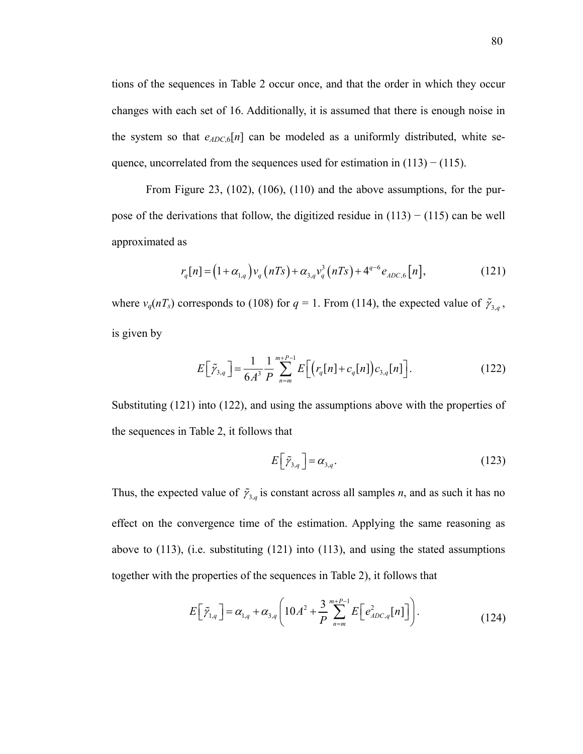tions of the sequences in Table 2 occur once, and that the order in which they occur changes with each set of 16. Additionally, it is assumed that there is enough noise in the system so that $e_{ADC,6}[n]$ can be modeled as a uniformly distributed, white sequence, uncorrelated from the sequences used for estimation in (113) − (115).

From Figure 23, (102), (106), (110) and the above assumptions, for the purpose of the derivations that follow, the digitized residue in (113) − (115) can be well approximated as

$$r_q[n] = \left(1+\alpha_{1,q}\right)v_q\left(nTs\right) + \alpha_{3,q}v_q^3\left(nTs\right) + 4^{q-6}e_{ADC,6}\left[n\right], \tag{121}$$

where $v_q(nT_s)$ corresponds to (108) for $q$ = 1. From (114), the expected value of $\tilde{\gamma}_{3,q}$, is given by

$$E\left[\tilde{\gamma}_{3,q}\right] = \frac{1}{6A^3}\frac{1}{P}\sum_{n=m}^{m+P-1} E\left[\left(r_q[n]+c_q[n]\right)c_{3,q}[n]\right]. \tag{122}$$

Substituting (121) into (122), and using the assumptions above with the properties of the sequences in Table 2, it follows that

$$E\left[\tilde{\gamma}_{3,q}\right] = \alpha_{3,q}. \tag{123}$$

Thus, the expected value of $\tilde{\gamma}_{3,q}$ is constant across all samples $n$, and as such it has no effect on the convergence time of the estimation. Applying the same reasoning as above to (113), (i.e. substituting (121) into (113), and using the stated assumptions together with the properties of the sequences in Table 2), it follows that

$$E\left[\tilde{\gamma}_{1,q}\right] = \alpha_{1,q} + \alpha_{3,q}\left(10A^2 + \frac{3}{P}\sum_{n=m}^{m+P-1} E\left[e_{ADC,q}^2[n]\right]\right). \tag{124}$$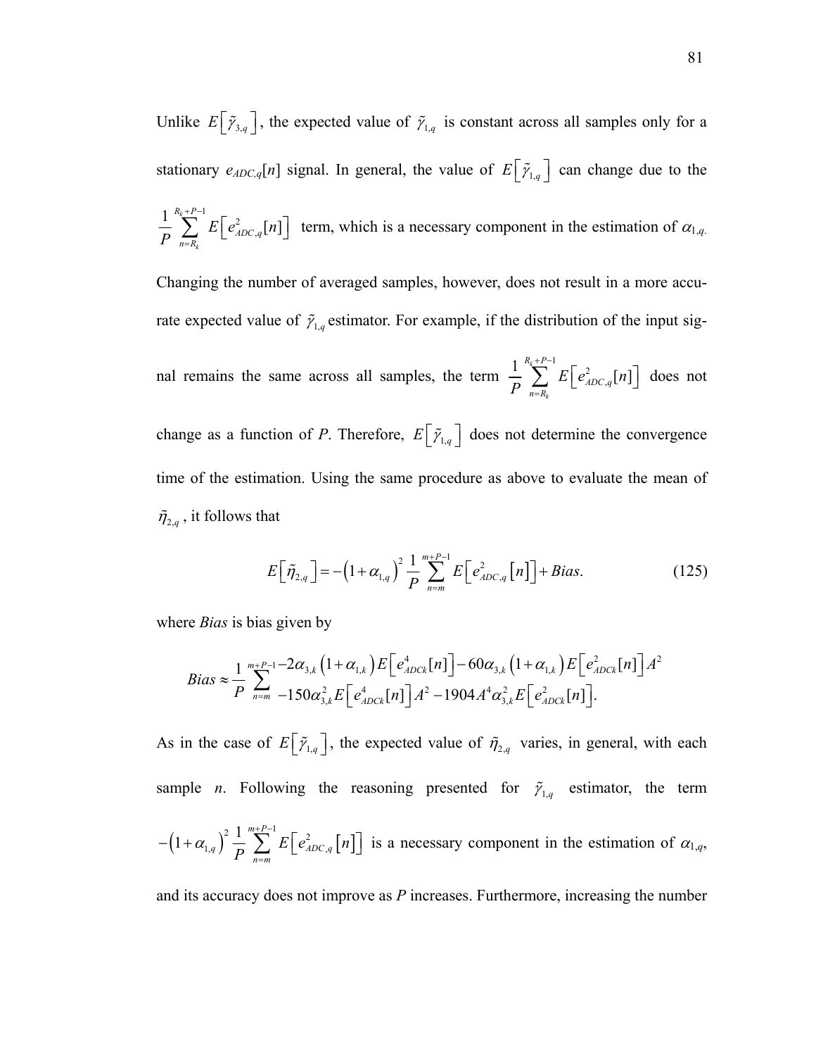Unlike $E\left[\tilde{\gamma}_{3,q}\right]$, the expected value of $\tilde{\gamma}_{1,q}$ is constant across all samples only for a stationary $e_{ADC,q}[n]$ signal. In general, the value of $E\left[\tilde{\gamma}_{1,q}\right]$ can change due to the $\frac{1}{P}\sum_{n=R_k}^{R_k+P-1} E\left[e_{ADC,q}^2[n]\right]$ term, which is a necessary component in the estimation of $\alpha_{1,q}$. Changing the number of averaged samples, however, does not result in a more accurate expected value of $\tilde{\gamma}_{1,q}$ estimator. For example, if the distribution of the input signal remains the same across all samples, the term $\frac{1}{P}\sum_{n=R_k}^{R_k+P-1} E\left[e_{ADC,q}^2[n]\right]$ does not change as a function of *P*. Therefore, $E\left[\tilde{\gamma}_{1,q}\right]$ does not determine the convergence time of the estimation. Using the same procedure as above to evaluate the mean of $\tilde{\eta}_{2,q}$, it follows that

$$E\left[\tilde{\eta}_{2,q}\right] = -\left(1+\alpha_{1,q}\right)^2 \frac{1}{P}\sum_{n=m}^{m+P-1} E\left[e_{ADC,q}^2\left[n\right]\right] + Bias. \tag{125}$$

where *Bias* is bias given by

$$Bias \approx \frac{1}{P}\sum_{n=m}^{m+P-1} \begin{array}{l} -2\alpha_{3,k}\left(1+\alpha_{1,k}\right)E\left[e_{ADCk}^4[n]\right] - 60\alpha_{3,k}\left(1+\alpha_{1,k}\right)E\left[e_{ADCk}^2[n]\right]A^2 \\ -150\alpha_{3,k}^2 E\left[e_{ADCk}^4[n]\right]A^2 - 1904A^4\alpha_{3,k}^2 E\left[e_{ADCk}^2[n]\right]. \end{array}$$

As in the case of $E\left[\tilde{\gamma}_{1,q}\right]$, the expected value of $\tilde{\eta}_{2,q}$ varies, in general, with each sample *n*. Following the reasoning presented for $\tilde{\gamma}_{1,q}$ estimator, the term $-\left(1+\alpha_{1,q}\right)^2 \frac{1}{P}\sum_{n=m}^{m+P-1} E\left[e_{ADC,q}^2\left[n\right]\right]$ is a necessary component in the estimation of $\alpha_{1,q}$, and its accuracy does not improve as *P* increases. Furthermore, increasing the number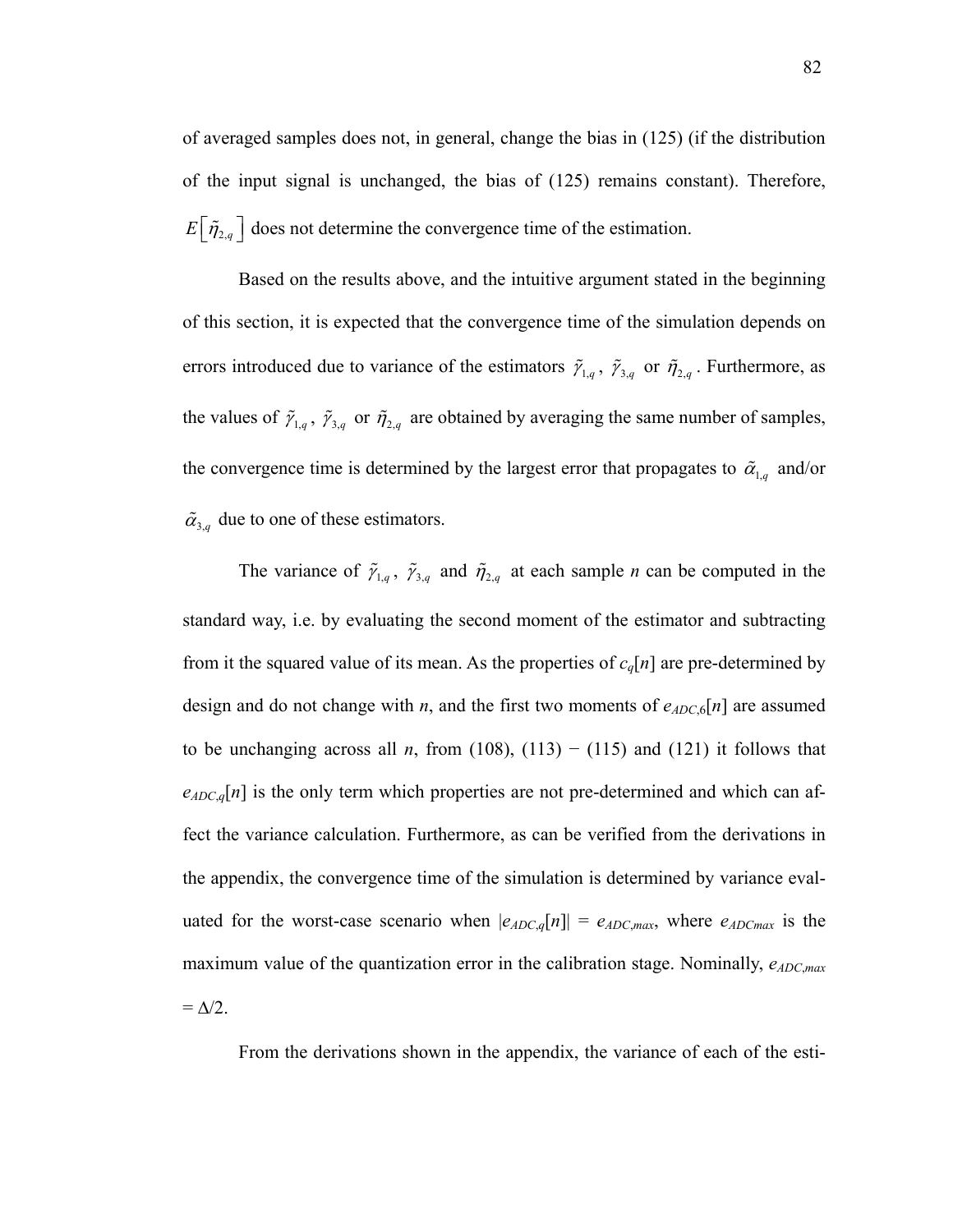of averaged samples does not, in general, change the bias in (125) (if the distribution of the input signal is unchanged, the bias of (125) remains constant). Therefore, $E\left[\tilde{\eta}_{2,q}\right]$ does not determine the convergence time of the estimation.

Based on the results above, and the intuitive argument stated in the beginning of this section, it is expected that the convergence time of the simulation depends on errors introduced due to variance of the estimators $\tilde{\gamma}_{1,q}$, $\tilde{\gamma}_{3,q}$ or $\tilde{\eta}_{2,q}$. Furthermore, as the values of $\tilde{\gamma}_{1,q}$, $\tilde{\gamma}_{3,q}$ or $\tilde{\eta}_{2,q}$ are obtained by averaging the same number of samples, the convergence time is determined by the largest error that propagates to $\tilde{\alpha}_{1,q}$ and/or $\tilde{\alpha}_{3,q}$ due to one of these estimators.

The variance of $\tilde{\gamma}_{1,q}$, $\tilde{\gamma}_{3,q}$ and $\tilde{\eta}_{2,q}$ at each sample $n$ can be computed in the standard way, i.e. by evaluating the second moment of the estimator and subtracting from it the squared value of its mean. As the properties of $c_q[n]$ are pre-determined by design and do not change with $n$, and the first two moments of $e_{ADC,6}[n]$ are assumed to be unchanging across all $n$, from (108), (113) − (115) and (121) it follows that $e_{ADC,q}[n]$ is the only term which properties are not pre-determined and which can affect the variance calculation. Furthermore, as can be verified from the derivations in the appendix, the convergence time of the simulation is determined by variance evaluated for the worst-case scenario when $|e_{ADC,q}[n]| = e_{ADC,max}$, where $e_{ADCmax}$ is the maximum value of the quantization error in the calibration stage. Nominally, $e_{ADC,max} = \Delta/2$.

From the derivations shown in the appendix, the variance of each of the esti-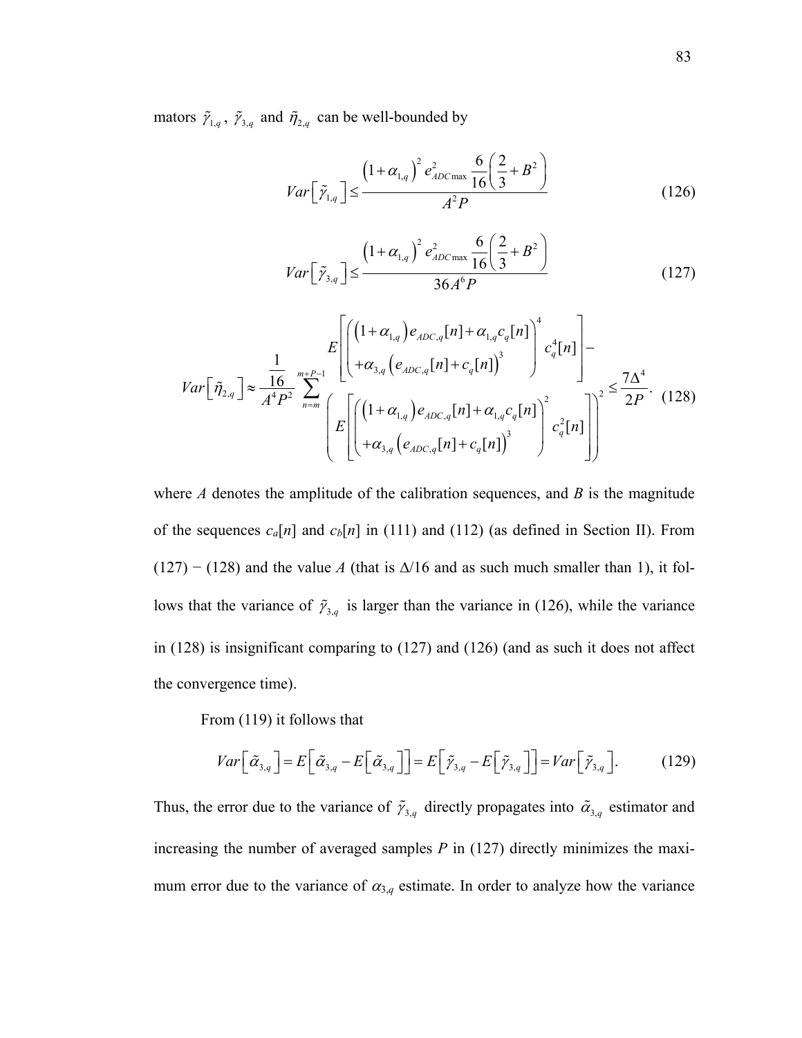mators $\tilde{\gamma}_{1,q}$, $\tilde{\gamma}_{3,q}$ and $\tilde{\eta}_{2,q}$ can be well-bounded by

$$Var\left[\tilde{\gamma}_{1,q}\right] \leq \frac{\left(1+\alpha_{1,q}\right)^2 e_{ADC\max}^2 \dfrac{6}{16}\left(\dfrac{2}{3}+B^2\right)}{A^2 P} \tag{126}$$

$$Var\left[\tilde{\gamma}_{3,q}\right] \leq \frac{\left(1+\alpha_{1,q}\right)^2 e_{ADC\max}^2 \dfrac{6}{16}\left(\dfrac{2}{3}+B^2\right)}{36 A^6 P} \tag{127}$$

$$Var\left[\tilde{\eta}_{2,q}\right] \approx \frac{\dfrac{1}{16}}{A^4 P^2} \sum_{n=m}^{m+P-1} \frac{E\left[\begin{pmatrix}\left(1+\alpha_{1,q}\right)e_{ADC,q}[n]+\alpha_{1,q}c_q[n] \\ +\alpha_{3,q}\left(e_{ADC,q}[n]+c_q[n]\right)^3\end{pmatrix}^4 c_q^4[n]\right]-}{\left(E\left[\begin{pmatrix}\left(1+\alpha_{1,q}\right)e_{ADC,q}[n]+\alpha_{1,q}c_q[n] \\ +\alpha_{3,q}\left(e_{ADC,q}[n]+c_q[n]\right)^3\end{pmatrix}^2 c_q^2[n]\right]\right)^2} \leq \frac{7\Delta^4}{2P}. \tag{128}$$

where *A* denotes the amplitude of the calibration sequences, and *B* is the magnitude of the sequences $c_a[n]$ and $c_b[n]$ in (111) and (112) (as defined in Section II). From (127) − (128) and the value *A* (that is $\Delta/16$ and as such much smaller than 1), it follows that the variance of $\tilde{\gamma}_{3,q}$ is larger than the variance in (126), while the variance in (128) is insignificant comparing to (127) and (126) (and as such it does not affect the convergence time).

From (119) it follows that

$$Var\left[\tilde{\alpha}_{3,q}\right] = E\left[\tilde{\alpha}_{3,q} - E\left[\tilde{\alpha}_{3,q}\right]\right] = E\left[\tilde{\gamma}_{3,q} - E\left[\tilde{\gamma}_{3,q}\right]\right] = Var\left[\tilde{\gamma}_{3,q}\right]. \tag{129}$$

Thus, the error due to the variance of $\tilde{\gamma}_{3,q}$ directly propagates into $\tilde{\alpha}_{3,q}$ estimator and increasing the number of averaged samples *P* in (127) directly minimizes the maximum error due to the variance of $\alpha_{3,q}$ estimate. In order to analyze how the variance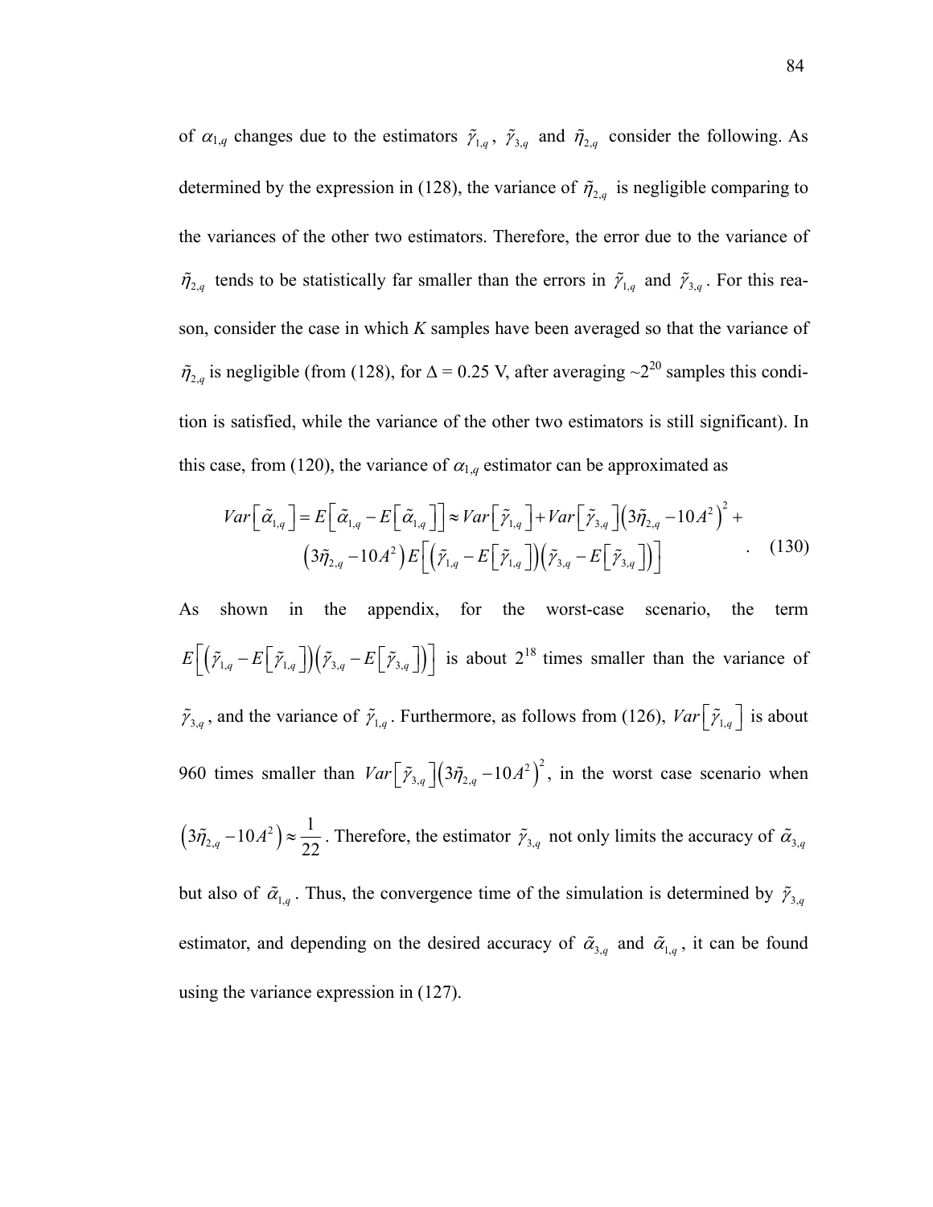of $\alpha_{1,q}$ changes due to the estimators $\tilde{\gamma}_{1,q}$, $\tilde{\gamma}_{3,q}$ and $\tilde{\eta}_{2,q}$ consider the following. As determined by the expression in (128), the variance of $\tilde{\eta}_{2,q}$ is negligible comparing to the variances of the other two estimators. Therefore, the error due to the variance of $\tilde{\eta}_{2,q}$ tends to be statistically far smaller than the errors in $\tilde{\gamma}_{1,q}$ and $\tilde{\gamma}_{3,q}$. For this reason, consider the case in which *K* samples have been averaged so that the variance of $\tilde{\eta}_{2,q}$ is negligible (from (128), for $\Delta = 0.25$ V, after averaging ~$2^{20}$ samples this condition is satisfied, while the variance of the other two estimators is still significant). In this case, from (120), the variance of $\alpha_{1,q}$ estimator can be approximated as

$$Var\left[\tilde{\alpha}_{1,q}\right] = E\left[\tilde{\alpha}_{1,q} - E\left[\tilde{\alpha}_{1,q}\right]\right] \approx Var\left[\tilde{\gamma}_{1,q}\right] + Var\left[\tilde{\gamma}_{3,q}\right]\left(3\tilde{\eta}_{2,q} - 10A^2\right)^2 + \left(3\tilde{\eta}_{2,q} - 10A^2\right)E\left[\left(\tilde{\gamma}_{1,q} - E\left[\tilde{\gamma}_{1,q}\right]\right)\left(\tilde{\gamma}_{3,q} - E\left[\tilde{\gamma}_{3,q}\right]\right)\right] \quad . \tag{130}$$

As shown in the appendix, for the worst-case scenario, the term $E\left[\left(\tilde{\gamma}_{1,q} - E\left[\tilde{\gamma}_{1,q}\right]\right)\left(\tilde{\gamma}_{3,q} - E\left[\tilde{\gamma}_{3,q}\right]\right)\right]$ is about $2^{18}$ times smaller than the variance of $\tilde{\gamma}_{3,q}$, and the variance of $\tilde{\gamma}_{1,q}$. Furthermore, as follows from (126), $Var\left[\tilde{\gamma}_{1,q}\right]$ is about 960 times smaller than $Var\left[\tilde{\gamma}_{3,q}\right]\left(3\tilde{\eta}_{2,q} - 10A^2\right)^2$, in the worst case scenario when $\left(3\tilde{\eta}_{2,q} - 10A^2\right) \approx \frac{1}{22}$. Therefore, the estimator $\tilde{\gamma}_{3,q}$ not only limits the accuracy of $\tilde{\alpha}_{3,q}$ but also of $\tilde{\alpha}_{1,q}$. Thus, the convergence time of the simulation is determined by $\tilde{\gamma}_{3,q}$ estimator, and depending on the desired accuracy of $\tilde{\alpha}_{3,q}$ and $\tilde{\alpha}_{1,q}$, it can be found using the variance expression in (127).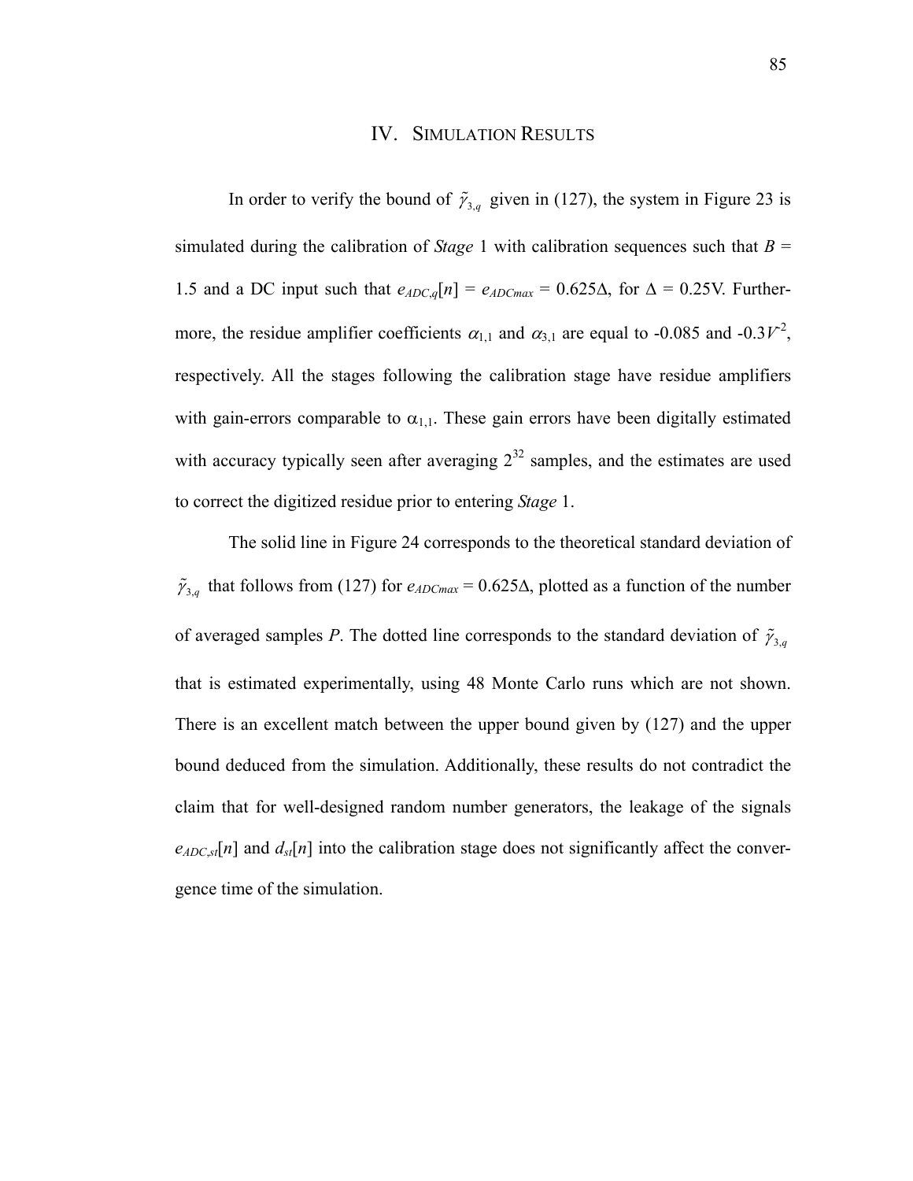# IV. Simulation Results

In order to verify the bound of $\tilde{\gamma}_{3,q}$ given in (127), the system in Figure 23 is simulated during the calibration of *Stage* 1 with calibration sequences such that $B$ = 1.5 and a DC input such that $e_{ADC,q}[n] = e_{ADCmax} = 0.625\Delta$, for $\Delta = 0.25$V. Furthermore, the residue amplifier coefficients $\alpha_{1,1}$ and $\alpha_{3,1}$ are equal to -0.085 and $-0.3V^{-2}$, respectively. All the stages following the calibration stage have residue amplifiers with gain-errors comparable to $\alpha_{1,1}$. These gain errors have been digitally estimated with accuracy typically seen after averaging $2^{32}$ samples, and the estimates are used to correct the digitized residue prior to entering *Stage* 1.

The solid line in Figure 24 corresponds to the theoretical standard deviation of $\tilde{\gamma}_{3,q}$ that follows from (127) for $e_{ADCmax} = 0.625\Delta$, plotted as a function of the number of averaged samples $P$. The dotted line corresponds to the standard deviation of $\tilde{\gamma}_{3,q}$ that is estimated experimentally, using 48 Monte Carlo runs which are not shown. There is an excellent match between the upper bound given by (127) and the upper bound deduced from the simulation. Additionally, these results do not contradict the claim that for well-designed random number generators, the leakage of the signals $e_{ADC,st}[n]$ and $d_{st}[n]$ into the calibration stage does not significantly affect the convergence time of the simulation.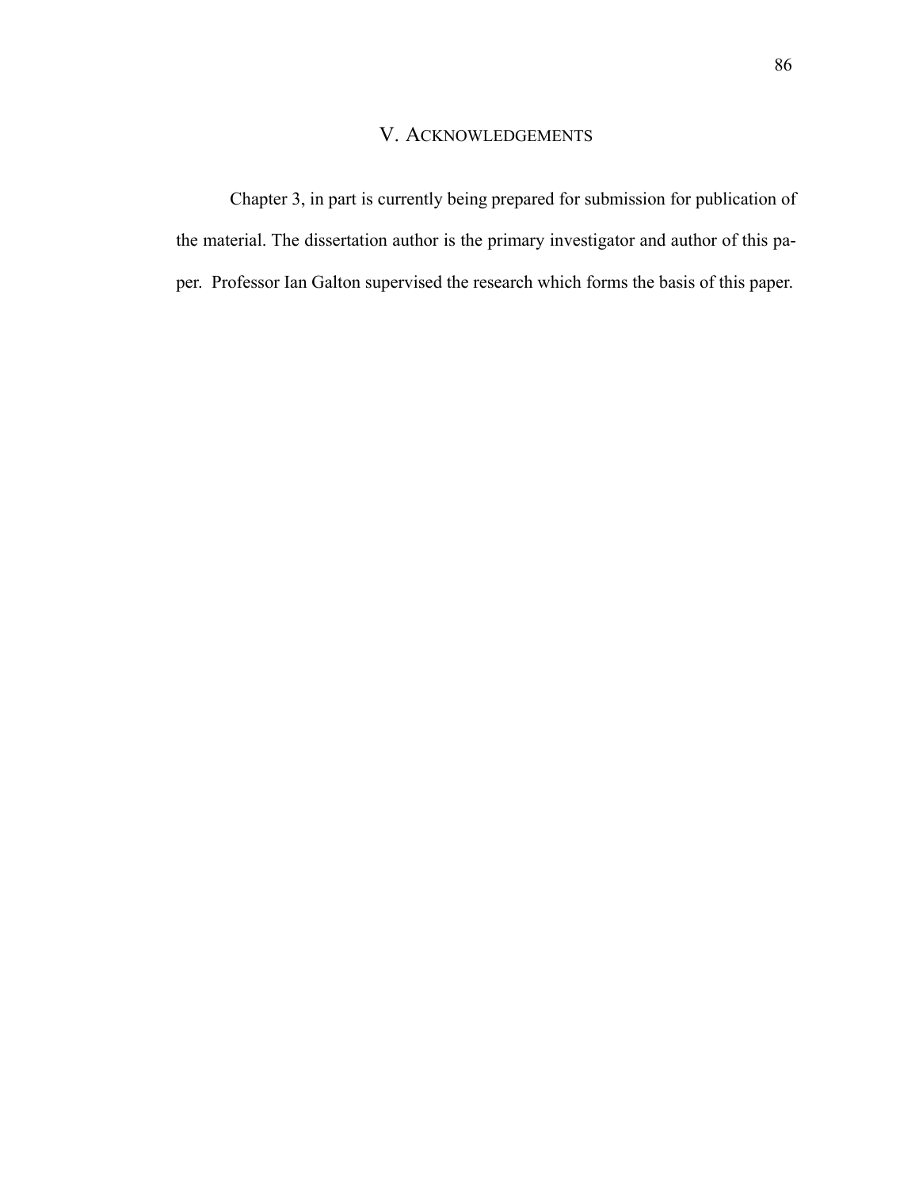# V. ACKNOWLEDGEMENTS

Chapter 3, in part is currently being prepared for submission for publication of the material. The dissertation author is the primary investigator and author of this paper. Professor Ian Galton supervised the research which forms the basis of this paper.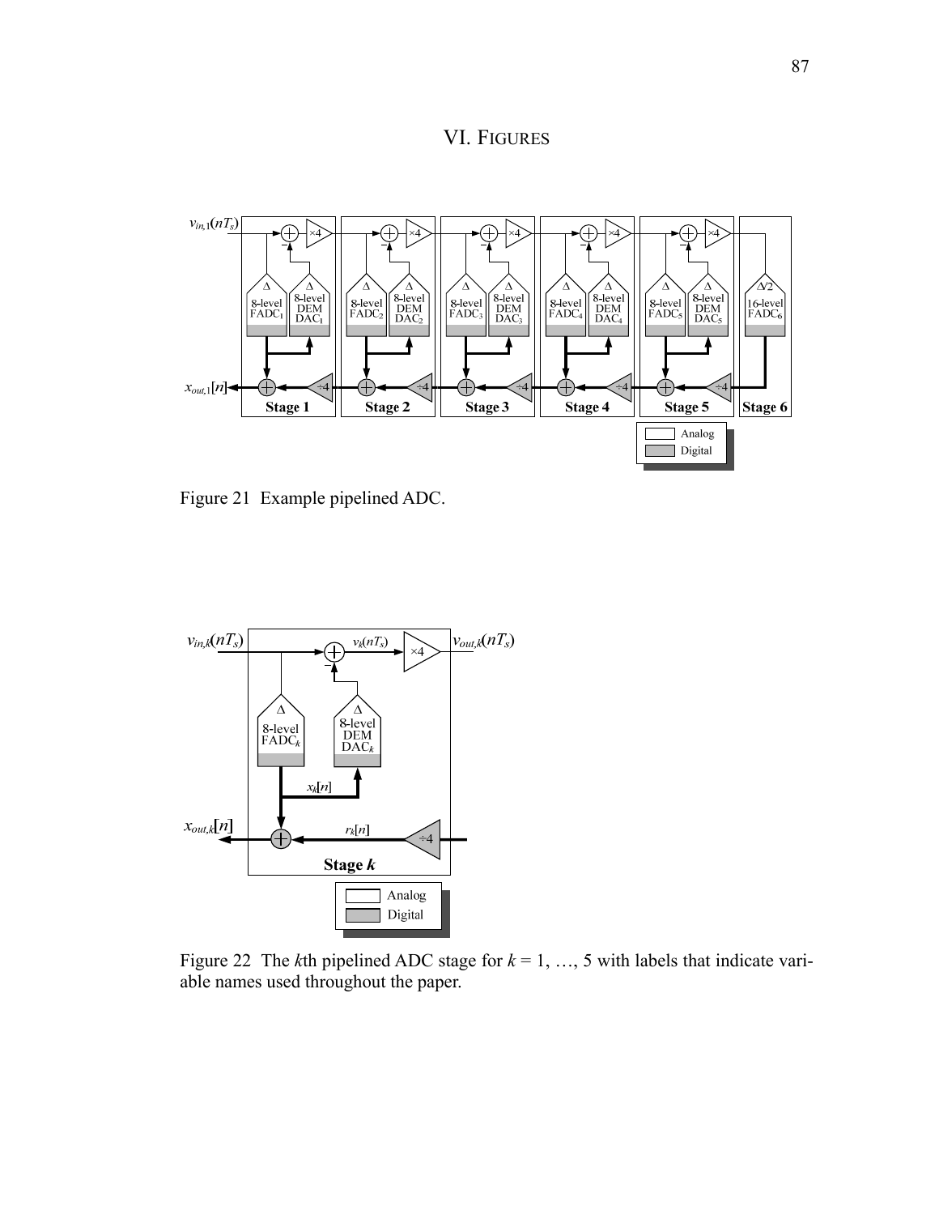# VI. Figures

Figure 21 Example pipelined ADC.

Figure 22 The $k$th pipelined ADC stage for $k = 1, \ldots, 5$ with labels that indicate variable names used throughout the paper.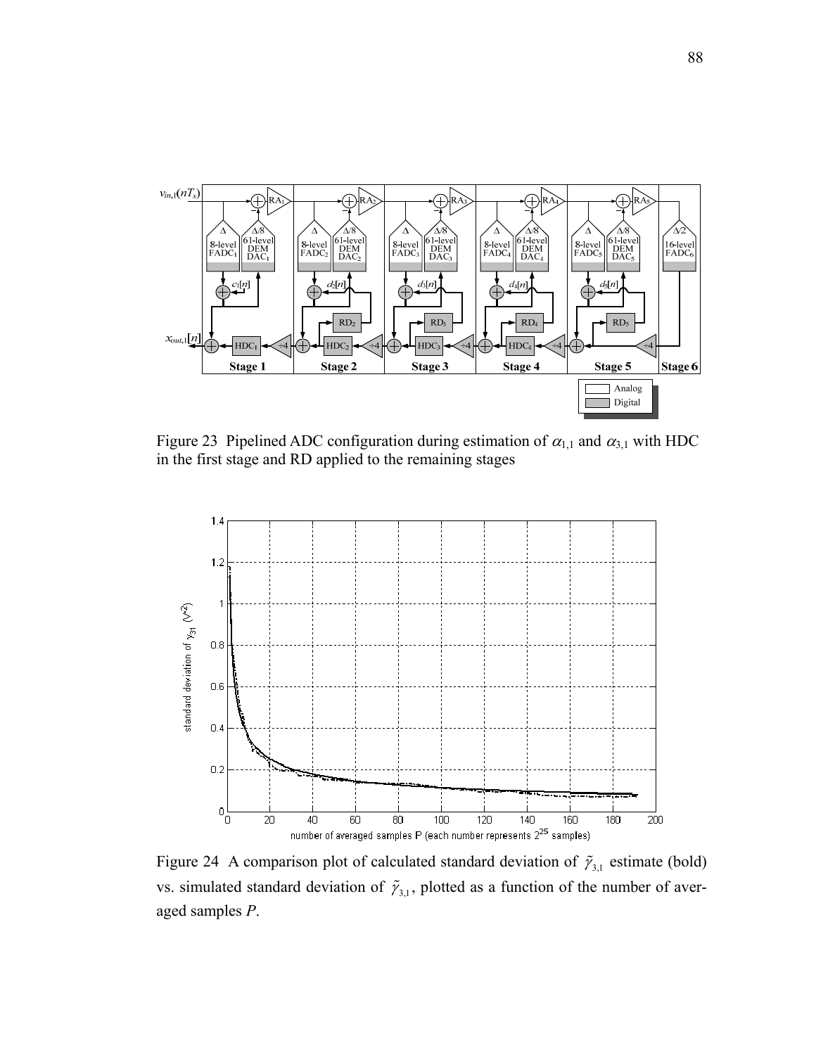Figure 23 Pipelined ADC configuration during estimation of $\alpha_{1,1}$ and $\alpha_{3,1}$ with HDC in the first stage and RD applied to the remaining stages

Figure 24 A comparison plot of calculated standard deviation of $\tilde{\gamma}_{3,1}$ estimate (bold) vs. simulated standard deviation of $\tilde{\gamma}_{3,1}$, plotted as a function of the number of averaged samples $P$.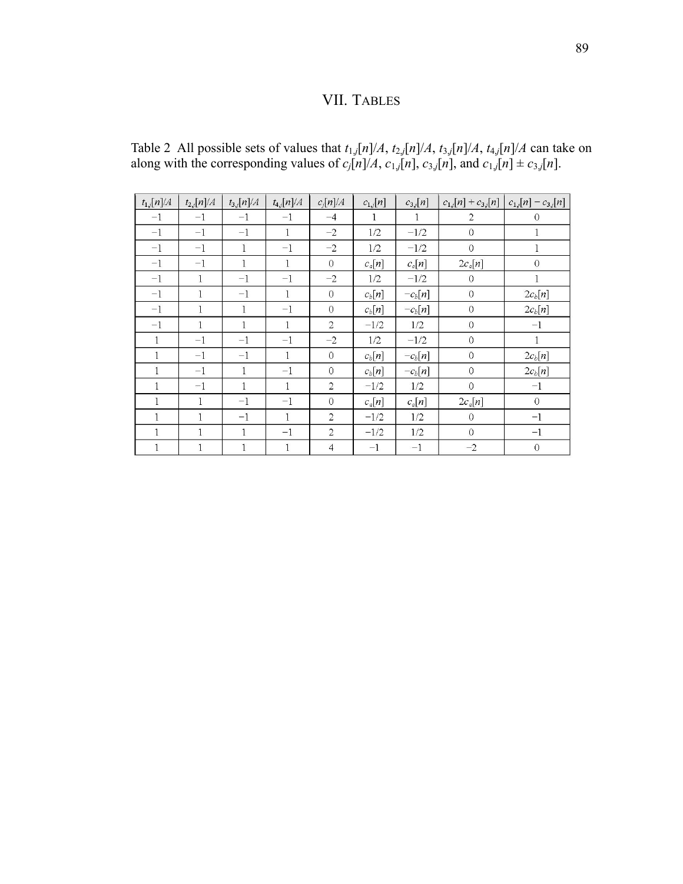# VII. Tables

Table 2 All possible sets of values that $t_{1,j}[n]/A$, $t_{2,j}[n]/A$, $t_{3,j}[n]/A$, $t_{4,j}[n]/A$ can take on along with the corresponding values of $c_j[n]/A$, $c_{1,j}[n]$, $c_{3,j}[n]$, and $c_{1,j}[n] \pm c_{3,j}[n]$.

| $t_{1,j}[n]/A$ | $t_{2,j}[n]/A$ | $t_{3,j}[n]/A$ | $t_{4,j}[n]/A$ | $c_j[n]/A$ | $c_{1,j}[n]$ | $c_{3,j}[n]$ | $c_{1,j}[n] + c_{3,j}[n]$ | $c_{1,j}[n] - c_{3,j}[n]$ |
|---|---|---|---|---|---|---|---|---|
| $-1$ | $-1$ | $-1$ | $-1$ | $-4$ | $1$ | $1$ | $2$ | $0$ |
| $-1$ | $-1$ | $-1$ | $1$ | $-2$ | $1/2$ | $-1/2$ | $0$ | $1$ |
| $-1$ | $-1$ | $1$ | $-1$ | $-2$ | $1/2$ | $-1/2$ | $0$ | $1$ |
| $-1$ | $-1$ | $1$ | $1$ | $0$ | $c_a[n]$ | $c_a[n]$ | $2c_a[n]$ | $0$ |
| $-1$ | $1$ | $-1$ | $-1$ | $-2$ | $1/2$ | $-1/2$ | $0$ | $1$ |
| $-1$ | $1$ | $-1$ | $1$ | $0$ | $c_b[n]$ | $-c_b[n]$ | $0$ | $2c_b[n]$ |
| $-1$ | $1$ | $1$ | $-1$ | $0$ | $c_b[n]$ | $-c_b[n]$ | $0$ | $2c_b[n]$ |
| $-1$ | $1$ | $1$ | $1$ | $2$ | $-1/2$ | $1/2$ | $0$ | $-1$ |
| $1$ | $-1$ | $-1$ | $-1$ | $-2$ | $1/2$ | $-1/2$ | $0$ | $1$ |
| $1$ | $-1$ | $-1$ | $1$ | $0$ | $c_b[n]$ | $-c_b[n]$ | $0$ | $2c_b[n]$ |
| $1$ | $-1$ | $1$ | $-1$ | $0$ | $c_b[n]$ | $-c_b[n]$ | $0$ | $2c_b[n]$ |
| $1$ | $-1$ | $1$ | $1$ | $2$ | $-1/2$ | $1/2$ | $0$ | $-1$ |
| $1$ | $1$ | $-1$ | $-1$ | $0$ | $c_a[n]$ | $c_a[n]$ | $2c_a[n]$ | $0$ |
| $1$ | $1$ | $-1$ | $1$ | $2$ | $-1/2$ | $1/2$ | $0$ | $-1$ |
| $1$ | $1$ | $1$ | $-1$ | $2$ | $-1/2$ | $1/2$ | $0$ | $-1$ |
| $1$ | $1$ | $1$ | $1$ | $4$ | $-1$ | $-1$ | $-2$ | $0$ |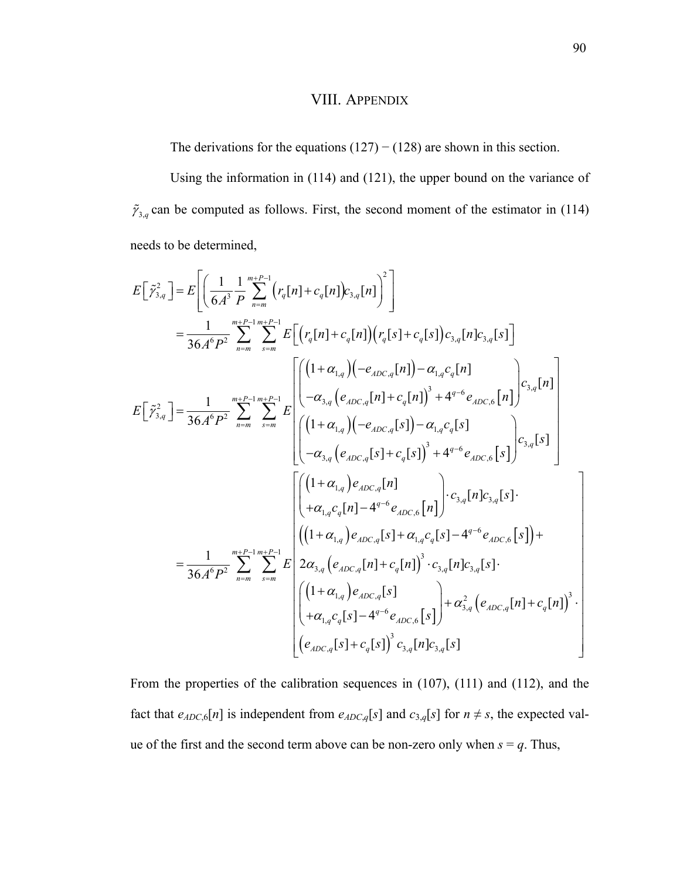# VIII. Appendix

The derivations for the equations (127) − (128) are shown in this section.

Using the information in (114) and (121), the upper bound on the variance of $\tilde{\gamma}_{3,q}$ can be computed as follows. First, the second moment of the estimator in (114) needs to be determined,

$$
\begin{aligned}
E\left[\tilde{\gamma}_{3,q}^{2}\right] &= E\left[\left(\frac{1}{6A^{3}}\frac{1}{P}\sum_{n=m}^{m+P-1}\left(r_{q}[n]+c_{q}[n]\right)c_{3,q}[n]\right)^{2}\right] \\
&= \frac{1}{36A^{6}P^{2}}\sum_{n=m}^{m+P-1}\sum_{s=m}^{m+P-1}E\left[\left(r_{q}[n]+c_{q}[n]\right)\left(r_{q}[s]+c_{q}[s]\right)c_{3,q}[n]c_{3,q}[s]\right]
\end{aligned}
$$

$$
E\left[\tilde{\gamma}_{3,q}^{2}\right] = \frac{1}{36A^{6}P^{2}}\sum_{n=m}^{m+P-1}\sum_{s=m}^{m+P-1}E\left[
\begin{gathered}
\begin{pmatrix}
\left(1+\alpha_{1,q}\right)\left(-e_{ADC,q}[n]\right)-\alpha_{1,q}c_{q}[n] \\
-\alpha_{3,q}\left(e_{ADC,q}[n]+c_{q}[n]\right)^{3}+4^{q-6}e_{ADC,6}[n]
\end{pmatrix}c_{3,q}[n] \\
\begin{pmatrix}
\left(1+\alpha_{1,q}\right)\left(-e_{ADC,q}[s]\right)-\alpha_{1,q}c_{q}[s] \\
-\alpha_{3,q}\left(e_{ADC,q}[s]+c_{q}[s]\right)^{3}+4^{q-6}e_{ADC,6}[s]
\end{pmatrix}c_{3,q}[s]
\end{gathered}
\right]
$$

$$
= \frac{1}{36A^{6}P^{2}}\sum_{n=m}^{m+P-1}\sum_{s=m}^{m+P-1}E\left[
\begin{gathered}
\begin{pmatrix}
\left(1+\alpha_{1,q}\right)e_{ADC,q}[n] \\
+\alpha_{1,q}c_{q}[n]-4^{q-6}e_{ADC,6}[n]
\end{pmatrix}\cdot c_{3,q}[n]c_{3,q}[s]\cdot \\
\left(\left(1+\alpha_{1,q}\right)e_{ADC,q}[s]+\alpha_{1,q}c_{q}[s]-4^{q-6}e_{ADC,6}[s]\right)+ \\
2\alpha_{3,q}\left(e_{ADC,q}[n]+c_{q}[n]\right)^{3}\cdot c_{3,q}[n]c_{3,q}[s]\cdot \\
\begin{pmatrix}
\left(1+\alpha_{1,q}\right)e_{ADC,q}[s] \\
+\alpha_{1,q}c_{q}[s]-4^{q-6}e_{ADC,6}[s]
\end{pmatrix}+\alpha_{3,q}^{2}\left(e_{ADC,q}[n]+c_{q}[n]\right)^{3}\cdot \\
\left(e_{ADC,q}[s]+c_{q}[s]\right)^{3}c_{3,q}[n]c_{3,q}[s]
\end{gathered}
\right]
$$

From the properties of the calibration sequences in (107), (111) and (112), and the fact that $e_{ADC,6}[n]$ is independent from $e_{ADC,q}[s]$ and $c_{3,q}[s]$ for $n \neq s$, the expected value of the first and the second term above can be non-zero only when $s = q$. Thus,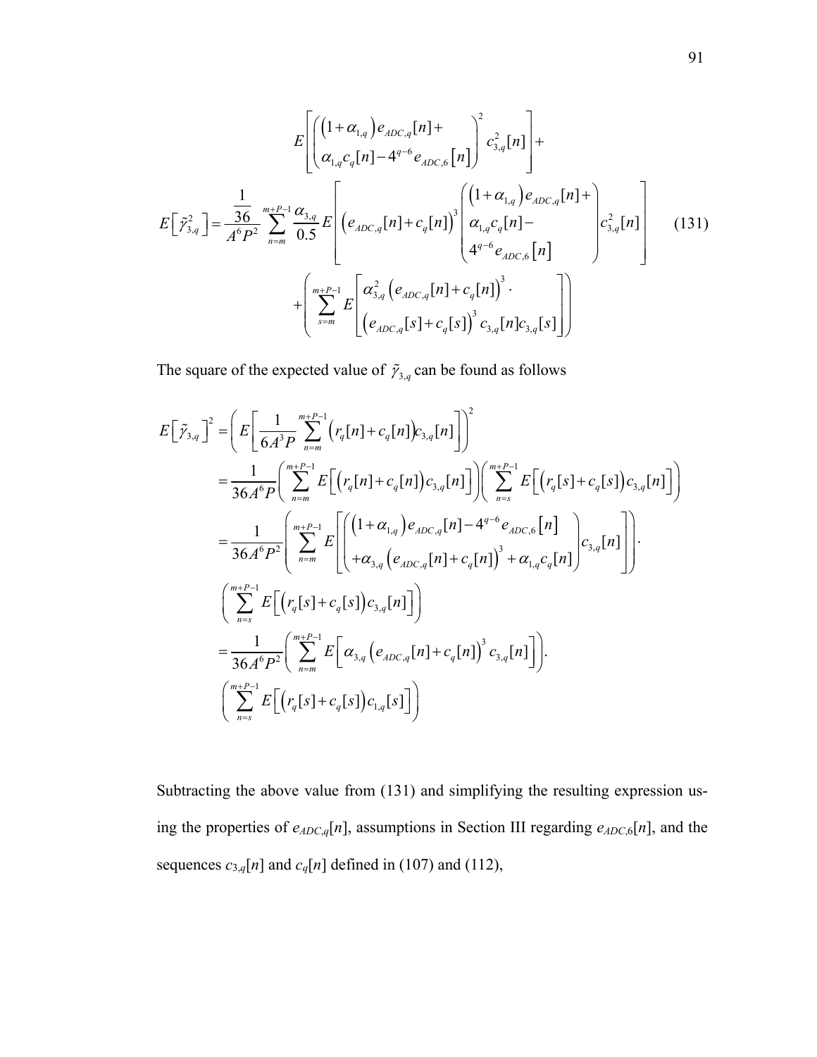$$
E\left[\tilde{\gamma}_{3,q}^{2}\right]=\frac{\frac{1}{36}}{A^{6}P^{2}}\sum_{n=m}^{m+P-1}\frac{\alpha_{3,q}}{0.5}\begin{array}{l} E\left[\begin{pmatrix}\left(1+\alpha_{1,q}\right)e_{ADC,q}[n]+\\ \alpha_{1,q}c_{q}[n]-4^{q-6}e_{ADC,6}\left[n\right]\end{pmatrix}^{2}c_{3,q}^{2}[n]\right]+\\ E\left[\left(e_{ADC,q}[n]+c_{q}[n]\right)^{3}\begin{pmatrix}\left(1+\alpha_{1,q}\right)e_{ADC,q}[n]+\\ \alpha_{1,q}c_{q}[n]-\\ 4^{q-6}e_{ADC,6}\left[n\right]\end{pmatrix}c_{3,q}^{2}[n]\right]\\ +\left(\sum_{s=m}^{m+P-1}E\left[\begin{array}{l}\alpha_{3,q}^{2}\left(e_{ADC,q}[n]+c_{q}[n]\right)^{3}\cdot\\ \left(e_{ADC,q}[s]+c_{q}[s]\right)^{3}c_{3,q}[n]c_{3,q}[s]\end{array}\right]\right)\end{array} \tag{131}
$$

The square of the expected value of $\tilde{\gamma}_{3,q}$ can be found as follows

$$
\begin{aligned}
E\left[\tilde{\gamma}_{3,q}\right]^{2}&=\left(E\left[\frac{1}{6A^{3}P}\sum_{n=m}^{m+P-1}\left(r_{q}[n]+c_{q}[n]\right)c_{3,q}[n]\right]\right)^{2}\\
&=\frac{1}{36A^{6}P}\left(\sum_{n=m}^{m+P-1}E\left[\left(r_{q}[n]+c_{q}[n]\right)c_{3,q}[n]\right]\right)\left(\sum_{n=s}^{m+P-1}E\left[\left(r_{q}[s]+c_{q}[s]\right)c_{3,q}[n]\right]\right)\\
&=\frac{1}{36A^{6}P^{2}}\left(\sum_{n=m}^{m+P-1}E\left[\begin{pmatrix}\left(1+\alpha_{1,q}\right)e_{ADC,q}[n]-4^{q-6}e_{ADC,6}\left[n\right]\\ +\alpha_{3,q}\left(e_{ADC,q}[n]+c_{q}[n]\right)^{3}+\alpha_{1,q}c_{q}[n]\end{pmatrix}c_{3,q}[n]\right]\right)\cdot\\
&\quad\left(\sum_{n=s}^{m+P-1}E\left[\left(r_{q}[s]+c_{q}[s]\right)c_{3,q}[n]\right]\right)\\
&=\frac{1}{36A^{6}P^{2}}\left(\sum_{n=m}^{m+P-1}E\left[\alpha_{3,q}\left(e_{ADC,q}[n]+c_{q}[n]\right)^{3}c_{3,q}[n]\right]\right)\cdot\\
&\quad\left(\sum_{n=s}^{m+P-1}E\left[\left(r_{q}[s]+c_{q}[s]\right)c_{1,q}[s]\right]\right)
\end{aligned}
$$

Subtracting the above value from (131) and simplifying the resulting expression using the properties of $e_{ADC,q}[n]$, assumptions in Section III regarding $e_{ADC,6}[n]$, and the sequences $c_{3,q}[n]$ and $c_q[n]$ defined in (107) and (112),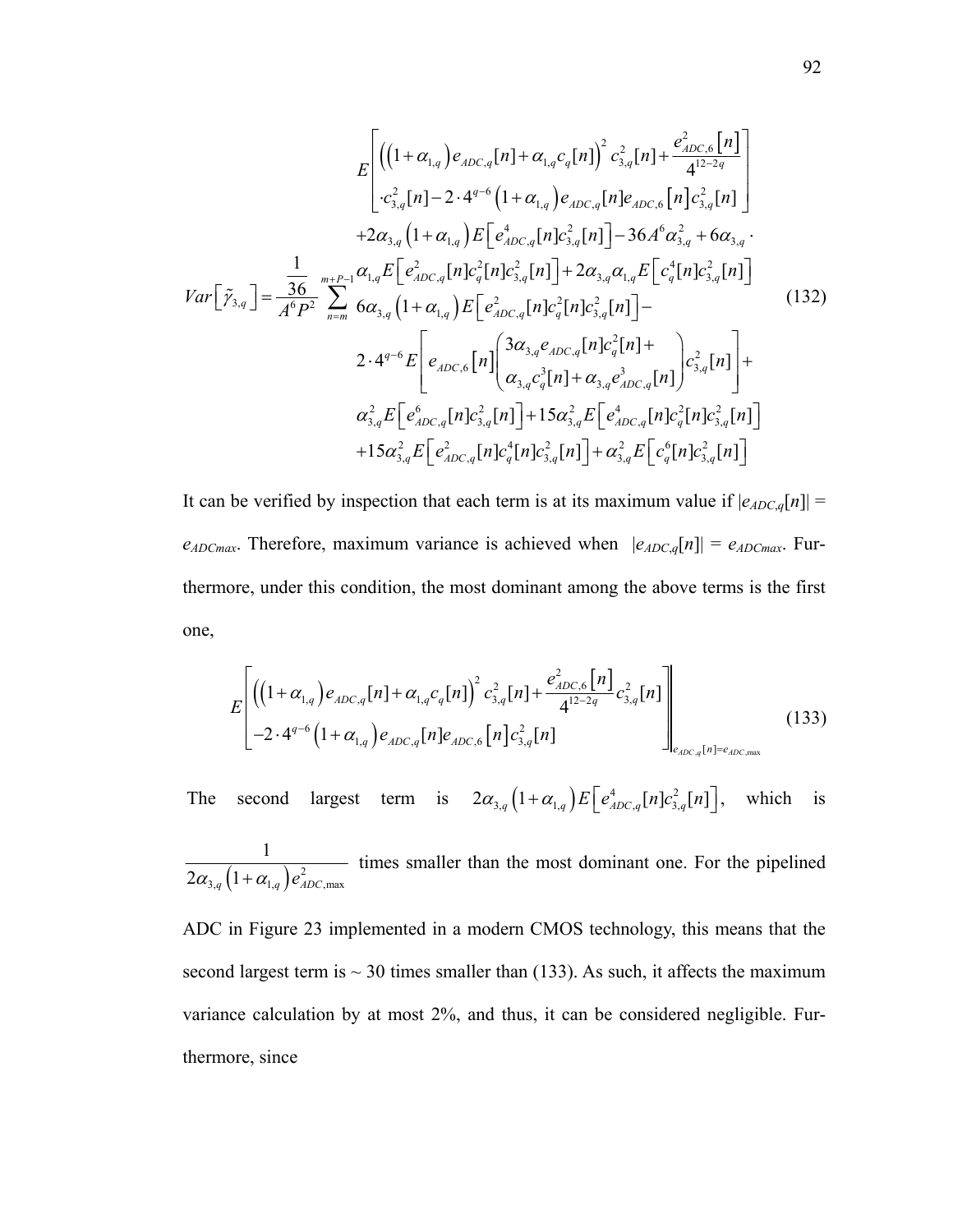$$Var\left[\tilde{\gamma}_{3,q}\right] = \frac{\frac{1}{36}}{A^6 P^2} \sum_{n=m}^{m+P-1} \begin{matrix} E\left[\begin{matrix} \left(\left(1+\alpha_{1,q}\right)e_{ADC,q}[n] + \alpha_{1,q}c_q[n]\right)^2 c_{3,q}^2[n] + \dfrac{e_{ADC,6}^2[n]}{4^{12-2q}} \\ \cdot c_{3,q}^2[n] - 2\cdot 4^{q-6}\left(1+\alpha_{1,q}\right)e_{ADC,q}[n]e_{ADC,6}[n]c_{3,q}^2[n] \end{matrix}\right] \\ +2\alpha_{3,q}\left(1+\alpha_{1,q}\right)E\left[e_{ADC,q}^4[n]c_{3,q}^2[n]\right] - 36A^6\alpha_{3,q}^2 + 6\alpha_{3,q}\cdot \\ \alpha_{1,q}E\left[e_{ADC,q}^2[n]c_q^2[n]c_{3,q}^2[n]\right] + 2\alpha_{3,q}\alpha_{1,q}E\left[c_q^4[n]c_{3,q}^2[n]\right] \\ 6\alpha_{3,q}\left(1+\alpha_{1,q}\right)E\left[e_{ADC,q}^2[n]c_q^2[n]c_{3,q}^2[n]\right] - \\ 2\cdot 4^{q-6}E\left[e_{ADC,6}[n]\begin{pmatrix} 3\alpha_{3,q}e_{ADC,q}[n]c_q^2[n] + \\ \alpha_{3,q}c_q^3[n] + \alpha_{3,q}e_{ADC,q}^3[n] \end{pmatrix}c_{3,q}^2[n]\right] + \\ \alpha_{3,q}^2E\left[e_{ADC,q}^6[n]c_{3,q}^2[n]\right] + 15\alpha_{3,q}^2E\left[e_{ADC,q}^4[n]c_q^2[n]c_{3,q}^2[n]\right] \\ +15\alpha_{3,q}^2E\left[e_{ADC,q}^2[n]c_q^4[n]c_{3,q}^2[n]\right] + \alpha_{3,q}^2E\left[c_q^6[n]c_{3,q}^2[n]\right] \end{matrix} \tag{132}$$

It can be verified by inspection that each term is at its maximum value if $|e_{ADC,q}[n]| = e_{ADCmax}$. Therefore, maximum variance is achieved when $|e_{ADC,q}[n]| = e_{ADCmax}$. Furthermore, under this condition, the most dominant among the above terms is the first one,

$$E\left[\begin{matrix} \left(\left(1+\alpha_{1,q}\right)e_{ADC,q}[n] + \alpha_{1,q}c_q[n]\right)^2 c_{3,q}^2[n] + \dfrac{e_{ADC,6}^2[n]}{4^{12-2q}}c_{3,q}^2[n] \\ -2\cdot 4^{q-6}\left(1+\alpha_{1,q}\right)e_{ADC,q}[n]e_{ADC,6}[n]c_{3,q}^2[n] \end{matrix}\right]\Bigg|_{e_{ADC,q}[n]=e_{ADC,\max}} \tag{133}$$

The second largest term is $2\alpha_{3,q}\left(1+\alpha_{1,q}\right)E\left[e_{ADC,q}^4[n]c_{3,q}^2[n]\right]$, which is $\dfrac{1}{2\alpha_{3,q}\left(1+\alpha_{1,q}\right)e_{ADC,\max}^2}$ times smaller than the most dominant one. For the pipelined ADC in Figure 23 implemented in a modern CMOS technology, this means that the second largest term is ~ 30 times smaller than (133). As such, it affects the maximum variance calculation by at most 2%, and thus, it can be considered negligible. Furthermore, since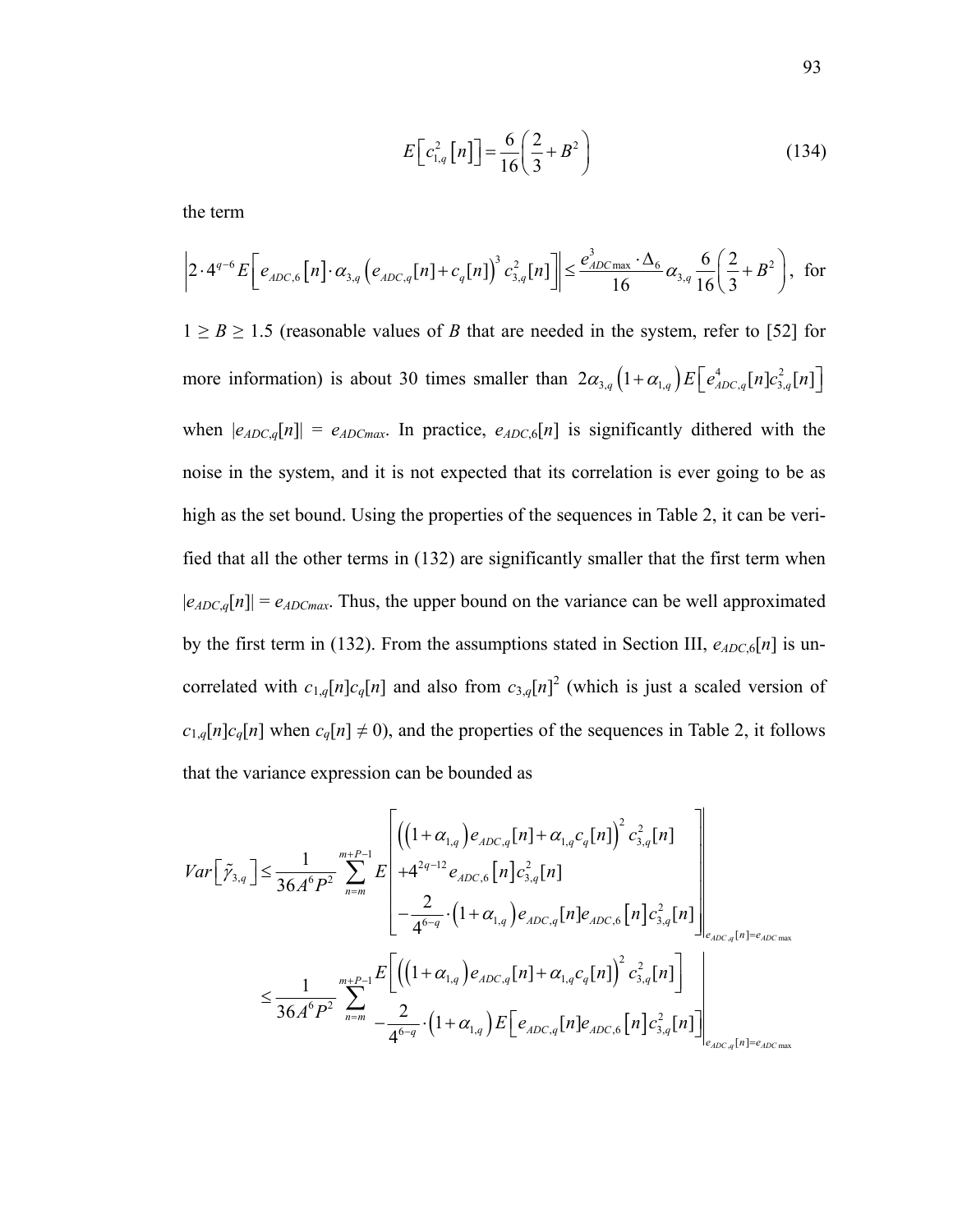$$E\left[c_{1,q}^2[n]\right] = \frac{6}{16}\left(\frac{2}{3}+B^2\right) \tag{134}$$

the term

$$\left|2\cdot 4^{q-6}E\left[e_{ADC,6}[n]\cdot\alpha_{3,q}\left(e_{ADC,q}[n]+c_q[n]\right)^3 c_{3,q}^2[n]\right]\right| \le \frac{e_{ADC\max}^3\cdot\Delta_6}{16}\alpha_{3,q}\frac{6}{16}\left(\frac{2}{3}+B^2\right), \text{ for}$$

$1 \geq B \geq 1.5$ (reasonable values of $B$ that are needed in the system, refer to [52] for more information) is about 30 times smaller than $2\alpha_{3,q}\left(1+\alpha_{1,q}\right)E\left[e_{ADC,q}^4[n]c_{3,q}^2[n]\right]$ when $|e_{ADC,q}[n]| = e_{ADCmax}$. In practice, $e_{ADC,6}[n]$ is significantly dithered with the noise in the system, and it is not expected that its correlation is ever going to be as high as the set bound. Using the properties of the sequences in Table 2, it can be verified that all the other terms in (132) are significantly smaller that the first term when $|e_{ADC,q}[n]| = e_{ADCmax}$. Thus, the upper bound on the variance can be well approximated by the first term in (132). From the assumptions stated in Section III, $e_{ADC,6}[n]$ is uncorrelated with $c_{1,q}[n]c_q[n]$ and also from $c_{3,q}[n]^2$ (which is just a scaled version of $c_{1,q}[n]c_q[n]$ when $c_q[n] \neq 0$), and the properties of the sequences in Table 2, it follows that the variance expression can be bounded as

$$\begin{aligned}
Var\left[\tilde{\gamma}_{3,q}\right] &\le \frac{1}{36A^6P^2}\sum_{n=m}^{m+P-1}E\left[\begin{array}{l}\left(\left(1+\alpha_{1,q}\right)e_{ADC,q}[n]+\alpha_{1,q}c_q[n]\right)^2 c_{3,q}^2[n] \\ +4^{2q-12}e_{ADC,6}[n]c_{3,q}^2[n] \\ -\dfrac{2}{4^{6-q}}\cdot\left(1+\alpha_{1,q}\right)e_{ADC,q}[n]e_{ADC,6}[n]c_{3,q}^2[n]\end{array}\right]\Bigg|_{e_{ADC,q}[n]=e_{ADC\max}} \\
&\le \frac{1}{36A^6P^2}\sum_{n=m}^{m+P-1}\begin{array}{l}E\left[\left(\left(1+\alpha_{1,q}\right)e_{ADC,q}[n]+\alpha_{1,q}c_q[n]\right)^2 c_{3,q}^2[n]\right] \\ -\dfrac{2}{4^{6-q}}\cdot\left(1+\alpha_{1,q}\right)E\left[e_{ADC,q}[n]e_{ADC,6}[n]c_{3,q}^2[n]\right]\end{array}\Bigg|_{e_{ADC,q}[n]=e_{ADC\max}}
\end{aligned}$$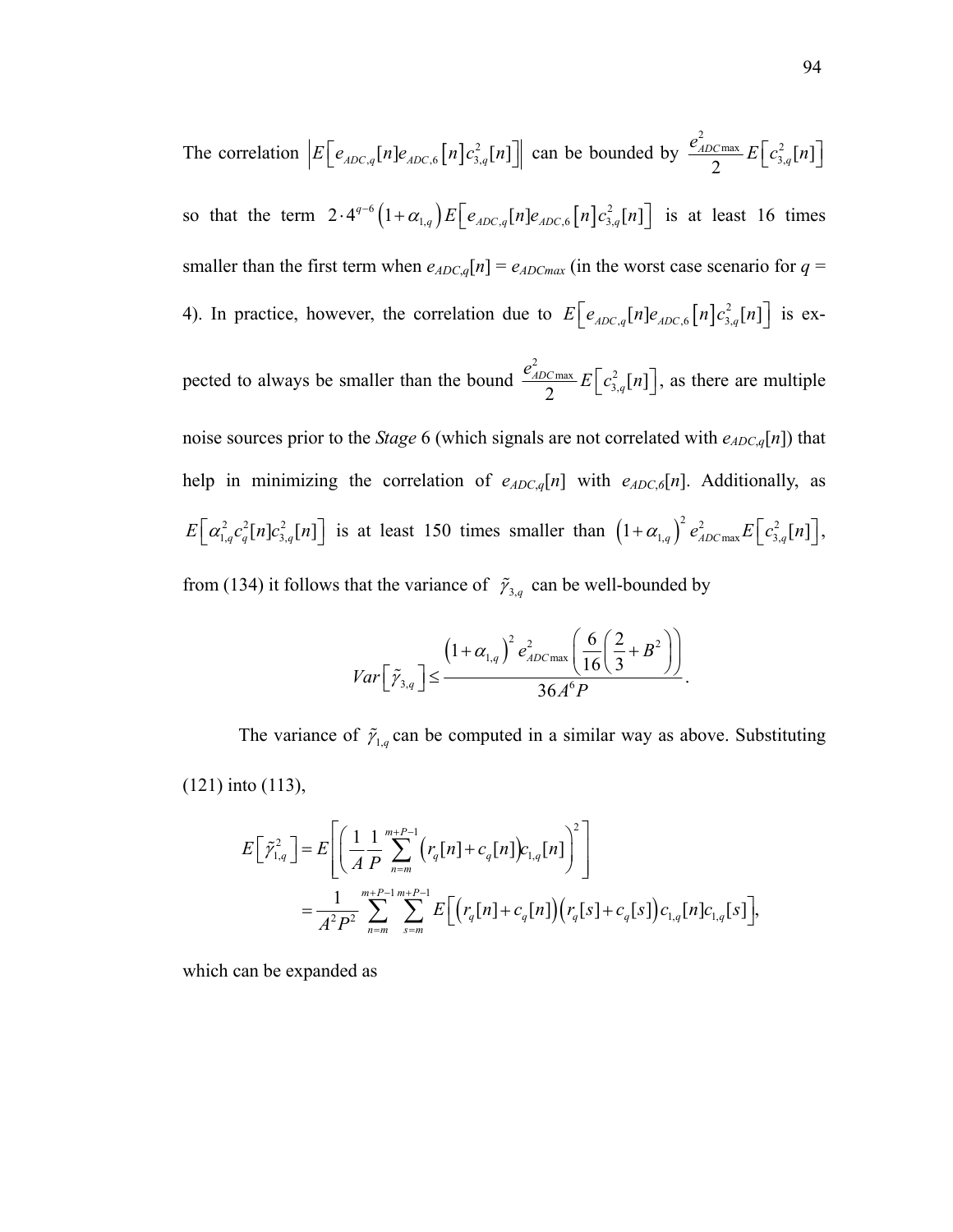The correlation $\left|E\left[e_{ADC,q}[n]e_{ADC,6}\left[n\right]c_{3,q}^{2}[n]\right]\right|$ can be bounded by $\frac{e_{ADC\max}^{2}}{2}E\left[c_{3,q}^{2}[n]\right]$ so that the term $2\cdot 4^{q-6}\left(1+\alpha_{1,q}\right)E\left[e_{ADC,q}[n]e_{ADC,6}\left[n\right]c_{3,q}^{2}[n]\right]$ is at least 16 times smaller than the first term when $e_{ADC,q}[n] = e_{ADCmax}$ (in the worst case scenario for $q$ = 4). In practice, however, the correlation due to $E\left[e_{ADC,q}[n]e_{ADC,6}\left[n\right]c_{3,q}^{2}[n]\right]$ is expected to always be smaller than the bound $\frac{e_{ADC\max}^{2}}{2}E\left[c_{3,q}^{2}[n]\right]$, as there are multiple noise sources prior to the *Stage* 6 (which signals are not correlated with $e_{ADC,q}[n]$) that help in minimizing the correlation of $e_{ADC,q}[n]$ with $e_{ADC,6}[n]$. Additionally, as $E\left[\alpha_{1,q}^{2}c_{q}^{2}[n]c_{3,q}^{2}[n]\right]$ is at least 150 times smaller than $\left(1+\alpha_{1,q}\right)^{2}e_{ADC\max}^{2}E\left[c_{3,q}^{2}[n]\right]$, from (134) it follows that the variance of $\tilde{\gamma}_{3,q}$ can be well-bounded by

$$Var\left[\tilde{\gamma}_{3,q}\right]\leq\frac{\left(1+\alpha_{1,q}\right)^{2}e_{ADC\max}^{2}\left(\frac{6}{16}\left(\frac{2}{3}+B^{2}\right)\right)}{36A^{6}P}.$$

The variance of $\tilde{\gamma}_{1,q}$ can be computed in a similar way as above. Substituting (121) into (113),

$$\begin{aligned}E\left[\tilde{\gamma}_{1,q}^{2}\right]&=E\left[\left(\frac{1}{A}\frac{1}{P}\sum_{n=m}^{m+P-1}\left(r_{q}[n]+c_{q}[n]\right)c_{1,q}[n]\right)^{2}\right]\\&=\frac{1}{A^{2}P^{2}}\sum_{n=m}^{m+P-1}\sum_{s=m}^{m+P-1}E\left[\left(r_{q}[n]+c_{q}[n]\right)\left(r_{q}[s]+c_{q}[s]\right)c_{1,q}[n]c_{1,q}[s]\right],\end{aligned}$$

which can be expanded as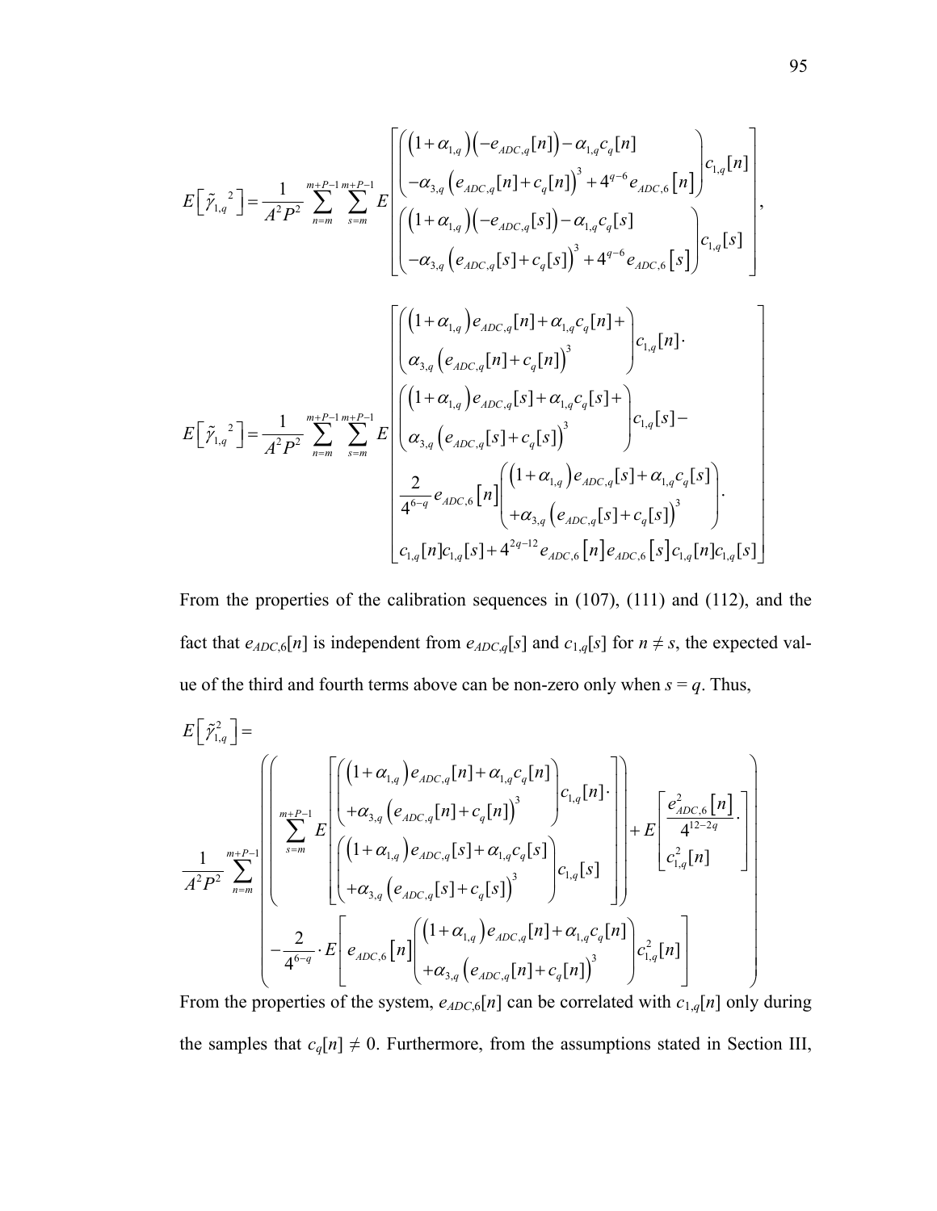$$E\left[\tilde{\gamma}_{1,q}{}^{2}\right]=\frac{1}{A^2P^2}\sum_{n=m}^{m+P-1}\sum_{s=m}^{m+P-1}E\left[\begin{array}{l}\left(\begin{array}{l}\left(1+\alpha_{1,q}\right)\left(-e_{ADC,q}[n]\right)-\alpha_{1,q}c_q[n]\\-\alpha_{3,q}\left(e_{ADC,q}[n]+c_q[n]\right)^3+4^{q-6}e_{ADC,6}[n]\end{array}\right)c_{1,q}[n]\\\left(\begin{array}{l}\left(1+\alpha_{1,q}\right)\left(-e_{ADC,q}[s]\right)-\alpha_{1,q}c_q[s]\\-\alpha_{3,q}\left(e_{ADC,q}[s]+c_q[s]\right)^3+4^{q-6}e_{ADC,6}[s]\end{array}\right)c_{1,q}[s]\end{array}\right],$$

$$E\left[\tilde{\gamma}_{1,q}{}^{2}\right]=\frac{1}{A^2P^2}\sum_{n=m}^{m+P-1}\sum_{s=m}^{m+P-1}E\left[\begin{array}{l}\left(\begin{array}{l}\left(1+\alpha_{1,q}\right)e_{ADC,q}[n]+\alpha_{1,q}c_q[n]+\\\alpha_{3,q}\left(e_{ADC,q}[n]+c_q[n]\right)^3\end{array}\right)c_{1,q}[n]\cdot\\\left(\begin{array}{l}\left(1+\alpha_{1,q}\right)e_{ADC,q}[s]+\alpha_{1,q}c_q[s]+\\\alpha_{3,q}\left(e_{ADC,q}[s]+c_q[s]\right)^3\end{array}\right)c_{1,q}[s]-\\\frac{2}{4^{6-q}}e_{ADC,6}[n]\left(\begin{array}{l}\left(1+\alpha_{1,q}\right)e_{ADC,q}[s]+\alpha_{1,q}c_q[s]\\+\alpha_{3,q}\left(e_{ADC,q}[s]+c_q[s]\right)^3\end{array}\right)\cdot\\c_{1,q}[n]c_{1,q}[s]+4^{2q-12}e_{ADC,6}[n]e_{ADC,6}[s]c_{1,q}[n]c_{1,q}[s]\end{array}\right]$$

From the properties of the calibration sequences in (107), (111) and (112), and the fact that $e_{ADC,6}[n]$ is independent from $e_{ADC,q}[s]$ and $c_{1,q}[s]$ for $n \neq s$, the expected value of the third and fourth terms above can be non-zero only when $s = q$. Thus,

$$E\left[\tilde{\gamma}_{1,q}^{2}\right]=$$

$$\frac{1}{A^2P^2}\sum_{n=m}^{m+P-1}\left(\begin{array}{l}\left(\sum_{s=m}^{m+P-1}E\left[\begin{array}{l}\left(\begin{array}{l}\left(1+\alpha_{1,q}\right)e_{ADC,q}[n]+\alpha_{1,q}c_q[n]\\+\alpha_{3,q}\left(e_{ADC,q}[n]+c_q[n]\right)^3\end{array}\right)c_{1,q}[n]\cdot\\\left(\begin{array}{l}\left(1+\alpha_{1,q}\right)e_{ADC,q}[s]+\alpha_{1,q}c_q[s]\\+\alpha_{3,q}\left(e_{ADC,q}[s]+c_q[s]\right)^3\end{array}\right)c_{1,q}[s]\end{array}\right]\right)+E\left[\begin{array}{l}\frac{e_{ADC,6}^2[n]}{4^{12-2q}}\cdot\\c_{1,q}^2[n]\end{array}\right]\\-\frac{2}{4^{6-q}}\cdot E\left[e_{ADC,6}[n]\left(\begin{array}{l}\left(1+\alpha_{1,q}\right)e_{ADC,q}[n]+\alpha_{1,q}c_q[n]\\+\alpha_{3,q}\left(e_{ADC,q}[n]+c_q[n]\right)^3\end{array}\right)c_{1,q}^2[n]\right]\end{array}\right)$$

From the properties of the system, $e_{ADC,6}[n]$ can be correlated with $c_{1,q}[n]$ only during the samples that $c_q[n] \neq 0$. Furthermore, from the assumptions stated in Section III,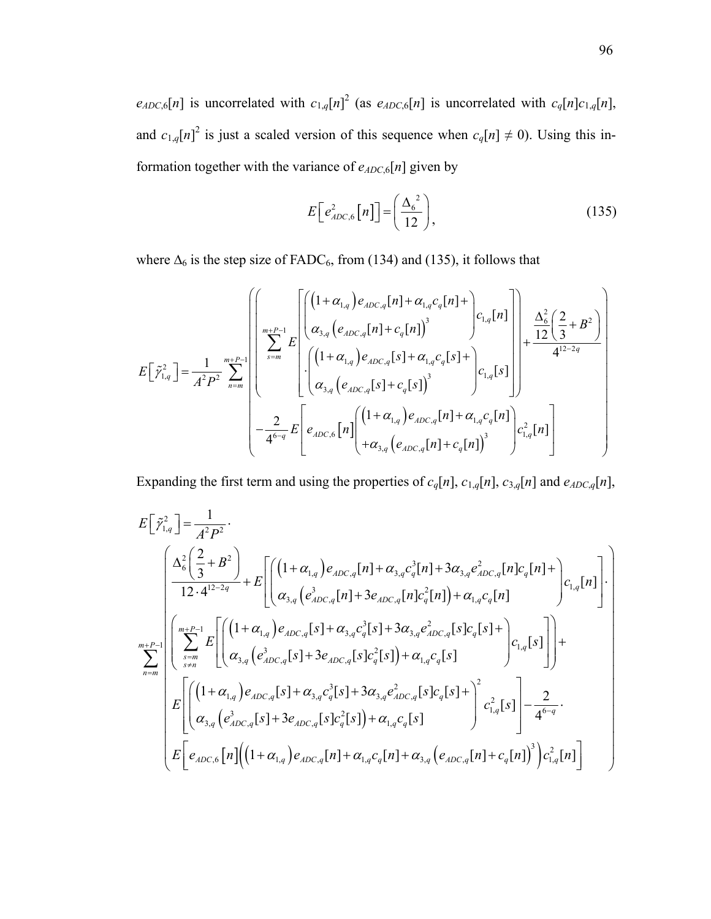$e_{ADC,6}[n]$ is uncorrelated with $c_{1,q}[n]^2$ (as $e_{ADC,6}[n]$ is uncorrelated with $c_q[n]c_{1,q}[n]$, and $c_{1,q}[n]^2$ is just a scaled version of this sequence when $c_q[n] \neq 0$). Using this information together with the variance of $e_{ADC,6}[n]$ given by

$$E\left[e_{ADC,6}^2\left[n\right]\right] = \left(\frac{\Delta_6{}^2}{12}\right), \tag{135}$$

where $\Delta_6$ is the step size of FADC$_6$, from (134) and (135), it follows that

$$E\left[\tilde{\gamma}_{1,q}^2\right] = \frac{1}{A^2P^2}\sum_{n=m}^{m+P-1}\left(\left(\sum_{s=m}^{m+P-1} E\left[\begin{pmatrix}\left(1+\alpha_{1,q}\right)e_{ADC,q}[n]+\alpha_{1,q}c_q[n]+ \\ \alpha_{3,q}\left(e_{ADC,q}[n]+c_q[n]\right)^3\end{pmatrix}c_{1,q}[n] \cdot\begin{pmatrix}\left(1+\alpha_{1,q}\right)e_{ADC,q}[s]+\alpha_{1,q}c_q[s]+ \\ \alpha_{3,q}\left(e_{ADC,q}[s]+c_q[s]\right)^3\end{pmatrix}c_{1,q}[s]\right]\right) + \frac{\frac{\Delta_6^2}{12}\left(\frac{2}{3}+B^2\right)}{4^{12-2q}} - \frac{2}{4^{6-q}}E\left[e_{ADC,6}\left[n\right]\begin{pmatrix}\left(1+\alpha_{1,q}\right)e_{ADC,q}[n]+\alpha_{1,q}c_q[n] \\ +\alpha_{3,q}\left(e_{ADC,q}[n]+c_q[n]\right)^3\end{pmatrix}c_{1,q}^2[n]\right]\right)$$

Expanding the first term and using the properties of $c_q[n]$, $c_{1,q}[n]$, $c_{3,q}[n]$ and $e_{ADC,q}[n]$,

$$\begin{aligned}
E\left[\tilde{\gamma}_{1,q}^2\right] = \frac{1}{A^2P^2}\cdot \sum_{n=m}^{m+P-1}\Bigg(&\frac{\Delta_6^2\left(\frac{2}{3}+B^2\right)}{12\cdot 4^{12-2q}} + E\left[\begin{pmatrix}\left(1+\alpha_{1,q}\right)e_{ADC,q}[n]+\alpha_{3,q}c_q^3[n]+3\alpha_{3,q}e_{ADC,q}^2[n]c_q[n]+ \\ \alpha_{3,q}\left(e_{ADC,q}^3[n]+3e_{ADC,q}[n]c_q^2[n]\right)+\alpha_{1,q}c_q[n]\end{pmatrix}c_{1,q}[n]\right]\cdot \\
&\left(\sum_{\substack{s=m \\ s\neq n}}^{m+P-1} E\left[\begin{pmatrix}\left(1+\alpha_{1,q}\right)e_{ADC,q}[s]+\alpha_{3,q}c_q^3[s]+3\alpha_{3,q}e_{ADC,q}^2[s]c_q[s]+ \\ \alpha_{3,q}\left(e_{ADC,q}^3[s]+3e_{ADC,q}[s]c_q^2[s]\right)+\alpha_{1,q}c_q[s]\end{pmatrix}c_{1,q}[s]\right]\right)+ \\
&E\left[\begin{pmatrix}\left(1+\alpha_{1,q}\right)e_{ADC,q}[s]+\alpha_{3,q}c_q^3[s]+3\alpha_{3,q}e_{ADC,q}^2[s]c_q[s]+ \\ \alpha_{3,q}\left(e_{ADC,q}^3[s]+3e_{ADC,q}[s]c_q^2[s]\right)+\alpha_{1,q}c_q[s]\end{pmatrix}^2 c_{1,q}^2[s]\right] - \frac{2}{4^{6-q}}\cdot \\
&E\left[e_{ADC,6}\left[n\right]\left(\left(1+\alpha_{1,q}\right)e_{ADC,q}[n]+\alpha_{1,q}c_q[n]+\alpha_{3,q}\left(e_{ADC,q}[n]+c_q[n]\right)^3\right)c_{1,q}^2[n]\right]\Bigg)
\end{aligned}$$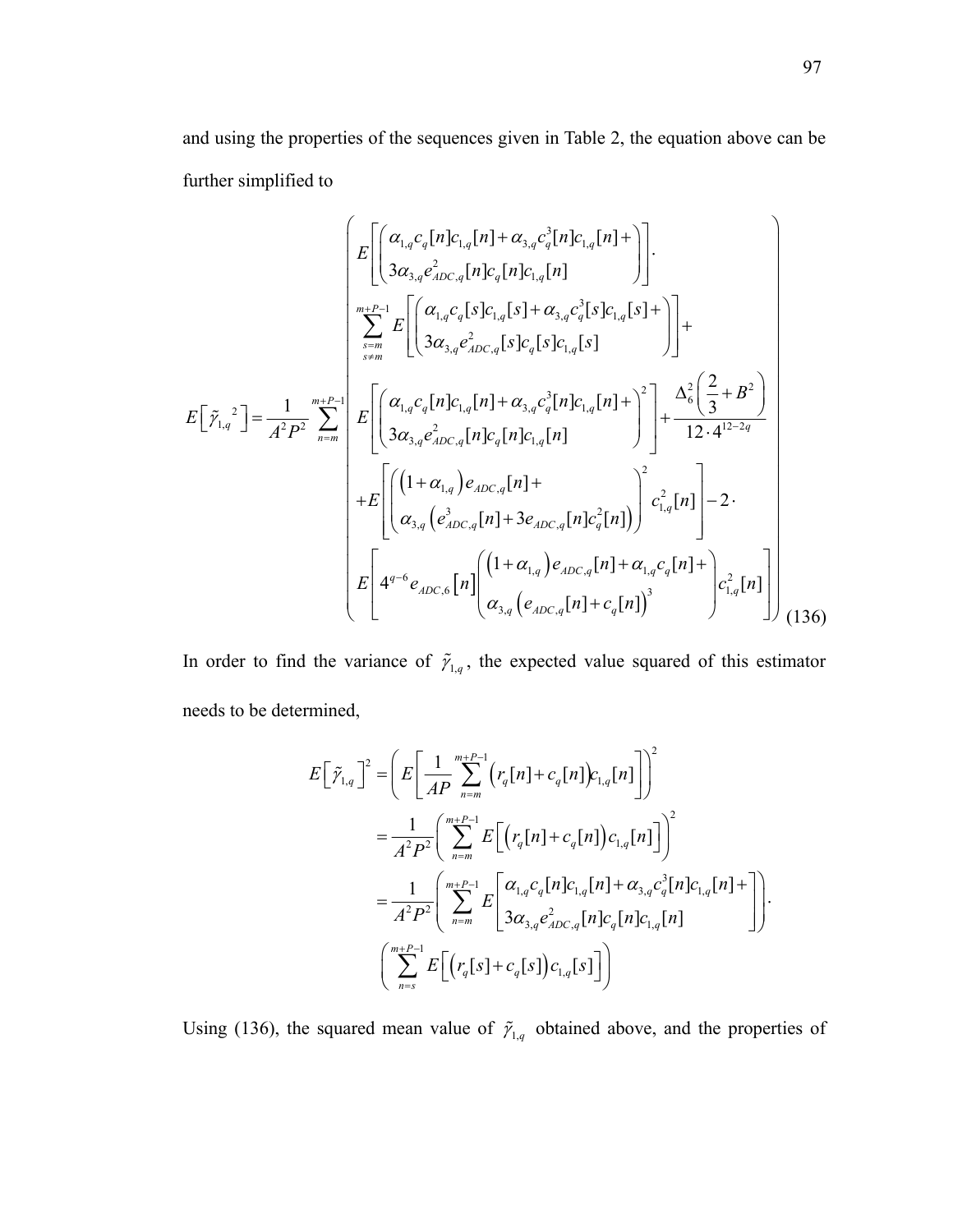and using the properties of the sequences given in Table 2, the equation above can be further simplified to

$$
E\left[\tilde{\gamma}_{1,q}{}^{2}\right]=\frac{1}{A^{2}P^{2}}\sum_{n=m}^{m+P-1}\left(\begin{array}{l}
E\left[\begin{pmatrix}\alpha_{1,q}c_{q}[n]c_{1,q}[n]+\alpha_{3,q}c_{q}^{3}[n]c_{1,q}[n]+\\ 3\alpha_{3,q}e_{ADC,q}^{2}[n]c_{q}[n]c_{1,q}[n]\end{pmatrix}\right]\cdot \\
\sum\limits_{\substack{s=m\\ s\neq m}}^{m+P-1}E\left[\begin{pmatrix}\alpha_{1,q}c_{q}[s]c_{1,q}[s]+\alpha_{3,q}c_{q}^{3}[s]c_{1,q}[s]+\\ 3\alpha_{3,q}e_{ADC,q}^{2}[s]c_{q}[s]c_{1,q}[s]\end{pmatrix}\right]+ \\
E\left[\begin{pmatrix}\alpha_{1,q}c_{q}[n]c_{1,q}[n]+\alpha_{3,q}c_{q}^{3}[n]c_{1,q}[n]+\\ 3\alpha_{3,q}e_{ADC,q}^{2}[n]c_{q}[n]c_{1,q}[n]\end{pmatrix}^{2}\right]+\dfrac{\Delta_{6}^{2}\left(\dfrac{2}{3}+B^{2}\right)}{12\cdot 4^{12-2q}} \\
+E\left[\begin{pmatrix}\left(1+\alpha_{1,q}\right)e_{ADC,q}[n]+\\ \alpha_{3,q}\left(e_{ADC,q}^{3}[n]+3e_{ADC,q}[n]c_{q}^{2}[n]\right)\end{pmatrix}^{2}c_{1,q}^{2}[n]\right]-2\cdot \\
E\left[4^{q-6}e_{ADC,6}\left[n\right]\begin{pmatrix}\left(1+\alpha_{1,q}\right)e_{ADC,q}[n]+\alpha_{1,q}c_{q}[n]+\\ \alpha_{3,q}\left(e_{ADC,q}[n]+c_{q}[n]\right)^{3}\end{pmatrix}c_{1,q}^{2}[n]\right]
\end{array}\right) \tag{136}
$$

In order to find the variance of $\tilde{\gamma}_{1,q}$, the expected value squared of this estimator needs to be determined,

$$
\begin{aligned}
E\left[\tilde{\gamma}_{1,q}\right]^{2} &= \left(E\left[\frac{1}{AP}\sum_{n=m}^{m+P-1}\left(r_{q}[n]+c_{q}[n]\right)c_{1,q}[n]\right]\right)^{2} \\
&= \frac{1}{A^{2}P^{2}}\left(\sum_{n=m}^{m+P-1}E\left[\left(r_{q}[n]+c_{q}[n]\right)c_{1,q}[n]\right]\right)^{2} \\
&= \frac{1}{A^{2}P^{2}}\left(\sum_{n=m}^{m+P-1}E\left[\begin{matrix}\alpha_{1,q}c_{q}[n]c_{1,q}[n]+\alpha_{3,q}c_{q}^{3}[n]c_{1,q}[n]+\\ 3\alpha_{3,q}e_{ADC,q}^{2}[n]c_{q}[n]c_{1,q}[n]\end{matrix}\right]\right)\cdot \\
&\quad \left(\sum_{n=s}^{m+P-1}E\left[\left(r_{q}[s]+c_{q}[s]\right)c_{1,q}[s]\right]\right)
\end{aligned}
$$

Using (136), the squared mean value of $\tilde{\gamma}_{1,q}$ obtained above, and the properties of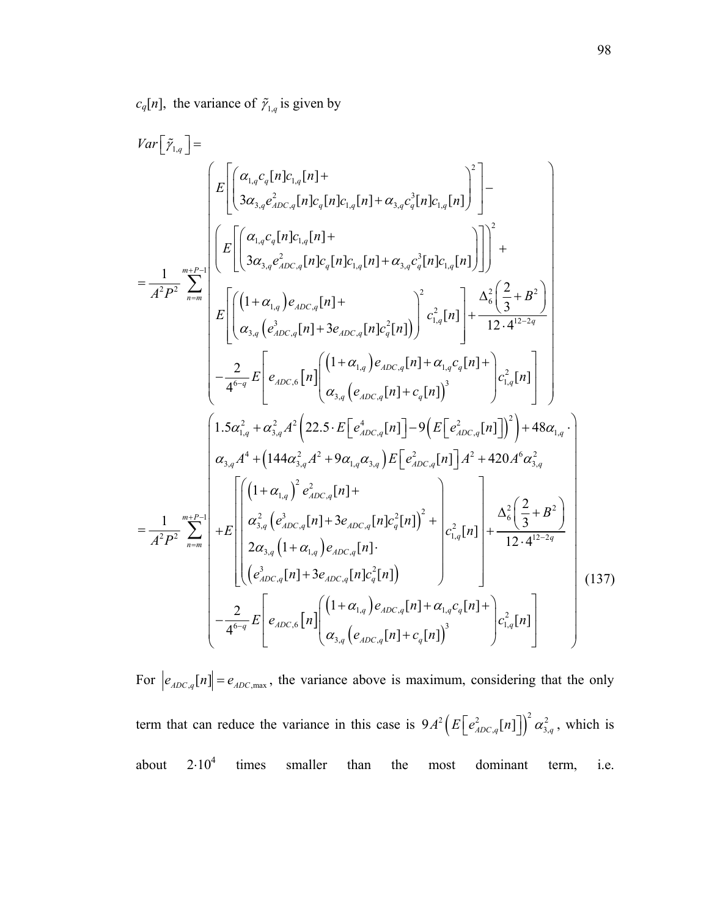$c_q[n]$, the variance of $\tilde{\gamma}_{1,q}$ is given by

$$
\begin{aligned}
&Var\left[\tilde{\gamma}_{1,q}\right] = \\
&= \frac{1}{A^2P^2}\sum_{n=m}^{m+P-1}\left(\begin{array}{l}
E\left[\left(\begin{array}{l}\alpha_{1,q}c_q[n]c_{1,q}[n]+\\ 3\alpha_{3,q}e_{ADC,q}^2[n]c_q[n]c_{1,q}[n]+\alpha_{3,q}c_q^3[n]c_{1,q}[n]\end{array}\right)^2\right]-\\
\left(E\left[\left(\begin{array}{l}\alpha_{1,q}c_q[n]c_{1,q}[n]+\\ 3\alpha_{3,q}e_{ADC,q}^2[n]c_q[n]c_{1,q}[n]+\alpha_{3,q}c_q^3[n]c_{1,q}[n]\end{array}\right)\right]\right)^2+\\
E\left[\left(\begin{array}{l}\left(1+\alpha_{1,q}\right)e_{ADC,q}[n]+\\ \alpha_{3,q}\left(e_{ADC,q}^3[n]+3e_{ADC,q}[n]c_q^2[n]\right)\end{array}\right)^2 c_{1,q}^2[n]\right]+\dfrac{\Delta_6^2\left(\dfrac{2}{3}+B^2\right)}{12\cdot 4^{12-2q}}\\
-\dfrac{2}{4^{6-q}}E\left[e_{ADC,6}[n]\left(\begin{array}{l}\left(1+\alpha_{1,q}\right)e_{ADC,q}[n]+\alpha_{1,q}c_q[n]+\\ \alpha_{3,q}\left(e_{ADC,q}[n]+c_q[n]\right)^3\end{array}\right)c_{1,q}^2[n]\right]
\end{array}\right)\\
&= \frac{1}{A^2P^2}\sum_{n=m}^{m+P-1}\left(\begin{array}{l}
1.5\alpha_{1,q}^2+\alpha_{3,q}^2A^2\left(22.5\cdot E\left[e_{ADC,q}^4[n]\right]-9\left(E\left[e_{ADC,q}^2[n]\right]\right)^2\right)+48\alpha_{1,q}\cdot\\
\alpha_{3,q}A^4+\left(144\alpha_{3,q}^2A^2+9\alpha_{1,q}\alpha_{3,q}\right)E\left[e_{ADC,q}^2[n]\right]A^2+420A^6\alpha_{3,q}^2\\
+E\left[\left(\begin{array}{l}\left(1+\alpha_{1,q}\right)^2e_{ADC,q}^2[n]+\\ \alpha_{3,q}^2\left(e_{ADC,q}^3[n]+3e_{ADC,q}[n]c_q^2[n]\right)^2+\\ 2\alpha_{3,q}\left(1+\alpha_{1,q}\right)e_{ADC,q}[n]\cdot\\ \left(e_{ADC,q}^3[n]+3e_{ADC,q}[n]c_q^2[n]\right)\end{array}\right)c_{1,q}^2[n]\right]+\dfrac{\Delta_6^2\left(\dfrac{2}{3}+B^2\right)}{12\cdot 4^{12-2q}}\\
-\dfrac{2}{4^{6-q}}E\left[e_{ADC,6}[n]\left(\begin{array}{l}\left(1+\alpha_{1,q}\right)e_{ADC,q}[n]+\alpha_{1,q}c_q[n]+\\ \alpha_{3,q}\left(e_{ADC,q}[n]+c_q[n]\right)^3\end{array}\right)c_{1,q}^2[n]\right]
\end{array}\right)
\end{aligned}
\tag{137}
$$

For $\left|e_{ADC,q}[n]\right| = e_{ADC,\max}$, the variance above is maximum, considering that the only term that can reduce the variance in this case is $9A^2\left(E\left[e_{ADC,q}^2[n]\right]\right)^2\alpha_{3,q}^2$, which is about $2\cdot 10^4$ times smaller than the most dominant term, i.e.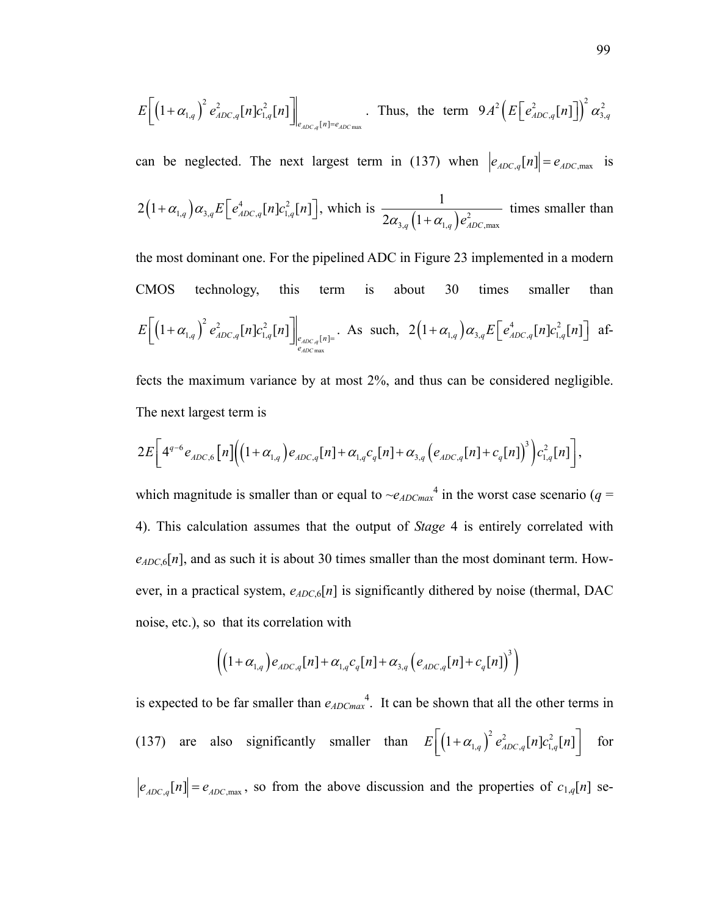$E\left[\left(1+\alpha_{1,q}\right)^2 e_{ADC,q}^2[n]c_{1,q}^2[n]\right]\Big|_{e_{ADC,q}[n]=e_{ADC\max}}$. Thus, the term $9A^2\left(E\left[e_{ADC,q}^2[n]\right]\right)^2\alpha_{3,q}^2$ can be neglected. The next largest term in (137) when $\left|e_{ADC,q}[n]\right| = e_{ADC,\max}$ is $2\left(1+\alpha_{1,q}\right)\alpha_{3,q}E\left[e_{ADC,q}^4[n]c_{1,q}^2[n]\right]$, which is $\dfrac{1}{2\alpha_{3,q}\left(1+\alpha_{1,q}\right)e_{ADC,\max}^2}$ times smaller than the most dominant one. For the pipelined ADC in Figure 23 implemented in a modern CMOS technology, this term is about 30 times smaller than $E\left[\left(1+\alpha_{1,q}\right)^2 e_{ADC,q}^2[n]c_{1,q}^2[n]\right]\Big|_{e_{ADC,q}[n]=e_{ADC\max}}$. As such, $2\left(1+\alpha_{1,q}\right)\alpha_{3,q}E\left[e_{ADC,q}^4[n]c_{1,q}^2[n]\right]$ affects the maximum variance by at most 2%, and thus can be considered negligible. The next largest term is

$$2E\left[4^{q-6}e_{ADC,6}[n]\left(\left(1+\alpha_{1,q}\right)e_{ADC,q}[n]+\alpha_{1,q}c_q[n]+\alpha_{3,q}\left(e_{ADC,q}[n]+c_q[n]\right)^3\right)c_{1,q}^2[n]\right],$$

which magnitude is smaller than or equal to ~$e_{ADCmax}^4$ in the worst case scenario ($q$ = 4). This calculation assumes that the output of *Stage* 4 is entirely correlated with $e_{ADC,6}[n]$, and as such it is about 30 times smaller than the most dominant term. However, in a practical system, $e_{ADC,6}[n]$ is significantly dithered by noise (thermal, DAC noise, etc.), so that its correlation with

$$\left(\left(1+\alpha_{1,q}\right)e_{ADC,q}[n]+\alpha_{1,q}c_q[n]+\alpha_{3,q}\left(e_{ADC,q}[n]+c_q[n]\right)^3\right)$$

is expected to be far smaller than $e_{ADCmax}^4$. It can be shown that all the other terms in (137) are also significantly smaller than $E\left[\left(1+\alpha_{1,q}\right)^2 e_{ADC,q}^2[n]c_{1,q}^2[n]\right]$ for $\left|e_{ADC,q}[n]\right| = e_{ADC,\max}$, so from the above discussion and the properties of $c_{1,q}[n]$ se-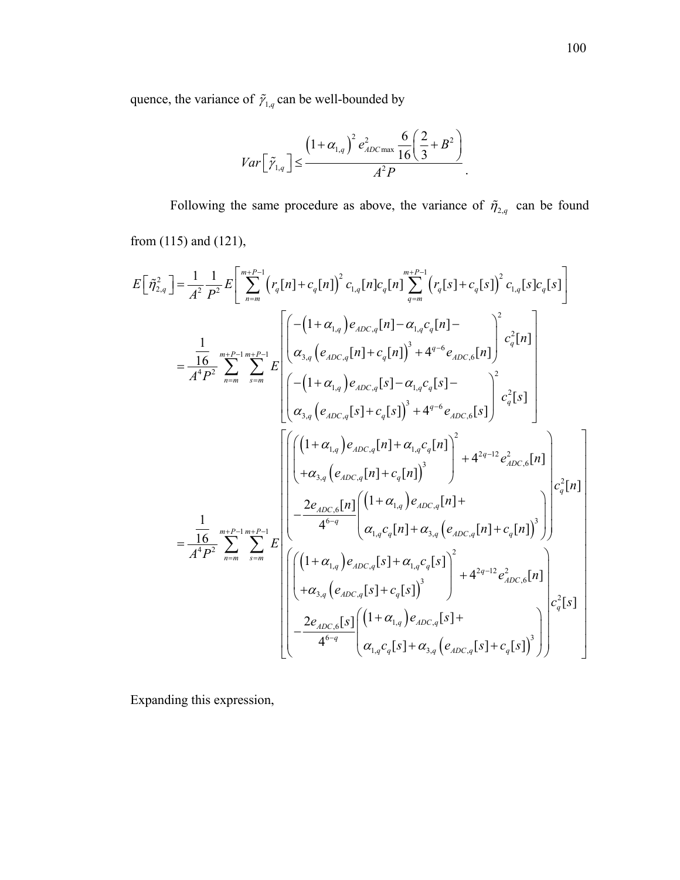quence, the variance of $\tilde{\gamma}_{1,q}$ can be well-bounded by

$$
Var\left[\tilde{\gamma}_{1,q}\right] \leq \frac{\left(1+\alpha_{1,q}\right)^2 e_{ADC\max}^2 \frac{6}{16}\left(\frac{2}{3}+B^2\right)}{A^2 P}.
$$

Following the same procedure as above, the variance of $\tilde{\eta}_{2,q}$ can be found from (115) and (121),

$$
E\left[\tilde{\eta}_{2,q}^2\right] = \frac{1}{A^2}\frac{1}{P^2} E\left[\sum_{n=m}^{m+P-1}\left(r_q[n]+c_q[n]\right)^2 c_{1,q}[n]c_q[n] \sum_{q=m}^{m+P-1}\left(r_q[s]+c_q[s]\right)^2 c_{1,q}[s]c_q[s]\right]
$$

$$
= \frac{\frac{1}{16}}{A^4P^2}\sum_{n=m}^{m+P-1}\sum_{s=m}^{m+P-1} E\left[\begin{array}{l}\left(\begin{array}{l}-\left(1+\alpha_{1,q}\right)e_{ADC,q}[n]-\alpha_{1,q}c_q[n]- \\ \alpha_{3,q}\left(e_{ADC,q}[n]+c_q[n]\right)^3+4^{q-6}e_{ADC,6}[n]\end{array}\right)^2 c_q^2[n] \\ \left(\begin{array}{l}-\left(1+\alpha_{1,q}\right)e_{ADC,q}[s]-\alpha_{1,q}c_q[s]- \\ \alpha_{3,q}\left(e_{ADC,q}[s]+c_q[s]\right)^3+4^{q-6}e_{ADC,6}[s]\end{array}\right)^2 c_q^2[s]\end{array}\right]
$$

$$
= \frac{\frac{1}{16}}{A^4P^2}\sum_{n=m}^{m+P-1}\sum_{s=m}^{m+P-1} E\left[\begin{array}{l}\left(\begin{array}{l}\left(\begin{array}{l}\left(1+\alpha_{1,q}\right)e_{ADC,q}[n]+\alpha_{1,q}c_q[n] \\ +\alpha_{3,q}\left(e_{ADC,q}[n]+c_q[n]\right)^3\end{array}\right)^2+4^{2q-12}e_{ADC,6}^2[n] \\ -\frac{2e_{ADC,6}[n]}{4^{6-q}}\left(\begin{array}{l}\left(1+\alpha_{1,q}\right)e_{ADC,q}[n]+ \\ \alpha_{1,q}c_q[n]+\alpha_{3,q}\left(e_{ADC,q}[n]+c_q[n]\right)^3\end{array}\right)\end{array}\right)c_q^2[n] \\ \left(\begin{array}{l}\left(\begin{array}{l}\left(1+\alpha_{1,q}\right)e_{ADC,q}[s]+\alpha_{1,q}c_q[s] \\ +\alpha_{3,q}\left(e_{ADC,q}[s]+c_q[s]\right)^3\end{array}\right)^2+4^{2q-12}e_{ADC,6}^2[n] \\ -\frac{2e_{ADC,6}[s]}{4^{6-q}}\left(\begin{array}{l}\left(1+\alpha_{1,q}\right)e_{ADC,q}[s]+ \\ \alpha_{1,q}c_q[s]+\alpha_{3,q}\left(e_{ADC,q}[s]+c_q[s]\right)^3\end{array}\right)\end{array}\right)c_q^2[s]\end{array}\right]
$$

Expanding this expression,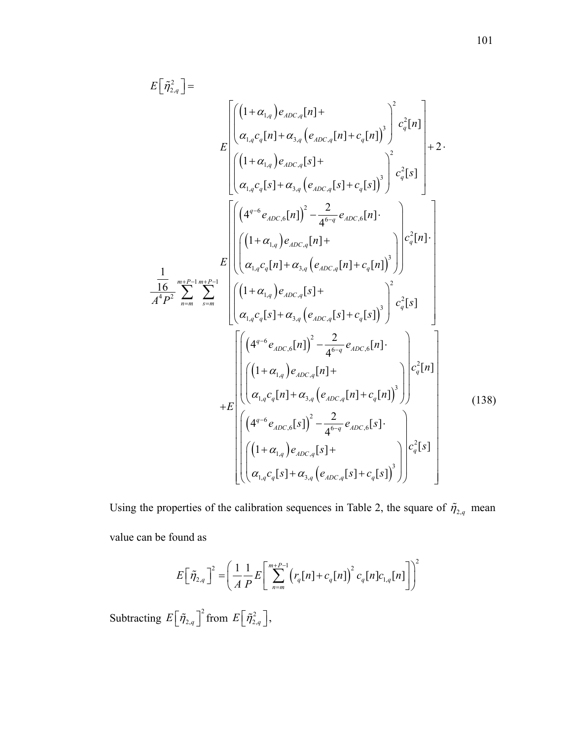$$E\left[\tilde{\eta}_{2,q}^{2}\right]=$$

$$\frac{1}{\frac{16}{A^4P^2}}\sum_{n=m}^{m+P-1}\sum_{s=m}^{m+P-1}\left(\begin{array}{l} E\left[\begin{array}{l}\left(\begin{array}{l}\left(1+\alpha_{1,q}\right)e_{ADC,q}[n]+\\ \alpha_{1,q}c_q[n]+\alpha_{3,q}\left(e_{ADC,q}[n]+c_q[n]\right)^3\end{array}\right)^2 c_q^2[n]\\ \left(\begin{array}{l}\left(1+\alpha_{1,q}\right)e_{ADC,q}[s]+\\ \alpha_{1,q}c_q[s]+\alpha_{3,q}\left(e_{ADC,q}[s]+c_q[s]\right)^3\end{array}\right)^2 c_q^2[s]\end{array}\right]+2\cdot \\ E\left[\begin{array}{l}\left(\begin{array}{l}\left(4^{q-6}e_{ADC,6}[n]\right)^2-\frac{2}{4^{6-q}}e_{ADC,6}[n]\cdot\\ \left(\begin{array}{l}\left(1+\alpha_{1,q}\right)e_{ADC,q}[n]+\\ \alpha_{1,q}c_q[n]+\alpha_{3,q}\left(e_{ADC,q}[n]+c_q[n]\right)^3\end{array}\right)\end{array}\right)c_q^2[n]\cdot\\ \left(\begin{array}{l}\left(1+\alpha_{1,q}\right)e_{ADC,q}[s]+\\ \alpha_{1,q}c_q[s]+\alpha_{3,q}\left(e_{ADC,q}[s]+c_q[s]\right)^3\end{array}\right)^2 c_q^2[s]\end{array}\right]\\ +E\left[\begin{array}{l}\left(\begin{array}{l}\left(4^{q-6}e_{ADC,6}[n]\right)^2-\frac{2}{4^{6-q}}e_{ADC,6}[n]\cdot\\ \left(\begin{array}{l}\left(1+\alpha_{1,q}\right)e_{ADC,q}[n]+\\ \alpha_{1,q}c_q[n]+\alpha_{3,q}\left(e_{ADC,q}[n]+c_q[n]\right)^3\end{array}\right)\end{array}\right)c_q^2[n]\\ \left(\begin{array}{l}\left(4^{q-6}e_{ADC,6}[s]\right)^2-\frac{2}{4^{6-q}}e_{ADC,6}[s]\cdot\\ \left(\begin{array}{l}\left(1+\alpha_{1,q}\right)e_{ADC,q}[s]+\\ \alpha_{1,q}c_q[s]+\alpha_{3,q}\left(e_{ADC,q}[s]+c_q[s]\right)^3\end{array}\right)\end{array}\right)c_q^2[s]\end{array}\right]\end{array}\right) \quad (138)$$

Using the properties of the calibration sequences in Table 2, the square of $\tilde{\eta}_{2,q}$ mean value can be found as

$$E\left[\tilde{\eta}_{2,q}\right]^2=\left(\frac{1}{A}\frac{1}{P}E\left[\sum_{n=m}^{m+P-1}\left(r_q[n]+c_q[n]\right)^2 c_q[n]c_{1,q}[n]\right]\right)^2$$

Subtracting $E\left[\tilde{\eta}_{2,q}\right]^2$ from $E\left[\tilde{\eta}_{2,q}^2\right]$,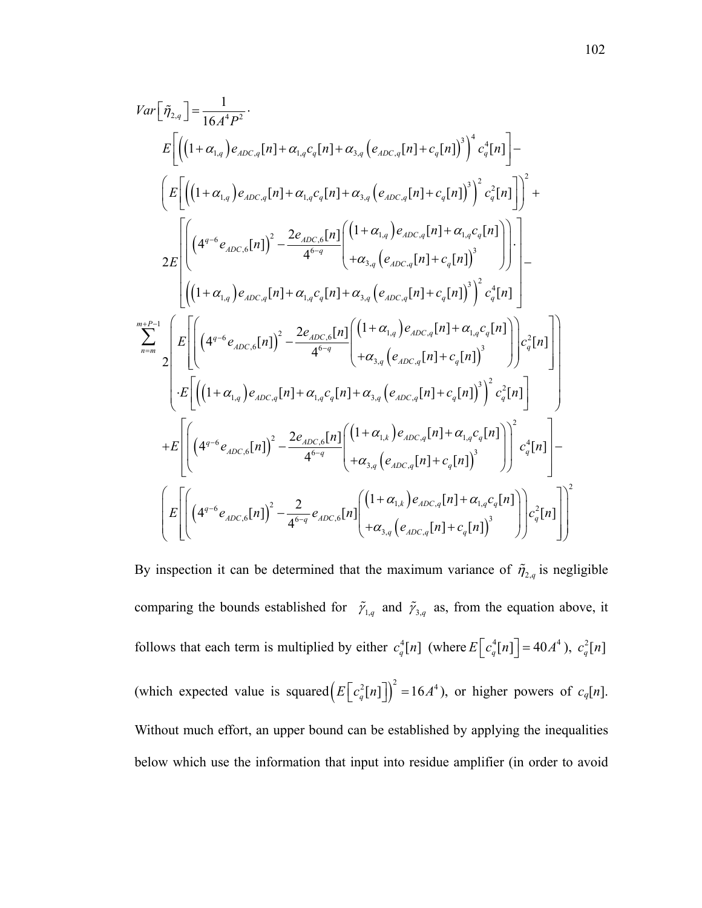$$
\begin{aligned}
Var\left[\tilde{\eta}_{2,q}\right] &= \frac{1}{16A^4P^2}\cdot \\
&E\left[\left(\left(1+\alpha_{1,q}\right)e_{ADC,q}[n]+\alpha_{1,q}c_q[n]+\alpha_{3,q}\left(e_{ADC,q}[n]+c_q[n]\right)^3\right)^4 c_q^4[n]\right]- \\
&\left(E\left[\left(\left(1+\alpha_{1,q}\right)e_{ADC,q}[n]+\alpha_{1,q}c_q[n]+\alpha_{3,q}\left(e_{ADC,q}[n]+c_q[n]\right)^3\right)^2 c_q^2[n]\right]\right)^2+ \\
&2E\left[\begin{array}{l}\left(\left(4^{q-6}e_{ADC,6}[n]\right)^2-\dfrac{2e_{ADC,6}[n]}{4^{6-q}}\left(\begin{array}{l}\left(1+\alpha_{1,q}\right)e_{ADC,q}[n]+\alpha_{1,q}c_q[n]\\+\alpha_{3,q}\left(e_{ADC,q}[n]+c_q[n]\right)^3\end{array}\right)\right)\cdot\\ \left(\left(1+\alpha_{1,q}\right)e_{ADC,q}[n]+\alpha_{1,q}c_q[n]+\alpha_{3,q}\left(e_{ADC,q}[n]+c_q[n]\right)^3\right)^2 c_q^4[n]\end{array}\right]- \\
\sum_{n=m}^{m+P-1}\;&2\left(\begin{array}{l}E\left[\left(\left(4^{q-6}e_{ADC,6}[n]\right)^2-\dfrac{2e_{ADC,6}[n]}{4^{6-q}}\left(\begin{array}{l}\left(1+\alpha_{1,q}\right)e_{ADC,q}[n]+\alpha_{1,q}c_q[n]\\+\alpha_{3,q}\left(e_{ADC,q}[n]+c_q[n]\right)^3\end{array}\right)\right)c_q^2[n]\right]\\ \cdot E\left[\left(\left(1+\alpha_{1,q}\right)e_{ADC,q}[n]+\alpha_{1,q}c_q[n]+\alpha_{3,q}\left(e_{ADC,q}[n]+c_q[n]\right)^3\right)^2 c_q^2[n]\right]\end{array}\right) \\
&+E\left[\left(\left(4^{q-6}e_{ADC,6}[n]\right)^2-\dfrac{2e_{ADC,6}[n]}{4^{6-q}}\left(\begin{array}{l}\left(1+\alpha_{1,k}\right)e_{ADC,q}[n]+\alpha_{1,q}c_q[n]\\+\alpha_{3,q}\left(e_{ADC,q}[n]+c_q[n]\right)^3\end{array}\right)\right)^2 c_q^4[n]\right]- \\
&\left(E\left[\left(\left(4^{q-6}e_{ADC,6}[n]\right)^2-\dfrac{2}{4^{6-q}}e_{ADC,6}[n]\left(\begin{array}{l}\left(1+\alpha_{1,k}\right)e_{ADC,q}[n]+\alpha_{1,q}c_q[n]\\+\alpha_{3,q}\left(e_{ADC,q}[n]+c_q[n]\right)^3\end{array}\right)\right)c_q^2[n]\right]\right)^2
\end{aligned}
$$

By inspection it can be determined that the maximum variance of $\tilde{\eta}_{2,q}$ is negligible comparing the bounds established for $\tilde{\gamma}_{1,q}$ and $\tilde{\gamma}_{3,q}$ as, from the equation above, it follows that each term is multiplied by either $c_q^4[n]$ (where $E\left[c_q^4[n]\right]=40A^4$), $c_q^2[n]$ (which expected value is squared $\left(E\left[c_q^2[n]\right]\right)^2=16A^4$), or higher powers of $c_q[n]$. Without much effort, an upper bound can be established by applying the inequalities below which use the information that input into residue amplifier (in order to avoid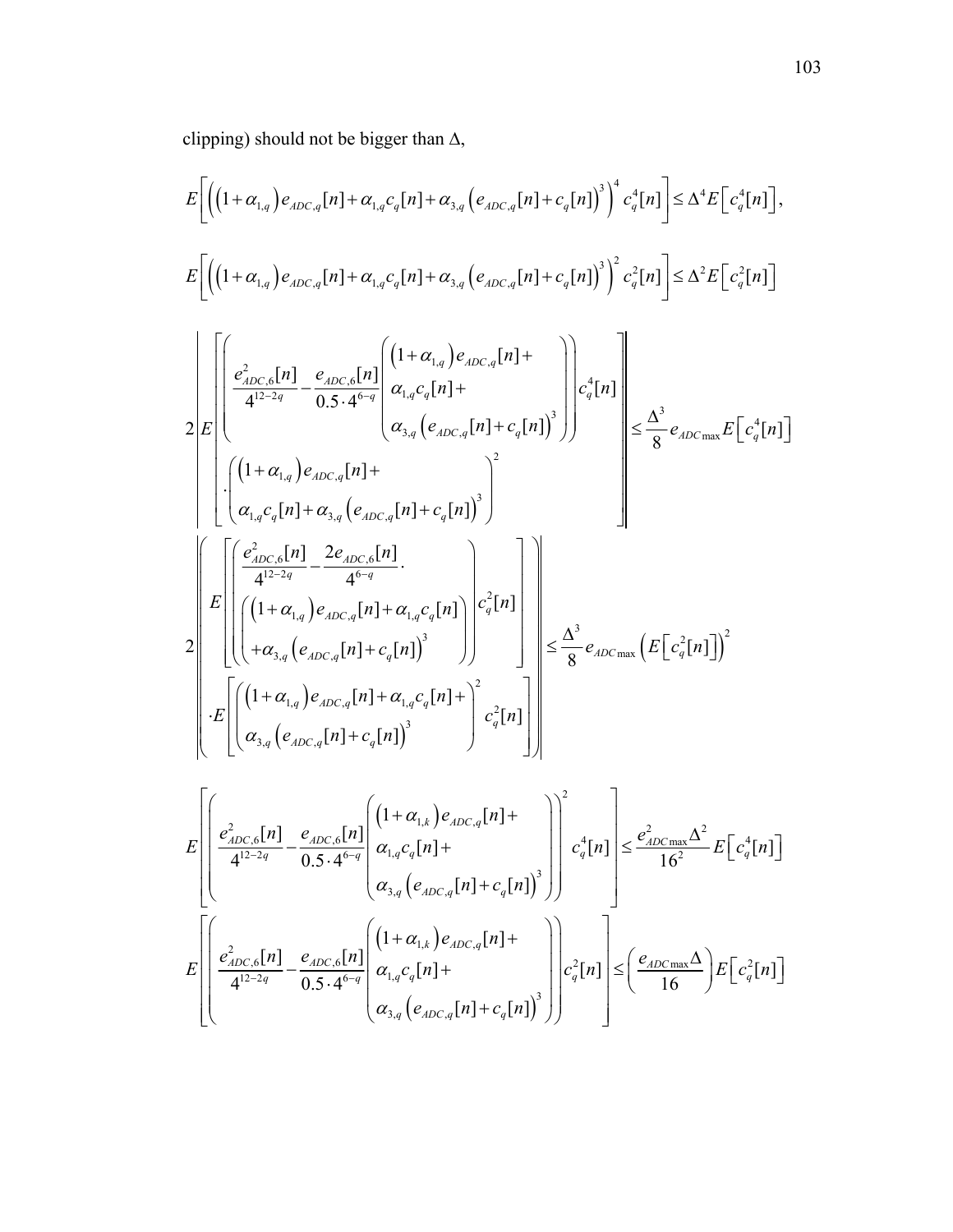clipping) should not be bigger than $\Delta$,

$$E\left[\left(\left(1+\alpha_{1,q}\right)e_{ADC,q}[n]+\alpha_{1,q}c_q[n]+\alpha_{3,q}\left(e_{ADC,q}[n]+c_q[n]\right)^3\right)^4 c_q^4[n]\right]\leq \Delta^4 E\left[c_q^4[n]\right],$$

$$E\left[\left(\left(1+\alpha_{1,q}\right)e_{ADC,q}[n]+\alpha_{1,q}c_q[n]+\alpha_{3,q}\left(e_{ADC,q}[n]+c_q[n]\right)^3\right)^2 c_q^2[n]\right]\leq \Delta^2 E\left[c_q^2[n]\right]$$

$$2\left|E\left[\begin{array}{l}\left(\dfrac{e_{ADC,6}^2[n]}{4^{12-2q}}-\dfrac{e_{ADC,6}[n]}{0.5\cdot 4^{6-q}}\begin{pmatrix}\left(1+\alpha_{1,q}\right)e_{ADC,q}[n]+\\ \alpha_{1,q}c_q[n]+\\ \alpha_{3,q}\left(e_{ADC,q}[n]+c_q[n]\right)^3\end{pmatrix}\right)c_q^4[n]\\ \cdot\begin{pmatrix}\left(1+\alpha_{1,q}\right)e_{ADC,q}[n]+\\ \alpha_{1,q}c_q[n]+\alpha_{3,q}\left(e_{ADC,q}[n]+c_q[n]\right)^3\end{pmatrix}^2\end{array}\right]\right|\leq\frac{\Delta^3}{8}e_{ADC\max}E\left[c_q^4[n]\right]$$

$$2\left|\begin{pmatrix}E\left[\begin{pmatrix}\dfrac{e_{ADC,6}^2[n]}{4^{12-2q}}-\dfrac{2e_{ADC,6}[n]}{4^{6-q}}\cdot\\ \begin{pmatrix}\left(1+\alpha_{1,q}\right)e_{ADC,q}[n]+\alpha_{1,q}c_q[n]\\ +\alpha_{3,q}\left(e_{ADC,q}[n]+c_q[n]\right)^3\end{pmatrix}\end{pmatrix}c_q^2[n]\right]\\ \cdot E\left[\begin{pmatrix}\left(1+\alpha_{1,q}\right)e_{ADC,q}[n]+\alpha_{1,q}c_q[n]+\\ \alpha_{3,q}\left(e_{ADC,q}[n]+c_q[n]\right)^3\end{pmatrix}^2 c_q^2[n]\right]\end{pmatrix}\right|\leq\frac{\Delta^3}{8}e_{ADC\max}\left(E\left[c_q^2[n]\right]\right)^2$$

$$E\left[\left(\frac{e_{ADC,6}^2[n]}{4^{12-2q}}-\frac{e_{ADC,6}[n]}{0.5\cdot 4^{6-q}}\begin{pmatrix}\left(1+\alpha_{1,k}\right)e_{ADC,q}[n]+\\ \alpha_{1,q}c_q[n]+\\ \alpha_{3,q}\left(e_{ADC,q}[n]+c_q[n]\right)^3\end{pmatrix}\right)^2 c_q^4[n]\right]\leq\frac{e_{ADC\max}^2\Delta^2}{16^2}E\left[c_q^4[n]\right]$$

$$E\left[\left(\frac{e_{ADC,6}^2[n]}{4^{12-2q}}-\frac{e_{ADC,6}[n]}{0.5\cdot 4^{6-q}}\begin{pmatrix}\left(1+\alpha_{1,k}\right)e_{ADC,q}[n]+\\ \alpha_{1,q}c_q[n]+\\ \alpha_{3,q}\left(e_{ADC,q}[n]+c_q[n]\right)^3\end{pmatrix}\right)c_q^2[n]\right]\leq\left(\frac{e_{ADC\max}\Delta}{16}\right)E\left[c_q^2[n]\right]$$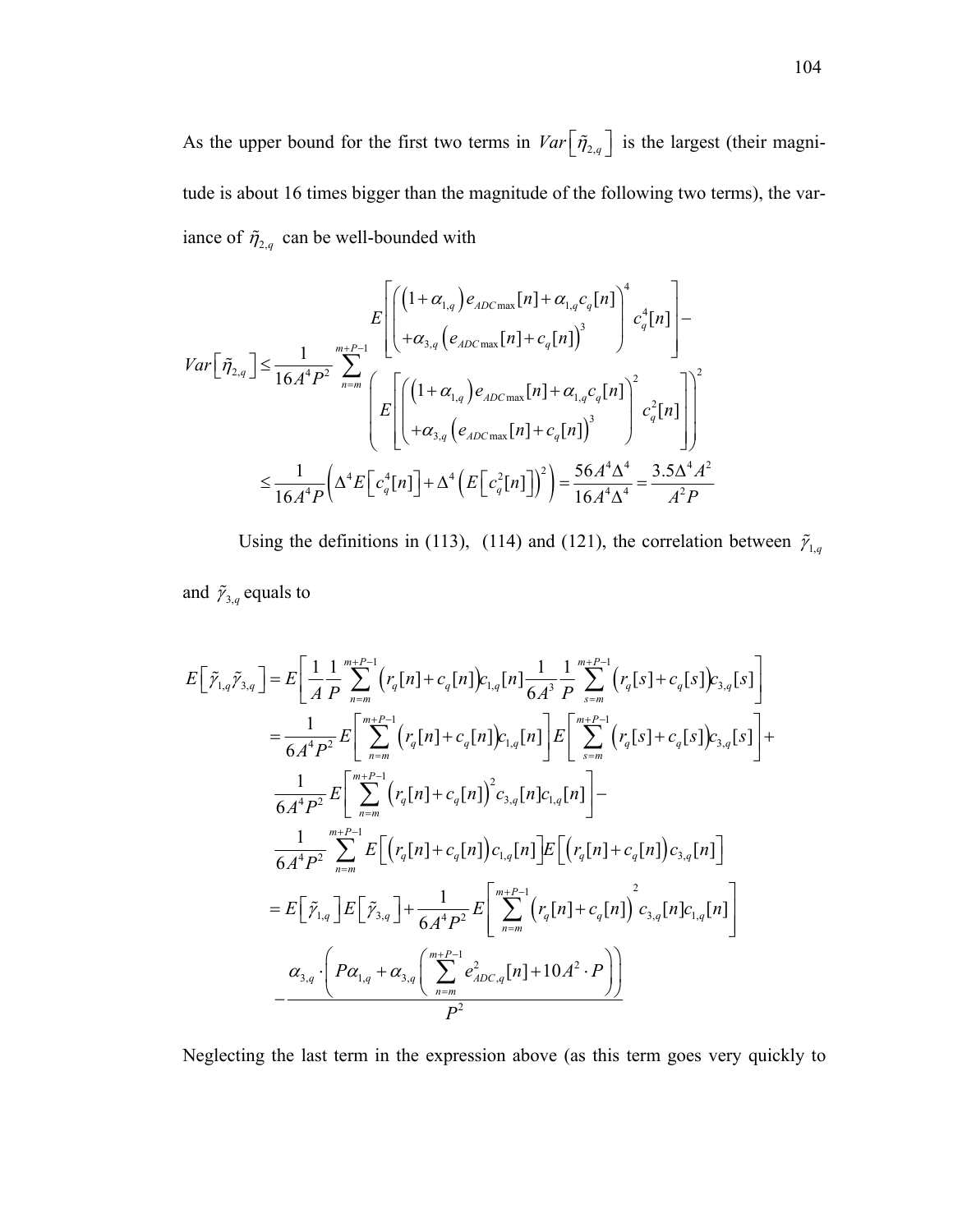As the upper bound for the first two terms in $Var\left[\tilde{\eta}_{2,q}\right]$ is the largest (their magnitude is about 16 times bigger than the magnitude of the following two terms), the variance of $\tilde{\eta}_{2,q}$ can be well-bounded with

$$
\begin{aligned}
Var\left[\tilde{\eta}_{2,q}\right] &\leq \frac{1}{16A^4P^2}\sum_{n=m}^{m+P-1}
\begin{pmatrix}
E\left[\begin{pmatrix}\left(1+\alpha_{1,q}\right)e_{ADC\max}[n]+\alpha_{1,q}c_q[n] \\ +\alpha_{3,q}\left(e_{ADC\max}[n]+c_q[n]\right)^3\end{pmatrix}^4 c_q^4[n]\right]- \\
\left(E\left[\begin{pmatrix}\left(1+\alpha_{1,q}\right)e_{ADC\max}[n]+\alpha_{1,q}c_q[n] \\ +\alpha_{3,q}\left(e_{ADC\max}[n]+c_q[n]\right)^3\end{pmatrix}^2 c_q^2[n]\right]\right)^2
\end{pmatrix} \\
&\leq \frac{1}{16A^4P}\left(\Delta^4 E\left[c_q^4[n]\right]+\Delta^4\left(E\left[c_q^2[n]\right]\right)^2\right)=\frac{56A^4\Delta^4}{16A^4\Delta^4}=\frac{3.5\Delta^4A^2}{A^2P}
\end{aligned}
$$

Using the definitions in (113), (114) and (121), the correlation between $\tilde{\gamma}_{1,q}$ and $\tilde{\gamma}_{3,q}$ equals to

$$
\begin{aligned}
E\left[\tilde{\gamma}_{1,q}\tilde{\gamma}_{3,q}\right] &= E\left[\frac{1}{A}\frac{1}{P}\sum_{n=m}^{m+P-1}\left(r_q[n]+c_q[n]\right)c_{1,q}[n]\frac{1}{6A^3}\frac{1}{P}\sum_{s=m}^{m+P-1}\left(r_q[s]+c_q[s]\right)c_{3,q}[s]\right] \\
&= \frac{1}{6A^4P^2}E\left[\sum_{n=m}^{m+P-1}\left(r_q[n]+c_q[n]\right)c_{1,q}[n]\right]E\left[\sum_{s=m}^{m+P-1}\left(r_q[s]+c_q[s]\right)c_{3,q}[s]\right]+ \\
&\quad \frac{1}{6A^4P^2}E\left[\sum_{n=m}^{m+P-1}\left(r_q[n]+c_q[n]\right)^2 c_{3,q}[n]c_{1,q}[n]\right]- \\
&\quad \frac{1}{6A^4P^2}\sum_{n=m}^{m+P-1}E\left[\left(r_q[n]+c_q[n]\right)c_{1,q}[n]\right]E\left[\left(r_q[n]+c_q[n]\right)c_{3,q}[n]\right] \\
&= E\left[\tilde{\gamma}_{1,q}\right]E\left[\tilde{\gamma}_{3,q}\right]+\frac{1}{6A^4P^2}E\left[\sum_{n=m}^{m+P-1}\left(r_q[n]+c_q[n]\right)^2 c_{3,q}[n]c_{1,q}[n]\right] \\
&\quad -\frac{\alpha_{3,q}\cdot\left(P\alpha_{1,q}+\alpha_{3,q}\left(\sum_{n=m}^{m+P-1}e_{ADC,q}^2[n]+10A^2\cdot P\right)\right)}{P^2}
\end{aligned}
$$

Neglecting the last term in the expression above (as this term goes very quickly to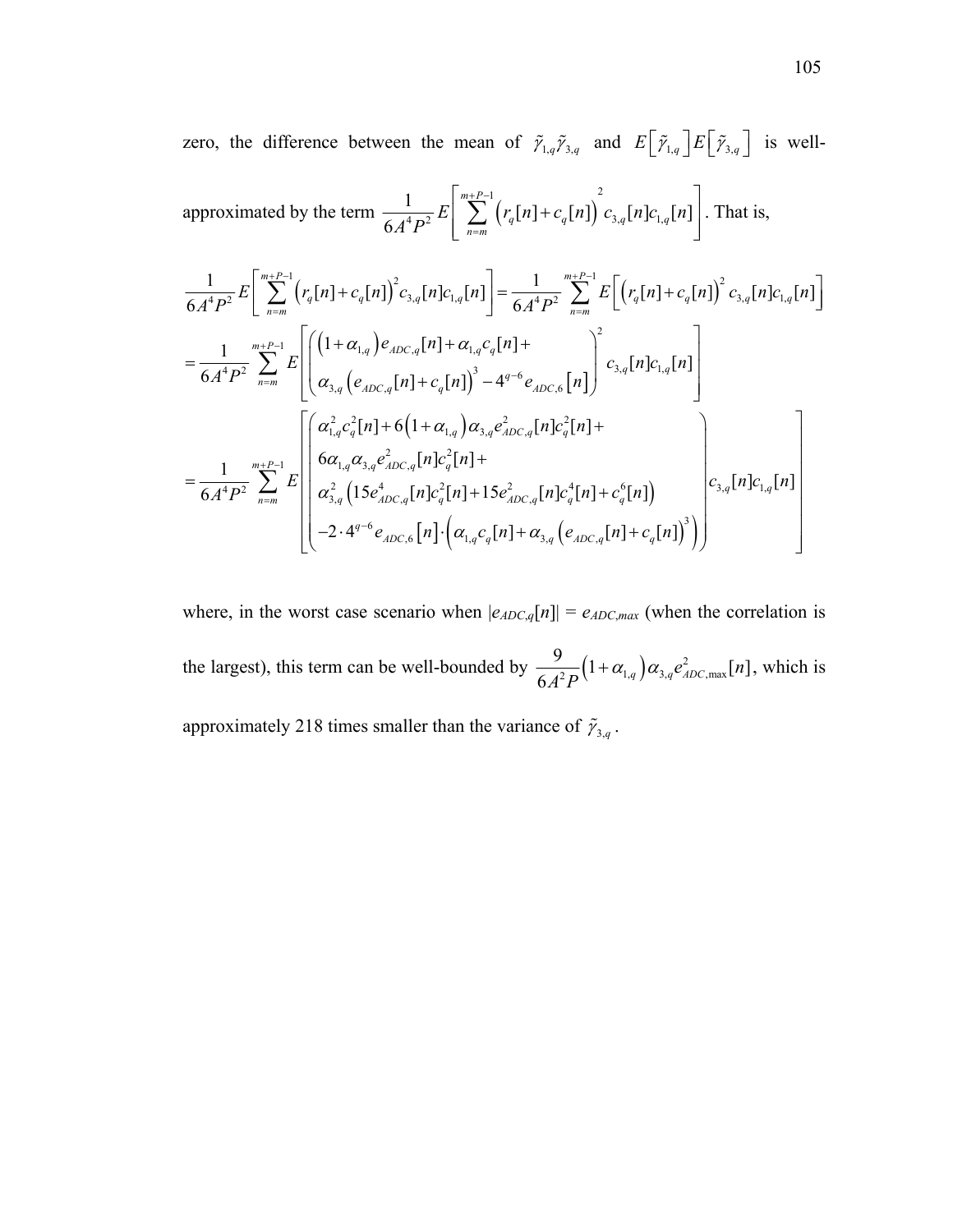zero, the difference between the mean of $\tilde{\gamma}_{1,q}\tilde{\gamma}_{3,q}$ and $E\left[\tilde{\gamma}_{1,q}\right]E\left[\tilde{\gamma}_{3,q}\right]$ is well-approximated by the term $\frac{1}{6A^4P^2}E\left[\sum_{n=m}^{m+P-1}\left(r_q[n]+c_q[n]\right)^2 c_{3,q}[n]c_{1,q}[n]\right]$. That is,

$$
\begin{aligned}
&\frac{1}{6A^4P^2}E\left[\sum_{n=m}^{m+P-1}\left(r_q[n]+c_q[n]\right)^2 c_{3,q}[n]c_{1,q}[n]\right]=\frac{1}{6A^4P^2}\sum_{n=m}^{m+P-1}E\left[\left(r_q[n]+c_q[n]\right)^2 c_{3,q}[n]c_{1,q}[n]\right] \\
&=\frac{1}{6A^4P^2}\sum_{n=m}^{m+P-1}E\left[\begin{pmatrix}\left(1+\alpha_{1,q}\right)e_{ADC,q}[n]+\alpha_{1,q}c_q[n]+ \\ \alpha_{3,q}\left(e_{ADC,q}[n]+c_q[n]\right)^3-4^{q-6}e_{ADC,6}[n]\end{pmatrix}^2 c_{3,q}[n]c_{1,q}[n]\right] \\
&=\frac{1}{6A^4P^2}\sum_{n=m}^{m+P-1}E\left[\begin{pmatrix}\alpha_{1,q}^2c_q^2[n]+6\left(1+\alpha_{1,q}\right)\alpha_{3,q}e_{ADC,q}^2[n]c_q^2[n]+ \\ 6\alpha_{1,q}\alpha_{3,q}e_{ADC,q}^2[n]c_q^2[n]+ \\ \alpha_{3,q}^2\left(15e_{ADC,q}^4[n]c_q^2[n]+15e_{ADC,q}^2[n]c_q^4[n]+c_q^6[n]\right) \\ -2\cdot 4^{q-6}e_{ADC,6}[n]\cdot\left(\alpha_{1,q}c_q[n]+\alpha_{3,q}\left(e_{ADC,q}[n]+c_q[n]\right)^3\right)\end{pmatrix}c_{3,q}[n]c_{1,q}[n]\right]
\end{aligned}
$$

where, in the worst case scenario when $|e_{ADC,q}[n]| = e_{ADC,max}$ (when the correlation is the largest), this term can be well-bounded by $\frac{9}{6A^2P}\left(1+\alpha_{1,q}\right)\alpha_{3,q}e_{ADC,\max}^2[n]$, which is approximately 218 times smaller than the variance of $\tilde{\gamma}_{3,q}$.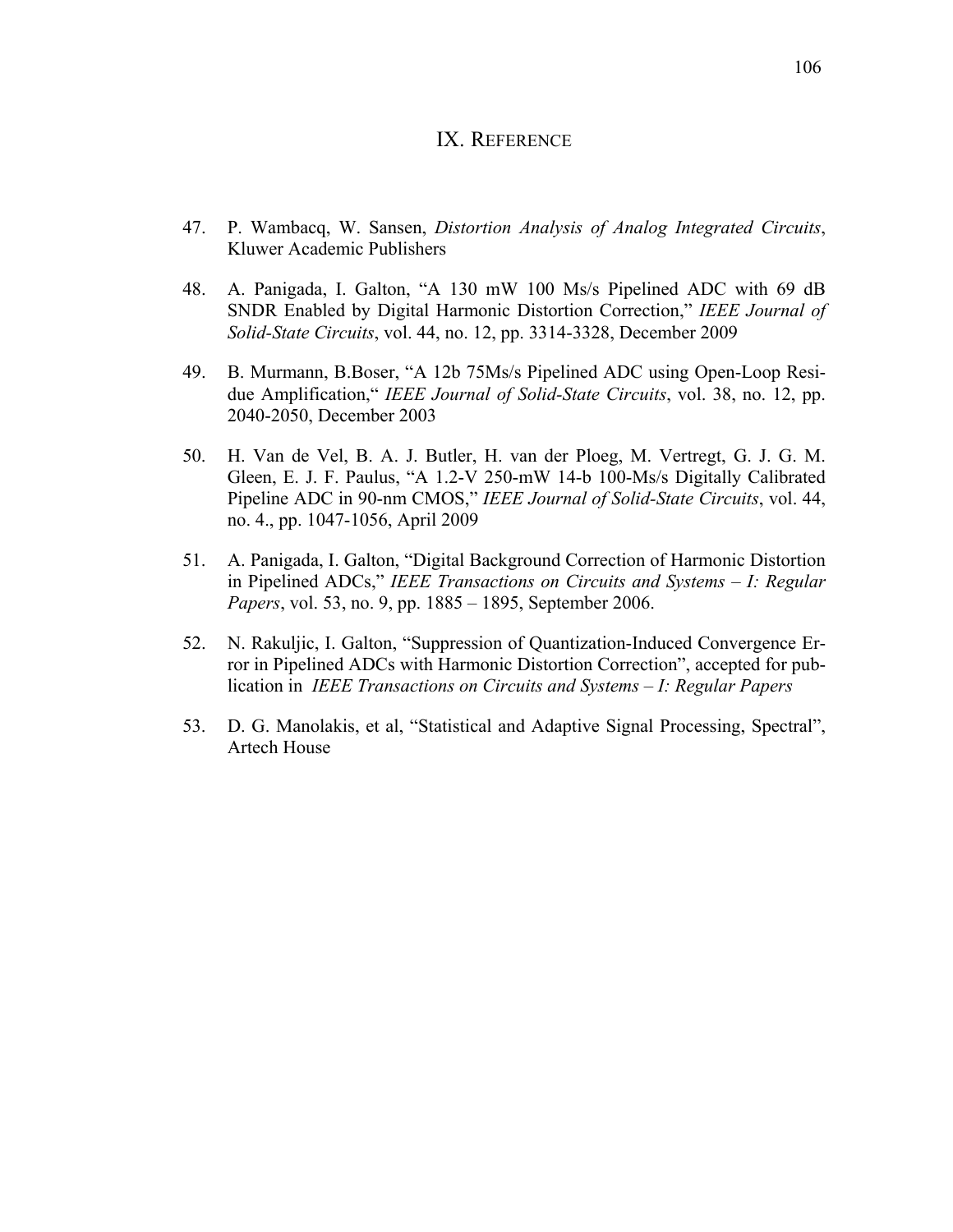# IX. REFERENCE

47. P. Wambacq, W. Sansen, *Distortion Analysis of Analog Integrated Circuits*, Kluwer Academic Publishers

48. A. Panigada, I. Galton, "A 130 mW 100 Ms/s Pipelined ADC with 69 dB SNDR Enabled by Digital Harmonic Distortion Correction," *IEEE Journal of Solid-State Circuits*, vol. 44, no. 12, pp. 3314-3328, December 2009

49. B. Murmann, B.Boser, "A 12b 75Ms/s Pipelined ADC using Open-Loop Residue Amplification," *IEEE Journal of Solid-State Circuits*, vol. 38, no. 12, pp. 2040-2050, December 2003

50. H. Van de Vel, B. A. J. Butler, H. van der Ploeg, M. Vertregt, G. J. G. M. Gleen, E. J. F. Paulus, "A 1.2-V 250-mW 14-b 100-Ms/s Digitally Calibrated Pipeline ADC in 90-nm CMOS," *IEEE Journal of Solid-State Circuits*, vol. 44, no. 4., pp. 1047-1056, April 2009

51. A. Panigada, I. Galton, "Digital Background Correction of Harmonic Distortion in Pipelined ADCs," *IEEE Transactions on Circuits and Systems – I: Regular Papers*, vol. 53, no. 9, pp. 1885 – 1895, September 2006.

52. N. Rakuljic, I. Galton, "Suppression of Quantization-Induced Convergence Error in Pipelined ADCs with Harmonic Distortion Correction", accepted for publication in *IEEE Transactions on Circuits and Systems – I: Regular Papers*

53. D. G. Manolakis, et al, "Statistical and Adaptive Signal Processing, Spectral", Artech House